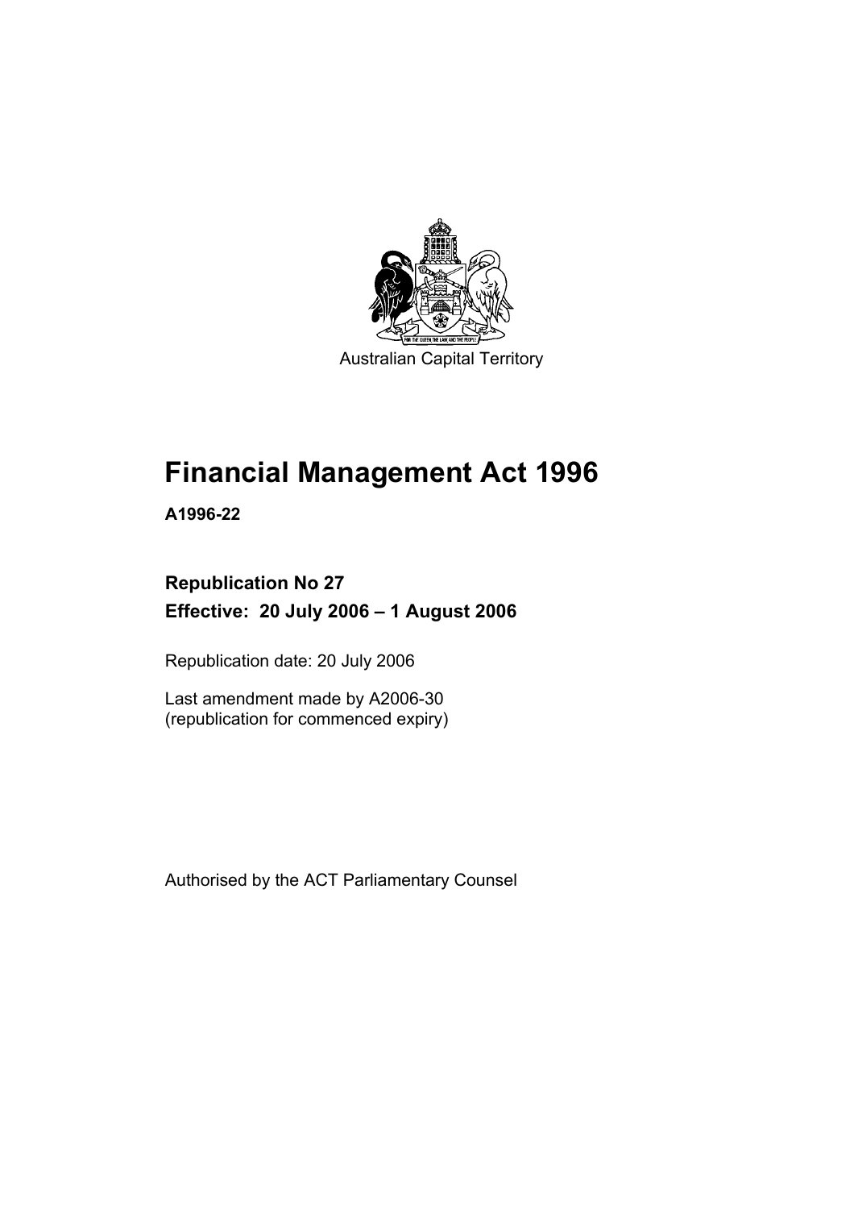Australian Capital Territory

# Financial Management Act 1996

**A1996-22**

## Republication No 27

## Effective: 20 July 2006 – 1 August 2006

Republication date: 20 July 2006

Last amendment made by A2006-30
(republication for commenced expiry)

Authorised by the ACT Parliamentary Counsel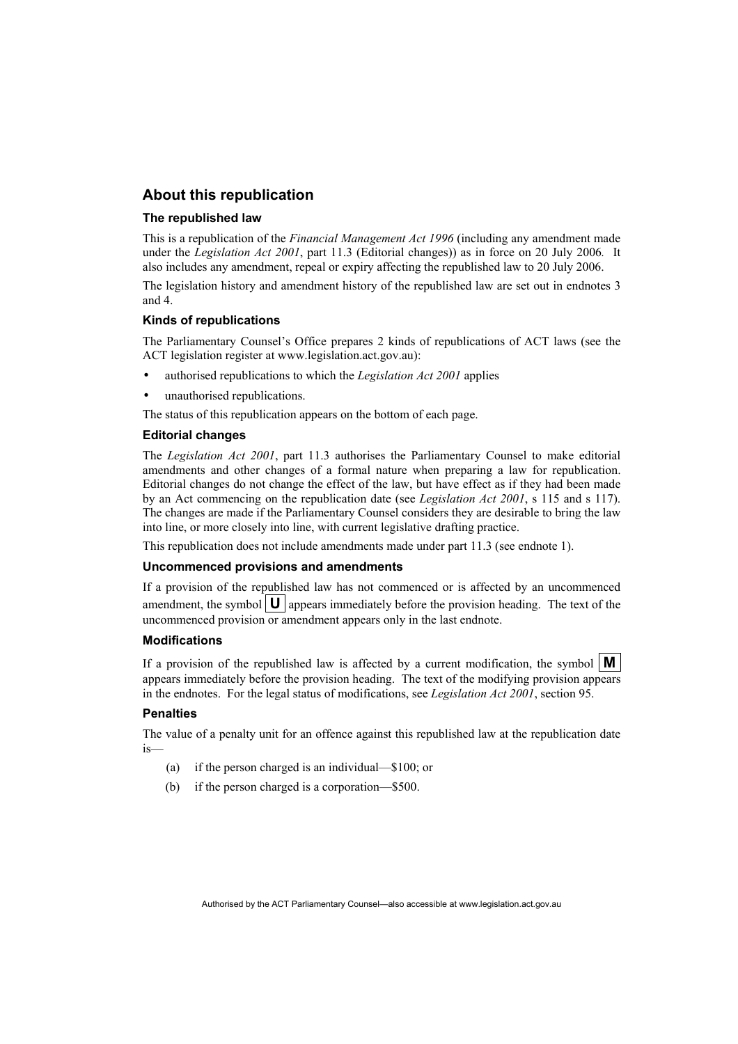## About this republication

### The republished law

This is a republication of the *Financial Management Act 1996* (including any amendment made under the *Legislation Act 2001*, part 11.3 (Editorial changes)) as in force on 20 July 2006*.* It also includes any amendment, repeal or expiry affecting the republished law to 20 July 2006.

The legislation history and amendment history of the republished law are set out in endnotes 3 and 4.

### Kinds of republications

The Parliamentary Counsel's Office prepares 2 kinds of republications of ACT laws (see the ACT legislation register at www.legislation.act.gov.au):

- authorised republications to which the *Legislation Act 2001* applies
- unauthorised republications.

The status of this republication appears on the bottom of each page.

### Editorial changes

The *Legislation Act 2001*, part 11.3 authorises the Parliamentary Counsel to make editorial amendments and other changes of a formal nature when preparing a law for republication. Editorial changes do not change the effect of the law, but have effect as if they had been made by an Act commencing on the republication date (see *Legislation Act 2001*, s 115 and s 117). The changes are made if the Parliamentary Counsel considers they are desirable to bring the law into line, or more closely into line, with current legislative drafting practice.

This republication does not include amendments made under part 11.3 (see endnote 1).

### Uncommenced provisions and amendments

If a provision of the republished law has not commenced or is affected by an uncommenced amendment, the symbol **U** appears immediately before the provision heading. The text of the uncommenced provision or amendment appears only in the last endnote.

### Modifications

If a provision of the republished law is affected by a current modification, the symbol **M** appears immediately before the provision heading. The text of the modifying provision appears in the endnotes. For the legal status of modifications, see *Legislation Act 2001*, section 95.

### Penalties

The value of a penalty unit for an offence against this republished law at the republication date is—

(a) if the person charged is an individual—$100; or

(b) if the person charged is a corporation—$500.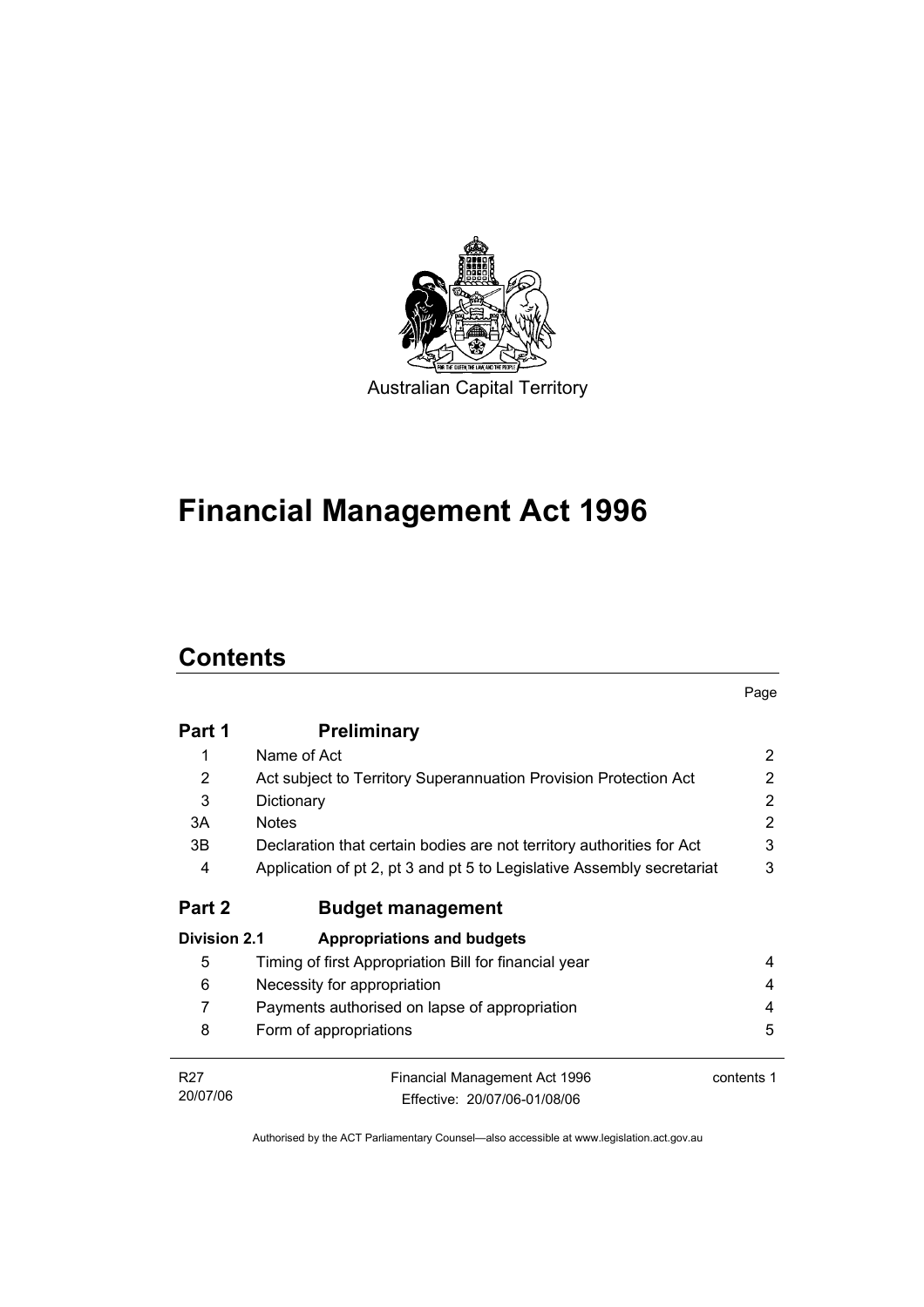Australian Capital Territory

# Financial Management Act 1996

## Contents

| | | Page |
|---|---|---|
| **Part 1** | **Preliminary** | |
| 1 | Name of Act | 2 |
| 2 | Act subject to Territory Superannuation Provision Protection Act | 2 |
| 3 | Dictionary | 2 |
| 3A | Notes | 2 |
| 3B | Declaration that certain bodies are not territory authorities for Act | 3 |
| 4 | Application of pt 2, pt 3 and pt 5 to Legislative Assembly secretariat | 3 |
| **Part 2** | **Budget management** | |
| **Division 2.1** | **Appropriations and budgets** | |
| 5 | Timing of first Appropriation Bill for financial year | 4 |
| 6 | Necessity for appropriation | 4 |
| 7 | Payments authorised on lapse of appropriation | 4 |
| 8 | Form of appropriations | 5 |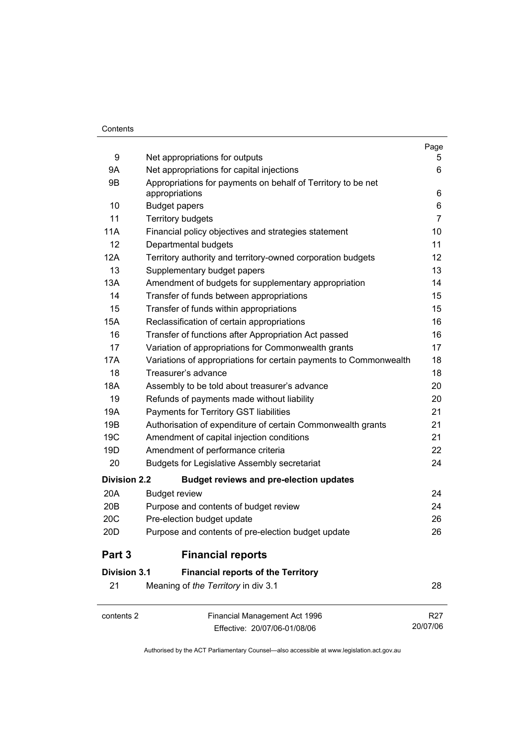| | | Page |
|---|---|---|
| 9 | Net appropriations for outputs | 5 |
| 9A | Net appropriations for capital injections | 6 |
| 9B | Appropriations for payments on behalf of Territory to be net appropriations | 6 |
| 10 | Budget papers | 6 |
| 11 | Territory budgets | 7 |
| 11A | Financial policy objectives and strategies statement | 10 |
| 12 | Departmental budgets | 11 |
| 12A | Territory authority and territory-owned corporation budgets | 12 |
| 13 | Supplementary budget papers | 13 |
| 13A | Amendment of budgets for supplementary appropriation | 14 |
| 14 | Transfer of funds between appropriations | 15 |
| 15 | Transfer of funds within appropriations | 15 |
| 15A | Reclassification of certain appropriations | 16 |
| 16 | Transfer of functions after Appropriation Act passed | 16 |
| 17 | Variation of appropriations for Commonwealth grants | 17 |
| 17A | Variations of appropriations for certain payments to Commonwealth | 18 |
| 18 | Treasurer's advance | 18 |
| 18A | Assembly to be told about treasurer's advance | 20 |
| 19 | Refunds of payments made without liability | 20 |
| 19A | Payments for Territory GST liabilities | 21 |
| 19B | Authorisation of expenditure of certain Commonwealth grants | 21 |
| 19C | Amendment of capital injection conditions | 21 |
| 19D | Amendment of performance criteria | 22 |
| 20 | Budgets for Legislative Assembly secretariat | 24 |
| **Division 2.2** | **Budget reviews and pre-election updates** | |
| 20A | Budget review | 24 |
| 20B | Purpose and contents of budget review | 24 |
| 20C | Pre-election budget update | 26 |
| 20D | Purpose and contents of pre-election budget update | 26 |
| **Part 3** | **Financial reports** | |
| **Division 3.1** | **Financial reports of the Territory** | |
| 21 | Meaning of *the Territory* in div 3.1 | 28 |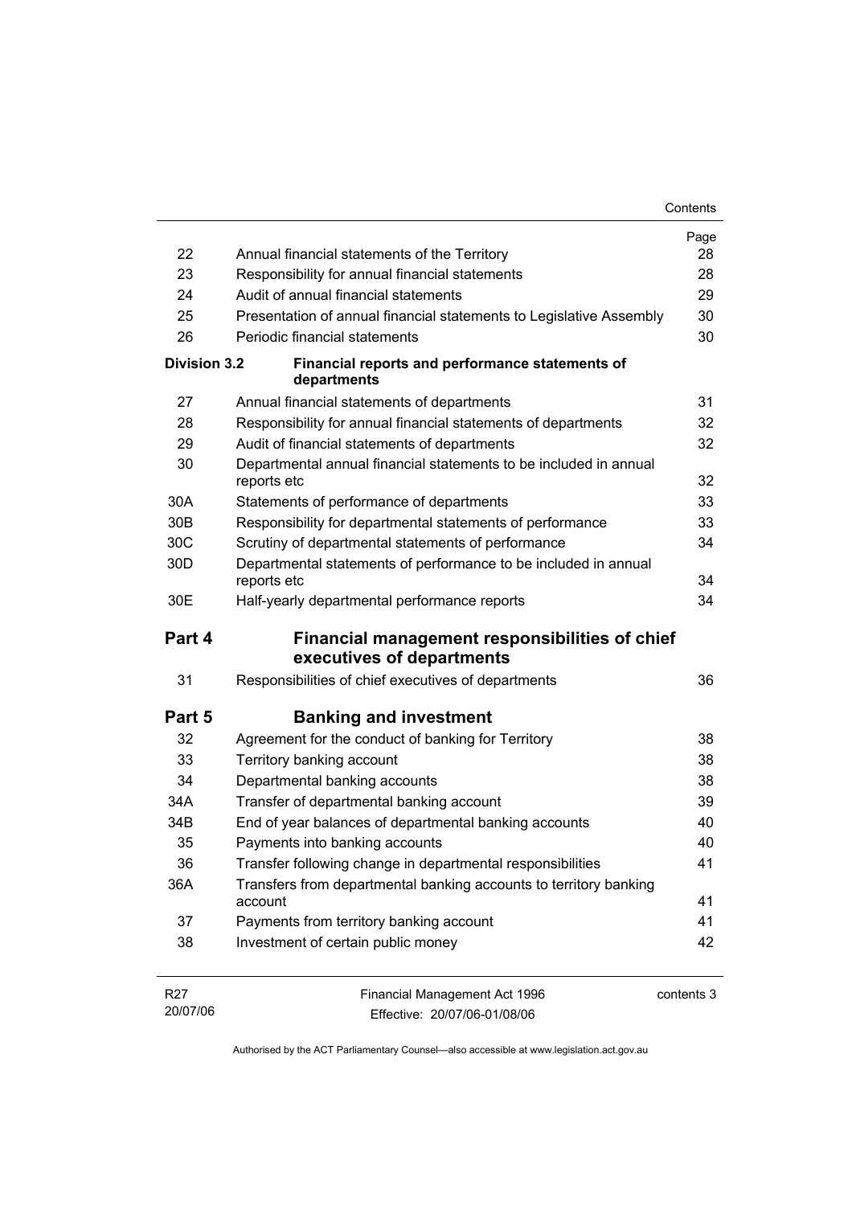| | | Page |
|---|---|---|
| 22 | Annual financial statements of the Territory | 28 |
| 23 | Responsibility for annual financial statements | 28 |
| 24 | Audit of annual financial statements | 29 |
| 25 | Presentation of annual financial statements to Legislative Assembly | 30 |
| 26 | Periodic financial statements | 30 |
| **Division 3.2** | **Financial reports and performance statements of departments** | |
| 27 | Annual financial statements of departments | 31 |
| 28 | Responsibility for annual financial statements of departments | 32 |
| 29 | Audit of financial statements of departments | 32 |
| 30 | Departmental annual financial statements to be included in annual reports etc | 32 |
| 30A | Statements of performance of departments | 33 |
| 30B | Responsibility for departmental statements of performance | 33 |
| 30C | Scrutiny of departmental statements of performance | 34 |
| 30D | Departmental statements of performance to be included in annual reports etc | 34 |
| 30E | Half-yearly departmental performance reports | 34 |

## Part 4 Financial management responsibilities of chief executives of departments

| | | |
|---|---|---|
| 31 | Responsibilities of chief executives of departments | 36 |

## Part 5 Banking and investment

| | | |
|---|---|---|
| 32 | Agreement for the conduct of banking for Territory | 38 |
| 33 | Territory banking account | 38 |
| 34 | Departmental banking accounts | 38 |
| 34A | Transfer of departmental banking account | 39 |
| 34B | End of year balances of departmental banking accounts | 40 |
| 35 | Payments into banking accounts | 40 |
| 36 | Transfer following change in departmental responsibilities | 41 |
| 36A | Transfers from departmental banking accounts to territory banking account | 41 |
| 37 | Payments from territory banking account | 41 |
| 38 | Investment of certain public money | 42 |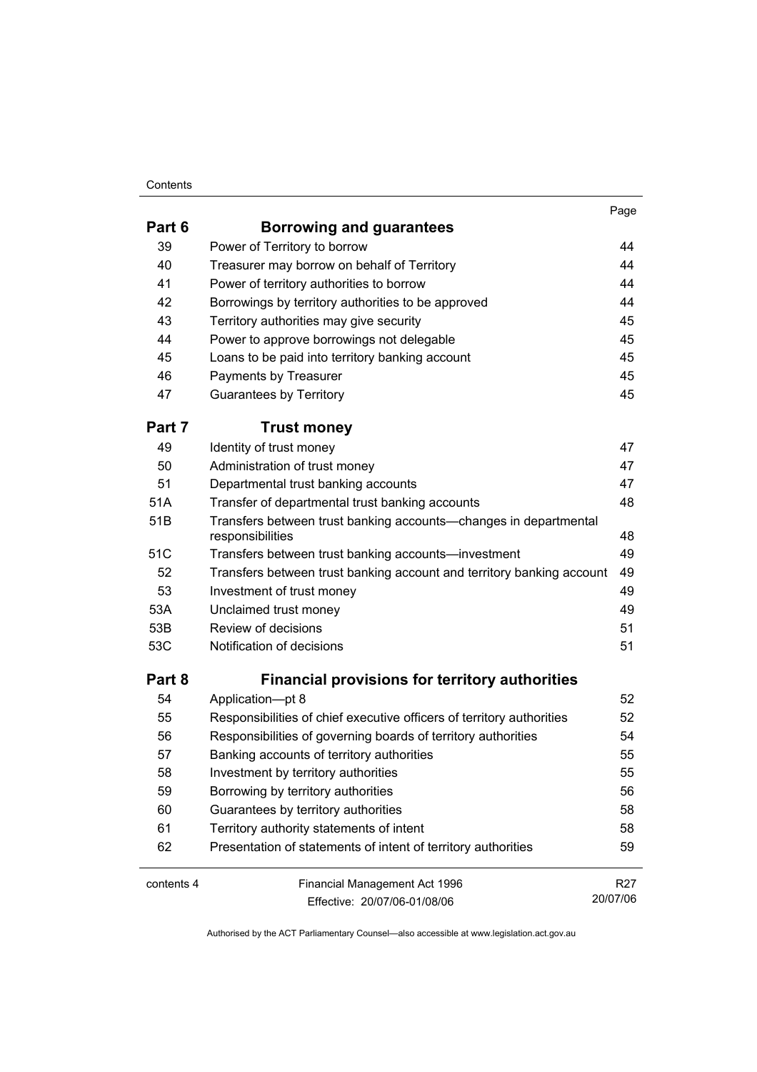| | | Page |
|---|---|---|
| **Part 6** | **Borrowing and guarantees** | |
| 39 | Power of Territory to borrow | 44 |
| 40 | Treasurer may borrow on behalf of Territory | 44 |
| 41 | Power of territory authorities to borrow | 44 |
| 42 | Borrowings by territory authorities to be approved | 44 |
| 43 | Territory authorities may give security | 45 |
| 44 | Power to approve borrowings not delegable | 45 |
| 45 | Loans to be paid into territory banking account | 45 |
| 46 | Payments by Treasurer | 45 |
| 47 | Guarantees by Territory | 45 |
| **Part 7** | **Trust money** | |
| 49 | Identity of trust money | 47 |
| 50 | Administration of trust money | 47 |
| 51 | Departmental trust banking accounts | 47 |
| 51A | Transfer of departmental trust banking accounts | 48 |
| 51B | Transfers between trust banking accounts—changes in departmental responsibilities | 48 |
| 51C | Transfers between trust banking accounts—investment | 49 |
| 52 | Transfers between trust banking account and territory banking account | 49 |
| 53 | Investment of trust money | 49 |
| 53A | Unclaimed trust money | 49 |
| 53B | Review of decisions | 51 |
| 53C | Notification of decisions | 51 |
| **Part 8** | **Financial provisions for territory authorities** | |
| 54 | Application—pt 8 | 52 |
| 55 | Responsibilities of chief executive officers of territory authorities | 52 |
| 56 | Responsibilities of governing boards of territory authorities | 54 |
| 57 | Banking accounts of territory authorities | 55 |
| 58 | Investment by territory authorities | 55 |
| 59 | Borrowing by territory authorities | 56 |
| 60 | Guarantees by territory authorities | 58 |
| 61 | Territory authority statements of intent | 58 |
| 62 | Presentation of statements of intent of territory authorities | 59 |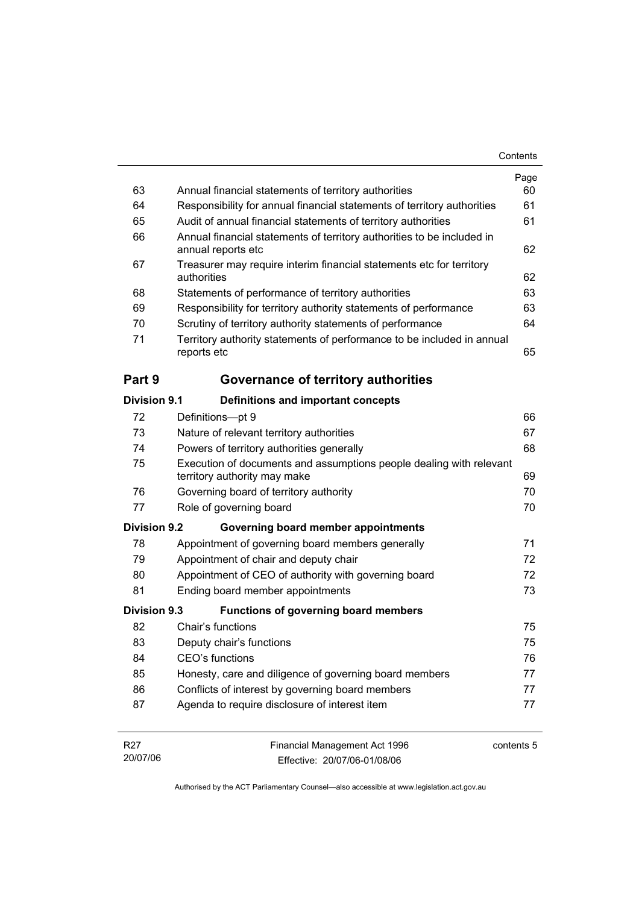| | | Page |
|---|---|---|
| 63 | Annual financial statements of territory authorities | 60 |
| 64 | Responsibility for annual financial statements of territory authorities | 61 |
| 65 | Audit of annual financial statements of territory authorities | 61 |
| 66 | Annual financial statements of territory authorities to be included in annual reports etc | 62 |
| 67 | Treasurer may require interim financial statements etc for territory authorities | 62 |
| 68 | Statements of performance of territory authorities | 63 |
| 69 | Responsibility for territory authority statements of performance | 63 |
| 70 | Scrutiny of territory authority statements of performance | 64 |
| 71 | Territory authority statements of performance to be included in annual reports etc | 65 |

## Part 9 Governance of territory authorities

### Division 9.1 Definitions and important concepts

| | | |
|---|---|---|
| 72 | Definitions—pt 9 | 66 |
| 73 | Nature of relevant territory authorities | 67 |
| 74 | Powers of territory authorities generally | 68 |
| 75 | Execution of documents and assumptions people dealing with relevant territory authority may make | 69 |
| 76 | Governing board of territory authority | 70 |
| 77 | Role of governing board | 70 |

### Division 9.2 Governing board member appointments

| | | |
|---|---|---|
| 78 | Appointment of governing board members generally | 71 |
| 79 | Appointment of chair and deputy chair | 72 |
| 80 | Appointment of CEO of authority with governing board | 72 |
| 81 | Ending board member appointments | 73 |

### Division 9.3 Functions of governing board members

| | | |
|---|---|---|
| 82 | Chair's functions | 75 |
| 83 | Deputy chair's functions | 75 |
| 84 | CEO's functions | 76 |
| 85 | Honesty, care and diligence of governing board members | 77 |
| 86 | Conflicts of interest by governing board members | 77 |
| 87 | Agenda to require disclosure of interest item | 77 |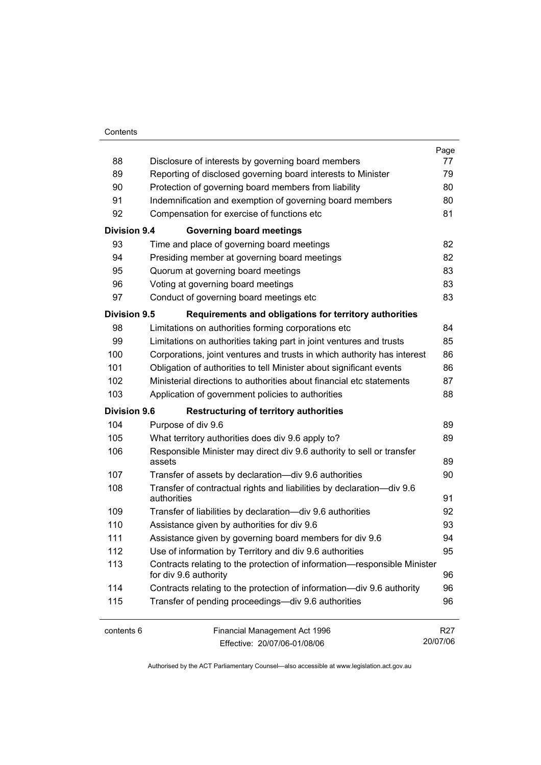| | | Page |
|---|---|---|
| 88 | Disclosure of interests by governing board members | 77 |
| 89 | Reporting of disclosed governing board interests to Minister | 79 |
| 90 | Protection of governing board members from liability | 80 |
| 91 | Indemnification and exemption of governing board members | 80 |
| 92 | Compensation for exercise of functions etc | 81 |
| **Division 9.4** | **Governing board meetings** | |
| 93 | Time and place of governing board meetings | 82 |
| 94 | Presiding member at governing board meetings | 82 |
| 95 | Quorum at governing board meetings | 83 |
| 96 | Voting at governing board meetings | 83 |
| 97 | Conduct of governing board meetings etc | 83 |
| **Division 9.5** | **Requirements and obligations for territory authorities** | |
| 98 | Limitations on authorities forming corporations etc | 84 |
| 99 | Limitations on authorities taking part in joint ventures and trusts | 85 |
| 100 | Corporations, joint ventures and trusts in which authority has interest | 86 |
| 101 | Obligation of authorities to tell Minister about significant events | 86 |
| 102 | Ministerial directions to authorities about financial etc statements | 87 |
| 103 | Application of government policies to authorities | 88 |
| **Division 9.6** | **Restructuring of territory authorities** | |
| 104 | Purpose of div 9.6 | 89 |
| 105 | What territory authorities does div 9.6 apply to? | 89 |
| 106 | Responsible Minister may direct div 9.6 authority to sell or transfer assets | 89 |
| 107 | Transfer of assets by declaration—div 9.6 authorities | 90 |
| 108 | Transfer of contractual rights and liabilities by declaration—div 9.6 authorities | 91 |
| 109 | Transfer of liabilities by declaration—div 9.6 authorities | 92 |
| 110 | Assistance given by authorities for div 9.6 | 93 |
| 111 | Assistance given by governing board members for div 9.6 | 94 |
| 112 | Use of information by Territory and div 9.6 authorities | 95 |
| 113 | Contracts relating to the protection of information—responsible Minister for div 9.6 authority | 96 |
| 114 | Contracts relating to the protection of information—div 9.6 authority | 96 |
| 115 | Transfer of pending proceedings—div 9.6 authorities | 96 |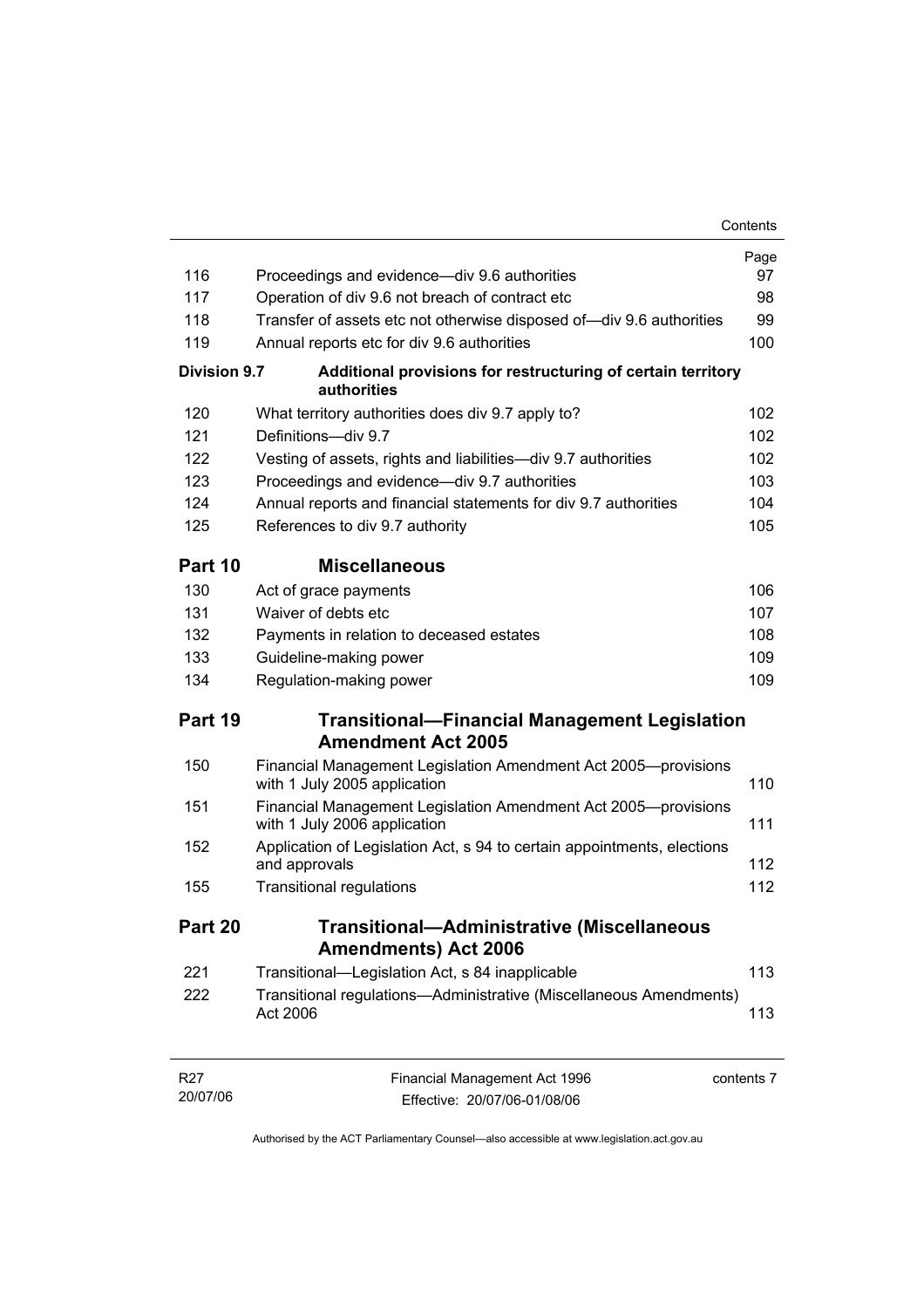| | | Page |
|---|---|---|
| 116 | Proceedings and evidence—div 9.6 authorities | 97 |
| 117 | Operation of div 9.6 not breach of contract etc | 98 |
| 118 | Transfer of assets etc not otherwise disposed of—div 9.6 authorities | 99 |
| 119 | Annual reports etc for div 9.6 authorities | 100 |
| **Division 9.7** | **Additional provisions for restructuring of certain territory authorities** | |
| 120 | What territory authorities does div 9.7 apply to? | 102 |
| 121 | Definitions—div 9.7 | 102 |
| 122 | Vesting of assets, rights and liabilities—div 9.7 authorities | 102 |
| 123 | Proceedings and evidence—div 9.7 authorities | 103 |
| 124 | Annual reports and financial statements for div 9.7 authorities | 104 |
| 125 | References to div 9.7 authority | 105 |
| **Part 10** | **Miscellaneous** | |
| 130 | Act of grace payments | 106 |
| 131 | Waiver of debts etc | 107 |
| 132 | Payments in relation to deceased estates | 108 |
| 133 | Guideline-making power | 109 |
| 134 | Regulation-making power | 109 |
| **Part 19** | **Transitional—Financial Management Legislation Amendment Act 2005** | |
| 150 | Financial Management Legislation Amendment Act 2005—provisions with 1 July 2005 application | 110 |
| 151 | Financial Management Legislation Amendment Act 2005—provisions with 1 July 2006 application | 111 |
| 152 | Application of Legislation Act, s 94 to certain appointments, elections and approvals | 112 |
| 155 | Transitional regulations | 112 |
| **Part 20** | **Transitional—Administrative (Miscellaneous Amendments) Act 2006** | |
| 221 | Transitional—Legislation Act, s 84 inapplicable | 113 |
| 222 | Transitional regulations—Administrative (Miscellaneous Amendments) Act 2006 | 113 |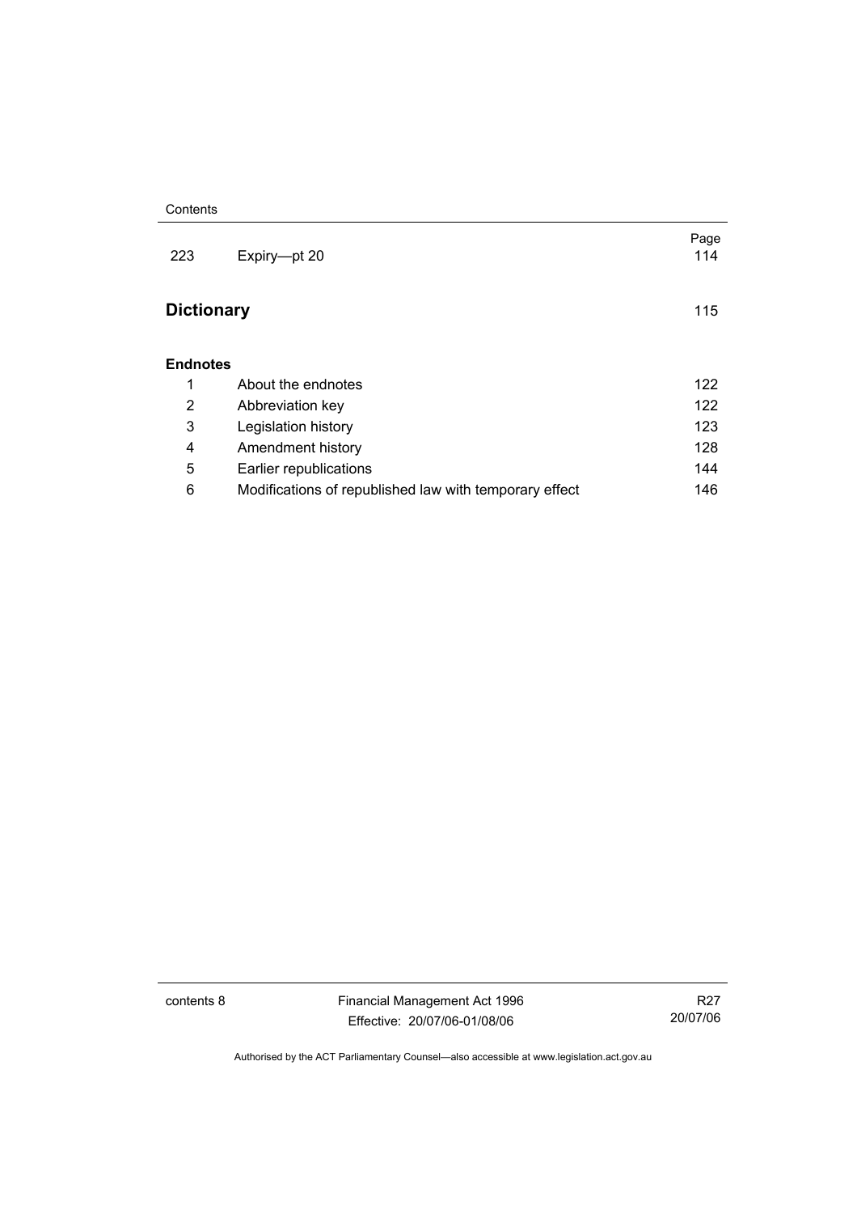| | | Page |
|---|---|---|
| 223 | Expiry—pt 20 | 114 |

## Dictionary 115

**Endnotes**

| | | |
|---|---|---|
| 1 | About the endnotes | 122 |
| 2 | Abbreviation key | 122 |
| 3 | Legislation history | 123 |
| 4 | Amendment history | 128 |
| 5 | Earlier republications | 144 |
| 6 | Modifications of republished law with temporary effect | 146 |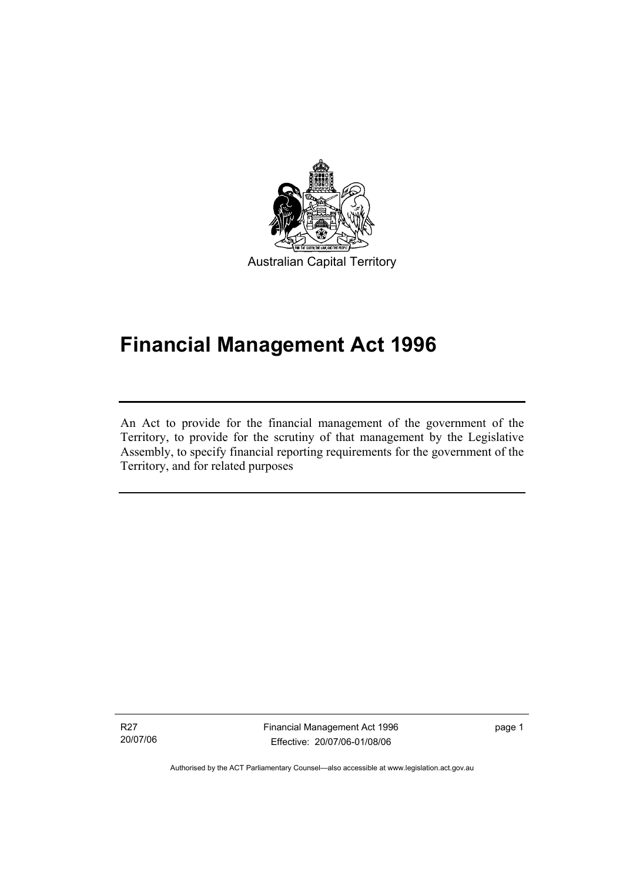Australian Capital Territory

# Financial Management Act 1996

An Act to provide for the financial management of the government of the Territory, to provide for the scrutiny of that management by the Legislative Assembly, to specify financial reporting requirements for the government of the Territory, and for related purposes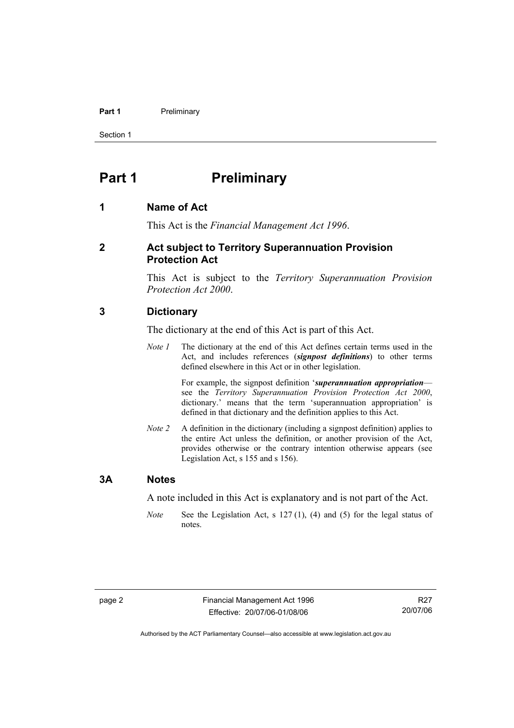# Part 1 Preliminary

## 1 Name of Act

This Act is the *Financial Management Act 1996*.

## 2 Act subject to Territory Superannuation Provision Protection Act

This Act is subject to the *Territory Superannuation Provision Protection Act 2000*.

## 3 Dictionary

The dictionary at the end of this Act is part of this Act.

*Note 1* The dictionary at the end of this Act defines certain terms used in the Act, and includes references (***signpost definitions***) to other terms defined elsewhere in this Act or in other legislation.

For example, the signpost definition '***superannuation appropriation***—see the *Territory Superannuation Provision Protection Act 2000*, dictionary.' means that the term 'superannuation appropriation' is defined in that dictionary and the definition applies to this Act.

*Note 2* A definition in the dictionary (including a signpost definition) applies to the entire Act unless the definition, or another provision of the Act, provides otherwise or the contrary intention otherwise appears (see Legislation Act, s 155 and s 156).

## 3A Notes

A note included in this Act is explanatory and is not part of the Act.

*Note* See the Legislation Act, s 127 (1), (4) and (5) for the legal status of notes.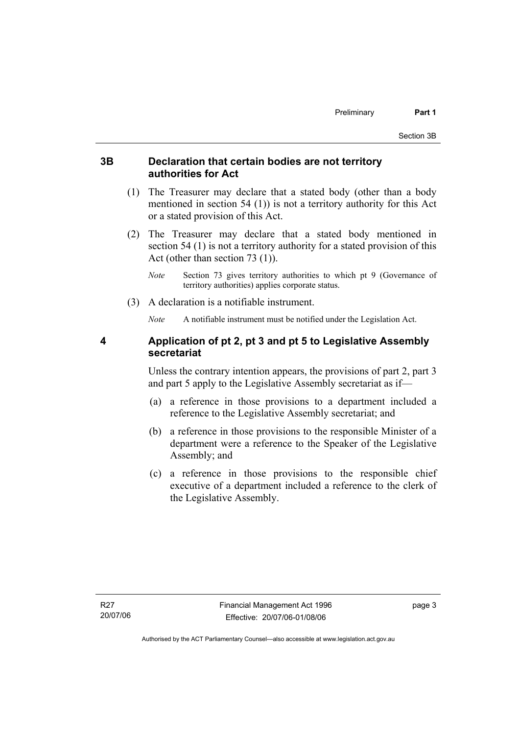## 3B Declaration that certain bodies are not territory authorities for Act

(1) The Treasurer may declare that a stated body (other than a body mentioned in section 54 (1)) is not a territory authority for this Act or a stated provision of this Act.

(2) The Treasurer may declare that a stated body mentioned in section 54 (1) is not a territory authority for a stated provision of this Act (other than section 73 (1)).

*Note* Section 73 gives territory authorities to which pt 9 (Governance of territory authorities) applies corporate status.

(3) A declaration is a notifiable instrument.

*Note* A notifiable instrument must be notified under the Legislation Act.

## 4 Application of pt 2, pt 3 and pt 5 to Legislative Assembly secretariat

Unless the contrary intention appears, the provisions of part 2, part 3 and part 5 apply to the Legislative Assembly secretariat as if—

(a) a reference in those provisions to a department included a reference to the Legislative Assembly secretariat; and

(b) a reference in those provisions to the responsible Minister of a department were a reference to the Speaker of the Legislative Assembly; and

(c) a reference in those provisions to the responsible chief executive of a department included a reference to the clerk of the Legislative Assembly.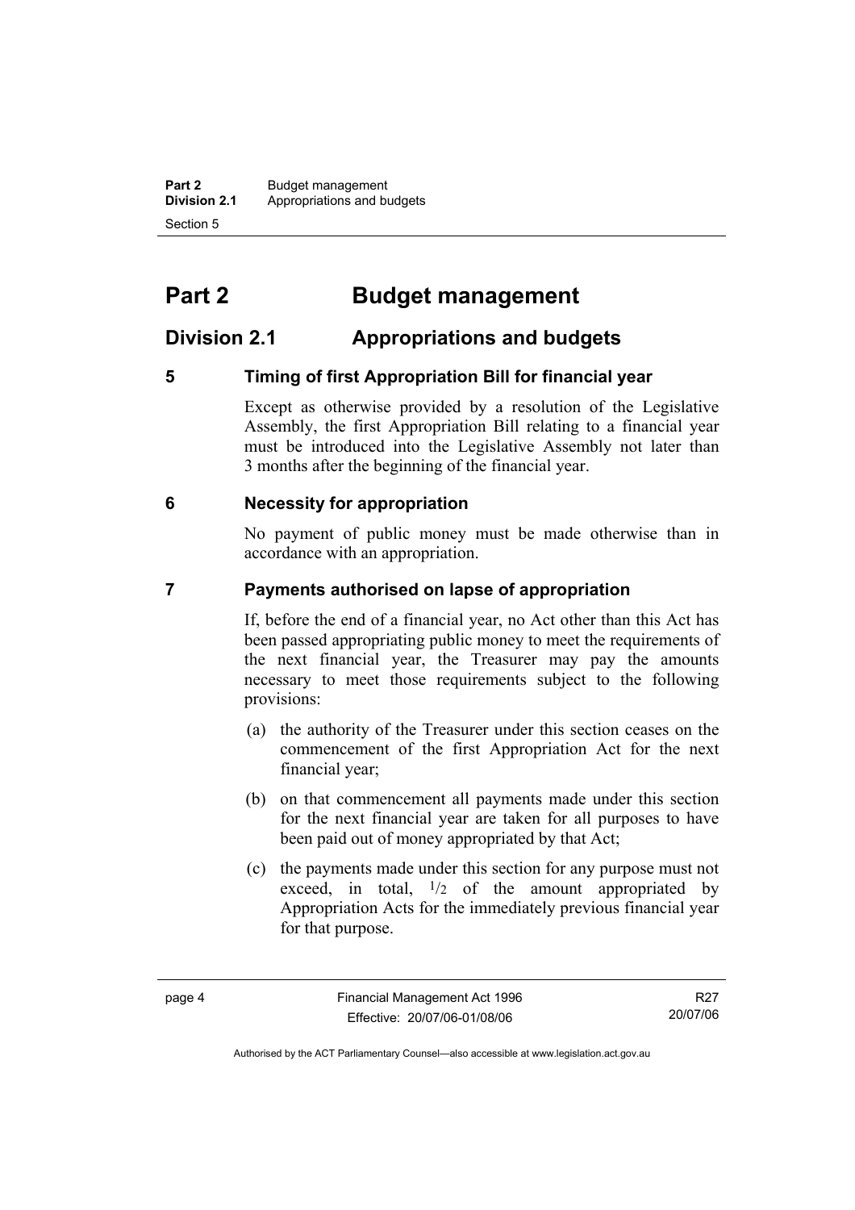# Part 2 Budget management

## Division 2.1 Appropriations and budgets

### 5 Timing of first Appropriation Bill for financial year

Except as otherwise provided by a resolution of the Legislative Assembly, the first Appropriation Bill relating to a financial year must be introduced into the Legislative Assembly not later than 3 months after the beginning of the financial year.

### 6 Necessity for appropriation

No payment of public money must be made otherwise than in accordance with an appropriation.

### 7 Payments authorised on lapse of appropriation

If, before the end of a financial year, no Act other than this Act has been passed appropriating public money to meet the requirements of the next financial year, the Treasurer may pay the amounts necessary to meet those requirements subject to the following provisions:

(a) the authority of the Treasurer under this section ceases on the commencement of the first Appropriation Act for the next financial year;

(b) on that commencement all payments made under this section for the next financial year are taken for all purposes to have been paid out of money appropriated by that Act;

(c) the payments made under this section for any purpose must not exceed, in total, $^1/_2$ of the amount appropriated by Appropriation Acts for the immediately previous financial year for that purpose.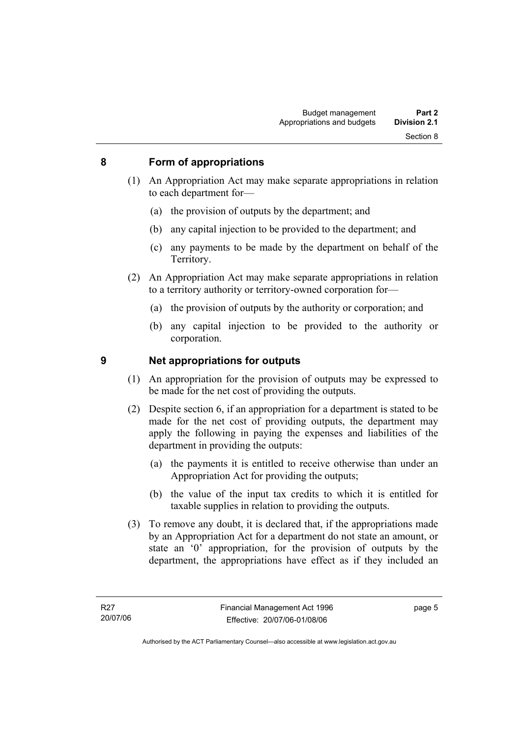## 8 Form of appropriations

(1) An Appropriation Act may make separate appropriations in relation to each department for—

(a) the provision of outputs by the department; and

(b) any capital injection to be provided to the department; and

(c) any payments to be made by the department on behalf of the Territory.

(2) An Appropriation Act may make separate appropriations in relation to a territory authority or territory-owned corporation for—

(a) the provision of outputs by the authority or corporation; and

(b) any capital injection to be provided to the authority or corporation.

## 9 Net appropriations for outputs

(1) An appropriation for the provision of outputs may be expressed to be made for the net cost of providing the outputs.

(2) Despite section 6, if an appropriation for a department is stated to be made for the net cost of providing outputs, the department may apply the following in paying the expenses and liabilities of the department in providing the outputs:

(a) the payments it is entitled to receive otherwise than under an Appropriation Act for providing the outputs;

(b) the value of the input tax credits to which it is entitled for taxable supplies in relation to providing the outputs.

(3) To remove any doubt, it is declared that, if the appropriations made by an Appropriation Act for a department do not state an amount, or state an '0' appropriation, for the provision of outputs by the department, the appropriations have effect as if they included an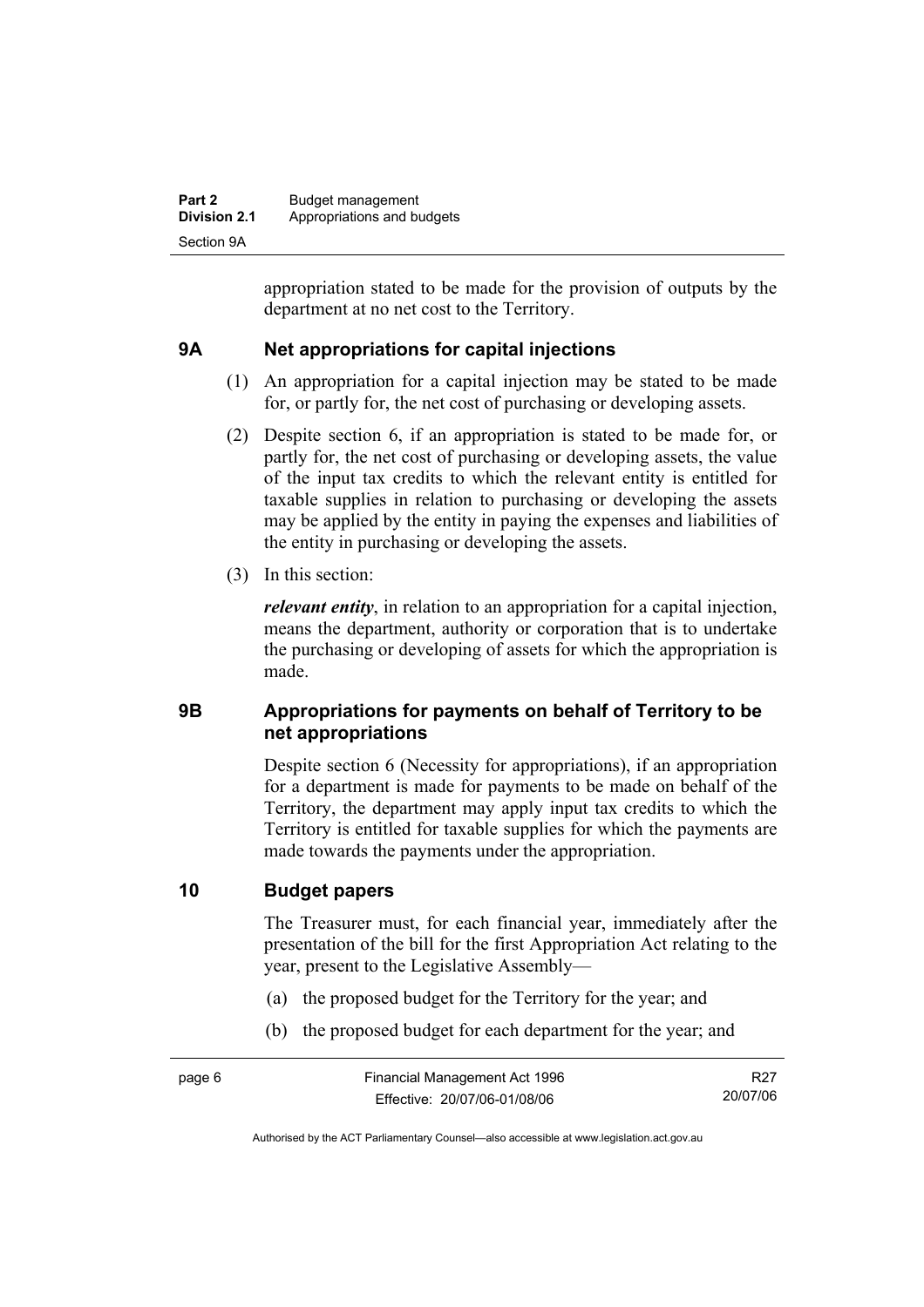appropriation stated to be made for the provision of outputs by the department at no net cost to the Territory.

## 9A Net appropriations for capital injections

(1) An appropriation for a capital injection may be stated to be made for, or partly for, the net cost of purchasing or developing assets.

(2) Despite section 6, if an appropriation is stated to be made for, or partly for, the net cost of purchasing or developing assets, the value of the input tax credits to which the relevant entity is entitled for taxable supplies in relation to purchasing or developing the assets may be applied by the entity in paying the expenses and liabilities of the entity in purchasing or developing the assets.

(3) In this section:

***relevant entity***, in relation to an appropriation for a capital injection, means the department, authority or corporation that is to undertake the purchasing or developing of assets for which the appropriation is made.

## 9B Appropriations for payments on behalf of Territory to be net appropriations

Despite section 6 (Necessity for appropriations), if an appropriation for a department is made for payments to be made on behalf of the Territory, the department may apply input tax credits to which the Territory is entitled for taxable supplies for which the payments are made towards the payments under the appropriation.

## 10 Budget papers

The Treasurer must, for each financial year, immediately after the presentation of the bill for the first Appropriation Act relating to the year, present to the Legislative Assembly—

(a) the proposed budget for the Territory for the year; and

(b) the proposed budget for each department for the year; and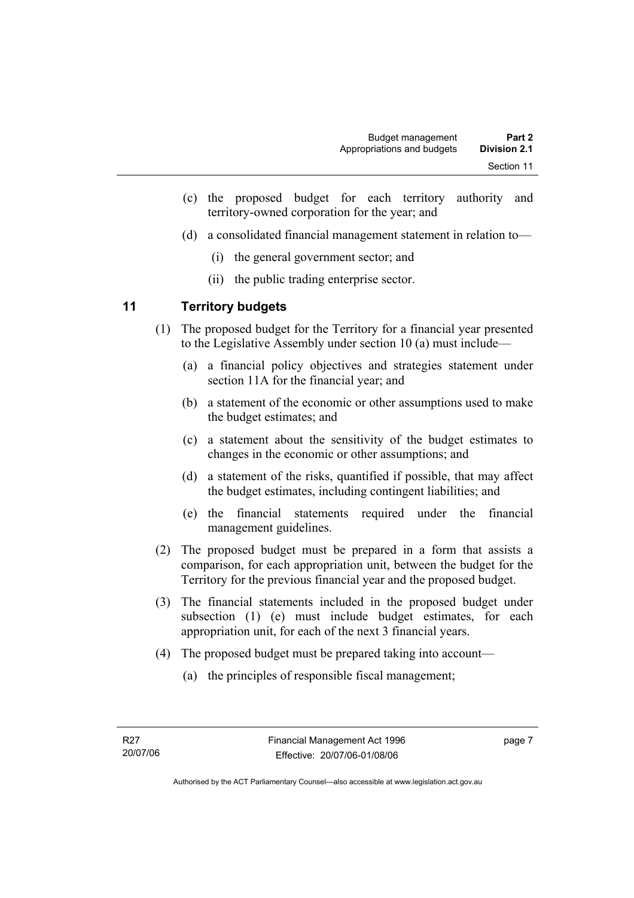(c) the proposed budget for each territory authority and territory-owned corporation for the year; and

(d) a consolidated financial management statement in relation to—

(i) the general government sector; and

(ii) the public trading enterprise sector.

## 11 Territory budgets

(1) The proposed budget for the Territory for a financial year presented to the Legislative Assembly under section 10 (a) must include—

(a) a financial policy objectives and strategies statement under section 11A for the financial year; and

(b) a statement of the economic or other assumptions used to make the budget estimates; and

(c) a statement about the sensitivity of the budget estimates to changes in the economic or other assumptions; and

(d) a statement of the risks, quantified if possible, that may affect the budget estimates, including contingent liabilities; and

(e) the financial statements required under the financial management guidelines.

(2) The proposed budget must be prepared in a form that assists a comparison, for each appropriation unit, between the budget for the Territory for the previous financial year and the proposed budget.

(3) The financial statements included in the proposed budget under subsection (1) (e) must include budget estimates, for each appropriation unit, for each of the next 3 financial years.

(4) The proposed budget must be prepared taking into account—

(a) the principles of responsible fiscal management;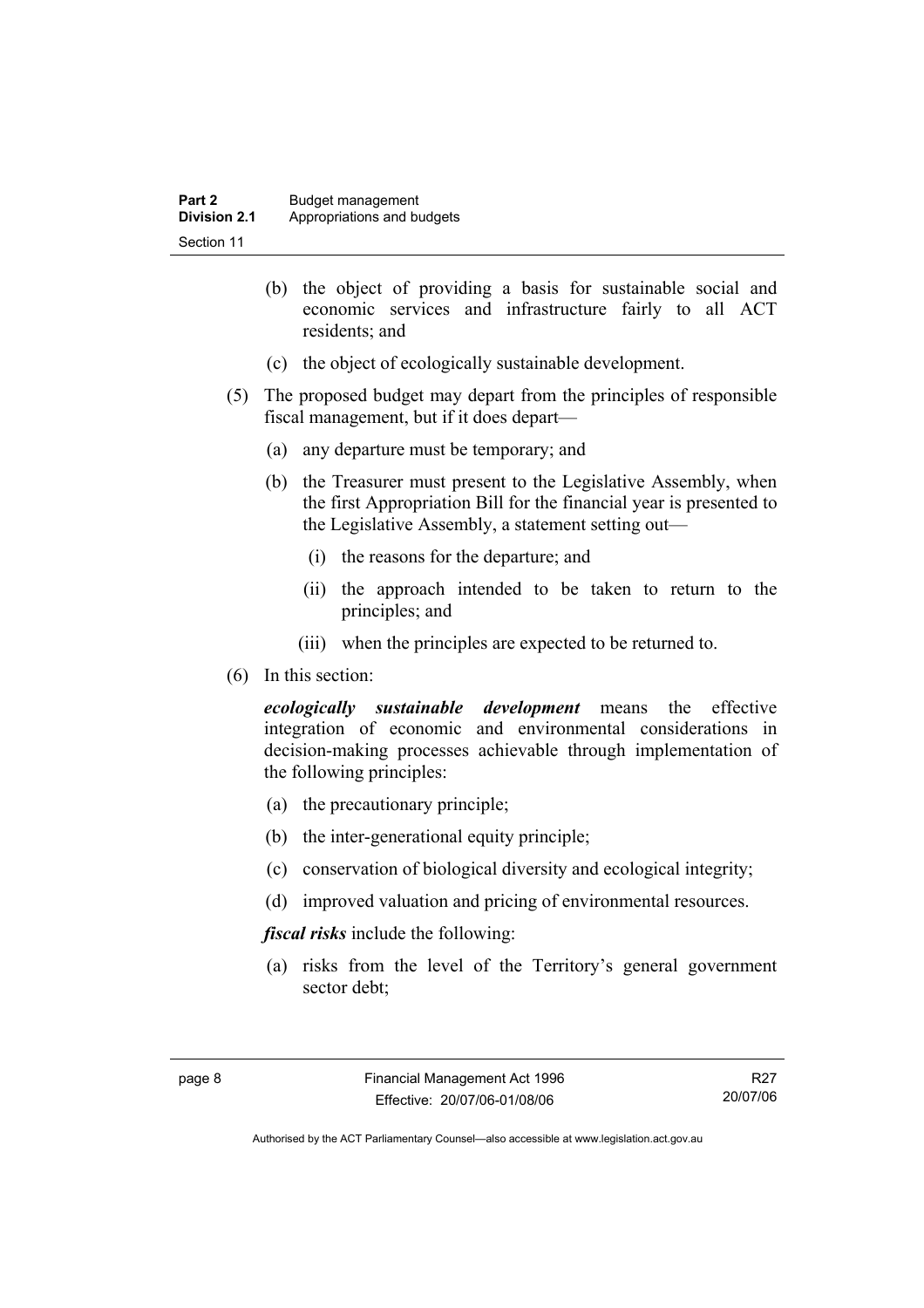(b) the object of providing a basis for sustainable social and economic services and infrastructure fairly to all ACT residents; and

(c) the object of ecologically sustainable development.

(5) The proposed budget may depart from the principles of responsible fiscal management, but if it does depart—

(a) any departure must be temporary; and

(b) the Treasurer must present to the Legislative Assembly, when the first Appropriation Bill for the financial year is presented to the Legislative Assembly, a statement setting out—

(i) the reasons for the departure; and

(ii) the approach intended to be taken to return to the principles; and

(iii) when the principles are expected to be returned to.

(6) In this section:

***ecologically sustainable development*** means the effective integration of economic and environmental considerations in decision-making processes achievable through implementation of the following principles:

(a) the precautionary principle;

(b) the inter-generational equity principle;

(c) conservation of biological diversity and ecological integrity;

(d) improved valuation and pricing of environmental resources.

***fiscal risks*** include the following:

(a) risks from the level of the Territory's general government sector debt;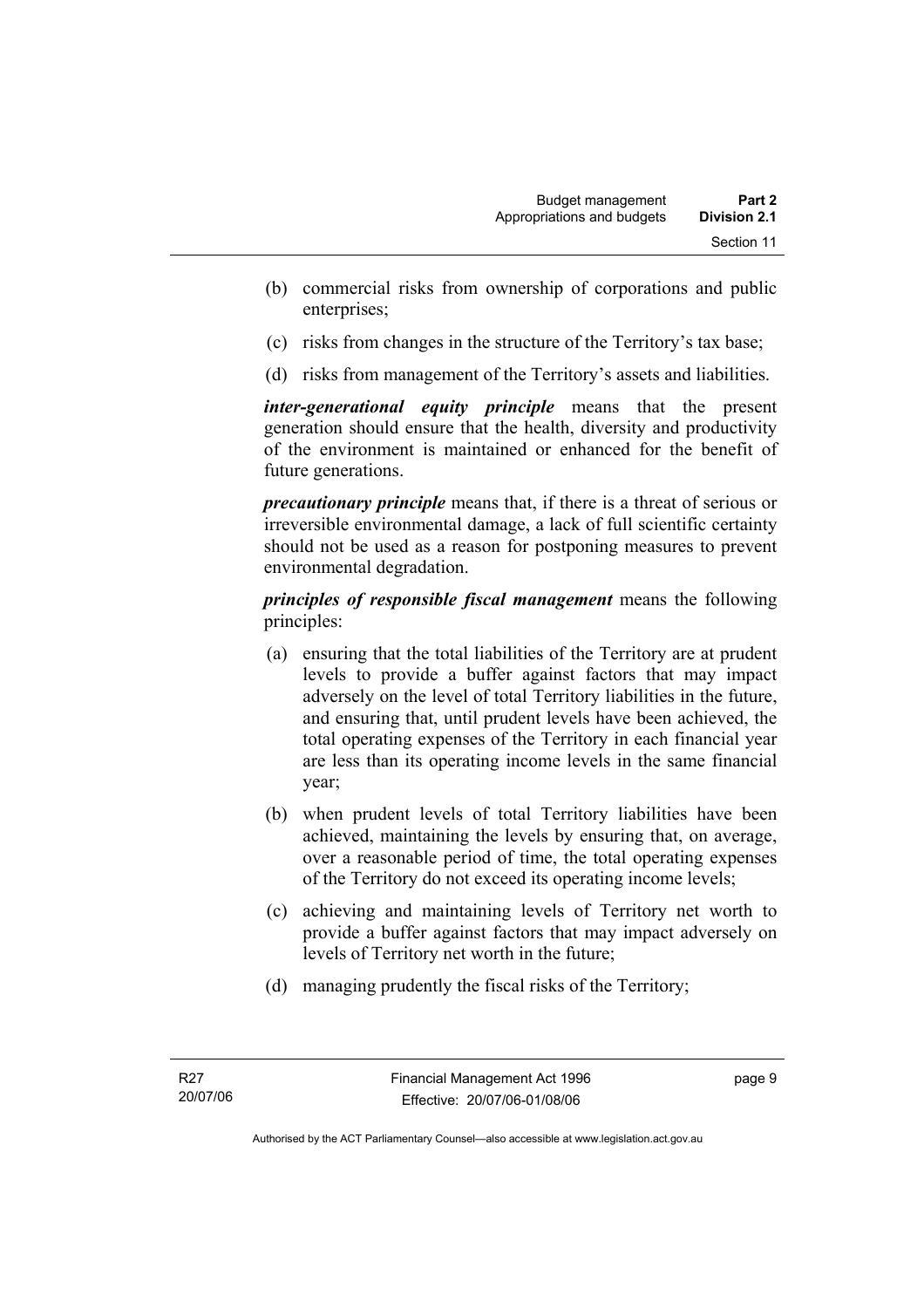(b) commercial risks from ownership of corporations and public enterprises;

(c) risks from changes in the structure of the Territory's tax base;

(d) risks from management of the Territory's assets and liabilities.

***inter-generational equity principle*** means that the present generation should ensure that the health, diversity and productivity of the environment is maintained or enhanced for the benefit of future generations.

***precautionary principle*** means that, if there is a threat of serious or irreversible environmental damage, a lack of full scientific certainty should not be used as a reason for postponing measures to prevent environmental degradation.

***principles of responsible fiscal management*** means the following principles:

(a) ensuring that the total liabilities of the Territory are at prudent levels to provide a buffer against factors that may impact adversely on the level of total Territory liabilities in the future, and ensuring that, until prudent levels have been achieved, the total operating expenses of the Territory in each financial year are less than its operating income levels in the same financial year;

(b) when prudent levels of total Territory liabilities have been achieved, maintaining the levels by ensuring that, on average, over a reasonable period of time, the total operating expenses of the Territory do not exceed its operating income levels;

(c) achieving and maintaining levels of Territory net worth to provide a buffer against factors that may impact adversely on levels of Territory net worth in the future;

(d) managing prudently the fiscal risks of the Territory;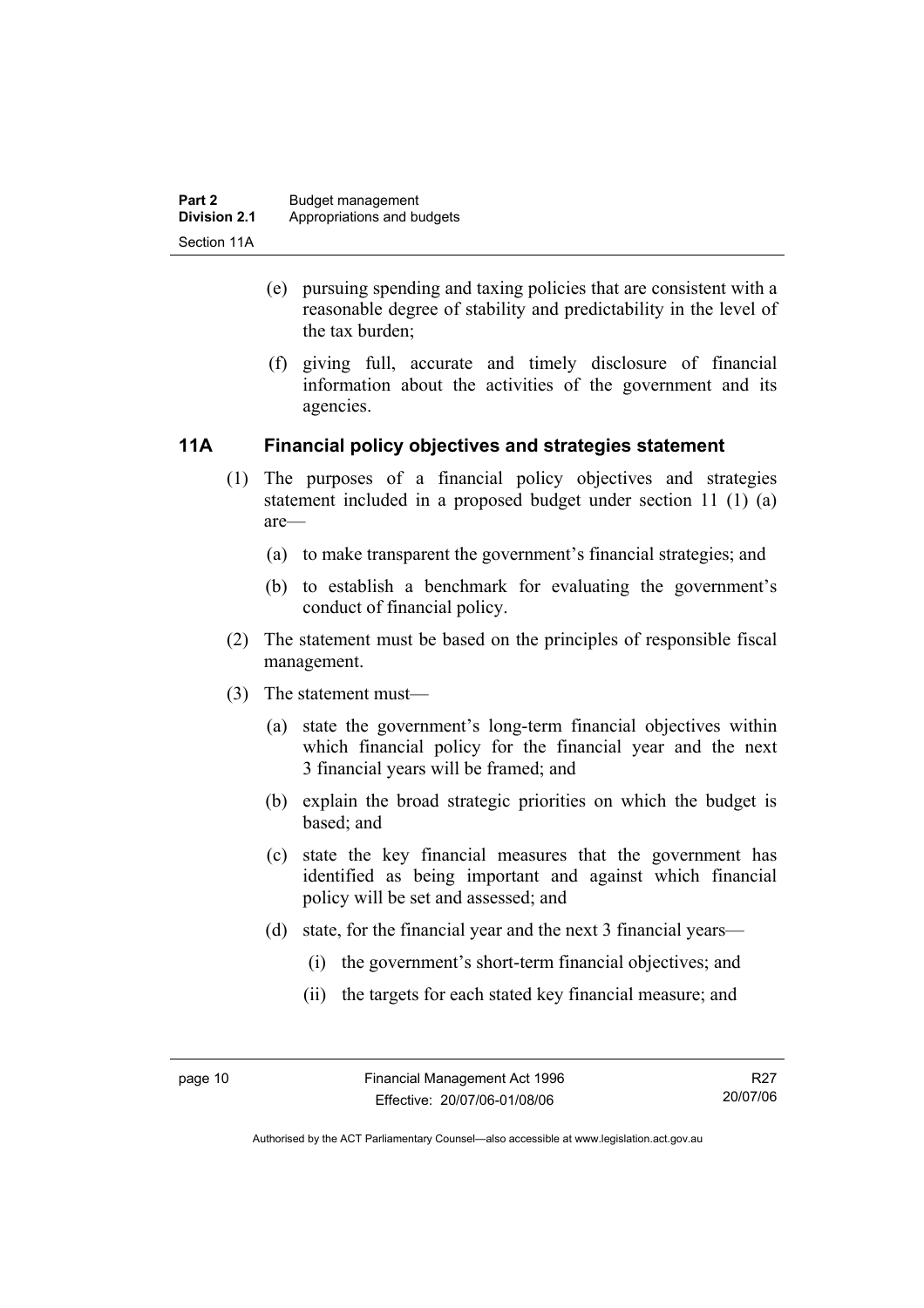(e) pursuing spending and taxing policies that are consistent with a reasonable degree of stability and predictability in the level of the tax burden;

(f) giving full, accurate and timely disclosure of financial information about the activities of the government and its agencies.

## 11A Financial policy objectives and strategies statement

(1) The purposes of a financial policy objectives and strategies statement included in a proposed budget under section 11 (1) (a) are—

(a) to make transparent the government's financial strategies; and

(b) to establish a benchmark for evaluating the government's conduct of financial policy.

(2) The statement must be based on the principles of responsible fiscal management.

(3) The statement must—

(a) state the government's long-term financial objectives within which financial policy for the financial year and the next 3 financial years will be framed; and

(b) explain the broad strategic priorities on which the budget is based; and

(c) state the key financial measures that the government has identified as being important and against which financial policy will be set and assessed; and

(d) state, for the financial year and the next 3 financial years—

(i) the government's short-term financial objectives; and

(ii) the targets for each stated key financial measure; and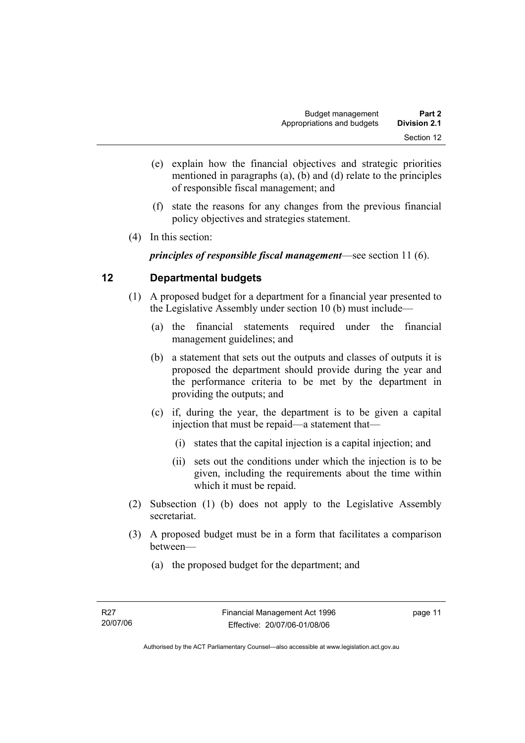(e) explain how the financial objectives and strategic priorities mentioned in paragraphs (a), (b) and (d) relate to the principles of responsible fiscal management; and

(f) state the reasons for any changes from the previous financial policy objectives and strategies statement.

(4) In this section:

***principles of responsible fiscal management***—see section 11 (6).

## 12 Departmental budgets

(1) A proposed budget for a department for a financial year presented to the Legislative Assembly under section 10 (b) must include—

(a) the financial statements required under the financial management guidelines; and

(b) a statement that sets out the outputs and classes of outputs it is proposed the department should provide during the year and the performance criteria to be met by the department in providing the outputs; and

(c) if, during the year, the department is to be given a capital injection that must be repaid—a statement that—

(i) states that the capital injection is a capital injection; and

(ii) sets out the conditions under which the injection is to be given, including the requirements about the time within which it must be repaid.

(2) Subsection (1) (b) does not apply to the Legislative Assembly secretariat.

(3) A proposed budget must be in a form that facilitates a comparison between—

(a) the proposed budget for the department; and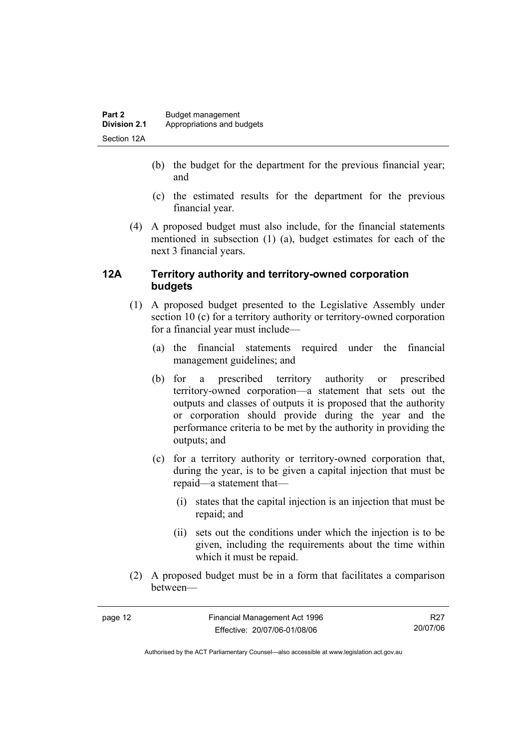(b) the budget for the department for the previous financial year; and

(c) the estimated results for the department for the previous financial year.

(4) A proposed budget must also include, for the financial statements mentioned in subsection (1) (a), budget estimates for each of the next 3 financial years.

## 12A Territory authority and territory-owned corporation budgets

(1) A proposed budget presented to the Legislative Assembly under section 10 (c) for a territory authority or territory-owned corporation for a financial year must include—

(a) the financial statements required under the financial management guidelines; and

(b) for a prescribed territory authority or prescribed territory-owned corporation—a statement that sets out the outputs and classes of outputs it is proposed that the authority or corporation should provide during the year and the performance criteria to be met by the authority in providing the outputs; and

(c) for a territory authority or territory-owned corporation that, during the year, is to be given a capital injection that must be repaid—a statement that—

(i) states that the capital injection is an injection that must be repaid; and

(ii) sets out the conditions under which the injection is to be given, including the requirements about the time within which it must be repaid.

(2) A proposed budget must be in a form that facilitates a comparison between—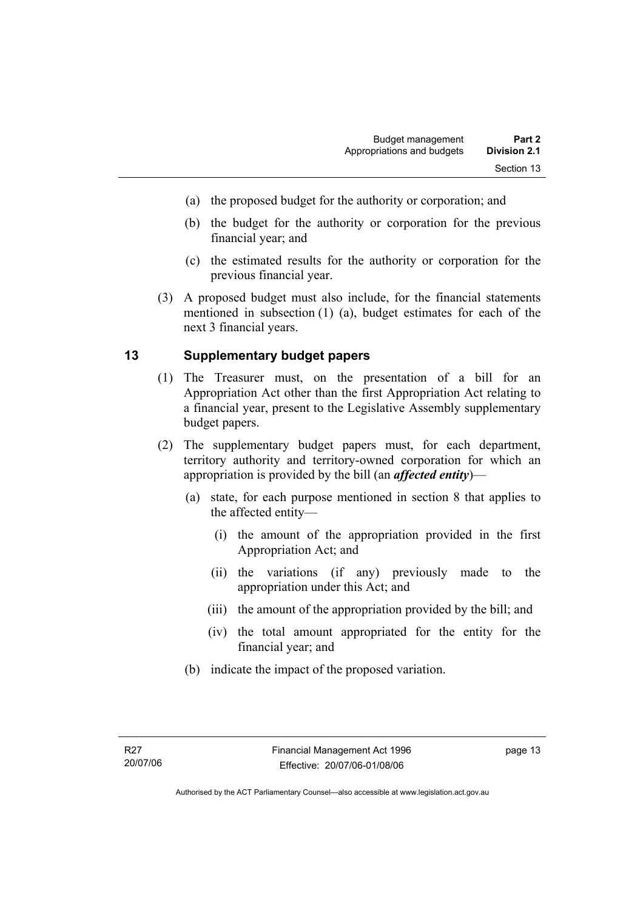(a) the proposed budget for the authority or corporation; and

(b) the budget for the authority or corporation for the previous financial year; and

(c) the estimated results for the authority or corporation for the previous financial year.

(3) A proposed budget must also include, for the financial statements mentioned in subsection (1) (a), budget estimates for each of the next 3 financial years.

## 13 Supplementary budget papers

(1) The Treasurer must, on the presentation of a bill for an Appropriation Act other than the first Appropriation Act relating to a financial year, present to the Legislative Assembly supplementary budget papers.

(2) The supplementary budget papers must, for each department, territory authority and territory-owned corporation for which an appropriation is provided by the bill (an ***affected entity***)—

(a) state, for each purpose mentioned in section 8 that applies to the affected entity—

(i) the amount of the appropriation provided in the first Appropriation Act; and

(ii) the variations (if any) previously made to the appropriation under this Act; and

(iii) the amount of the appropriation provided by the bill; and

(iv) the total amount appropriated for the entity for the financial year; and

(b) indicate the impact of the proposed variation.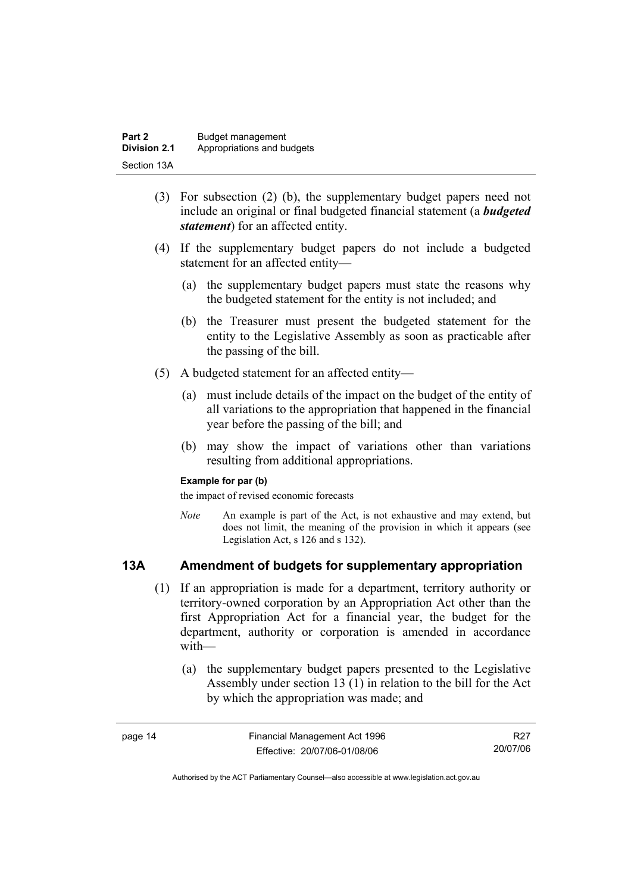(3) For subsection (2) (b), the supplementary budget papers need not include an original or final budgeted financial statement (a ***budgeted statement***) for an affected entity.

(4) If the supplementary budget papers do not include a budgeted statement for an affected entity—

(a) the supplementary budget papers must state the reasons why the budgeted statement for the entity is not included; and

(b) the Treasurer must present the budgeted statement for the entity to the Legislative Assembly as soon as practicable after the passing of the bill.

(5) A budgeted statement for an affected entity—

(a) must include details of the impact on the budget of the entity of all variations to the appropriation that happened in the financial year before the passing of the bill; and

(b) may show the impact of variations other than variations resulting from additional appropriations.

**Example for par (b)**

the impact of revised economic forecasts

*Note* An example is part of the Act, is not exhaustive and may extend, but does not limit, the meaning of the provision in which it appears (see Legislation Act, s 126 and s 132).

## 13A Amendment of budgets for supplementary appropriation

(1) If an appropriation is made for a department, territory authority or territory-owned corporation by an Appropriation Act other than the first Appropriation Act for a financial year, the budget for the department, authority or corporation is amended in accordance with—

(a) the supplementary budget papers presented to the Legislative Assembly under section 13 (1) in relation to the bill for the Act by which the appropriation was made; and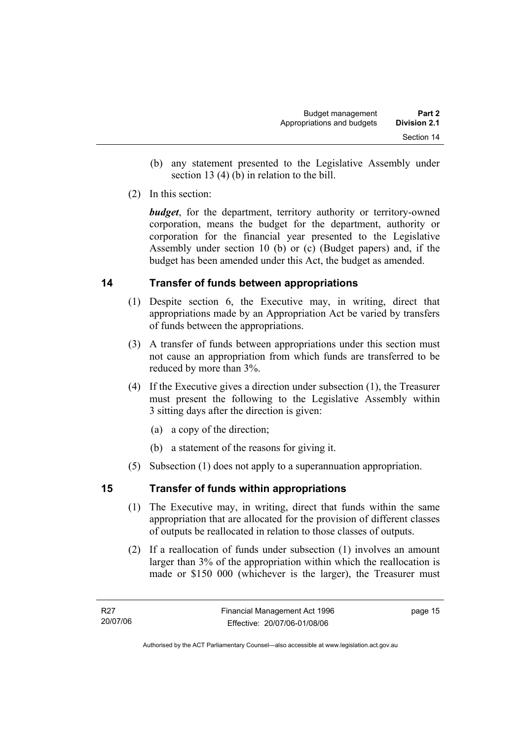(b) any statement presented to the Legislative Assembly under section 13 (4) (b) in relation to the bill.

(2) In this section:

***budget***, for the department, territory authority or territory-owned corporation, means the budget for the department, authority or corporation for the financial year presented to the Legislative Assembly under section 10 (b) or (c) (Budget papers) and, if the budget has been amended under this Act, the budget as amended.

## 14 Transfer of funds between appropriations

(1) Despite section 6, the Executive may, in writing, direct that appropriations made by an Appropriation Act be varied by transfers of funds between the appropriations.

(3) A transfer of funds between appropriations under this section must not cause an appropriation from which funds are transferred to be reduced by more than 3%.

(4) If the Executive gives a direction under subsection (1), the Treasurer must present the following to the Legislative Assembly within 3 sitting days after the direction is given:

(a) a copy of the direction;

(b) a statement of the reasons for giving it.

(5) Subsection (1) does not apply to a superannuation appropriation.

## 15 Transfer of funds within appropriations

(1) The Executive may, in writing, direct that funds within the same appropriation that are allocated for the provision of different classes of outputs be reallocated in relation to those classes of outputs.

(2) If a reallocation of funds under subsection (1) involves an amount larger than 3% of the appropriation within which the reallocation is made or $150 000 (whichever is the larger), the Treasurer must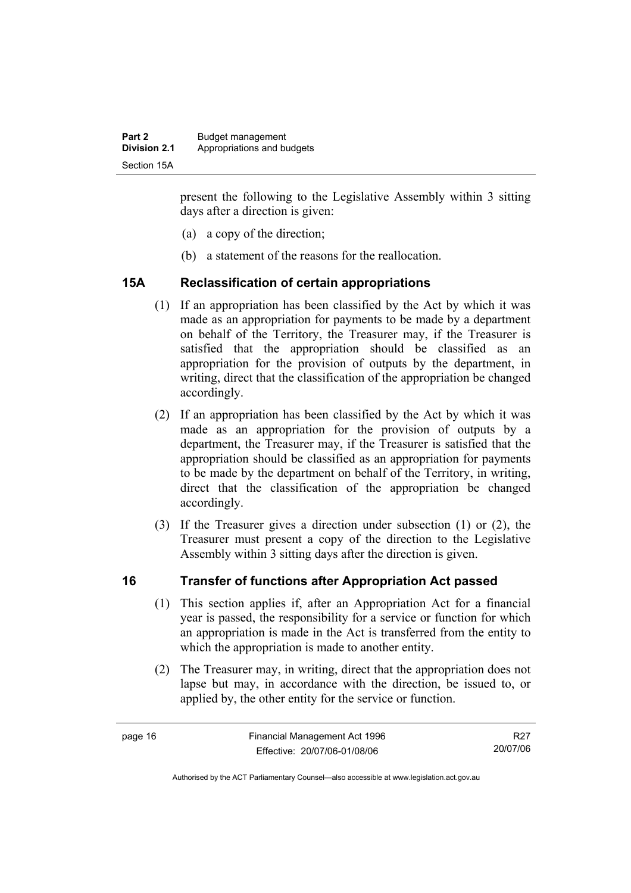present the following to the Legislative Assembly within 3 sitting days after a direction is given:

(a) a copy of the direction;

(b) a statement of the reasons for the reallocation.

## 15A Reclassification of certain appropriations

(1) If an appropriation has been classified by the Act by which it was made as an appropriation for payments to be made by a department on behalf of the Territory, the Treasurer may, if the Treasurer is satisfied that the appropriation should be classified as an appropriation for the provision of outputs by the department, in writing, direct that the classification of the appropriation be changed accordingly.

(2) If an appropriation has been classified by the Act by which it was made as an appropriation for the provision of outputs by a department, the Treasurer may, if the Treasurer is satisfied that the appropriation should be classified as an appropriation for payments to be made by the department on behalf of the Territory, in writing, direct that the classification of the appropriation be changed accordingly.

(3) If the Treasurer gives a direction under subsection (1) or (2), the Treasurer must present a copy of the direction to the Legislative Assembly within 3 sitting days after the direction is given.

## 16 Transfer of functions after Appropriation Act passed

(1) This section applies if, after an Appropriation Act for a financial year is passed, the responsibility for a service or function for which an appropriation is made in the Act is transferred from the entity to which the appropriation is made to another entity.

(2) The Treasurer may, in writing, direct that the appropriation does not lapse but may, in accordance with the direction, be issued to, or applied by, the other entity for the service or function.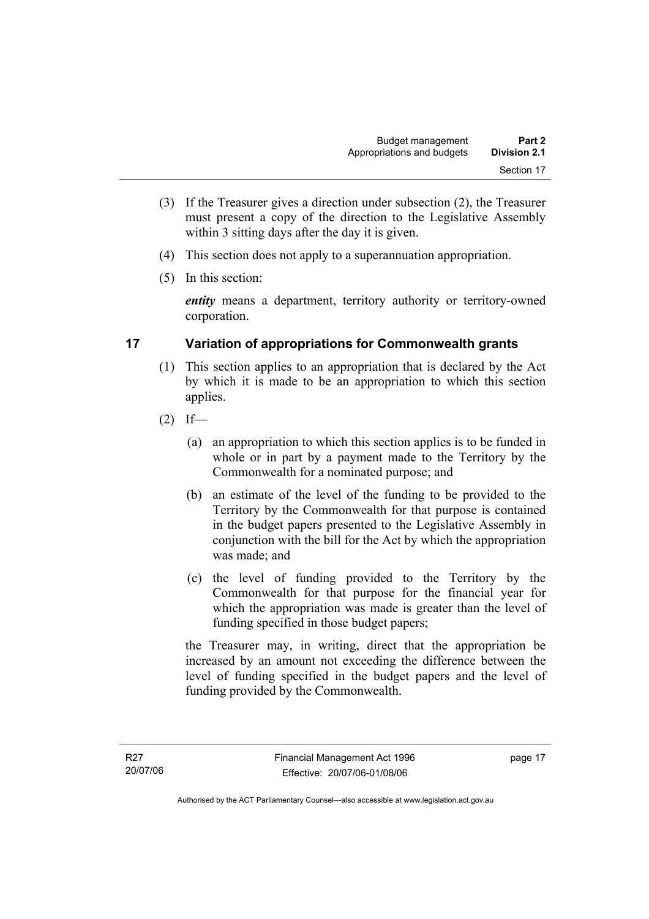(3) If the Treasurer gives a direction under subsection (2), the Treasurer must present a copy of the direction to the Legislative Assembly within 3 sitting days after the day it is given.

(4) This section does not apply to a superannuation appropriation.

(5) In this section:

***entity*** means a department, territory authority or territory-owned corporation.

## 17 Variation of appropriations for Commonwealth grants

(1) This section applies to an appropriation that is declared by the Act by which it is made to be an appropriation to which this section applies.

(2) If—

(a) an appropriation to which this section applies is to be funded in whole or in part by a payment made to the Territory by the Commonwealth for a nominated purpose; and

(b) an estimate of the level of the funding to be provided to the Territory by the Commonwealth for that purpose is contained in the budget papers presented to the Legislative Assembly in conjunction with the bill for the Act by which the appropriation was made; and

(c) the level of funding provided to the Territory by the Commonwealth for that purpose for the financial year for which the appropriation was made is greater than the level of funding specified in those budget papers;

the Treasurer may, in writing, direct that the appropriation be increased by an amount not exceeding the difference between the level of funding specified in the budget papers and the level of funding provided by the Commonwealth.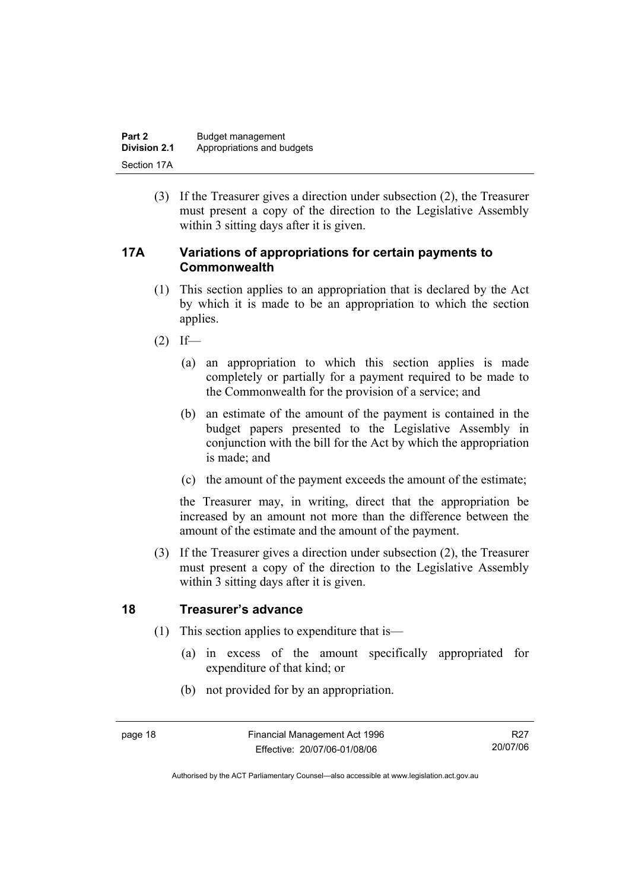(3) If the Treasurer gives a direction under subsection (2), the Treasurer must present a copy of the direction to the Legislative Assembly within 3 sitting days after it is given.

## 17A Variations of appropriations for certain payments to Commonwealth

(1) This section applies to an appropriation that is declared by the Act by which it is made to be an appropriation to which the section applies.

(2) If—

(a) an appropriation to which this section applies is made completely or partially for a payment required to be made to the Commonwealth for the provision of a service; and

(b) an estimate of the amount of the payment is contained in the budget papers presented to the Legislative Assembly in conjunction with the bill for the Act by which the appropriation is made; and

(c) the amount of the payment exceeds the amount of the estimate;

the Treasurer may, in writing, direct that the appropriation be increased by an amount not more than the difference between the amount of the estimate and the amount of the payment.

(3) If the Treasurer gives a direction under subsection (2), the Treasurer must present a copy of the direction to the Legislative Assembly within 3 sitting days after it is given.

## 18 Treasurer's advance

(1) This section applies to expenditure that is—

(a) in excess of the amount specifically appropriated for expenditure of that kind; or

(b) not provided for by an appropriation.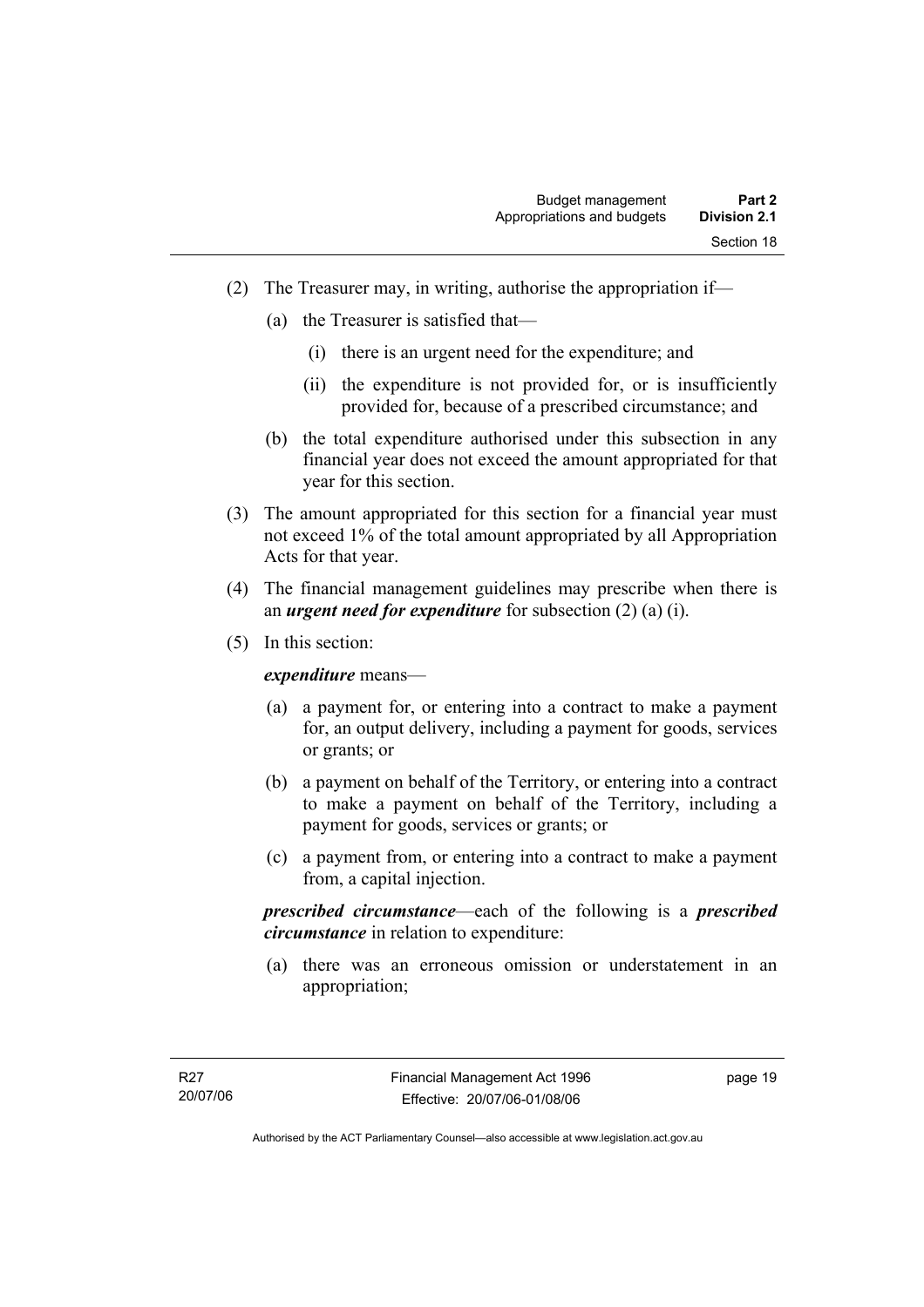(2) The Treasurer may, in writing, authorise the appropriation if—

   (a) the Treasurer is satisfied that—

      (i) there is an urgent need for the expenditure; and

      (ii) the expenditure is not provided for, or is insufficiently provided for, because of a prescribed circumstance; and

   (b) the total expenditure authorised under this subsection in any financial year does not exceed the amount appropriated for that year for this section.

(3) The amount appropriated for this section for a financial year must not exceed 1% of the total amount appropriated by all Appropriation Acts for that year.

(4) The financial management guidelines may prescribe when there is an ***urgent need for expenditure*** for subsection (2) (a) (i).

(5) In this section:

***expenditure*** means—

   (a) a payment for, or entering into a contract to make a payment for, an output delivery, including a payment for goods, services or grants; or

   (b) a payment on behalf of the Territory, or entering into a contract to make a payment on behalf of the Territory, including a payment for goods, services or grants; or

   (c) a payment from, or entering into a contract to make a payment from, a capital injection.

***prescribed circumstance***—each of the following is a ***prescribed circumstance*** in relation to expenditure:

   (a) there was an erroneous omission or understatement in an appropriation;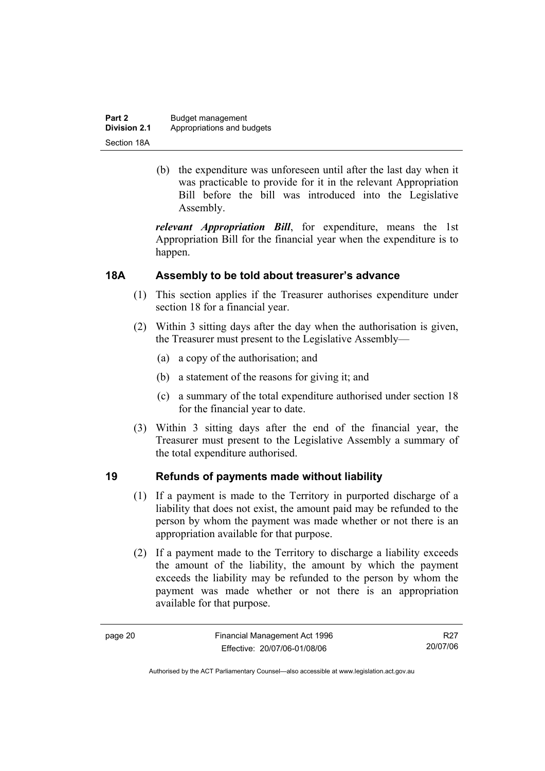(b) the expenditure was unforeseen until after the last day when it was practicable to provide for it in the relevant Appropriation Bill before the bill was introduced into the Legislative Assembly.

***relevant Appropriation Bill***, for expenditure, means the 1st Appropriation Bill for the financial year when the expenditure is to happen.

## 18A Assembly to be told about treasurer's advance

(1) This section applies if the Treasurer authorises expenditure under section 18 for a financial year.

(2) Within 3 sitting days after the day when the authorisation is given, the Treasurer must present to the Legislative Assembly—

(a) a copy of the authorisation; and

(b) a statement of the reasons for giving it; and

(c) a summary of the total expenditure authorised under section 18 for the financial year to date.

(3) Within 3 sitting days after the end of the financial year, the Treasurer must present to the Legislative Assembly a summary of the total expenditure authorised.

## 19 Refunds of payments made without liability

(1) If a payment is made to the Territory in purported discharge of a liability that does not exist, the amount paid may be refunded to the person by whom the payment was made whether or not there is an appropriation available for that purpose.

(2) If a payment made to the Territory to discharge a liability exceeds the amount of the liability, the amount by which the payment exceeds the liability may be refunded to the person by whom the payment was made whether or not there is an appropriation available for that purpose.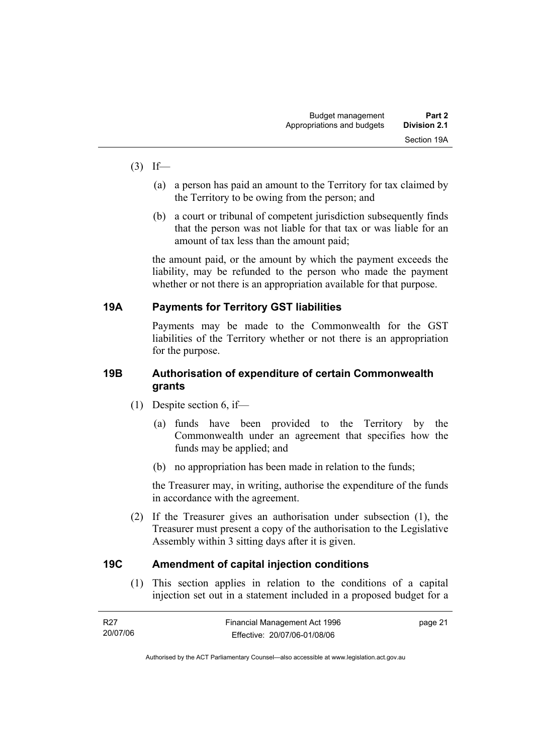(3) If—

(a) a person has paid an amount to the Territory for tax claimed by the Territory to be owing from the person; and

(b) a court or tribunal of competent jurisdiction subsequently finds that the person was not liable for that tax or was liable for an amount of tax less than the amount paid;

the amount paid, or the amount by which the payment exceeds the liability, may be refunded to the person who made the payment whether or not there is an appropriation available for that purpose.

### 19A Payments for Territory GST liabilities

Payments may be made to the Commonwealth for the GST liabilities of the Territory whether or not there is an appropriation for the purpose.

### 19B Authorisation of expenditure of certain Commonwealth grants

(1) Despite section 6, if—

(a) funds have been provided to the Territory by the Commonwealth under an agreement that specifies how the funds may be applied; and

(b) no appropriation has been made in relation to the funds;

the Treasurer may, in writing, authorise the expenditure of the funds in accordance with the agreement.

(2) If the Treasurer gives an authorisation under subsection (1), the Treasurer must present a copy of the authorisation to the Legislative Assembly within 3 sitting days after it is given.

### 19C Amendment of capital injection conditions

(1) This section applies in relation to the conditions of a capital injection set out in a statement included in a proposed budget for a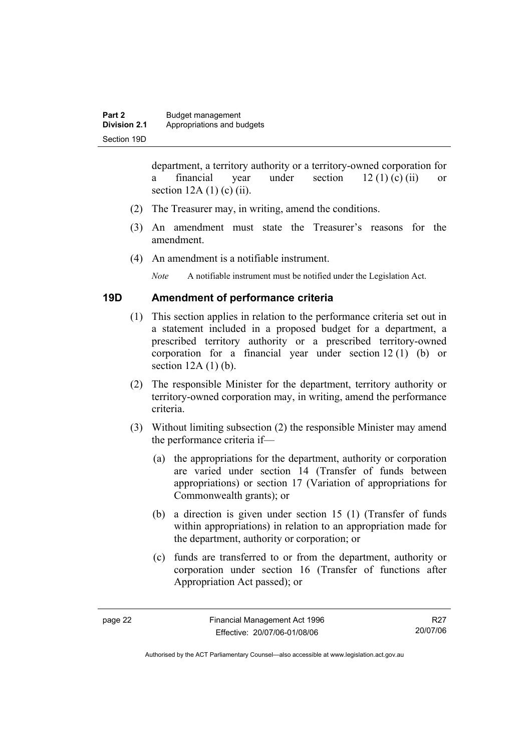department, a territory authority or a territory-owned corporation for a financial year under section 12 (1) (c) (ii) or section 12A (1) (c) (ii).

(2) The Treasurer may, in writing, amend the conditions.

(3) An amendment must state the Treasurer's reasons for the amendment.

(4) An amendment is a notifiable instrument.

*Note* A notifiable instrument must be notified under the Legislation Act.

## 19D Amendment of performance criteria

(1) This section applies in relation to the performance criteria set out in a statement included in a proposed budget for a department, a prescribed territory authority or a prescribed territory-owned corporation for a financial year under section 12 (1) (b) or section 12A (1) (b).

(2) The responsible Minister for the department, territory authority or territory-owned corporation may, in writing, amend the performance criteria.

(3) Without limiting subsection (2) the responsible Minister may amend the performance criteria if—

(a) the appropriations for the department, authority or corporation are varied under section 14 (Transfer of funds between appropriations) or section 17 (Variation of appropriations for Commonwealth grants); or

(b) a direction is given under section 15 (1) (Transfer of funds within appropriations) in relation to an appropriation made for the department, authority or corporation; or

(c) funds are transferred to or from the department, authority or corporation under section 16 (Transfer of functions after Appropriation Act passed); or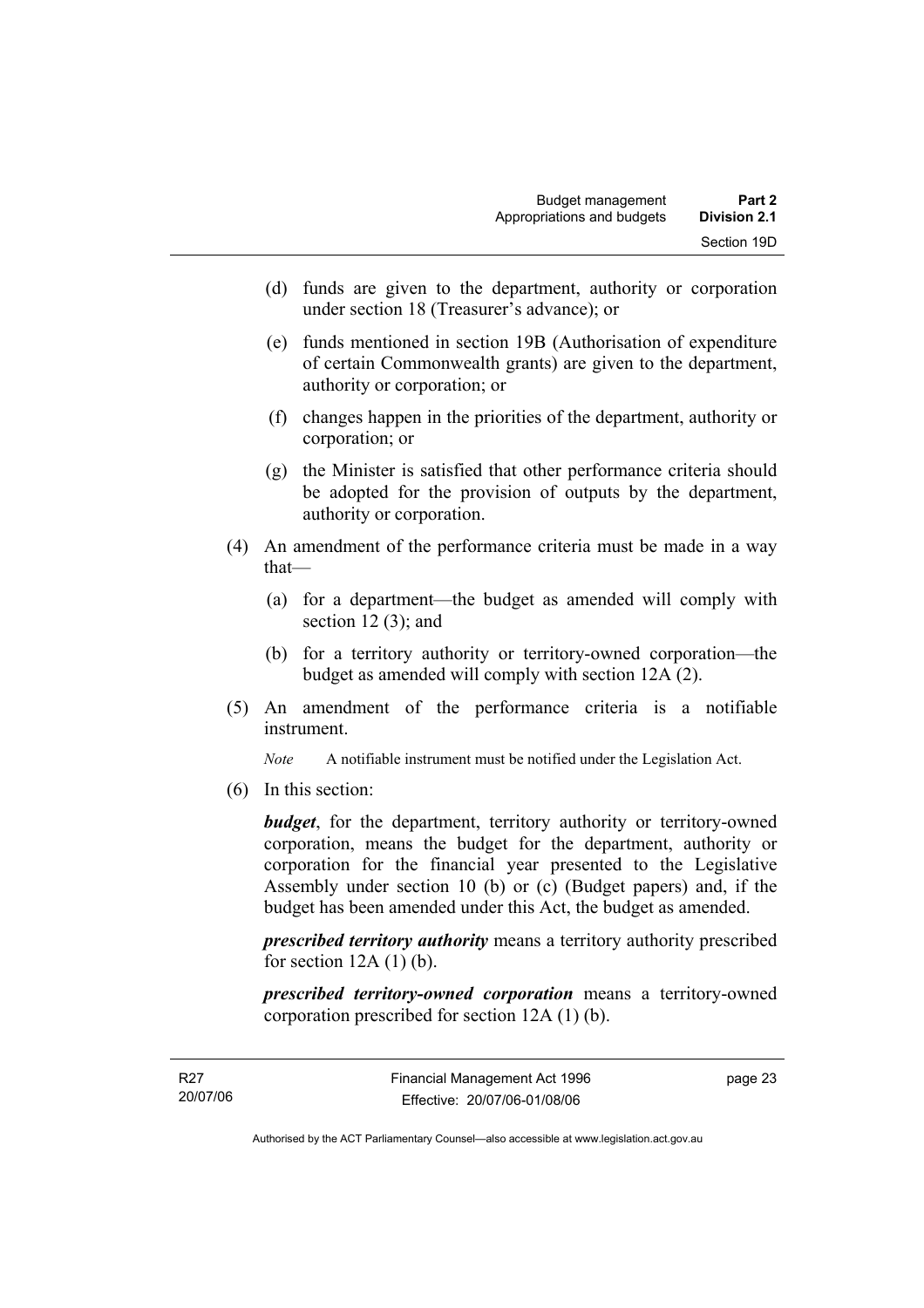(d) funds are given to the department, authority or corporation under section 18 (Treasurer's advance); or

(e) funds mentioned in section 19B (Authorisation of expenditure of certain Commonwealth grants) are given to the department, authority or corporation; or

(f) changes happen in the priorities of the department, authority or corporation; or

(g) the Minister is satisfied that other performance criteria should be adopted for the provision of outputs by the department, authority or corporation.

(4) An amendment of the performance criteria must be made in a way that—

(a) for a department—the budget as amended will comply with section 12 (3); and

(b) for a territory authority or territory-owned corporation—the budget as amended will comply with section 12A (2).

(5) An amendment of the performance criteria is a notifiable instrument.

*Note* A notifiable instrument must be notified under the Legislation Act.

(6) In this section:

***budget***, for the department, territory authority or territory-owned corporation, means the budget for the department, authority or corporation for the financial year presented to the Legislative Assembly under section 10 (b) or (c) (Budget papers) and, if the budget has been amended under this Act, the budget as amended.

***prescribed territory authority*** means a territory authority prescribed for section 12A (1) (b).

***prescribed territory-owned corporation*** means a territory-owned corporation prescribed for section 12A (1) (b).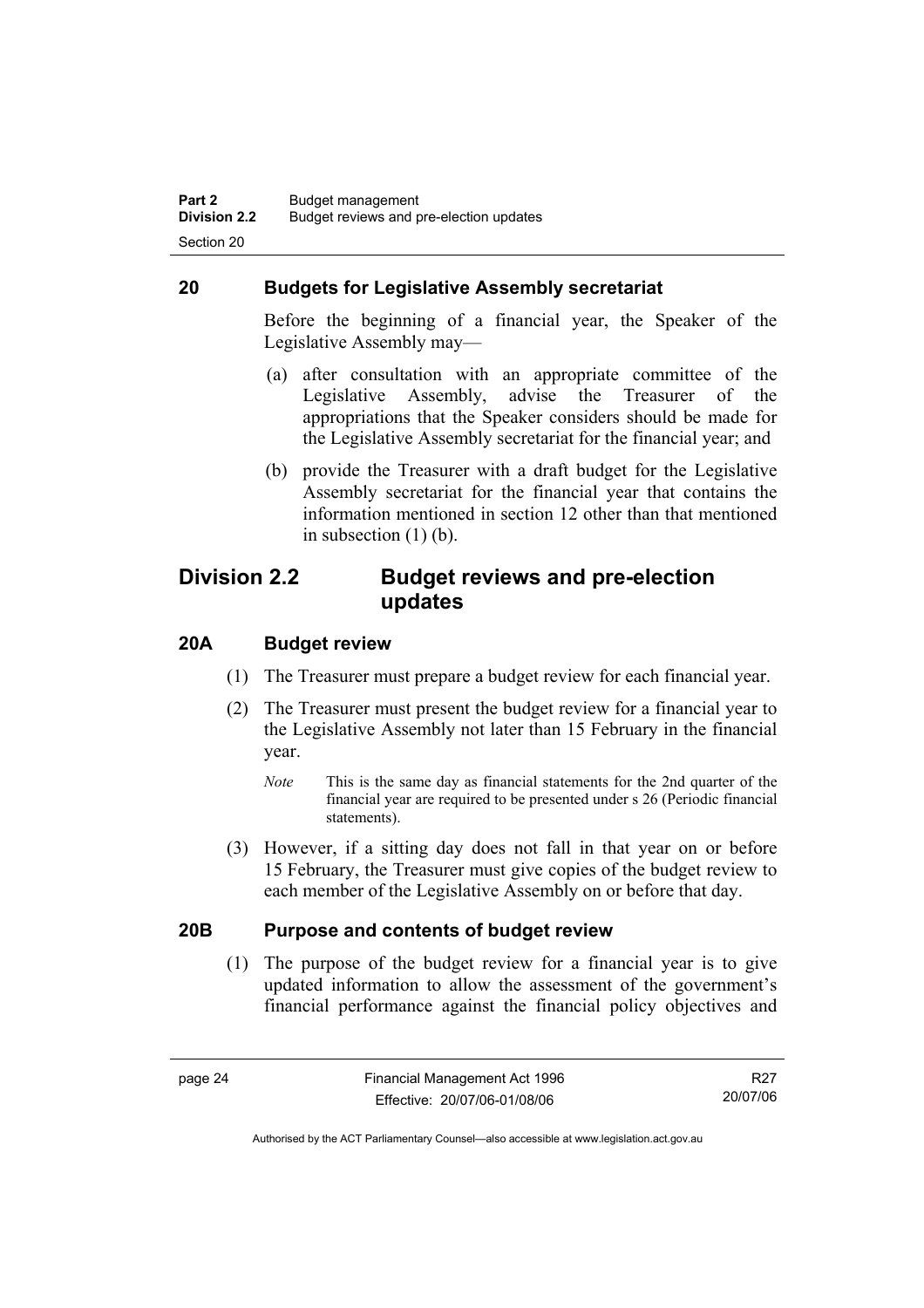## 20 Budgets for Legislative Assembly secretariat

Before the beginning of a financial year, the Speaker of the Legislative Assembly may—

(a) after consultation with an appropriate committee of the Legislative Assembly, advise the Treasurer of the appropriations that the Speaker considers should be made for the Legislative Assembly secretariat for the financial year; and

(b) provide the Treasurer with a draft budget for the Legislative Assembly secretariat for the financial year that contains the information mentioned in section 12 other than that mentioned in subsection (1) (b).

# Division 2.2 Budget reviews and pre-election updates

## 20A Budget review

(1) The Treasurer must prepare a budget review for each financial year.

(2) The Treasurer must present the budget review for a financial year to the Legislative Assembly not later than 15 February in the financial year.

*Note* This is the same day as financial statements for the 2nd quarter of the financial year are required to be presented under s 26 (Periodic financial statements).

(3) However, if a sitting day does not fall in that year on or before 15 February, the Treasurer must give copies of the budget review to each member of the Legislative Assembly on or before that day.

## 20B Purpose and contents of budget review

(1) The purpose of the budget review for a financial year is to give updated information to allow the assessment of the government's financial performance against the financial policy objectives and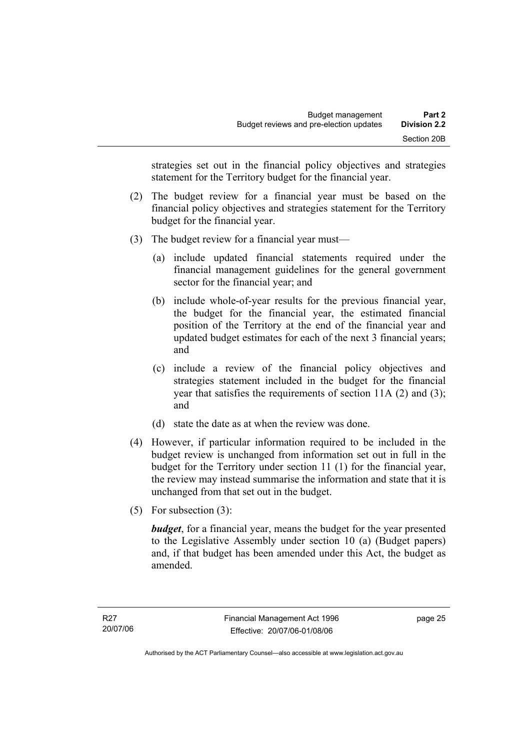strategies set out in the financial policy objectives and strategies statement for the Territory budget for the financial year.

(2) The budget review for a financial year must be based on the financial policy objectives and strategies statement for the Territory budget for the financial year.

(3) The budget review for a financial year must—

(a) include updated financial statements required under the financial management guidelines for the general government sector for the financial year; and

(b) include whole-of-year results for the previous financial year, the budget for the financial year, the estimated financial position of the Territory at the end of the financial year and updated budget estimates for each of the next 3 financial years; and

(c) include a review of the financial policy objectives and strategies statement included in the budget for the financial year that satisfies the requirements of section 11A (2) and (3); and

(d) state the date as at when the review was done.

(4) However, if particular information required to be included in the budget review is unchanged from information set out in full in the budget for the Territory under section 11 (1) for the financial year, the review may instead summarise the information and state that it is unchanged from that set out in the budget.

(5) For subsection (3):

***budget***, for a financial year, means the budget for the year presented to the Legislative Assembly under section 10 (a) (Budget papers) and, if that budget has been amended under this Act, the budget as amended.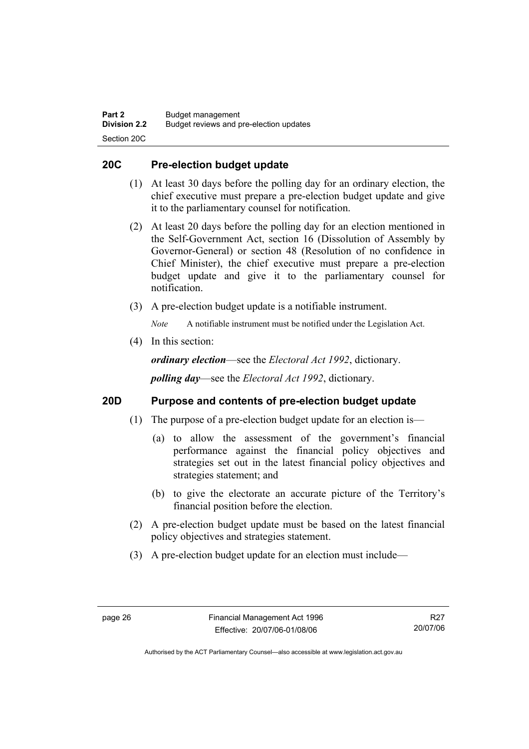## 20C Pre-election budget update

(1) At least 30 days before the polling day for an ordinary election, the chief executive must prepare a pre-election budget update and give it to the parliamentary counsel for notification.

(2) At least 20 days before the polling day for an election mentioned in the Self-Government Act, section 16 (Dissolution of Assembly by Governor-General) or section 48 (Resolution of no confidence in Chief Minister), the chief executive must prepare a pre-election budget update and give it to the parliamentary counsel for notification.

(3) A pre-election budget update is a notifiable instrument.

*Note* A notifiable instrument must be notified under the Legislation Act.

(4) In this section:

***ordinary election***—see the *Electoral Act 1992*, dictionary.

***polling day***—see the *Electoral Act 1992*, dictionary.

## 20D Purpose and contents of pre-election budget update

(1) The purpose of a pre-election budget update for an election is—

(a) to allow the assessment of the government's financial performance against the financial policy objectives and strategies set out in the latest financial policy objectives and strategies statement; and

(b) to give the electorate an accurate picture of the Territory's financial position before the election.

(2) A pre-election budget update must be based on the latest financial policy objectives and strategies statement.

(3) A pre-election budget update for an election must include—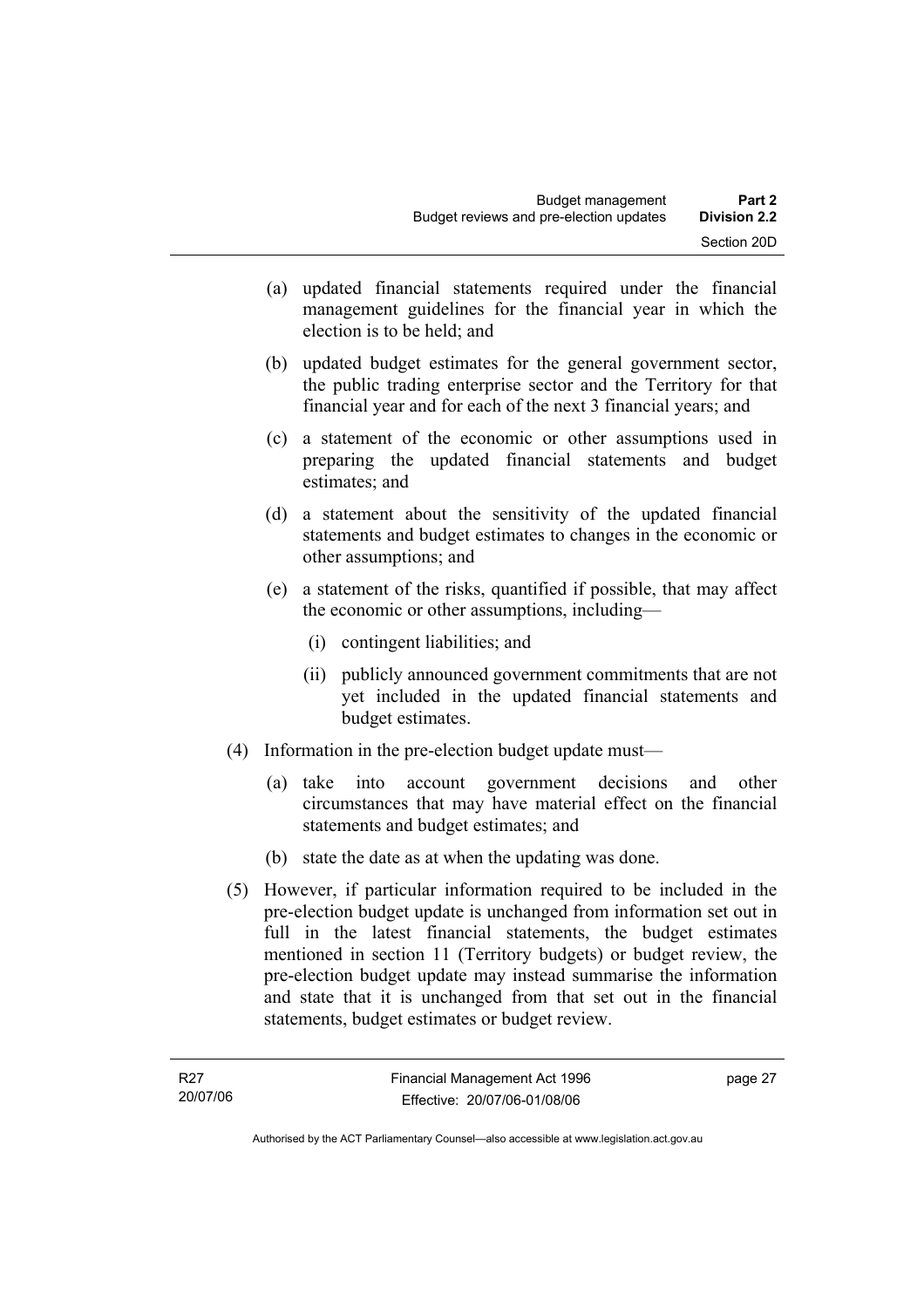(a) updated financial statements required under the financial management guidelines for the financial year in which the election is to be held; and

(b) updated budget estimates for the general government sector, the public trading enterprise sector and the Territory for that financial year and for each of the next 3 financial years; and

(c) a statement of the economic or other assumptions used in preparing the updated financial statements and budget estimates; and

(d) a statement about the sensitivity of the updated financial statements and budget estimates to changes in the economic or other assumptions; and

(e) a statement of the risks, quantified if possible, that may affect the economic or other assumptions, including—

  (i) contingent liabilities; and

  (ii) publicly announced government commitments that are not yet included in the updated financial statements and budget estimates.

(4) Information in the pre-election budget update must—

(a) take into account government decisions and other circumstances that may have material effect on the financial statements and budget estimates; and

(b) state the date as at when the updating was done.

(5) However, if particular information required to be included in the pre-election budget update is unchanged from information set out in full in the latest financial statements, the budget estimates mentioned in section 11 (Territory budgets) or budget review, the pre-election budget update may instead summarise the information and state that it is unchanged from that set out in the financial statements, budget estimates or budget review.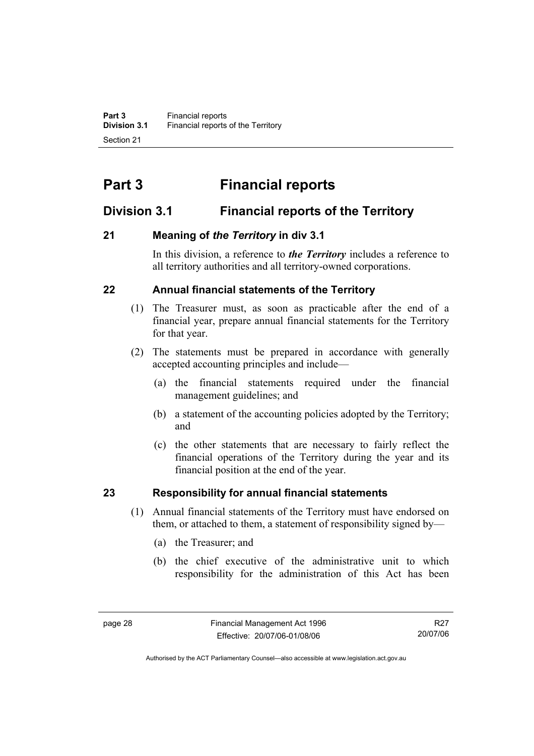# Part 3 Financial reports

## Division 3.1 Financial reports of the Territory

### 21 Meaning of *the Territory* in div 3.1

In this division, a reference to ***the Territory*** includes a reference to all territory authorities and all territory-owned corporations.

### 22 Annual financial statements of the Territory

(1) The Treasurer must, as soon as practicable after the end of a financial year, prepare annual financial statements for the Territory for that year.

(2) The statements must be prepared in accordance with generally accepted accounting principles and include—

(a) the financial statements required under the financial management guidelines; and

(b) a statement of the accounting policies adopted by the Territory; and

(c) the other statements that are necessary to fairly reflect the financial operations of the Territory during the year and its financial position at the end of the year.

### 23 Responsibility for annual financial statements

(1) Annual financial statements of the Territory must have endorsed on them, or attached to them, a statement of responsibility signed by—

(a) the Treasurer; and

(b) the chief executive of the administrative unit to which responsibility for the administration of this Act has been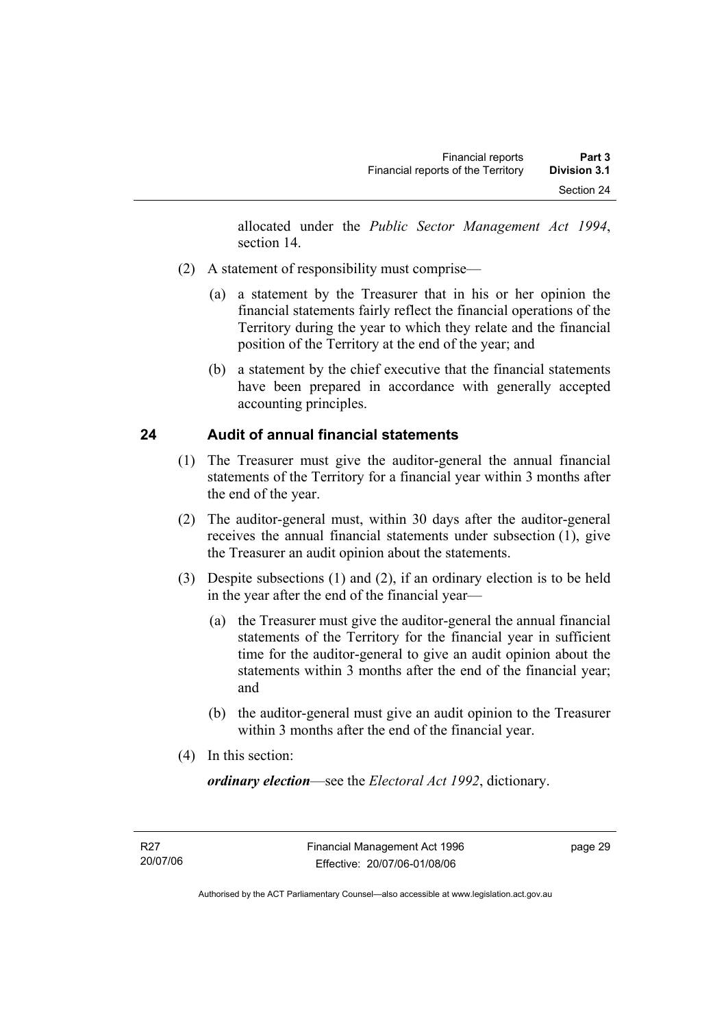allocated under the *Public Sector Management Act 1994*, section 14.

(2) A statement of responsibility must comprise—

(a) a statement by the Treasurer that in his or her opinion the financial statements fairly reflect the financial operations of the Territory during the year to which they relate and the financial position of the Territory at the end of the year; and

(b) a statement by the chief executive that the financial statements have been prepared in accordance with generally accepted accounting principles.

## 24 Audit of annual financial statements

(1) The Treasurer must give the auditor-general the annual financial statements of the Territory for a financial year within 3 months after the end of the year.

(2) The auditor-general must, within 30 days after the auditor-general receives the annual financial statements under subsection (1), give the Treasurer an audit opinion about the statements.

(3) Despite subsections (1) and (2), if an ordinary election is to be held in the year after the end of the financial year—

(a) the Treasurer must give the auditor-general the annual financial statements of the Territory for the financial year in sufficient time for the auditor-general to give an audit opinion about the statements within 3 months after the end of the financial year; and

(b) the auditor-general must give an audit opinion to the Treasurer within 3 months after the end of the financial year.

(4) In this section:

***ordinary election***—see the *Electoral Act 1992*, dictionary.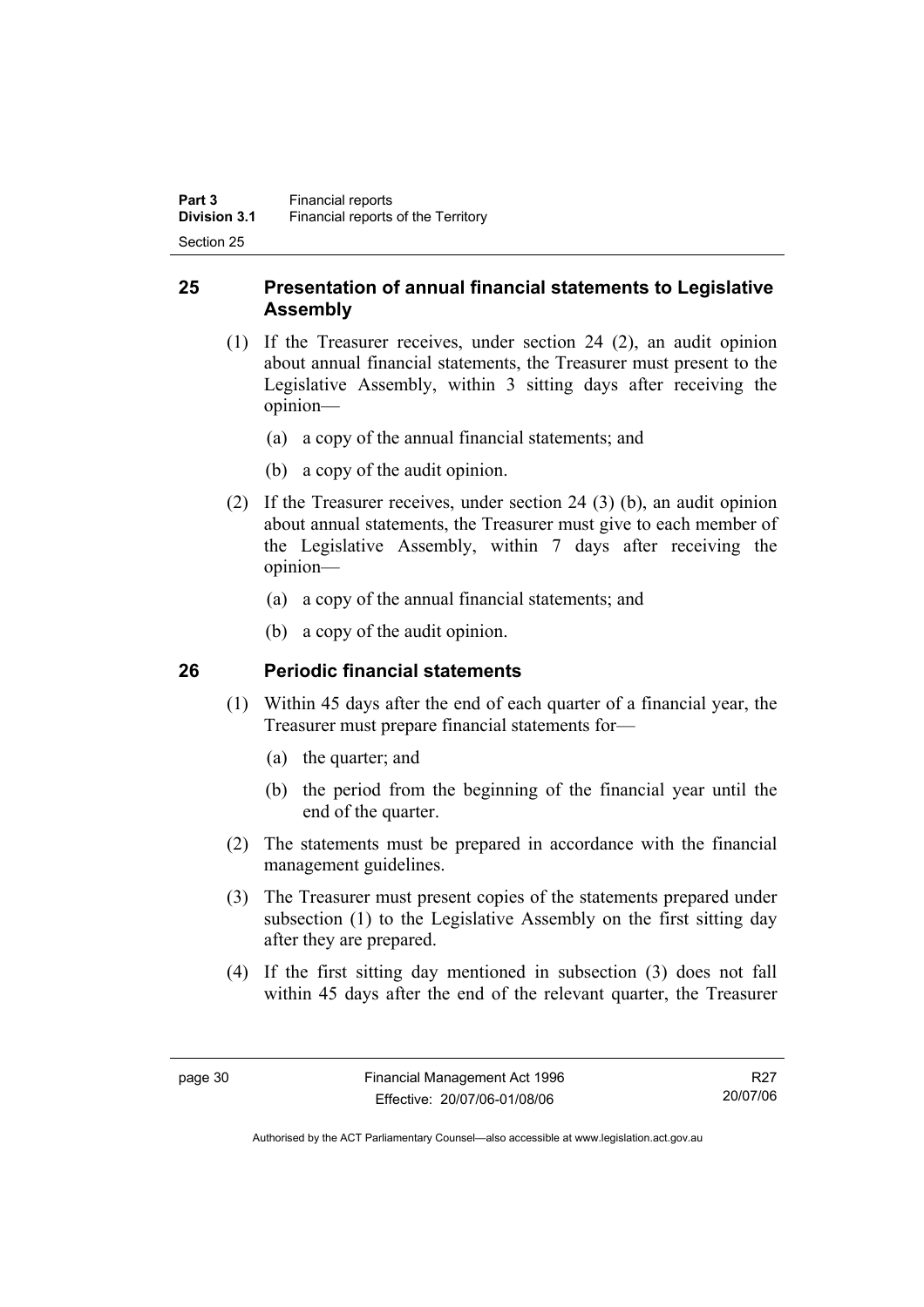## 25 Presentation of annual financial statements to Legislative Assembly

(1) If the Treasurer receives, under section 24 (2), an audit opinion about annual financial statements, the Treasurer must present to the Legislative Assembly, within 3 sitting days after receiving the opinion—

(a) a copy of the annual financial statements; and

(b) a copy of the audit opinion.

(2) If the Treasurer receives, under section 24 (3) (b), an audit opinion about annual statements, the Treasurer must give to each member of the Legislative Assembly, within 7 days after receiving the opinion—

(a) a copy of the annual financial statements; and

(b) a copy of the audit opinion.

## 26 Periodic financial statements

(1) Within 45 days after the end of each quarter of a financial year, the Treasurer must prepare financial statements for—

(a) the quarter; and

(b) the period from the beginning of the financial year until the end of the quarter.

(2) The statements must be prepared in accordance with the financial management guidelines.

(3) The Treasurer must present copies of the statements prepared under subsection (1) to the Legislative Assembly on the first sitting day after they are prepared.

(4) If the first sitting day mentioned in subsection (3) does not fall within 45 days after the end of the relevant quarter, the Treasurer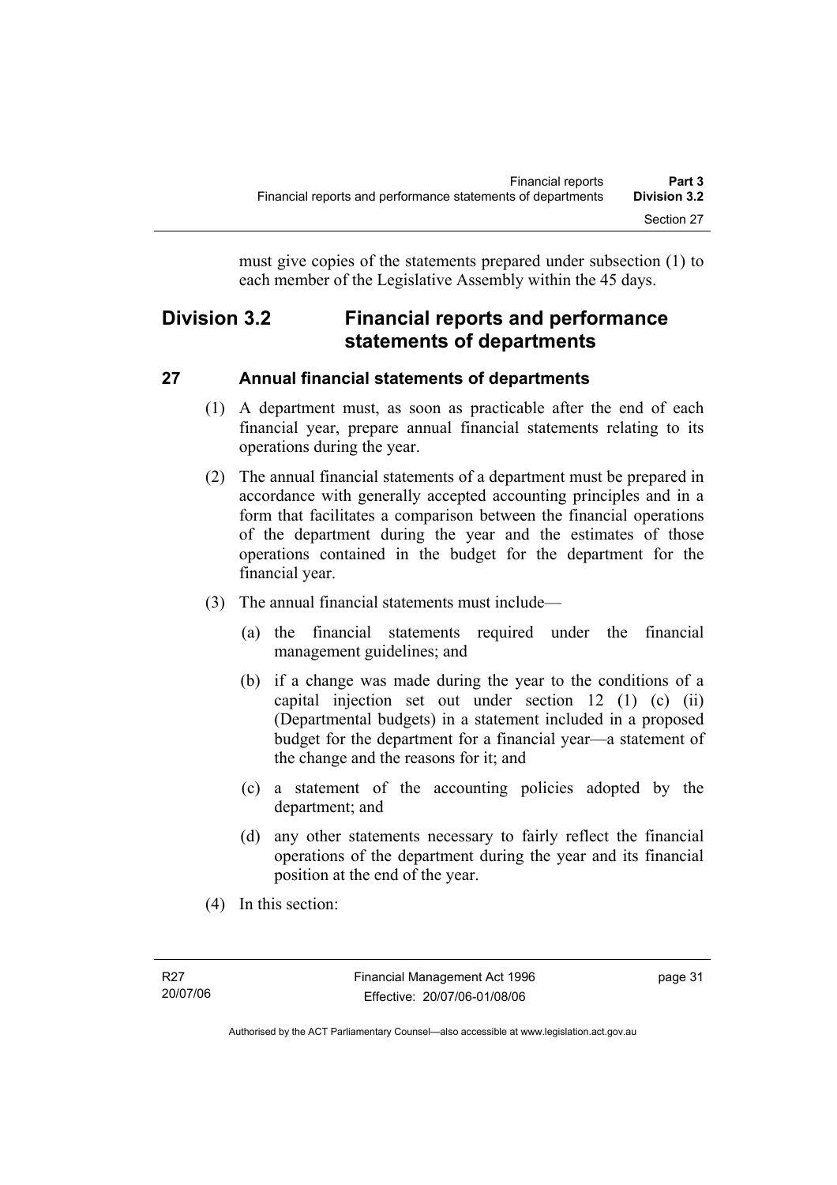must give copies of the statements prepared under subsection (1) to each member of the Legislative Assembly within the 45 days.

## Division 3.2 Financial reports and performance statements of departments

### 27 Annual financial statements of departments

(1) A department must, as soon as practicable after the end of each financial year, prepare annual financial statements relating to its operations during the year.

(2) The annual financial statements of a department must be prepared in accordance with generally accepted accounting principles and in a form that facilitates a comparison between the financial operations of the department during the year and the estimates of those operations contained in the budget for the department for the financial year.

(3) The annual financial statements must include—

(a) the financial statements required under the financial management guidelines; and

(b) if a change was made during the year to the conditions of a capital injection set out under section 12 (1) (c) (ii) (Departmental budgets) in a statement included in a proposed budget for the department for a financial year—a statement of the change and the reasons for it; and

(c) a statement of the accounting policies adopted by the department; and

(d) any other statements necessary to fairly reflect the financial operations of the department during the year and its financial position at the end of the year.

(4) In this section: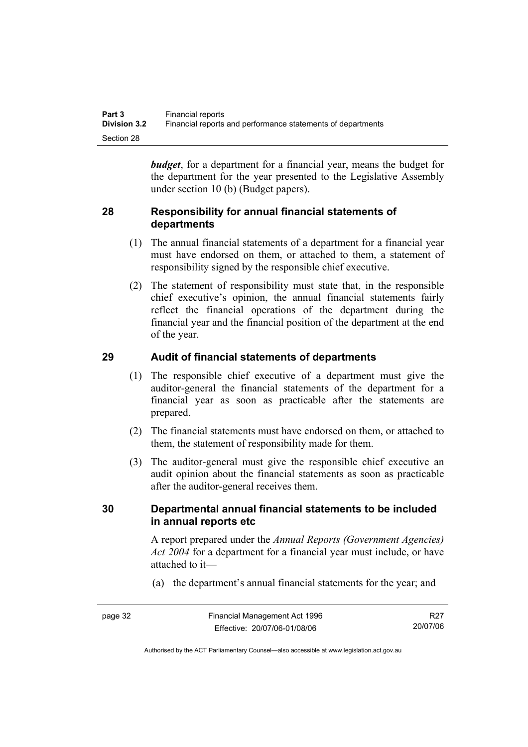***budget***, for a department for a financial year, means the budget for the department for the year presented to the Legislative Assembly under section 10 (b) (Budget papers).

## 28 Responsibility for annual financial statements of departments

(1) The annual financial statements of a department for a financial year must have endorsed on them, or attached to them, a statement of responsibility signed by the responsible chief executive.

(2) The statement of responsibility must state that, in the responsible chief executive's opinion, the annual financial statements fairly reflect the financial operations of the department during the financial year and the financial position of the department at the end of the year.

## 29 Audit of financial statements of departments

(1) The responsible chief executive of a department must give the auditor-general the financial statements of the department for a financial year as soon as practicable after the statements are prepared.

(2) The financial statements must have endorsed on them, or attached to them, the statement of responsibility made for them.

(3) The auditor-general must give the responsible chief executive an audit opinion about the financial statements as soon as practicable after the auditor-general receives them.

## 30 Departmental annual financial statements to be included in annual reports etc

A report prepared under the *Annual Reports (Government Agencies) Act 2004* for a department for a financial year must include, or have attached to it—

(a) the department's annual financial statements for the year; and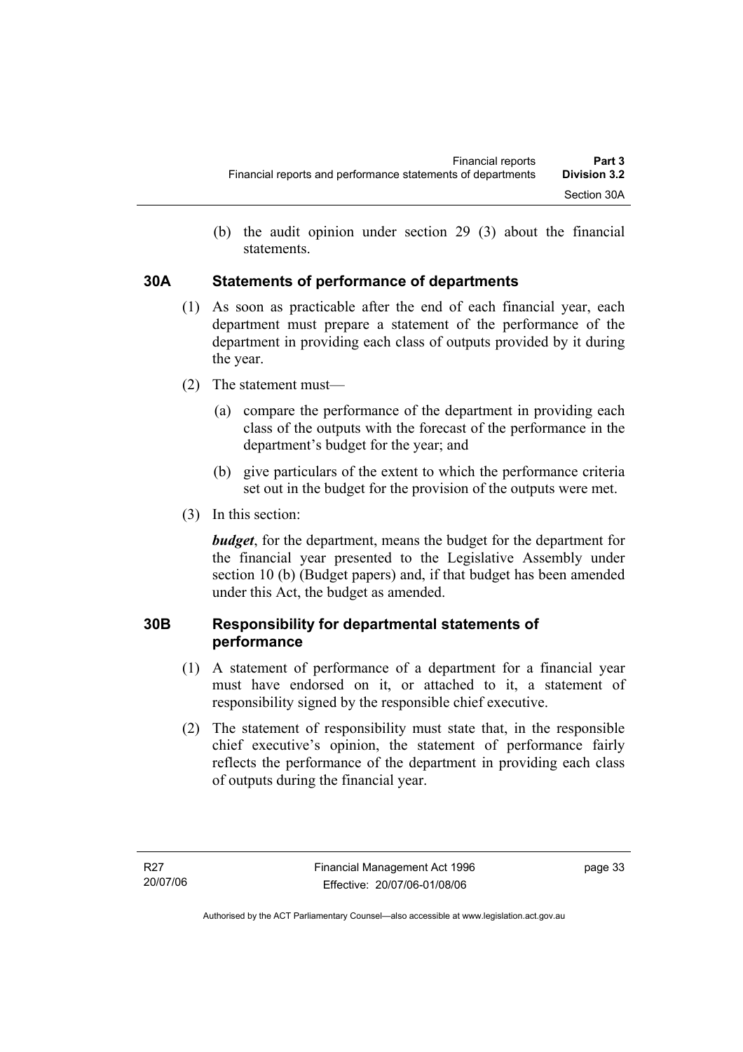(b) the audit opinion under section 29 (3) about the financial statements.

## 30A Statements of performance of departments

(1) As soon as practicable after the end of each financial year, each department must prepare a statement of the performance of the department in providing each class of outputs provided by it during the year.

(2) The statement must—

(a) compare the performance of the department in providing each class of the outputs with the forecast of the performance in the department's budget for the year; and

(b) give particulars of the extent to which the performance criteria set out in the budget for the provision of the outputs were met.

(3) In this section:

***budget***, for the department, means the budget for the department for the financial year presented to the Legislative Assembly under section 10 (b) (Budget papers) and, if that budget has been amended under this Act, the budget as amended.

## 30B Responsibility for departmental statements of performance

(1) A statement of performance of a department for a financial year must have endorsed on it, or attached to it, a statement of responsibility signed by the responsible chief executive.

(2) The statement of responsibility must state that, in the responsible chief executive's opinion, the statement of performance fairly reflects the performance of the department in providing each class of outputs during the financial year.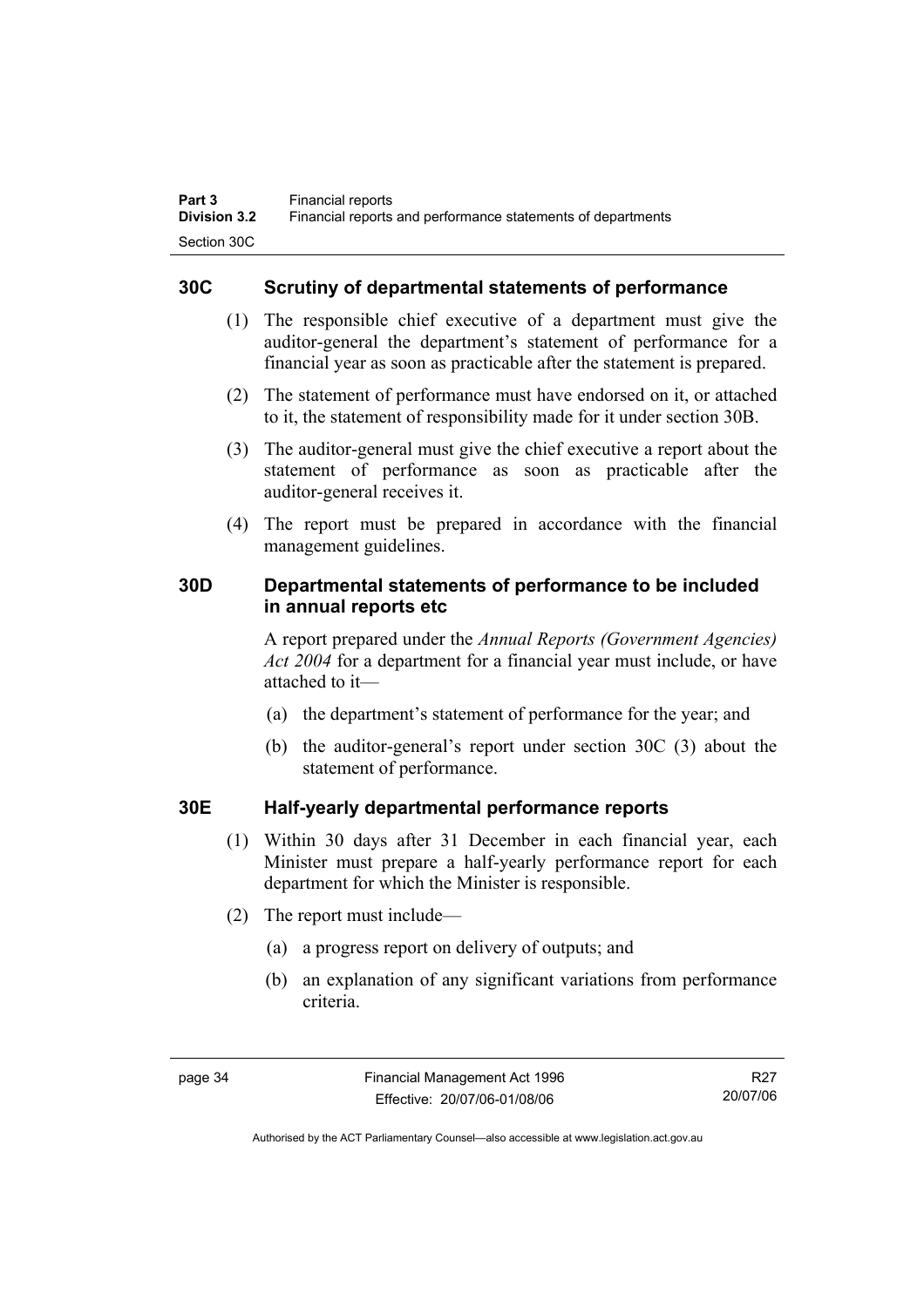## 30C Scrutiny of departmental statements of performance

(1) The responsible chief executive of a department must give the auditor-general the department's statement of performance for a financial year as soon as practicable after the statement is prepared.

(2) The statement of performance must have endorsed on it, or attached to it, the statement of responsibility made for it under section 30B.

(3) The auditor-general must give the chief executive a report about the statement of performance as soon as practicable after the auditor-general receives it.

(4) The report must be prepared in accordance with the financial management guidelines.

## 30D Departmental statements of performance to be included in annual reports etc

A report prepared under the *Annual Reports (Government Agencies) Act 2004* for a department for a financial year must include, or have attached to it—

(a) the department's statement of performance for the year; and

(b) the auditor-general's report under section 30C (3) about the statement of performance.

## 30E Half-yearly departmental performance reports

(1) Within 30 days after 31 December in each financial year, each Minister must prepare a half-yearly performance report for each department for which the Minister is responsible.

(2) The report must include—

(a) a progress report on delivery of outputs; and

(b) an explanation of any significant variations from performance criteria.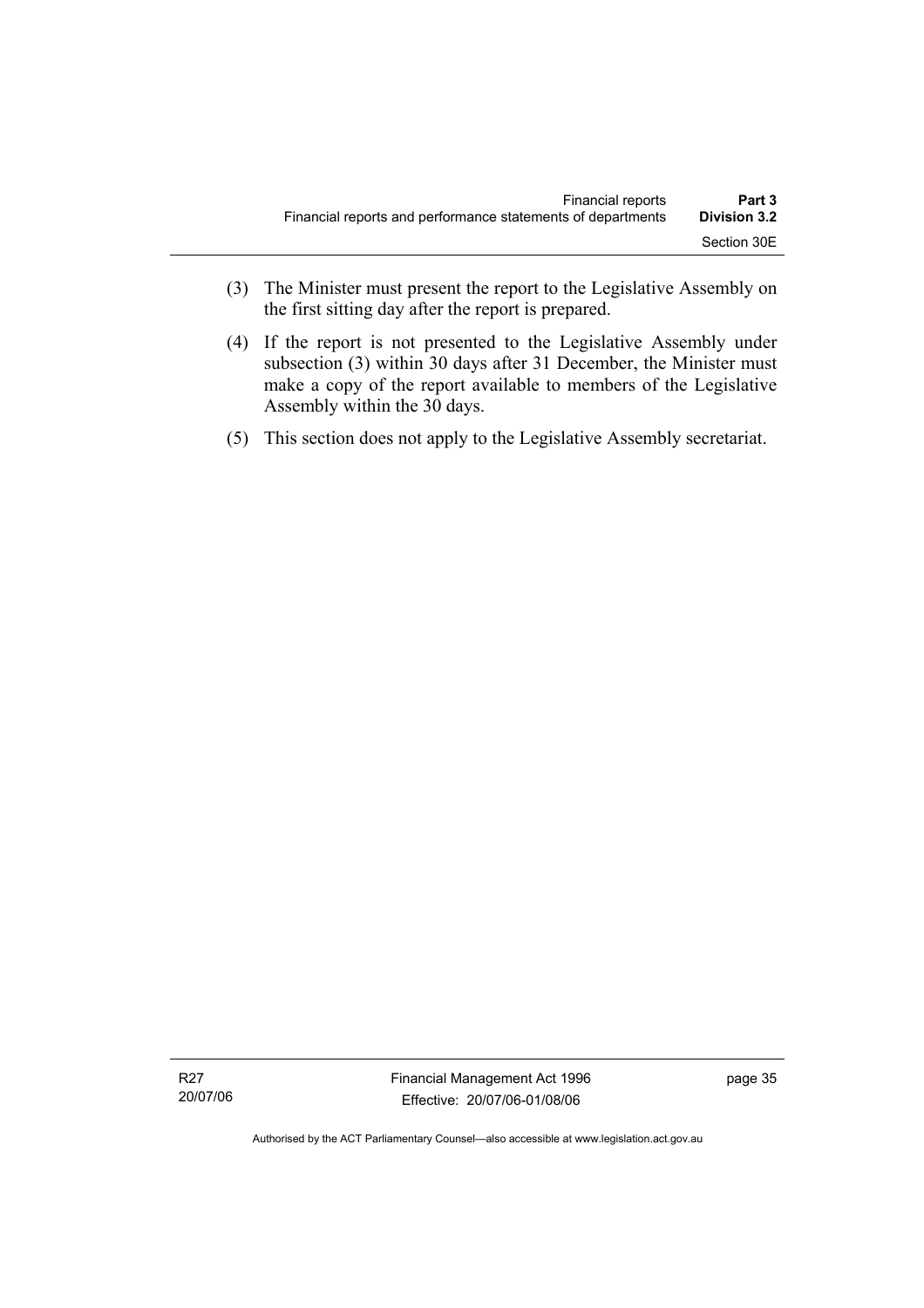(3) The Minister must present the report to the Legislative Assembly on the first sitting day after the report is prepared.

(4) If the report is not presented to the Legislative Assembly under subsection (3) within 30 days after 31 December, the Minister must make a copy of the report available to members of the Legislative Assembly within the 30 days.

(5) This section does not apply to the Legislative Assembly secretariat.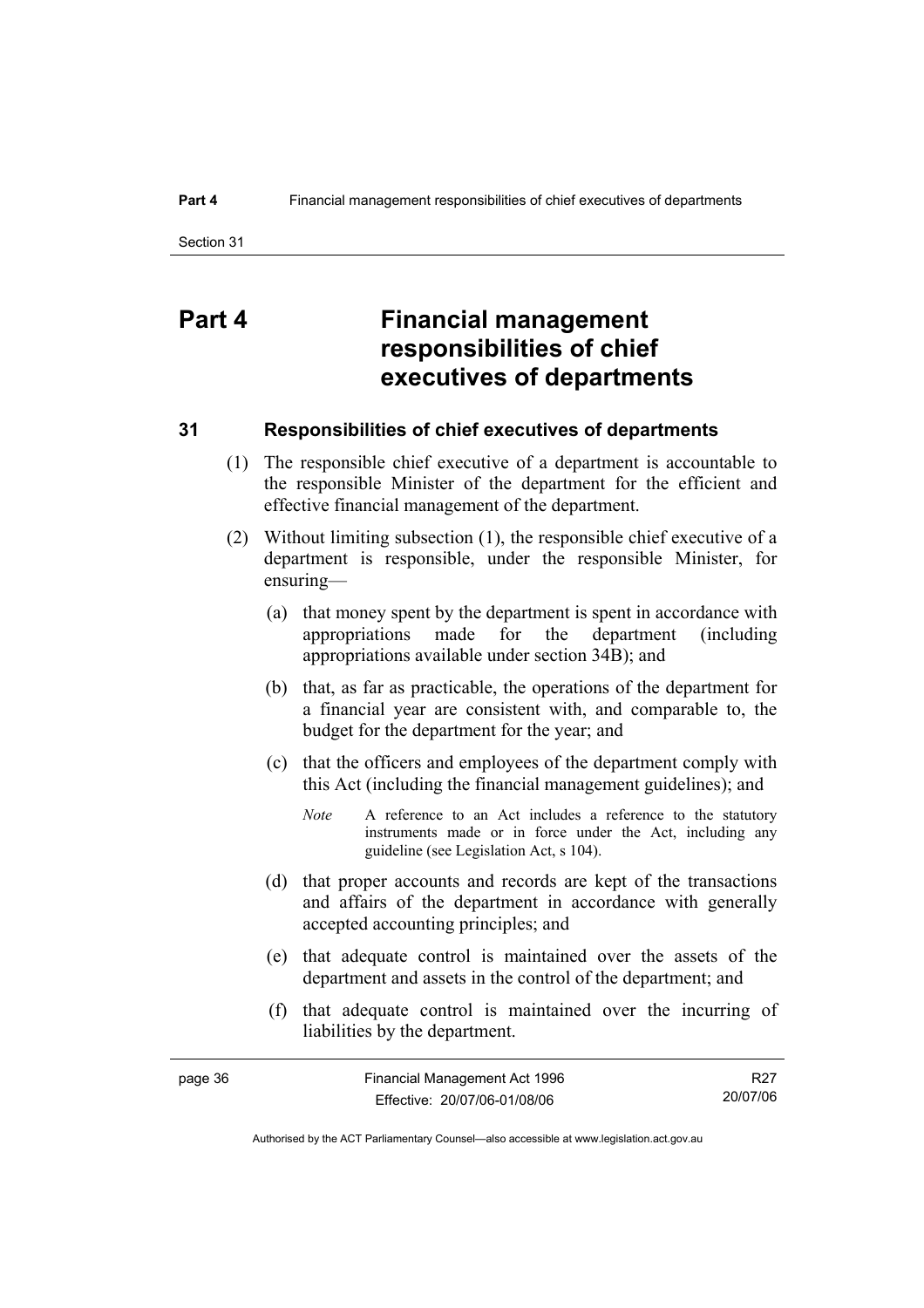# Part 4 Financial management responsibilities of chief executives of departments

## 31 Responsibilities of chief executives of departments

(1) The responsible chief executive of a department is accountable to the responsible Minister of the department for the efficient and effective financial management of the department.

(2) Without limiting subsection (1), the responsible chief executive of a department is responsible, under the responsible Minister, for ensuring—

(a) that money spent by the department is spent in accordance with appropriations made for the department (including appropriations available under section 34B); and

(b) that, as far as practicable, the operations of the department for a financial year are consistent with, and comparable to, the budget for the department for the year; and

(c) that the officers and employees of the department comply with this Act (including the financial management guidelines); and

*Note* A reference to an Act includes a reference to the statutory instruments made or in force under the Act, including any guideline (see Legislation Act, s 104).

(d) that proper accounts and records are kept of the transactions and affairs of the department in accordance with generally accepted accounting principles; and

(e) that adequate control is maintained over the assets of the department and assets in the control of the department; and

(f) that adequate control is maintained over the incurring of liabilities by the department.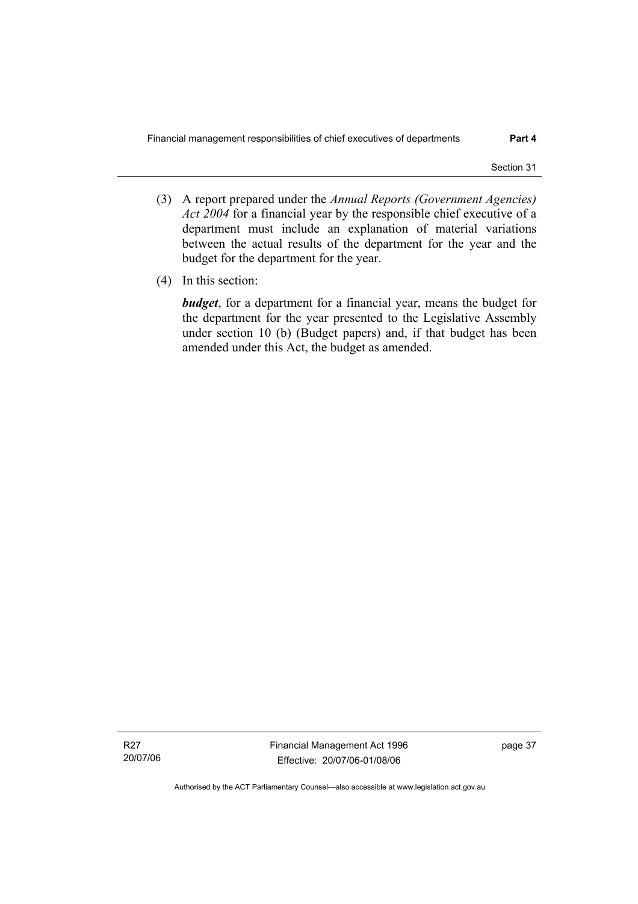(3) A report prepared under the *Annual Reports (Government Agencies) Act 2004* for a financial year by the responsible chief executive of a department must include an explanation of material variations between the actual results of the department for the year and the budget for the department for the year.

(4) In this section:

***budget***, for a department for a financial year, means the budget for the department for the year presented to the Legislative Assembly under section 10 (b) (Budget papers) and, if that budget has been amended under this Act, the budget as amended.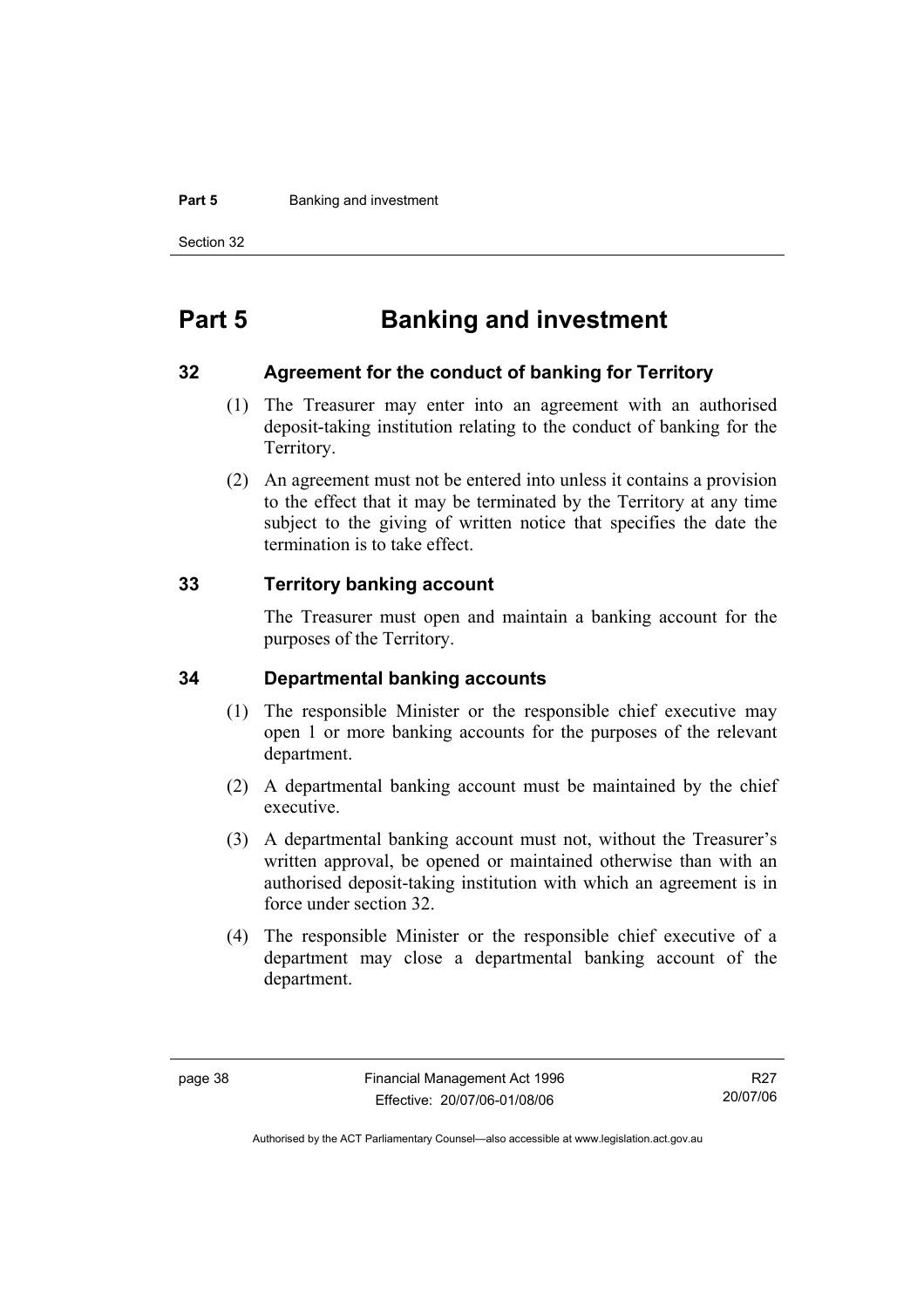# Part 5 Banking and investment

## 32 Agreement for the conduct of banking for Territory

(1) The Treasurer may enter into an agreement with an authorised deposit-taking institution relating to the conduct of banking for the Territory.

(2) An agreement must not be entered into unless it contains a provision to the effect that it may be terminated by the Territory at any time subject to the giving of written notice that specifies the date the termination is to take effect.

## 33 Territory banking account

The Treasurer must open and maintain a banking account for the purposes of the Territory.

## 34 Departmental banking accounts

(1) The responsible Minister or the responsible chief executive may open 1 or more banking accounts for the purposes of the relevant department.

(2) A departmental banking account must be maintained by the chief executive.

(3) A departmental banking account must not, without the Treasurer's written approval, be opened or maintained otherwise than with an authorised deposit-taking institution with which an agreement is in force under section 32.

(4) The responsible Minister or the responsible chief executive of a department may close a departmental banking account of the department.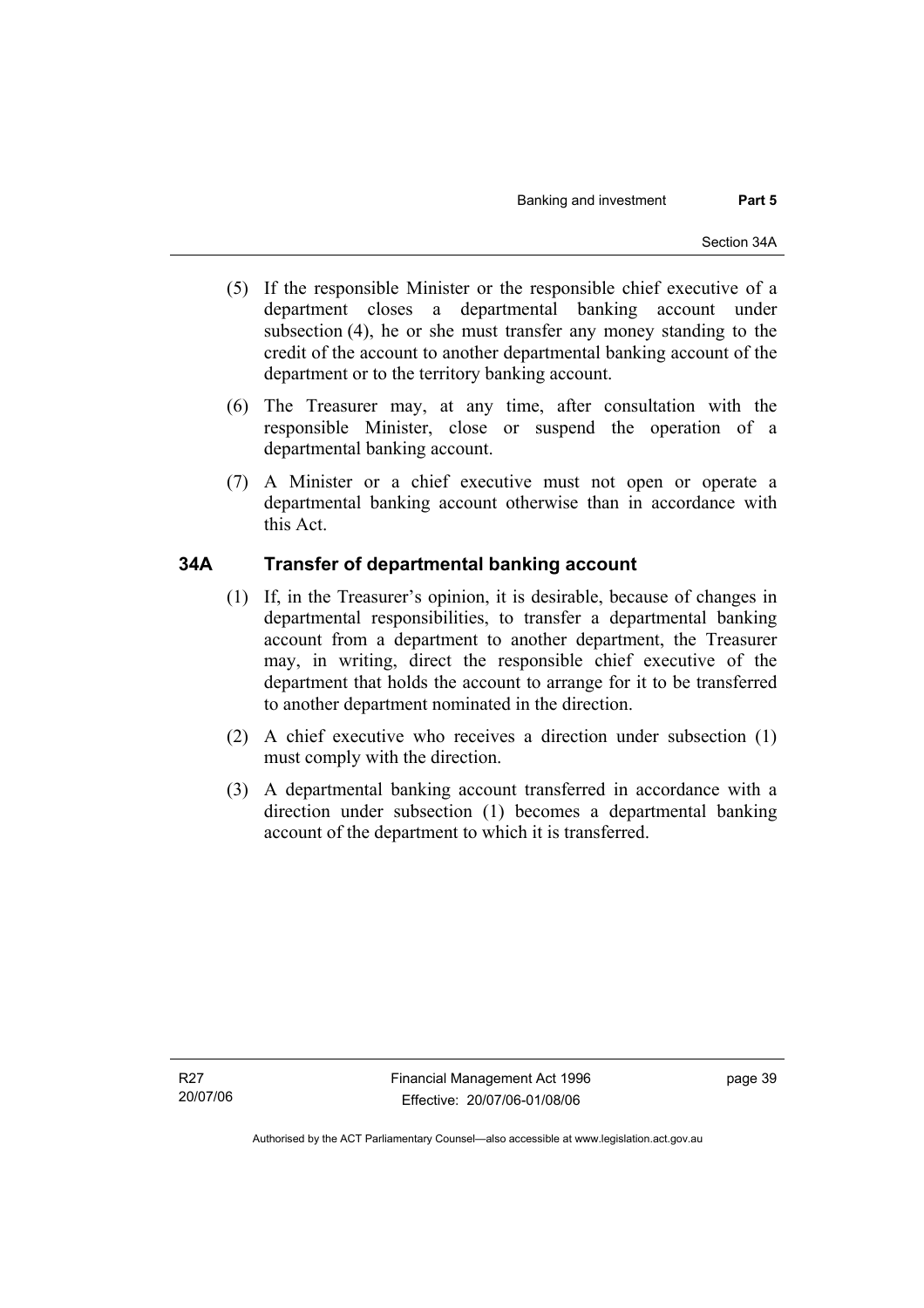(5) If the responsible Minister or the responsible chief executive of a department closes a departmental banking account under subsection (4), he or she must transfer any money standing to the credit of the account to another departmental banking account of the department or to the territory banking account.

(6) The Treasurer may, at any time, after consultation with the responsible Minister, close or suspend the operation of a departmental banking account.

(7) A Minister or a chief executive must not open or operate a departmental banking account otherwise than in accordance with this Act.

## 34A Transfer of departmental banking account

(1) If, in the Treasurer's opinion, it is desirable, because of changes in departmental responsibilities, to transfer a departmental banking account from a department to another department, the Treasurer may, in writing, direct the responsible chief executive of the department that holds the account to arrange for it to be transferred to another department nominated in the direction.

(2) A chief executive who receives a direction under subsection (1) must comply with the direction.

(3) A departmental banking account transferred in accordance with a direction under subsection (1) becomes a departmental banking account of the department to which it is transferred.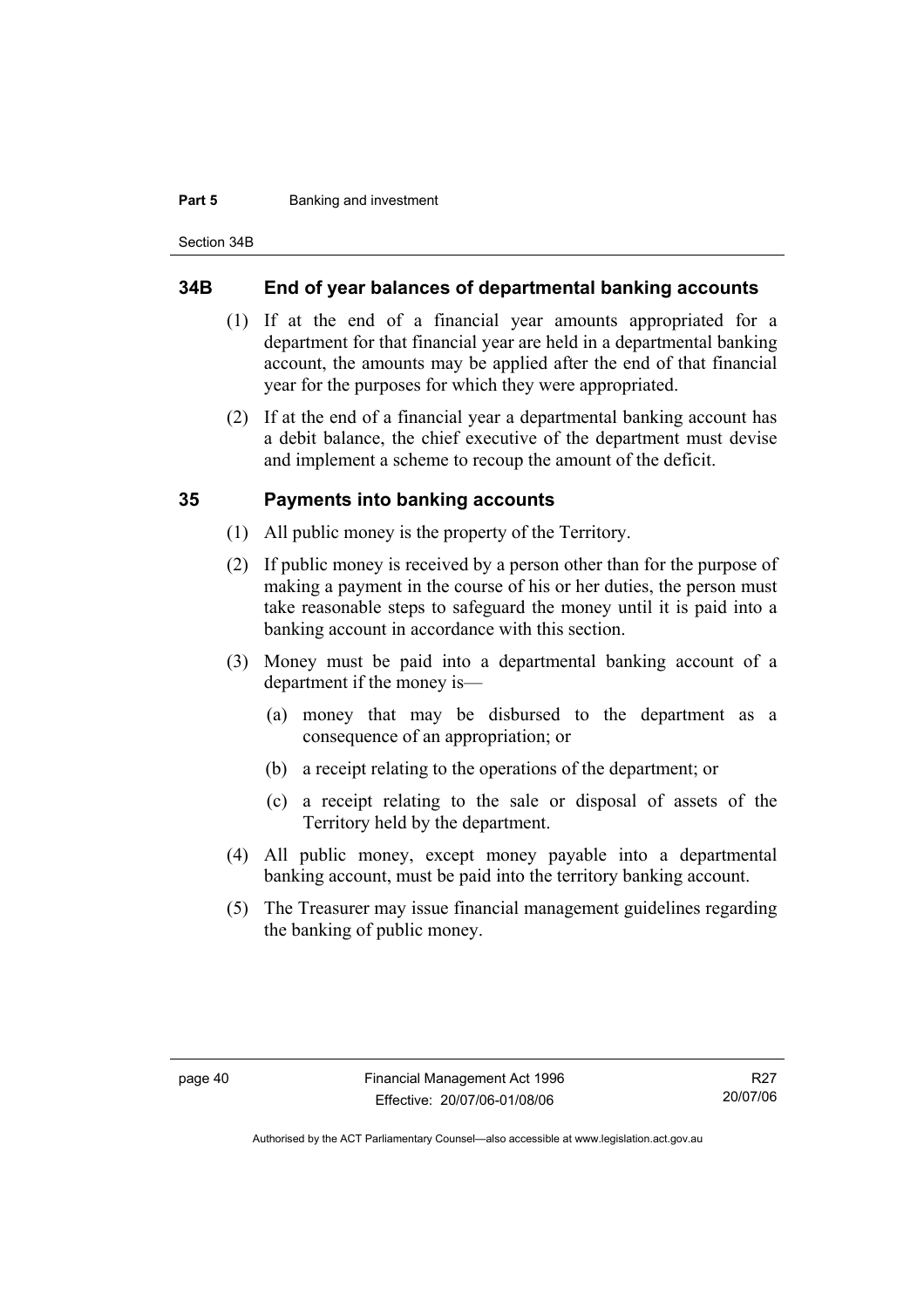## 34B End of year balances of departmental banking accounts

(1) If at the end of a financial year amounts appropriated for a department for that financial year are held in a departmental banking account, the amounts may be applied after the end of that financial year for the purposes for which they were appropriated.

(2) If at the end of a financial year a departmental banking account has a debit balance, the chief executive of the department must devise and implement a scheme to recoup the amount of the deficit.

## 35 Payments into banking accounts

(1) All public money is the property of the Territory.

(2) If public money is received by a person other than for the purpose of making a payment in the course of his or her duties, the person must take reasonable steps to safeguard the money until it is paid into a banking account in accordance with this section.

(3) Money must be paid into a departmental banking account of a department if the money is—

(a) money that may be disbursed to the department as a consequence of an appropriation; or

(b) a receipt relating to the operations of the department; or

(c) a receipt relating to the sale or disposal of assets of the Territory held by the department.

(4) All public money, except money payable into a departmental banking account, must be paid into the territory banking account.

(5) The Treasurer may issue financial management guidelines regarding the banking of public money.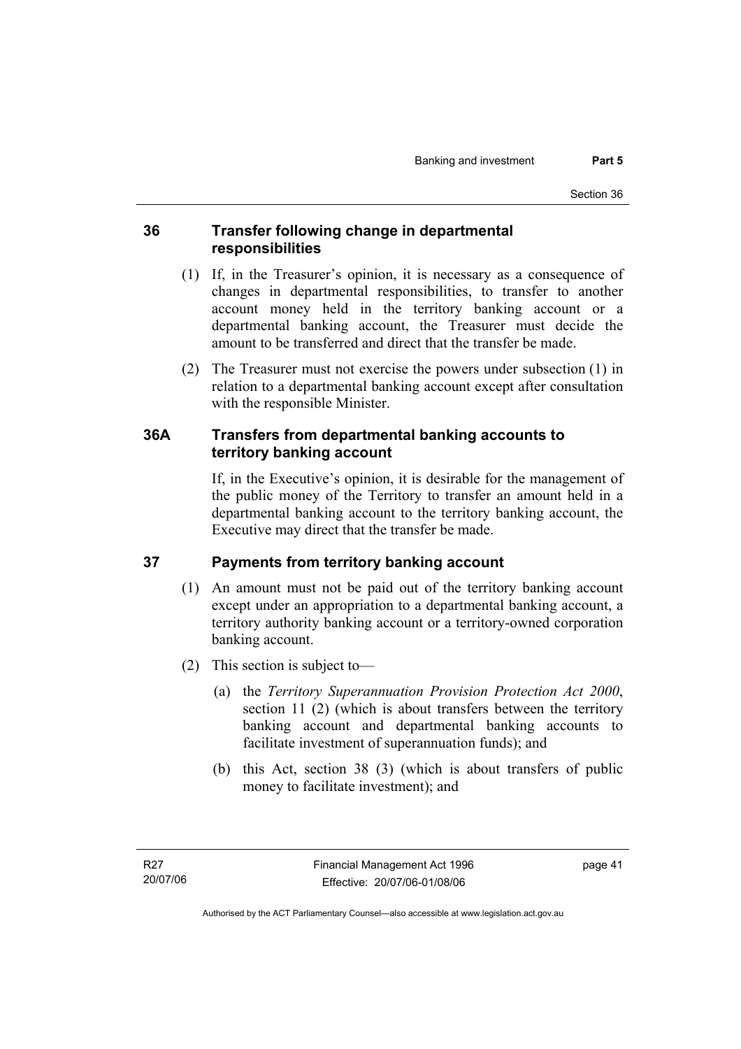## 36 Transfer following change in departmental responsibilities

(1) If, in the Treasurer's opinion, it is necessary as a consequence of changes in departmental responsibilities, to transfer to another account money held in the territory banking account or a departmental banking account, the Treasurer must decide the amount to be transferred and direct that the transfer be made.

(2) The Treasurer must not exercise the powers under subsection (1) in relation to a departmental banking account except after consultation with the responsible Minister.

## 36A Transfers from departmental banking accounts to territory banking account

If, in the Executive's opinion, it is desirable for the management of the public money of the Territory to transfer an amount held in a departmental banking account to the territory banking account, the Executive may direct that the transfer be made.

## 37 Payments from territory banking account

(1) An amount must not be paid out of the territory banking account except under an appropriation to a departmental banking account, a territory authority banking account or a territory-owned corporation banking account.

(2) This section is subject to—

(a) the *Territory Superannuation Provision Protection Act 2000*, section 11 (2) (which is about transfers between the territory banking account and departmental banking accounts to facilitate investment of superannuation funds); and

(b) this Act, section 38 (3) (which is about transfers of public money to facilitate investment); and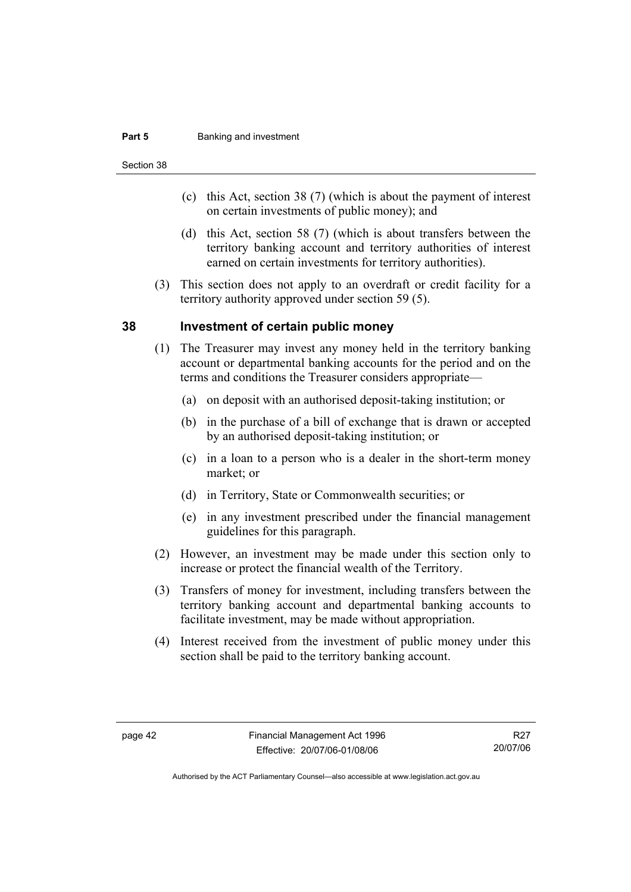(c) this Act, section 38 (7) (which is about the payment of interest on certain investments of public money); and

(d) this Act, section 58 (7) (which is about transfers between the territory banking account and territory authorities of interest earned on certain investments for territory authorities).

(3) This section does not apply to an overdraft or credit facility for a territory authority approved under section 59 (5).

## 38 Investment of certain public money

(1) The Treasurer may invest any money held in the territory banking account or departmental banking accounts for the period and on the terms and conditions the Treasurer considers appropriate—

(a) on deposit with an authorised deposit-taking institution; or

(b) in the purchase of a bill of exchange that is drawn or accepted by an authorised deposit-taking institution; or

(c) in a loan to a person who is a dealer in the short-term money market; or

(d) in Territory, State or Commonwealth securities; or

(e) in any investment prescribed under the financial management guidelines for this paragraph.

(2) However, an investment may be made under this section only to increase or protect the financial wealth of the Territory.

(3) Transfers of money for investment, including transfers between the territory banking account and departmental banking accounts to facilitate investment, may be made without appropriation.

(4) Interest received from the investment of public money under this section shall be paid to the territory banking account.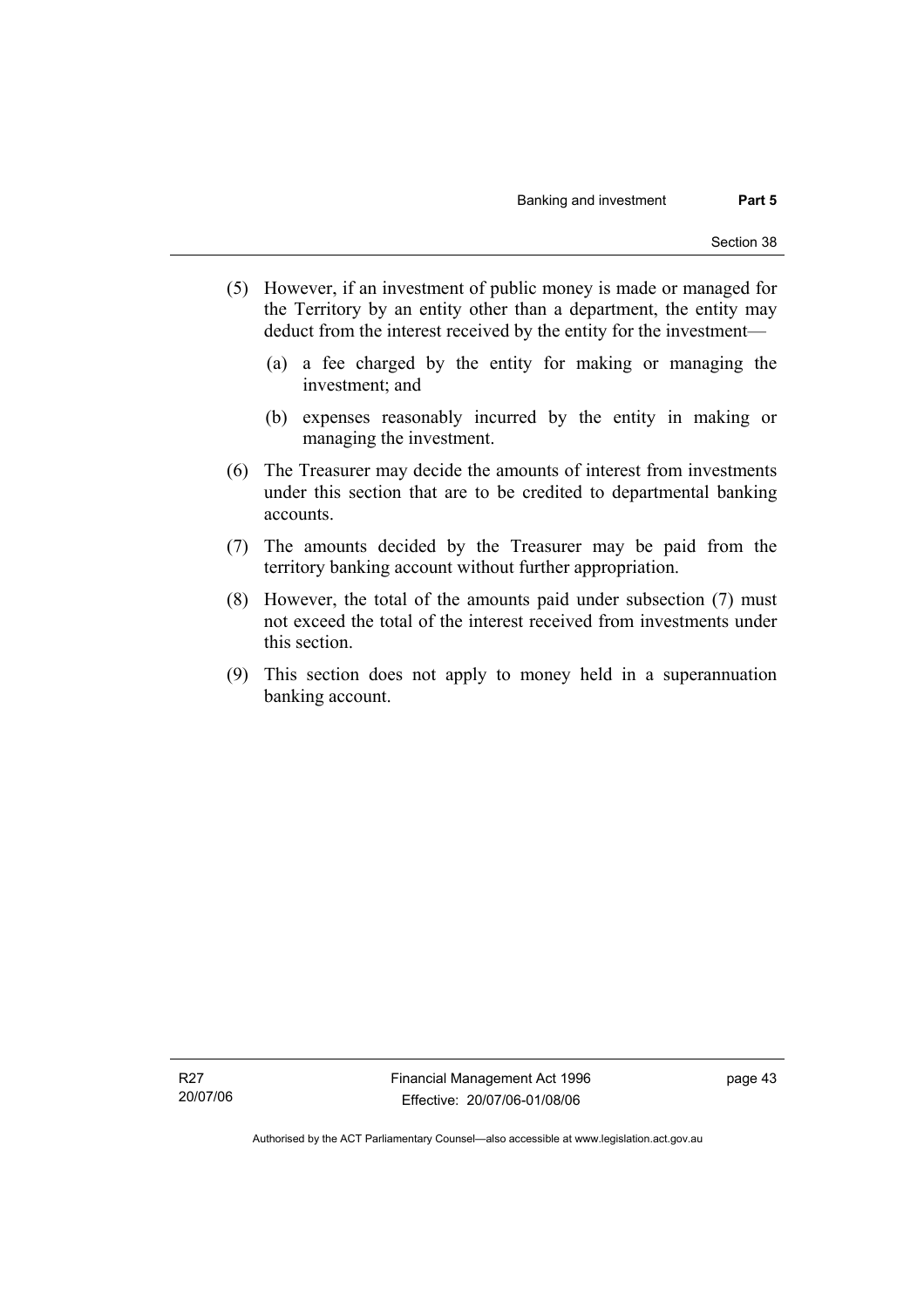(5) However, if an investment of public money is made or managed for the Territory by an entity other than a department, the entity may deduct from the interest received by the entity for the investment—

(a) a fee charged by the entity for making or managing the investment; and

(b) expenses reasonably incurred by the entity in making or managing the investment.

(6) The Treasurer may decide the amounts of interest from investments under this section that are to be credited to departmental banking accounts.

(7) The amounts decided by the Treasurer may be paid from the territory banking account without further appropriation.

(8) However, the total of the amounts paid under subsection (7) must not exceed the total of the interest received from investments under this section.

(9) This section does not apply to money held in a superannuation banking account.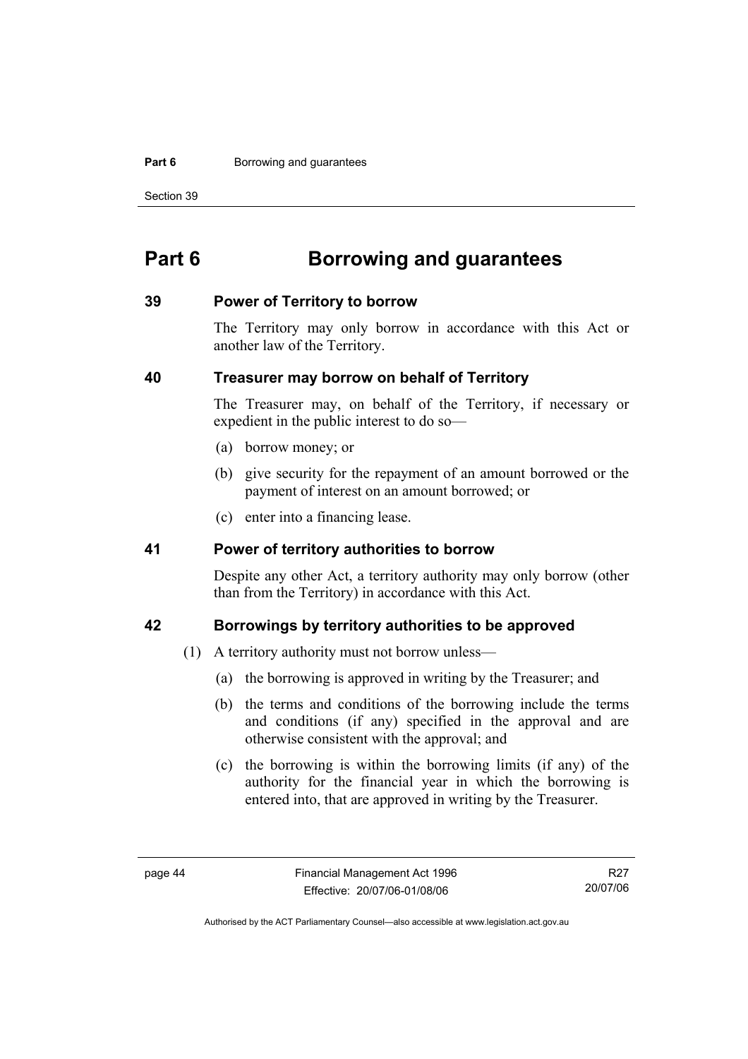# Part 6 Borrowing and guarantees

## 39 Power of Territory to borrow

The Territory may only borrow in accordance with this Act or another law of the Territory.

## 40 Treasurer may borrow on behalf of Territory

The Treasurer may, on behalf of the Territory, if necessary or expedient in the public interest to do so—

(a) borrow money; or

(b) give security for the repayment of an amount borrowed or the payment of interest on an amount borrowed; or

(c) enter into a financing lease.

## 41 Power of territory authorities to borrow

Despite any other Act, a territory authority may only borrow (other than from the Territory) in accordance with this Act.

## 42 Borrowings by territory authorities to be approved

(1) A territory authority must not borrow unless—

(a) the borrowing is approved in writing by the Treasurer; and

(b) the terms and conditions of the borrowing include the terms and conditions (if any) specified in the approval and are otherwise consistent with the approval; and

(c) the borrowing is within the borrowing limits (if any) of the authority for the financial year in which the borrowing is entered into, that are approved in writing by the Treasurer.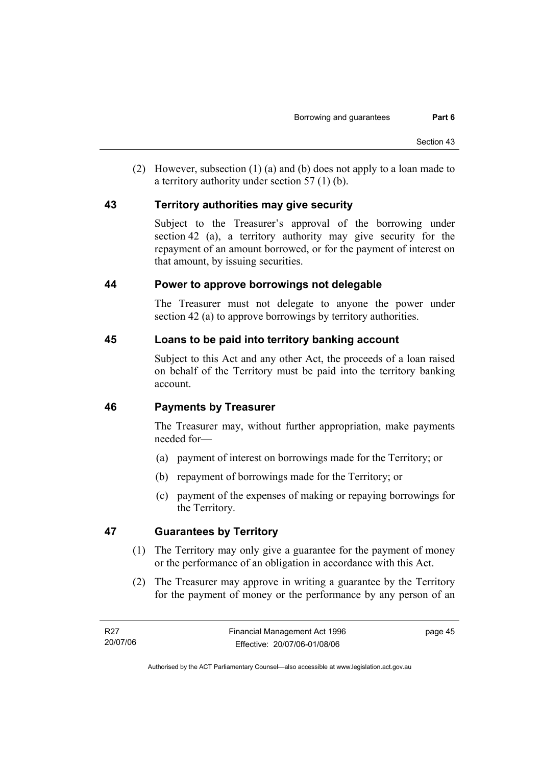(2) However, subsection (1) (a) and (b) does not apply to a loan made to a territory authority under section 57 (1) (b).

## 43 Territory authorities may give security

Subject to the Treasurer's approval of the borrowing under section 42 (a), a territory authority may give security for the repayment of an amount borrowed, or for the payment of interest on that amount, by issuing securities.

## 44 Power to approve borrowings not delegable

The Treasurer must not delegate to anyone the power under section 42 (a) to approve borrowings by territory authorities.

## 45 Loans to be paid into territory banking account

Subject to this Act and any other Act, the proceeds of a loan raised on behalf of the Territory must be paid into the territory banking account.

## 46 Payments by Treasurer

The Treasurer may, without further appropriation, make payments needed for—

(a) payment of interest on borrowings made for the Territory; or

(b) repayment of borrowings made for the Territory; or

(c) payment of the expenses of making or repaying borrowings for the Territory.

## 47 Guarantees by Territory

(1) The Territory may only give a guarantee for the payment of money or the performance of an obligation in accordance with this Act.

(2) The Treasurer may approve in writing a guarantee by the Territory for the payment of money or the performance by any person of an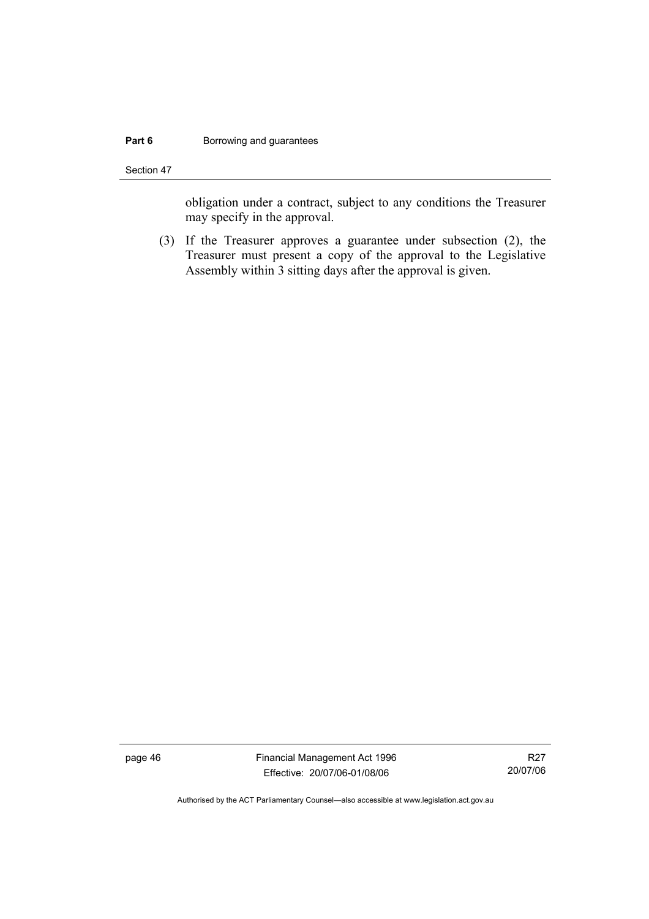obligation under a contract, subject to any conditions the Treasurer may specify in the approval.

(3) If the Treasurer approves a guarantee under subsection (2), the Treasurer must present a copy of the approval to the Legislative Assembly within 3 sitting days after the approval is given.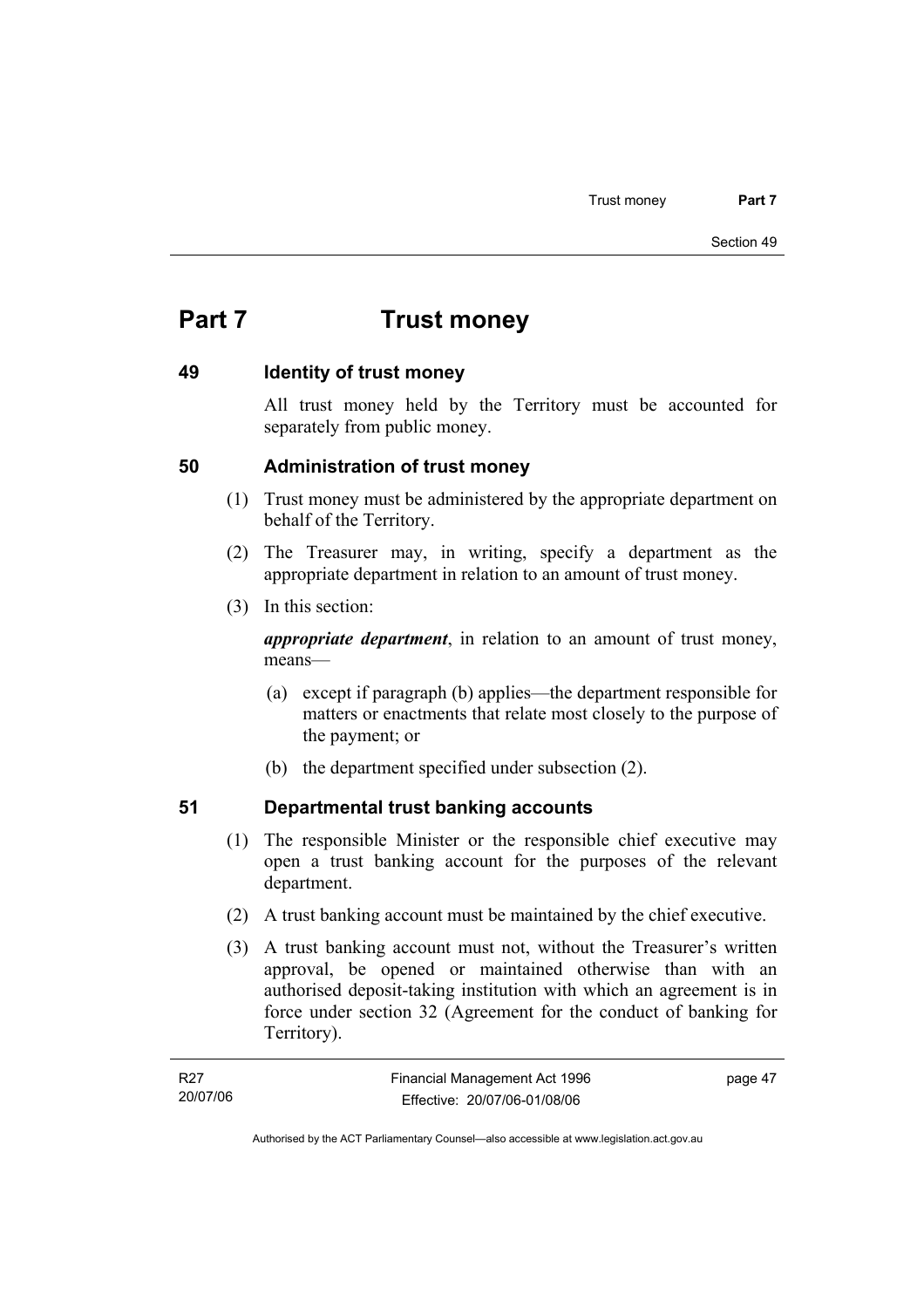# Part 7 Trust money

## 49 Identity of trust money

All trust money held by the Territory must be accounted for separately from public money.

## 50 Administration of trust money

(1) Trust money must be administered by the appropriate department on behalf of the Territory.

(2) The Treasurer may, in writing, specify a department as the appropriate department in relation to an amount of trust money.

(3) In this section:

***appropriate department***, in relation to an amount of trust money, means—

(a) except if paragraph (b) applies—the department responsible for matters or enactments that relate most closely to the purpose of the payment; or

(b) the department specified under subsection (2).

## 51 Departmental trust banking accounts

(1) The responsible Minister or the responsible chief executive may open a trust banking account for the purposes of the relevant department.

(2) A trust banking account must be maintained by the chief executive.

(3) A trust banking account must not, without the Treasurer's written approval, be opened or maintained otherwise than with an authorised deposit-taking institution with which an agreement is in force under section 32 (Agreement for the conduct of banking for Territory).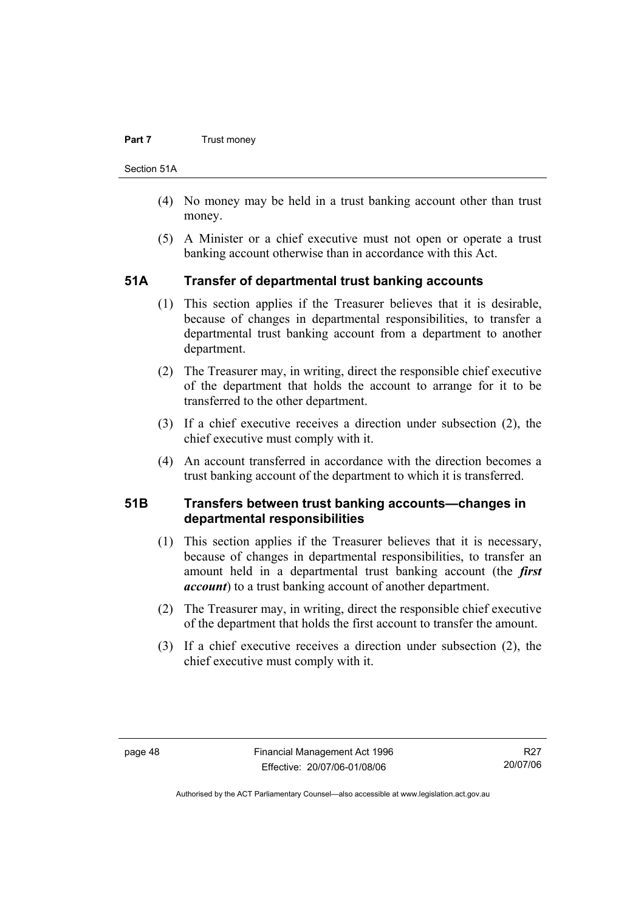(4) No money may be held in a trust banking account other than trust money.

(5) A Minister or a chief executive must not open or operate a trust banking account otherwise than in accordance with this Act.

## 51A Transfer of departmental trust banking accounts

(1) This section applies if the Treasurer believes that it is desirable, because of changes in departmental responsibilities, to transfer a departmental trust banking account from a department to another department.

(2) The Treasurer may, in writing, direct the responsible chief executive of the department that holds the account to arrange for it to be transferred to the other department.

(3) If a chief executive receives a direction under subsection (2), the chief executive must comply with it.

(4) An account transferred in accordance with the direction becomes a trust banking account of the department to which it is transferred.

## 51B Transfers between trust banking accounts—changes in departmental responsibilities

(1) This section applies if the Treasurer believes that it is necessary, because of changes in departmental responsibilities, to transfer an amount held in a departmental trust banking account (the ***first account***) to a trust banking account of another department.

(2) The Treasurer may, in writing, direct the responsible chief executive of the department that holds the first account to transfer the amount.

(3) If a chief executive receives a direction under subsection (2), the chief executive must comply with it.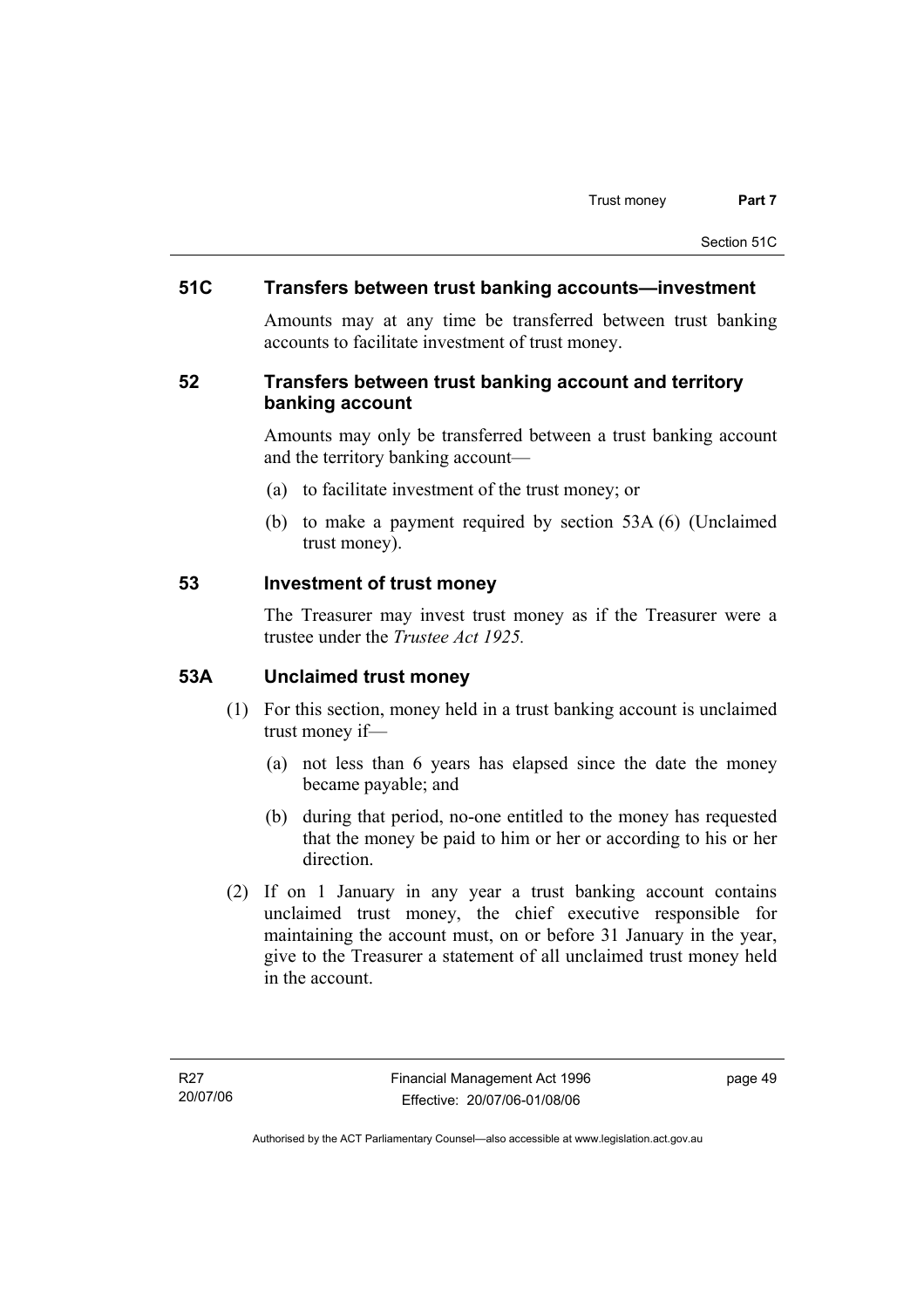## 51C Transfers between trust banking accounts—investment

Amounts may at any time be transferred between trust banking accounts to facilitate investment of trust money.

## 52 Transfers between trust banking account and territory banking account

Amounts may only be transferred between a trust banking account and the territory banking account—

(a) to facilitate investment of the trust money; or

(b) to make a payment required by section 53A (6) (Unclaimed trust money).

## 53 Investment of trust money

The Treasurer may invest trust money as if the Treasurer were a trustee under the *Trustee Act 1925.*

## 53A Unclaimed trust money

(1) For this section, money held in a trust banking account is unclaimed trust money if—

(a) not less than 6 years has elapsed since the date the money became payable; and

(b) during that period, no-one entitled to the money has requested that the money be paid to him or her or according to his or her direction.

(2) If on 1 January in any year a trust banking account contains unclaimed trust money, the chief executive responsible for maintaining the account must, on or before 31 January in the year, give to the Treasurer a statement of all unclaimed trust money held in the account.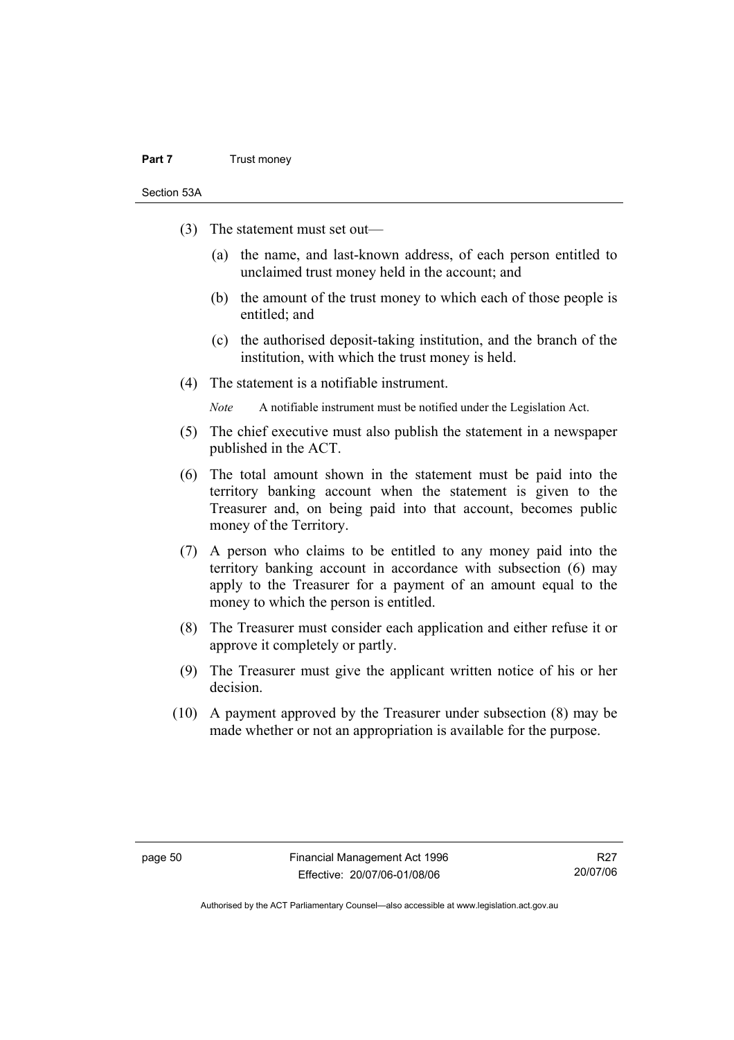(3) The statement must set out—

(a) the name, and last-known address, of each person entitled to unclaimed trust money held in the account; and

(b) the amount of the trust money to which each of those people is entitled; and

(c) the authorised deposit-taking institution, and the branch of the institution, with which the trust money is held.

(4) The statement is a notifiable instrument.

*Note* A notifiable instrument must be notified under the Legislation Act.

(5) The chief executive must also publish the statement in a newspaper published in the ACT.

(6) The total amount shown in the statement must be paid into the territory banking account when the statement is given to the Treasurer and, on being paid into that account, becomes public money of the Territory.

(7) A person who claims to be entitled to any money paid into the territory banking account in accordance with subsection (6) may apply to the Treasurer for a payment of an amount equal to the money to which the person is entitled.

(8) The Treasurer must consider each application and either refuse it or approve it completely or partly.

(9) The Treasurer must give the applicant written notice of his or her decision.

(10) A payment approved by the Treasurer under subsection (8) may be made whether or not an appropriation is available for the purpose.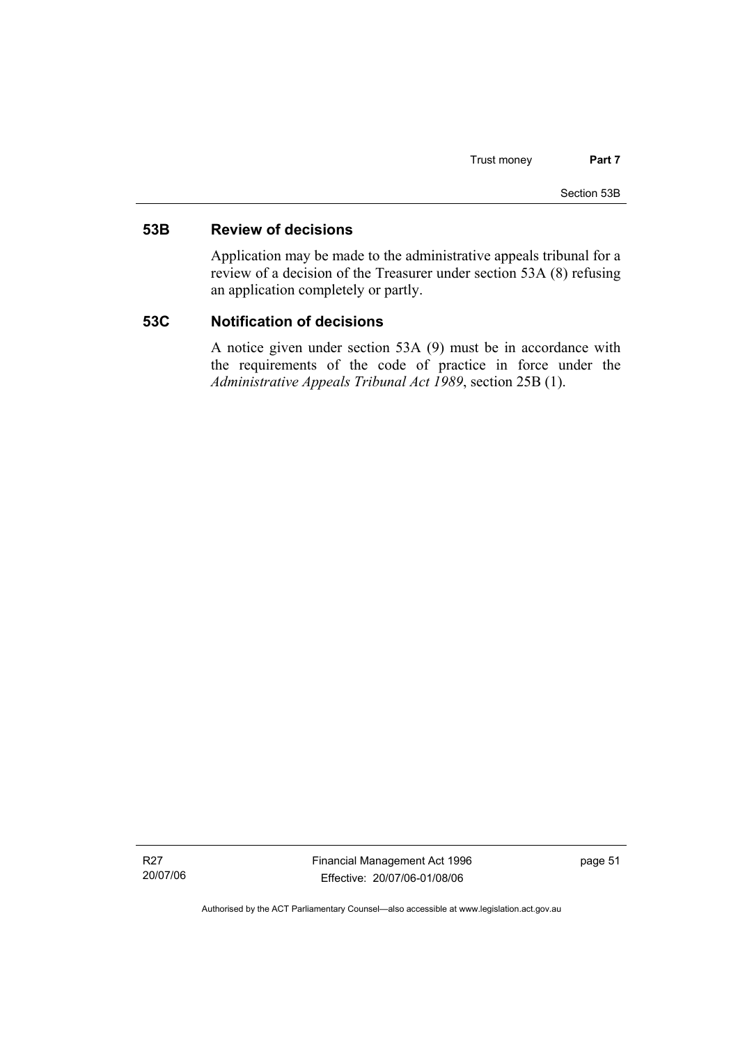## 53B Review of decisions

Application may be made to the administrative appeals tribunal for a review of a decision of the Treasurer under section 53A (8) refusing an application completely or partly.

## 53C Notification of decisions

A notice given under section 53A (9) must be in accordance with the requirements of the code of practice in force under the *Administrative Appeals Tribunal Act 1989*, section 25B (1).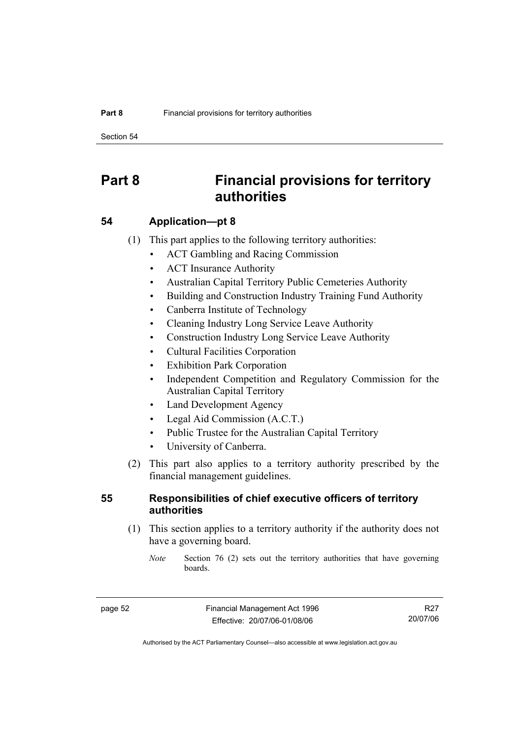# Part 8 Financial provisions for territory authorities

## 54 Application—pt 8

(1) This part applies to the following territory authorities:

- ACT Gambling and Racing Commission
- ACT Insurance Authority
- Australian Capital Territory Public Cemeteries Authority
- Building and Construction Industry Training Fund Authority
- Canberra Institute of Technology
- Cleaning Industry Long Service Leave Authority
- Construction Industry Long Service Leave Authority
- Cultural Facilities Corporation
- Exhibition Park Corporation
- Independent Competition and Regulatory Commission for the Australian Capital Territory
- Land Development Agency
- Legal Aid Commission (A.C.T.)
- Public Trustee for the Australian Capital Territory
- University of Canberra.

(2) This part also applies to a territory authority prescribed by the financial management guidelines.

## 55 Responsibilities of chief executive officers of territory authorities

(1) This section applies to a territory authority if the authority does not have a governing board.

*Note* Section 76 (2) sets out the territory authorities that have governing boards.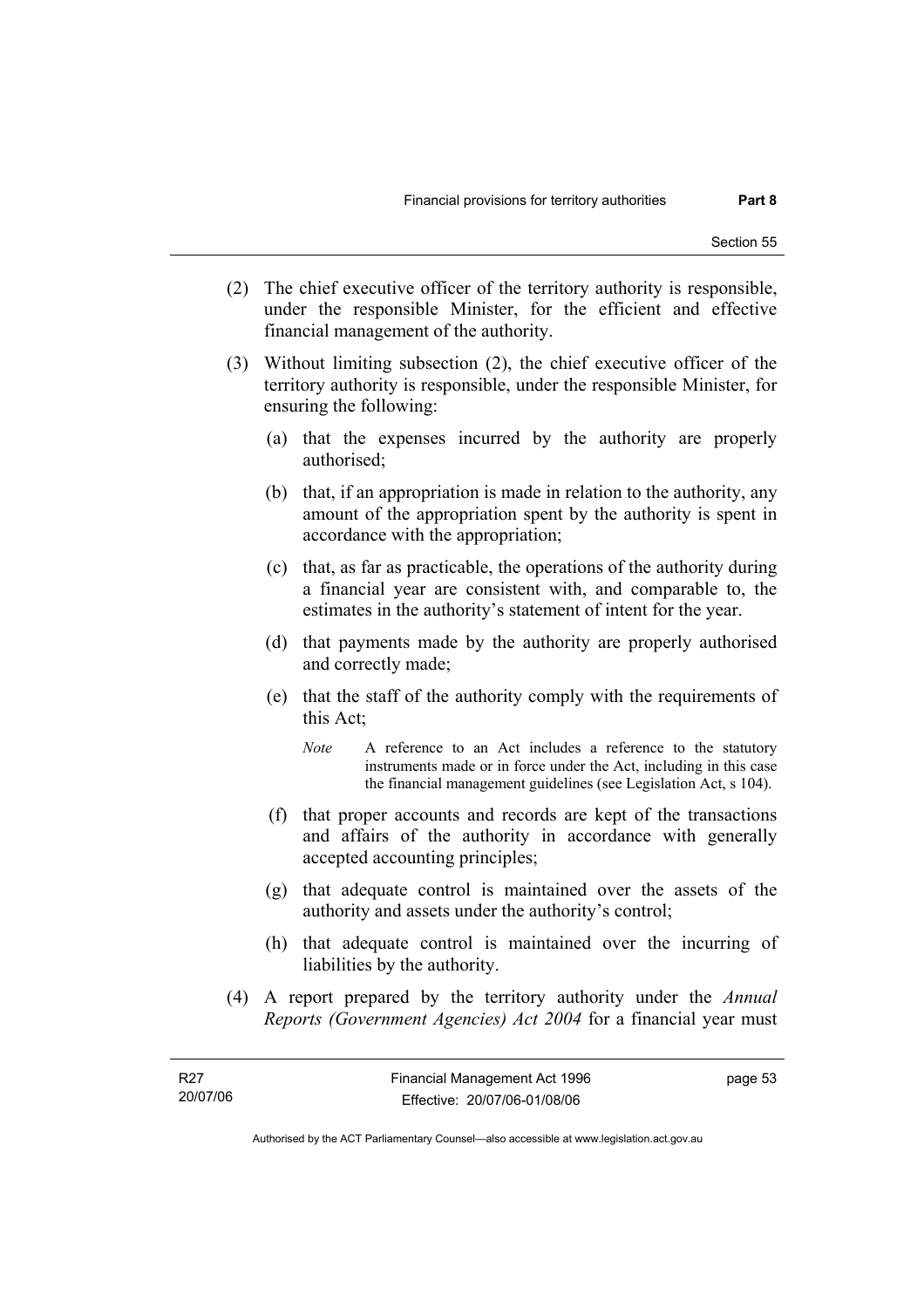(2) The chief executive officer of the territory authority is responsible, under the responsible Minister, for the efficient and effective financial management of the authority.

(3) Without limiting subsection (2), the chief executive officer of the territory authority is responsible, under the responsible Minister, for ensuring the following:

(a) that the expenses incurred by the authority are properly authorised;

(b) that, if an appropriation is made in relation to the authority, any amount of the appropriation spent by the authority is spent in accordance with the appropriation;

(c) that, as far as practicable, the operations of the authority during a financial year are consistent with, and comparable to, the estimates in the authority's statement of intent for the year.

(d) that payments made by the authority are properly authorised and correctly made;

(e) that the staff of the authority comply with the requirements of this Act;

*Note* A reference to an Act includes a reference to the statutory instruments made or in force under the Act, including in this case the financial management guidelines (see Legislation Act, s 104).

(f) that proper accounts and records are kept of the transactions and affairs of the authority in accordance with generally accepted accounting principles;

(g) that adequate control is maintained over the assets of the authority and assets under the authority's control;

(h) that adequate control is maintained over the incurring of liabilities by the authority.

(4) A report prepared by the territory authority under the *Annual Reports (Government Agencies) Act 2004* for a financial year must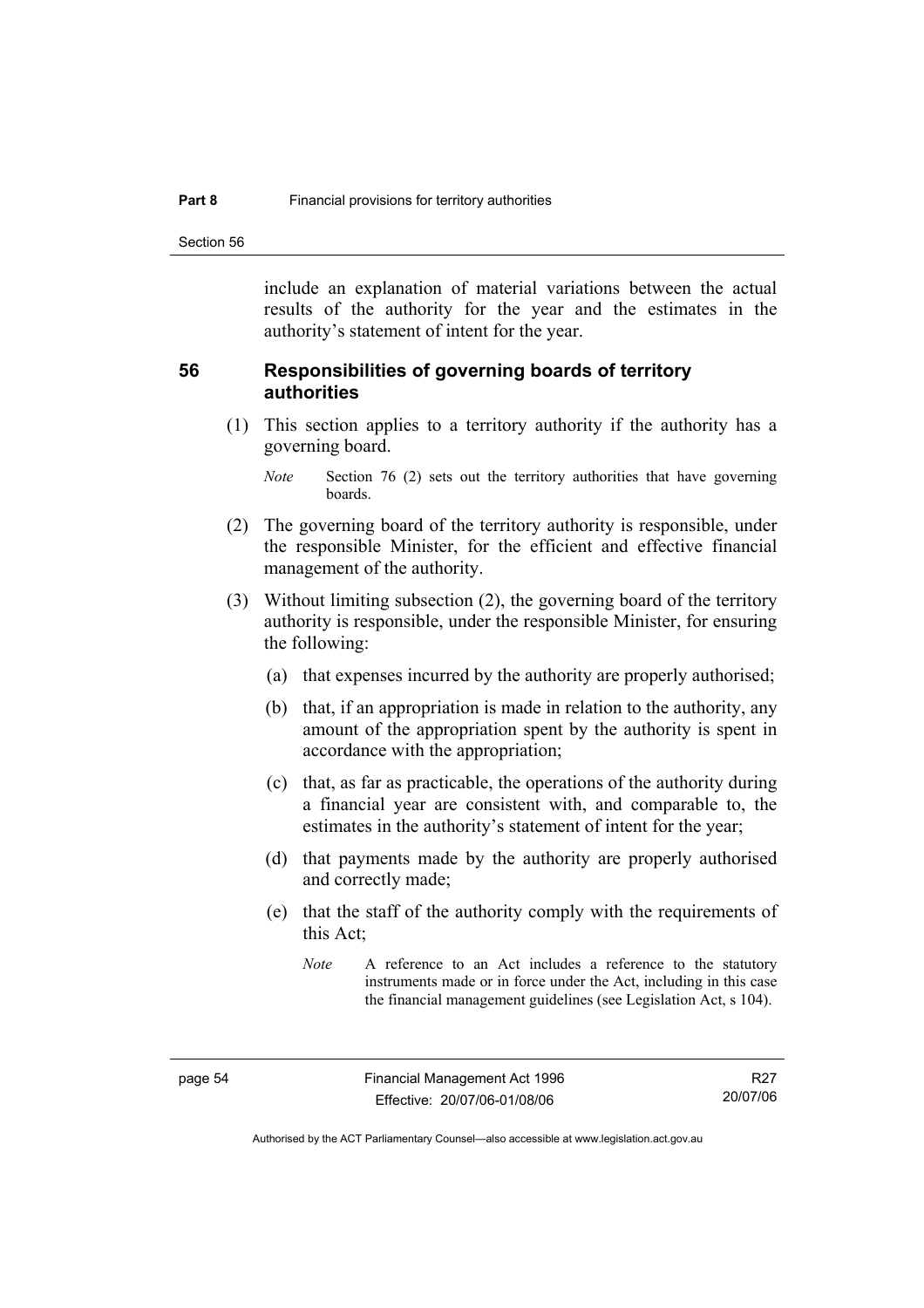include an explanation of material variations between the actual results of the authority for the year and the estimates in the authority's statement of intent for the year.

## 56 Responsibilities of governing boards of territory authorities

(1) This section applies to a territory authority if the authority has a governing board.

*Note* Section 76 (2) sets out the territory authorities that have governing boards.

(2) The governing board of the territory authority is responsible, under the responsible Minister, for the efficient and effective financial management of the authority.

(3) Without limiting subsection (2), the governing board of the territory authority is responsible, under the responsible Minister, for ensuring the following:

(a) that expenses incurred by the authority are properly authorised;

(b) that, if an appropriation is made in relation to the authority, any amount of the appropriation spent by the authority is spent in accordance with the appropriation;

(c) that, as far as practicable, the operations of the authority during a financial year are consistent with, and comparable to, the estimates in the authority's statement of intent for the year;

(d) that payments made by the authority are properly authorised and correctly made;

(e) that the staff of the authority comply with the requirements of this Act;

*Note* A reference to an Act includes a reference to the statutory instruments made or in force under the Act, including in this case the financial management guidelines (see Legislation Act, s 104).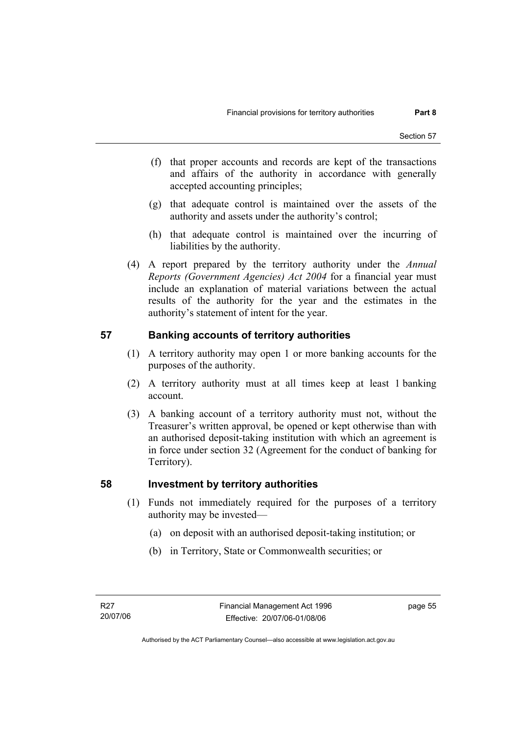(f) that proper accounts and records are kept of the transactions and affairs of the authority in accordance with generally accepted accounting principles;

(g) that adequate control is maintained over the assets of the authority and assets under the authority's control;

(h) that adequate control is maintained over the incurring of liabilities by the authority.

(4) A report prepared by the territory authority under the *Annual Reports (Government Agencies) Act 2004* for a financial year must include an explanation of material variations between the actual results of the authority for the year and the estimates in the authority's statement of intent for the year.

## 57 Banking accounts of territory authorities

(1) A territory authority may open 1 or more banking accounts for the purposes of the authority.

(2) A territory authority must at all times keep at least 1 banking account.

(3) A banking account of a territory authority must not, without the Treasurer's written approval, be opened or kept otherwise than with an authorised deposit-taking institution with which an agreement is in force under section 32 (Agreement for the conduct of banking for Territory).

## 58 Investment by territory authorities

(1) Funds not immediately required for the purposes of a territory authority may be invested—

(a) on deposit with an authorised deposit-taking institution; or

(b) in Territory, State or Commonwealth securities; or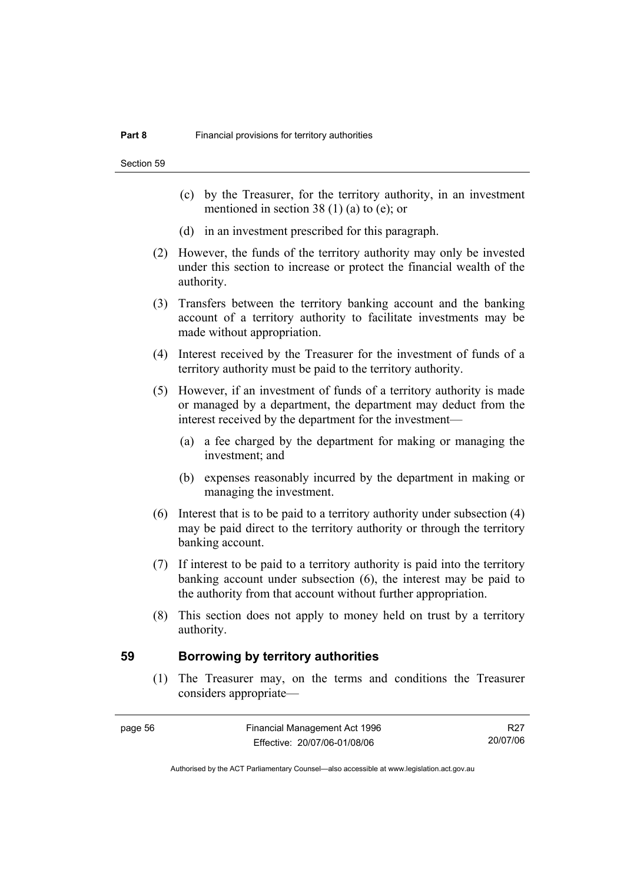(c) by the Treasurer, for the territory authority, in an investment mentioned in section 38 (1) (a) to (e); or

(d) in an investment prescribed for this paragraph.

(2) However, the funds of the territory authority may only be invested under this section to increase or protect the financial wealth of the authority.

(3) Transfers between the territory banking account and the banking account of a territory authority to facilitate investments may be made without appropriation.

(4) Interest received by the Treasurer for the investment of funds of a territory authority must be paid to the territory authority.

(5) However, if an investment of funds of a territory authority is made or managed by a department, the department may deduct from the interest received by the department for the investment—

(a) a fee charged by the department for making or managing the investment; and

(b) expenses reasonably incurred by the department in making or managing the investment.

(6) Interest that is to be paid to a territory authority under subsection (4) may be paid direct to the territory authority or through the territory banking account.

(7) If interest to be paid to a territory authority is paid into the territory banking account under subsection (6), the interest may be paid to the authority from that account without further appropriation.

(8) This section does not apply to money held on trust by a territory authority.

## 59 Borrowing by territory authorities

(1) The Treasurer may, on the terms and conditions the Treasurer considers appropriate—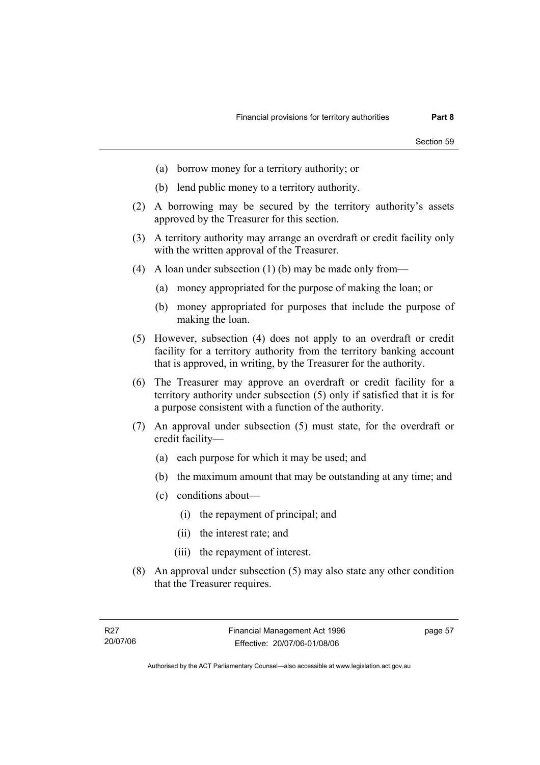(a) borrow money for a territory authority; or

(b) lend public money to a territory authority.

(2) A borrowing may be secured by the territory authority's assets approved by the Treasurer for this section.

(3) A territory authority may arrange an overdraft or credit facility only with the written approval of the Treasurer.

(4) A loan under subsection (1) (b) may be made only from—

(a) money appropriated for the purpose of making the loan; or

(b) money appropriated for purposes that include the purpose of making the loan.

(5) However, subsection (4) does not apply to an overdraft or credit facility for a territory authority from the territory banking account that is approved, in writing, by the Treasurer for the authority.

(6) The Treasurer may approve an overdraft or credit facility for a territory authority under subsection (5) only if satisfied that it is for a purpose consistent with a function of the authority.

(7) An approval under subsection (5) must state, for the overdraft or credit facility—

(a) each purpose for which it may be used; and

(b) the maximum amount that may be outstanding at any time; and

(c) conditions about—

(i) the repayment of principal; and

(ii) the interest rate; and

(iii) the repayment of interest.

(8) An approval under subsection (5) may also state any other condition that the Treasurer requires.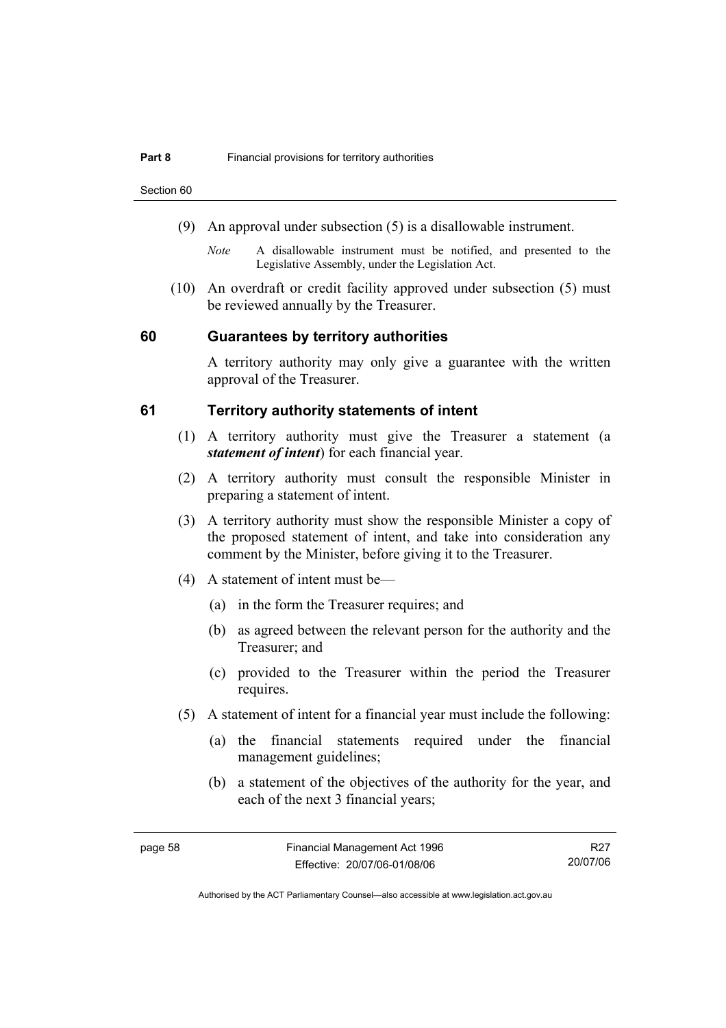(9) An approval under subsection (5) is a disallowable instrument.

*Note* A disallowable instrument must be notified, and presented to the Legislative Assembly, under the Legislation Act.

(10) An overdraft or credit facility approved under subsection (5) must be reviewed annually by the Treasurer.

## 60 Guarantees by territory authorities

A territory authority may only give a guarantee with the written approval of the Treasurer.

## 61 Territory authority statements of intent

(1) A territory authority must give the Treasurer a statement (a ***statement of intent***) for each financial year.

(2) A territory authority must consult the responsible Minister in preparing a statement of intent.

(3) A territory authority must show the responsible Minister a copy of the proposed statement of intent, and take into consideration any comment by the Minister, before giving it to the Treasurer.

(4) A statement of intent must be—

(a) in the form the Treasurer requires; and

(b) as agreed between the relevant person for the authority and the Treasurer; and

(c) provided to the Treasurer within the period the Treasurer requires.

(5) A statement of intent for a financial year must include the following:

(a) the financial statements required under the financial management guidelines;

(b) a statement of the objectives of the authority for the year, and each of the next 3 financial years;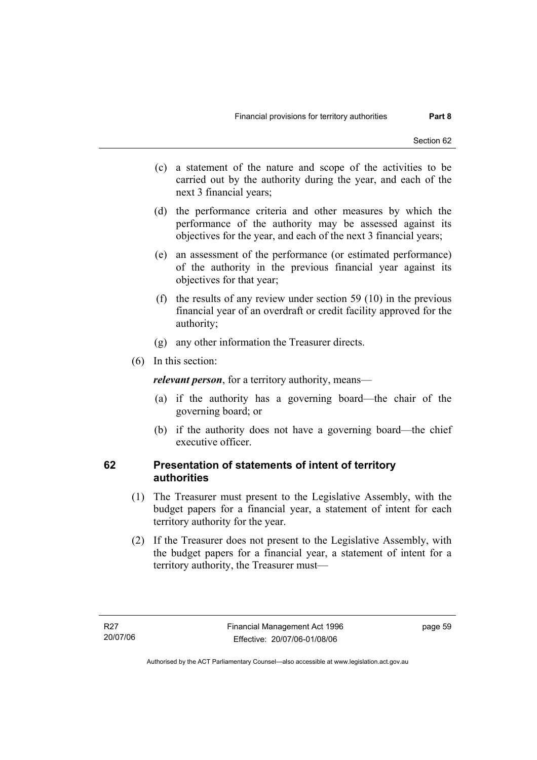(c) a statement of the nature and scope of the activities to be carried out by the authority during the year, and each of the next 3 financial years;

(d) the performance criteria and other measures by which the performance of the authority may be assessed against its objectives for the year, and each of the next 3 financial years;

(e) an assessment of the performance (or estimated performance) of the authority in the previous financial year against its objectives for that year;

(f) the results of any review under section 59 (10) in the previous financial year of an overdraft or credit facility approved for the authority;

(g) any other information the Treasurer directs.

(6) In this section:

***relevant person***, for a territory authority, means—

(a) if the authority has a governing board—the chair of the governing board; or

(b) if the authority does not have a governing board—the chief executive officer.

## 62 Presentation of statements of intent of territory authorities

(1) The Treasurer must present to the Legislative Assembly, with the budget papers for a financial year, a statement of intent for each territory authority for the year.

(2) If the Treasurer does not present to the Legislative Assembly, with the budget papers for a financial year, a statement of intent for a territory authority, the Treasurer must—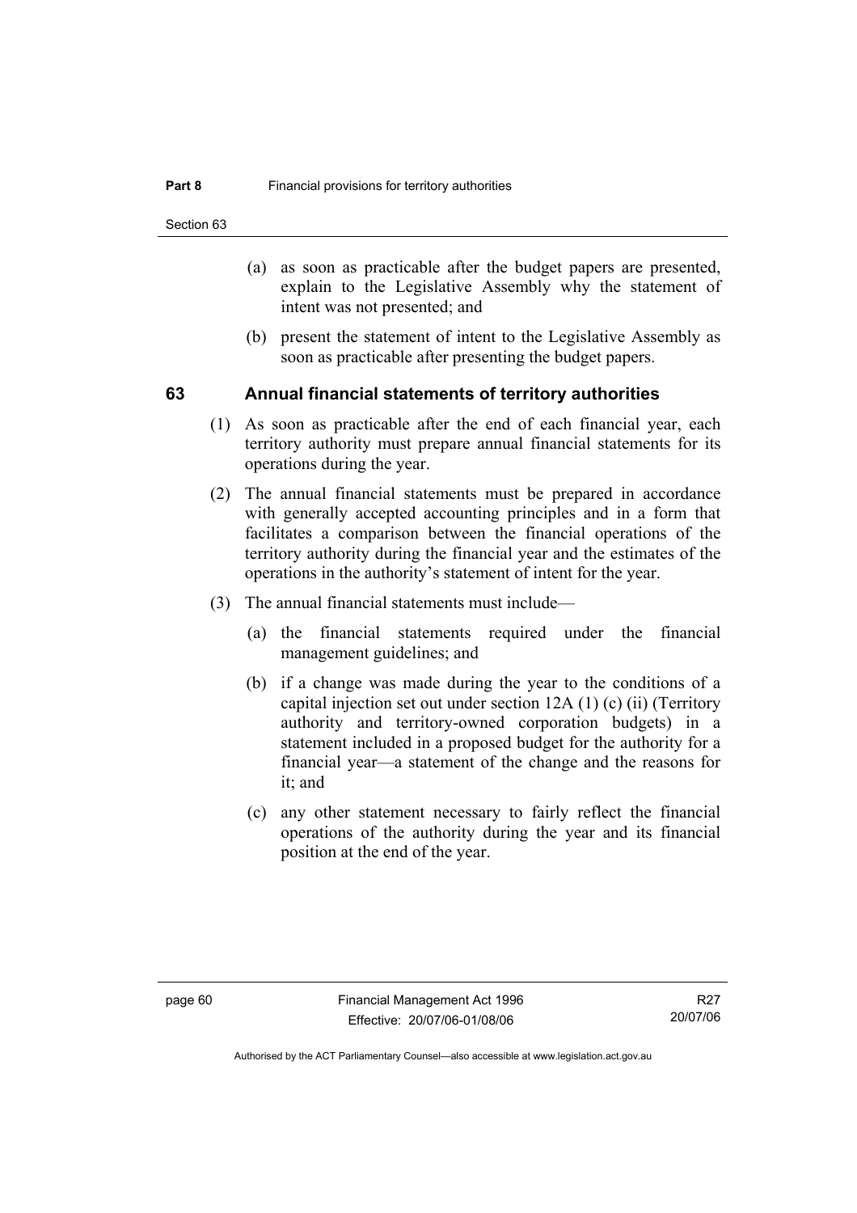(a) as soon as practicable after the budget papers are presented, explain to the Legislative Assembly why the statement of intent was not presented; and

(b) present the statement of intent to the Legislative Assembly as soon as practicable after presenting the budget papers.

## 63 Annual financial statements of territory authorities

(1) As soon as practicable after the end of each financial year, each territory authority must prepare annual financial statements for its operations during the year.

(2) The annual financial statements must be prepared in accordance with generally accepted accounting principles and in a form that facilitates a comparison between the financial operations of the territory authority during the financial year and the estimates of the operations in the authority's statement of intent for the year.

(3) The annual financial statements must include—

(a) the financial statements required under the financial management guidelines; and

(b) if a change was made during the year to the conditions of a capital injection set out under section 12A (1) (c) (ii) (Territory authority and territory-owned corporation budgets) in a statement included in a proposed budget for the authority for a financial year—a statement of the change and the reasons for it; and

(c) any other statement necessary to fairly reflect the financial operations of the authority during the year and its financial position at the end of the year.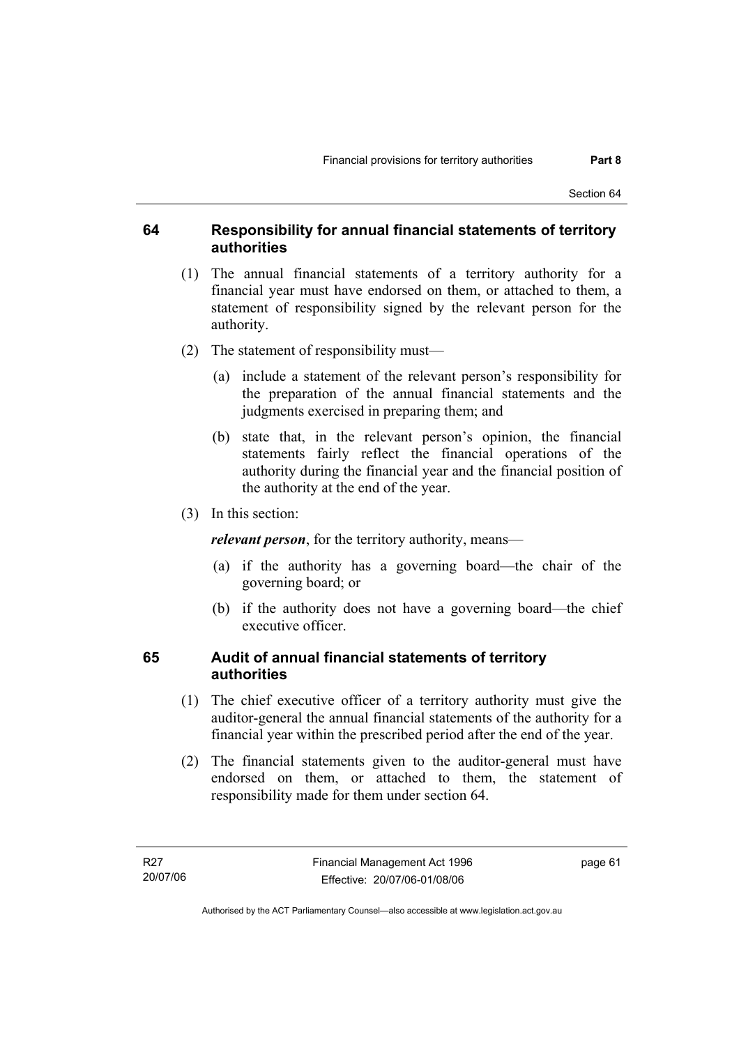## 64 Responsibility for annual financial statements of territory authorities

(1) The annual financial statements of a territory authority for a financial year must have endorsed on them, or attached to them, a statement of responsibility signed by the relevant person for the authority.

(2) The statement of responsibility must—

(a) include a statement of the relevant person's responsibility for the preparation of the annual financial statements and the judgments exercised in preparing them; and

(b) state that, in the relevant person's opinion, the financial statements fairly reflect the financial operations of the authority during the financial year and the financial position of the authority at the end of the year.

(3) In this section:

***relevant person***, for the territory authority, means—

(a) if the authority has a governing board—the chair of the governing board; or

(b) if the authority does not have a governing board—the chief executive officer.

## 65 Audit of annual financial statements of territory authorities

(1) The chief executive officer of a territory authority must give the auditor-general the annual financial statements of the authority for a financial year within the prescribed period after the end of the year.

(2) The financial statements given to the auditor-general must have endorsed on them, or attached to them, the statement of responsibility made for them under section 64.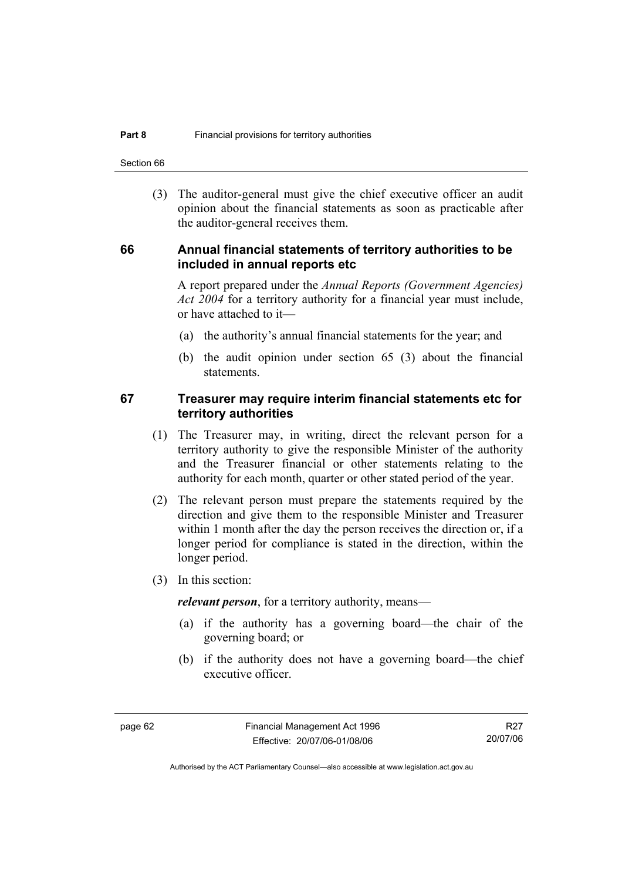(3) The auditor-general must give the chief executive officer an audit opinion about the financial statements as soon as practicable after the auditor-general receives them.

## 66 Annual financial statements of territory authorities to be included in annual reports etc

A report prepared under the *Annual Reports (Government Agencies) Act 2004* for a territory authority for a financial year must include, or have attached to it—

(a) the authority's annual financial statements for the year; and

(b) the audit opinion under section 65 (3) about the financial statements.

## 67 Treasurer may require interim financial statements etc for territory authorities

(1) The Treasurer may, in writing, direct the relevant person for a territory authority to give the responsible Minister of the authority and the Treasurer financial or other statements relating to the authority for each month, quarter or other stated period of the year.

(2) The relevant person must prepare the statements required by the direction and give them to the responsible Minister and Treasurer within 1 month after the day the person receives the direction or, if a longer period for compliance is stated in the direction, within the longer period.

(3) In this section:

***relevant person***, for a territory authority, means—

(a) if the authority has a governing board—the chair of the governing board; or

(b) if the authority does not have a governing board—the chief executive officer.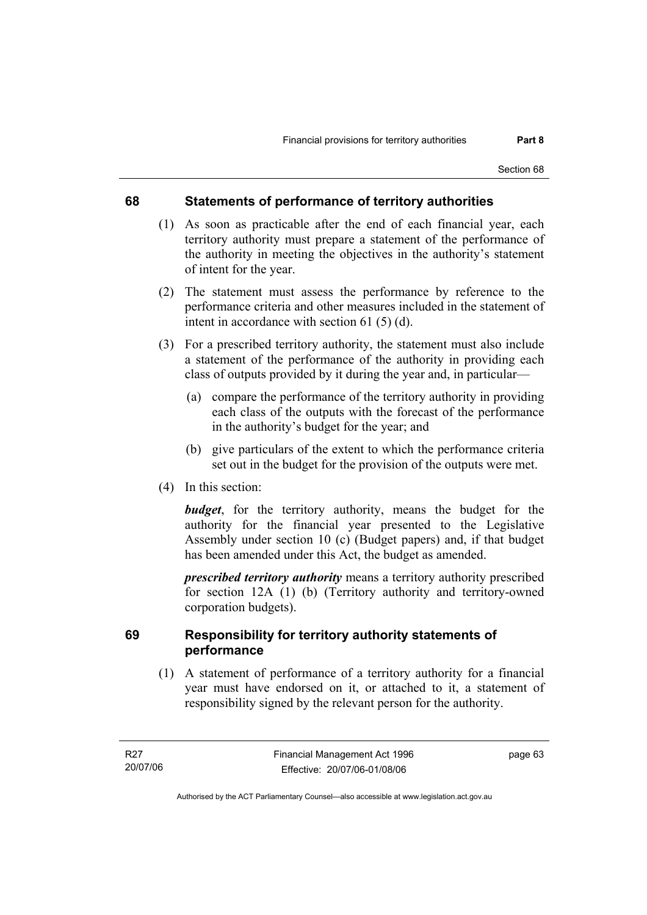## 68 Statements of performance of territory authorities

(1) As soon as practicable after the end of each financial year, each territory authority must prepare a statement of the performance of the authority in meeting the objectives in the authority's statement of intent for the year.

(2) The statement must assess the performance by reference to the performance criteria and other measures included in the statement of intent in accordance with section 61 (5) (d).

(3) For a prescribed territory authority, the statement must also include a statement of the performance of the authority in providing each class of outputs provided by it during the year and, in particular—

(a) compare the performance of the territory authority in providing each class of the outputs with the forecast of the performance in the authority's budget for the year; and

(b) give particulars of the extent to which the performance criteria set out in the budget for the provision of the outputs were met.

(4) In this section:

***budget***, for the territory authority, means the budget for the authority for the financial year presented to the Legislative Assembly under section 10 (c) (Budget papers) and, if that budget has been amended under this Act, the budget as amended.

***prescribed territory authority*** means a territory authority prescribed for section 12A (1) (b) (Territory authority and territory-owned corporation budgets).

## 69 Responsibility for territory authority statements of performance

(1) A statement of performance of a territory authority for a financial year must have endorsed on it, or attached to it, a statement of responsibility signed by the relevant person for the authority.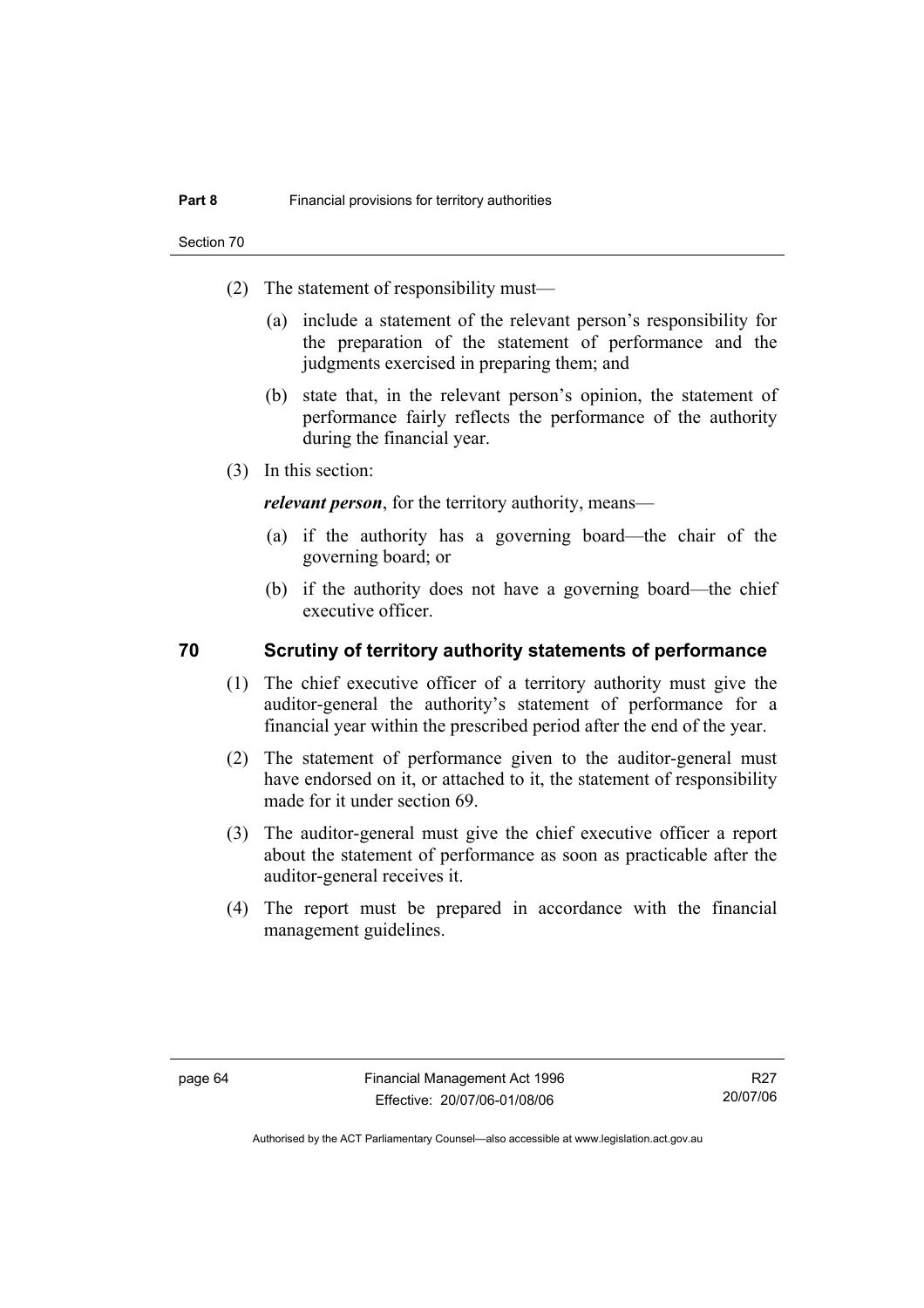(2) The statement of responsibility must—

(a) include a statement of the relevant person's responsibility for the preparation of the statement of performance and the judgments exercised in preparing them; and

(b) state that, in the relevant person's opinion, the statement of performance fairly reflects the performance of the authority during the financial year.

(3) In this section:

***relevant person***, for the territory authority, means—

(a) if the authority has a governing board—the chair of the governing board; or

(b) if the authority does not have a governing board—the chief executive officer.

## 70 Scrutiny of territory authority statements of performance

(1) The chief executive officer of a territory authority must give the auditor-general the authority's statement of performance for a financial year within the prescribed period after the end of the year.

(2) The statement of performance given to the auditor-general must have endorsed on it, or attached to it, the statement of responsibility made for it under section 69.

(3) The auditor-general must give the chief executive officer a report about the statement of performance as soon as practicable after the auditor-general receives it.

(4) The report must be prepared in accordance with the financial management guidelines.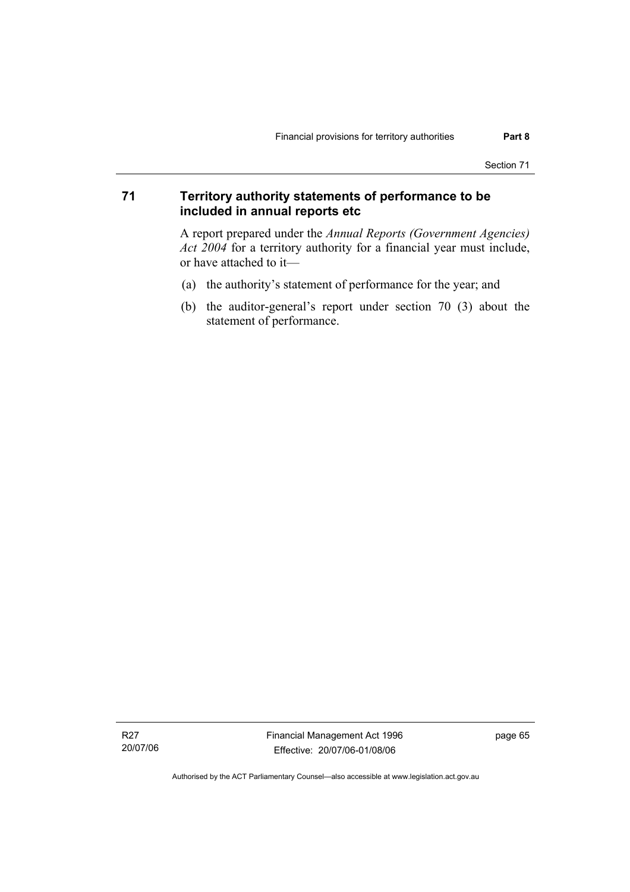## 71 Territory authority statements of performance to be included in annual reports etc

A report prepared under the *Annual Reports (Government Agencies) Act 2004* for a territory authority for a financial year must include, or have attached to it—

(a) the authority's statement of performance for the year; and

(b) the auditor-general's report under section 70 (3) about the statement of performance.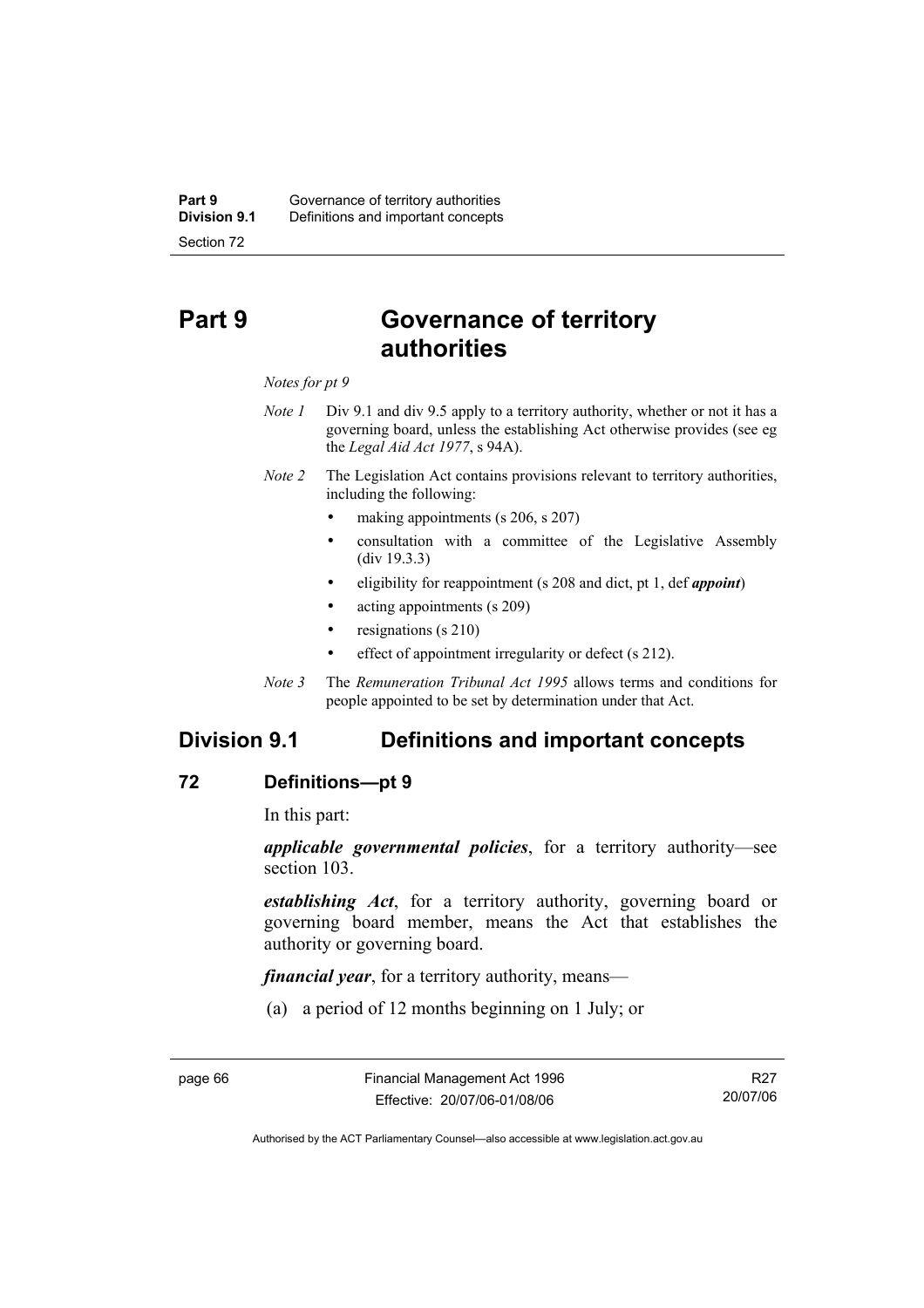# Part 9 Governance of territory authorities

*Notes for pt 9*

*Note 1* Div 9.1 and div 9.5 apply to a territory authority, whether or not it has a governing board, unless the establishing Act otherwise provides (see eg the *Legal Aid Act 1977*, s 94A).

*Note 2* The Legislation Act contains provisions relevant to territory authorities, including the following:

- making appointments (s 206, s 207)
- consultation with a committee of the Legislative Assembly (div 19.3.3)
- eligibility for reappointment (s 208 and dict, pt 1, def ***appoint***)
- acting appointments (s 209)
- resignations (s 210)
- effect of appointment irregularity or defect (s 212).

*Note 3* The *Remuneration Tribunal Act 1995* allows terms and conditions for people appointed to be set by determination under that Act.

## Division 9.1 Definitions and important concepts

### 72 Definitions—pt 9

In this part:

***applicable governmental policies***, for a territory authority—see section 103.

***establishing Act***, for a territory authority, governing board or governing board member, means the Act that establishes the authority or governing board.

***financial year***, for a territory authority, means—

(a) a period of 12 months beginning on 1 July; or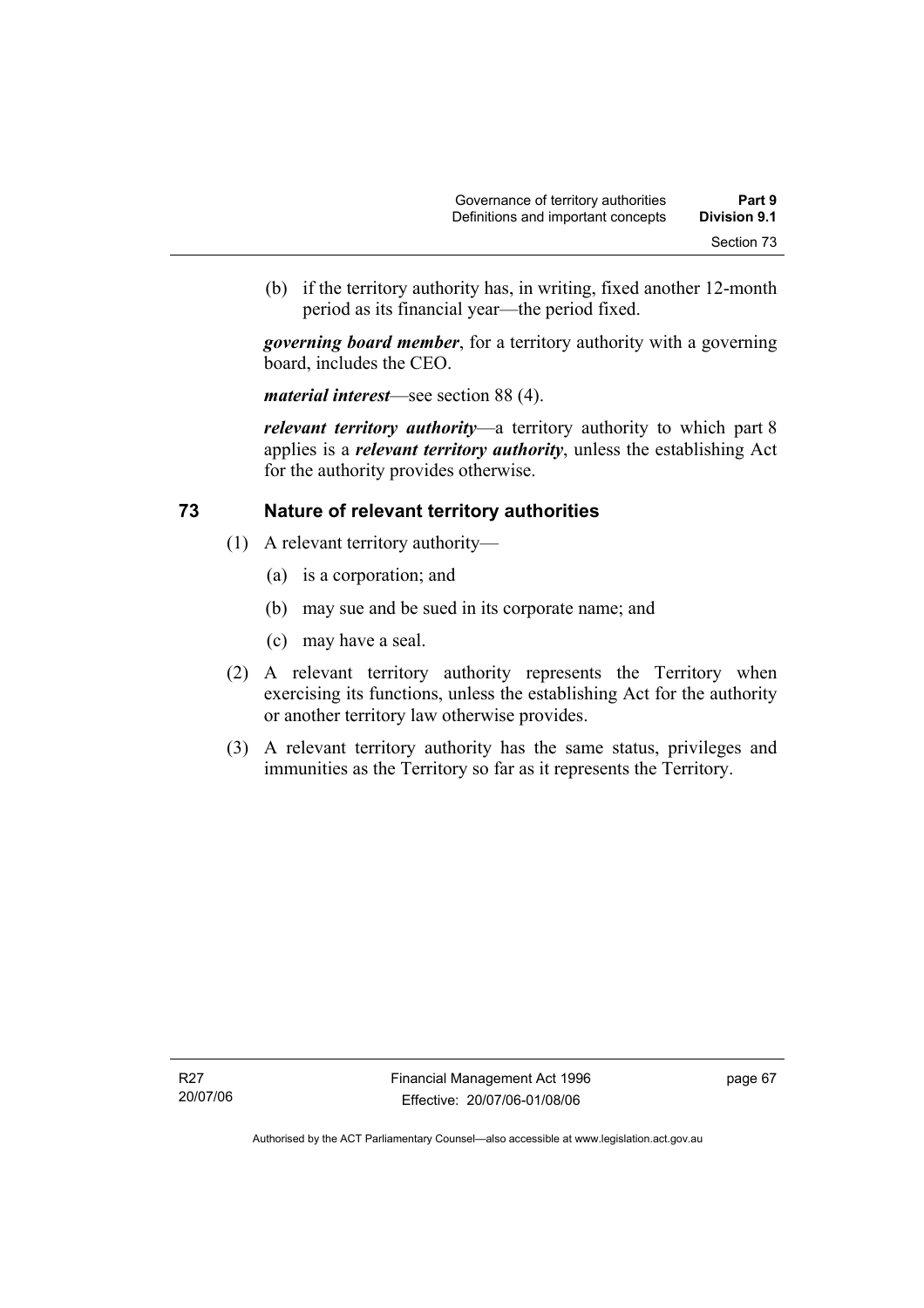(b) if the territory authority has, in writing, fixed another 12-month period as its financial year—the period fixed.

***governing board member***, for a territory authority with a governing board, includes the CEO.

***material interest***—see section 88 (4).

***relevant territory authority***—a territory authority to which part 8 applies is a ***relevant territory authority***, unless the establishing Act for the authority provides otherwise.

## 73 Nature of relevant territory authorities

(1) A relevant territory authority—

(a) is a corporation; and

(b) may sue and be sued in its corporate name; and

(c) may have a seal.

(2) A relevant territory authority represents the Territory when exercising its functions, unless the establishing Act for the authority or another territory law otherwise provides.

(3) A relevant territory authority has the same status, privileges and immunities as the Territory so far as it represents the Territory.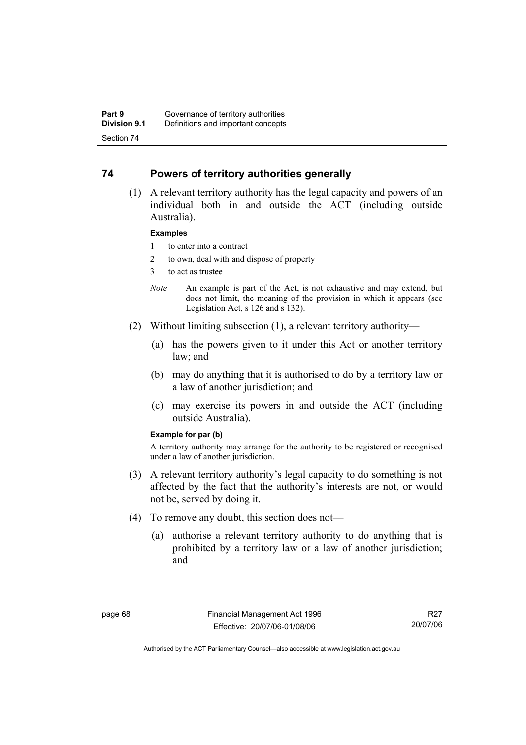## 74 Powers of territory authorities generally

(1) A relevant territory authority has the legal capacity and powers of an individual both in and outside the ACT (including outside Australia).

**Examples**

1 to enter into a contract

2 to own, deal with and dispose of property

3 to act as trustee

*Note* An example is part of the Act, is not exhaustive and may extend, but does not limit, the meaning of the provision in which it appears (see Legislation Act, s 126 and s 132).

(2) Without limiting subsection (1), a relevant territory authority—

(a) has the powers given to it under this Act or another territory law; and

(b) may do anything that it is authorised to do by a territory law or a law of another jurisdiction; and

(c) may exercise its powers in and outside the ACT (including outside Australia).

**Example for par (b)**

A territory authority may arrange for the authority to be registered or recognised under a law of another jurisdiction.

(3) A relevant territory authority's legal capacity to do something is not affected by the fact that the authority's interests are not, or would not be, served by doing it.

(4) To remove any doubt, this section does not—

(a) authorise a relevant territory authority to do anything that is prohibited by a territory law or a law of another jurisdiction; and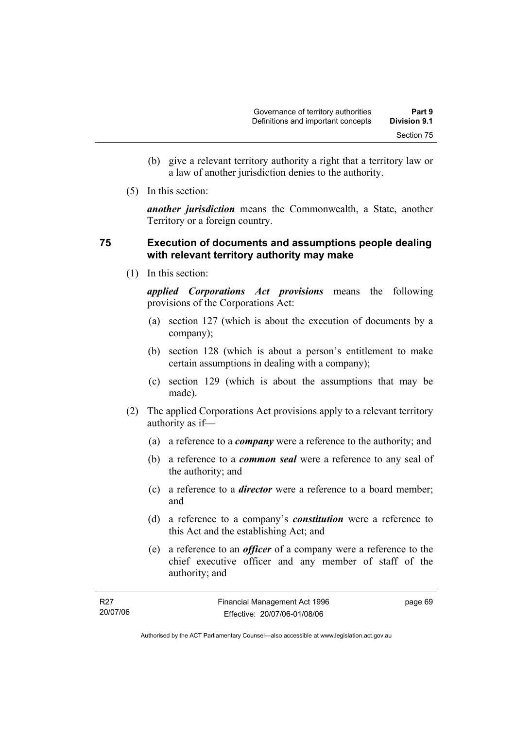(b) give a relevant territory authority a right that a territory law or a law of another jurisdiction denies to the authority.

(5) In this section:

***another jurisdiction*** means the Commonwealth, a State, another Territory or a foreign country.

## 75 Execution of documents and assumptions people dealing with relevant territory authority may make

(1) In this section:

***applied Corporations Act provisions*** means the following provisions of the Corporations Act:

(a) section 127 (which is about the execution of documents by a company);

(b) section 128 (which is about a person's entitlement to make certain assumptions in dealing with a company);

(c) section 129 (which is about the assumptions that may be made).

(2) The applied Corporations Act provisions apply to a relevant territory authority as if—

(a) a reference to a ***company*** were a reference to the authority; and

(b) a reference to a ***common seal*** were a reference to any seal of the authority; and

(c) a reference to a ***director*** were a reference to a board member; and

(d) a reference to a company's ***constitution*** were a reference to this Act and the establishing Act; and

(e) a reference to an ***officer*** of a company were a reference to the chief executive officer and any member of staff of the authority; and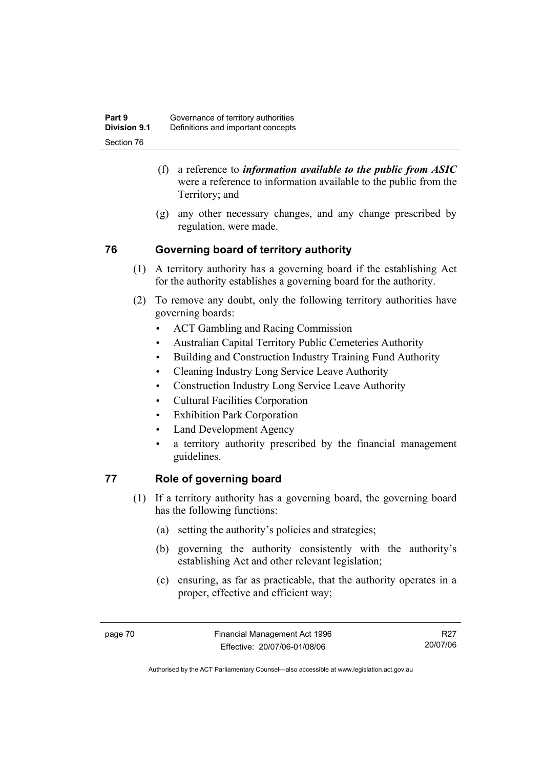(f) a reference to ***information available to the public from ASIC*** were a reference to information available to the public from the Territory; and

(g) any other necessary changes, and any change prescribed by regulation, were made.

## 76 Governing board of territory authority

(1) A territory authority has a governing board if the establishing Act for the authority establishes a governing board for the authority.

(2) To remove any doubt, only the following territory authorities have governing boards:

- ACT Gambling and Racing Commission
- Australian Capital Territory Public Cemeteries Authority
- Building and Construction Industry Training Fund Authority
- Cleaning Industry Long Service Leave Authority
- Construction Industry Long Service Leave Authority
- Cultural Facilities Corporation
- Exhibition Park Corporation
- Land Development Agency
- a territory authority prescribed by the financial management guidelines.

## 77 Role of governing board

(1) If a territory authority has a governing board, the governing board has the following functions:

(a) setting the authority's policies and strategies;

(b) governing the authority consistently with the authority's establishing Act and other relevant legislation;

(c) ensuring, as far as practicable, that the authority operates in a proper, effective and efficient way;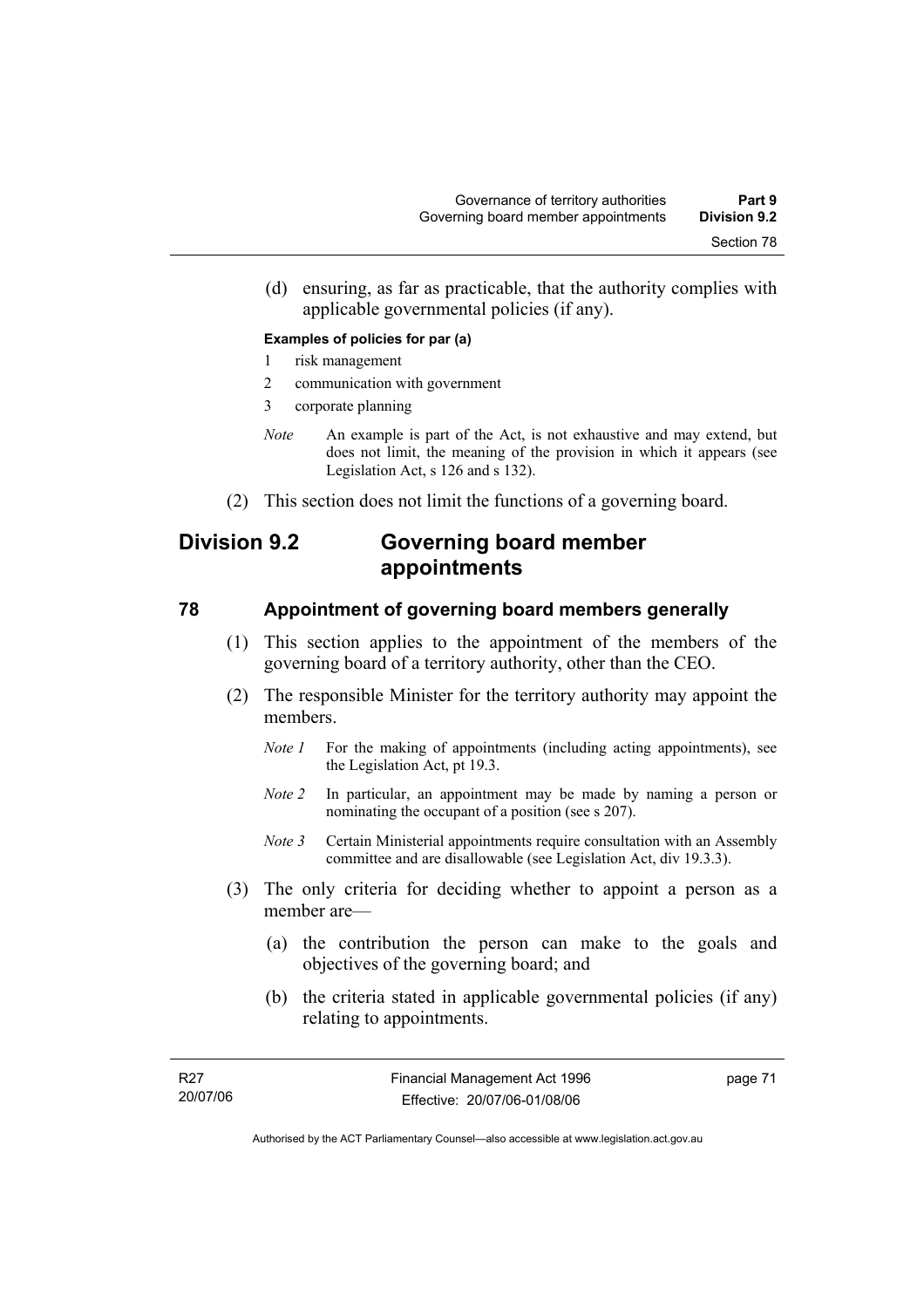(d) ensuring, as far as practicable, that the authority complies with applicable governmental policies (if any).

**Examples of policies for par (a)**

1 risk management
2 communication with government
3 corporate planning

*Note* An example is part of the Act, is not exhaustive and may extend, but does not limit, the meaning of the provision in which it appears (see Legislation Act, s 126 and s 132).

(2) This section does not limit the functions of a governing board.

## Division 9.2 Governing board member appointments

### 78 Appointment of governing board members generally

(1) This section applies to the appointment of the members of the governing board of a territory authority, other than the CEO.

(2) The responsible Minister for the territory authority may appoint the members.

*Note 1* For the making of appointments (including acting appointments), see the Legislation Act, pt 19.3.

*Note 2* In particular, an appointment may be made by naming a person or nominating the occupant of a position (see s 207).

*Note 3* Certain Ministerial appointments require consultation with an Assembly committee and are disallowable (see Legislation Act, div 19.3.3).

(3) The only criteria for deciding whether to appoint a person as a member are—

(a) the contribution the person can make to the goals and objectives of the governing board; and

(b) the criteria stated in applicable governmental policies (if any) relating to appointments.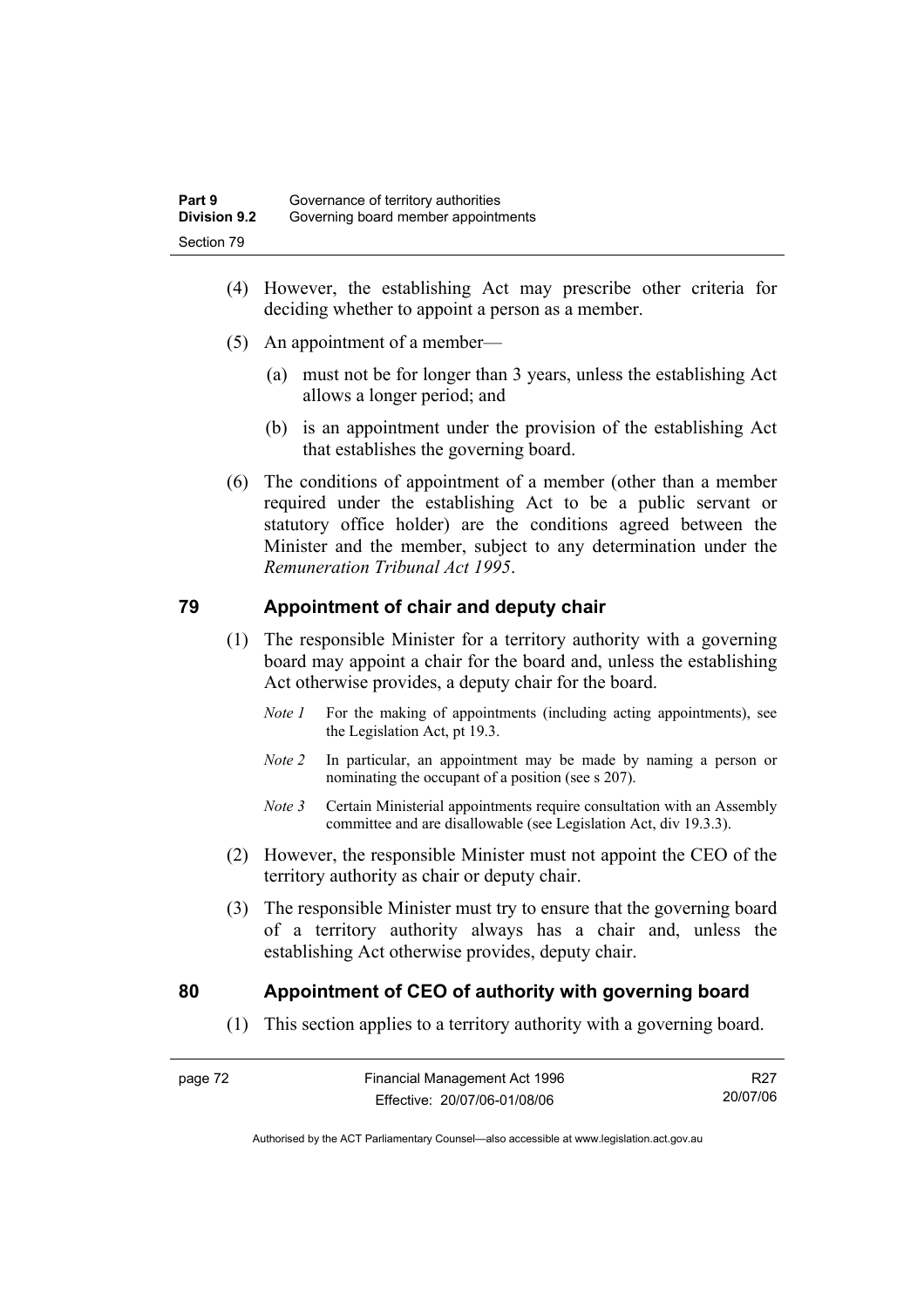(4) However, the establishing Act may prescribe other criteria for deciding whether to appoint a person as a member.

(5) An appointment of a member—

(a) must not be for longer than 3 years, unless the establishing Act allows a longer period; and

(b) is an appointment under the provision of the establishing Act that establishes the governing board.

(6) The conditions of appointment of a member (other than a member required under the establishing Act to be a public servant or statutory office holder) are the conditions agreed between the Minister and the member, subject to any determination under the *Remuneration Tribunal Act 1995*.

## 79 Appointment of chair and deputy chair

(1) The responsible Minister for a territory authority with a governing board may appoint a chair for the board and, unless the establishing Act otherwise provides, a deputy chair for the board.

*Note 1* For the making of appointments (including acting appointments), see the Legislation Act, pt 19.3.

*Note 2* In particular, an appointment may be made by naming a person or nominating the occupant of a position (see s 207).

*Note 3* Certain Ministerial appointments require consultation with an Assembly committee and are disallowable (see Legislation Act, div 19.3.3).

(2) However, the responsible Minister must not appoint the CEO of the territory authority as chair or deputy chair.

(3) The responsible Minister must try to ensure that the governing board of a territory authority always has a chair and, unless the establishing Act otherwise provides, deputy chair.

## 80 Appointment of CEO of authority with governing board

(1) This section applies to a territory authority with a governing board.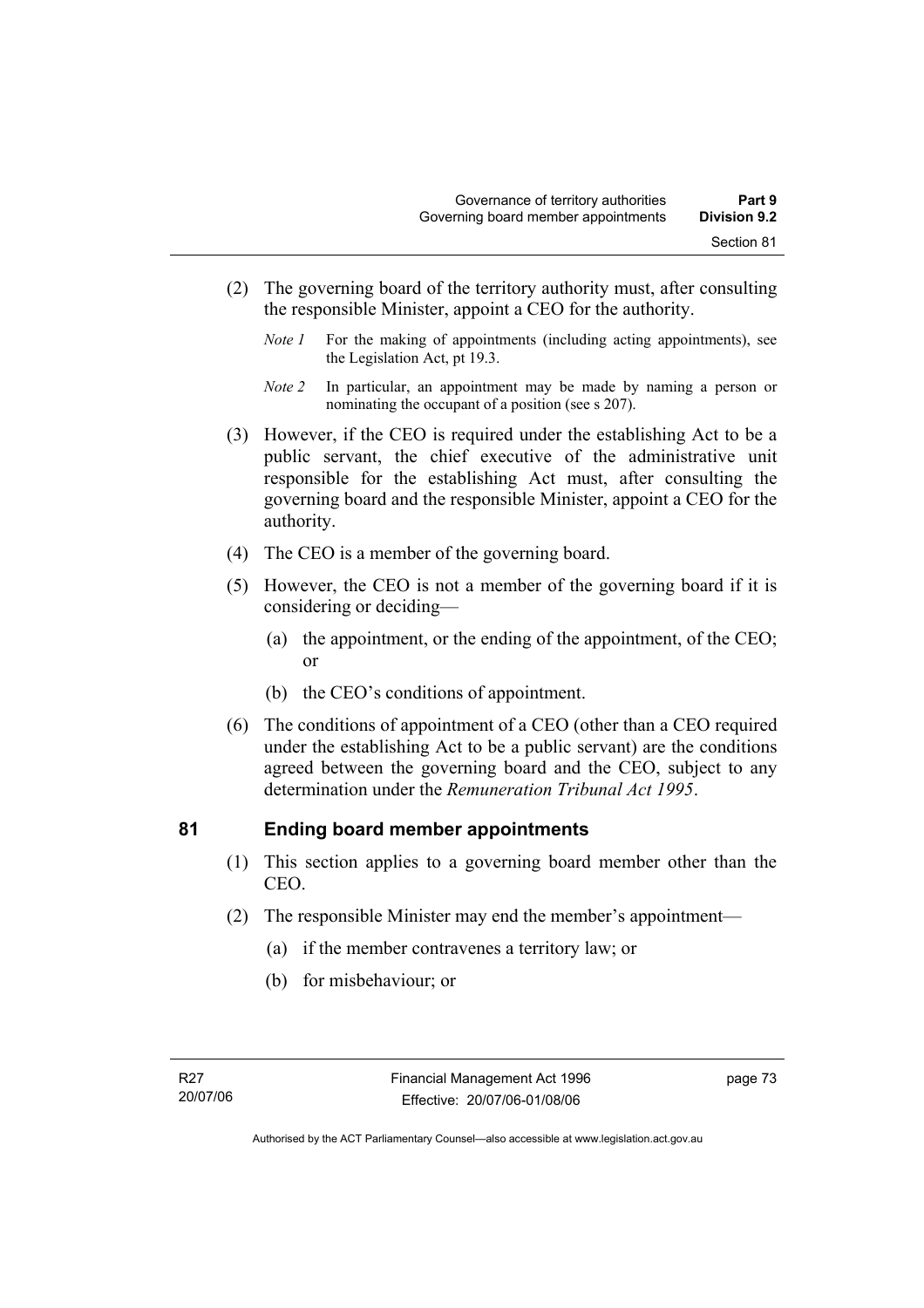(2) The governing board of the territory authority must, after consulting the responsible Minister, appoint a CEO for the authority.

*Note 1* For the making of appointments (including acting appointments), see the Legislation Act, pt 19.3.

*Note 2* In particular, an appointment may be made by naming a person or nominating the occupant of a position (see s 207).

(3) However, if the CEO is required under the establishing Act to be a public servant, the chief executive of the administrative unit responsible for the establishing Act must, after consulting the governing board and the responsible Minister, appoint a CEO for the authority.

(4) The CEO is a member of the governing board.

(5) However, the CEO is not a member of the governing board if it is considering or deciding—

(a) the appointment, or the ending of the appointment, of the CEO; or

(b) the CEO's conditions of appointment.

(6) The conditions of appointment of a CEO (other than a CEO required under the establishing Act to be a public servant) are the conditions agreed between the governing board and the CEO, subject to any determination under the *Remuneration Tribunal Act 1995*.

## 81 Ending board member appointments

(1) This section applies to a governing board member other than the CEO.

(2) The responsible Minister may end the member's appointment—

(a) if the member contravenes a territory law; or

(b) for misbehaviour; or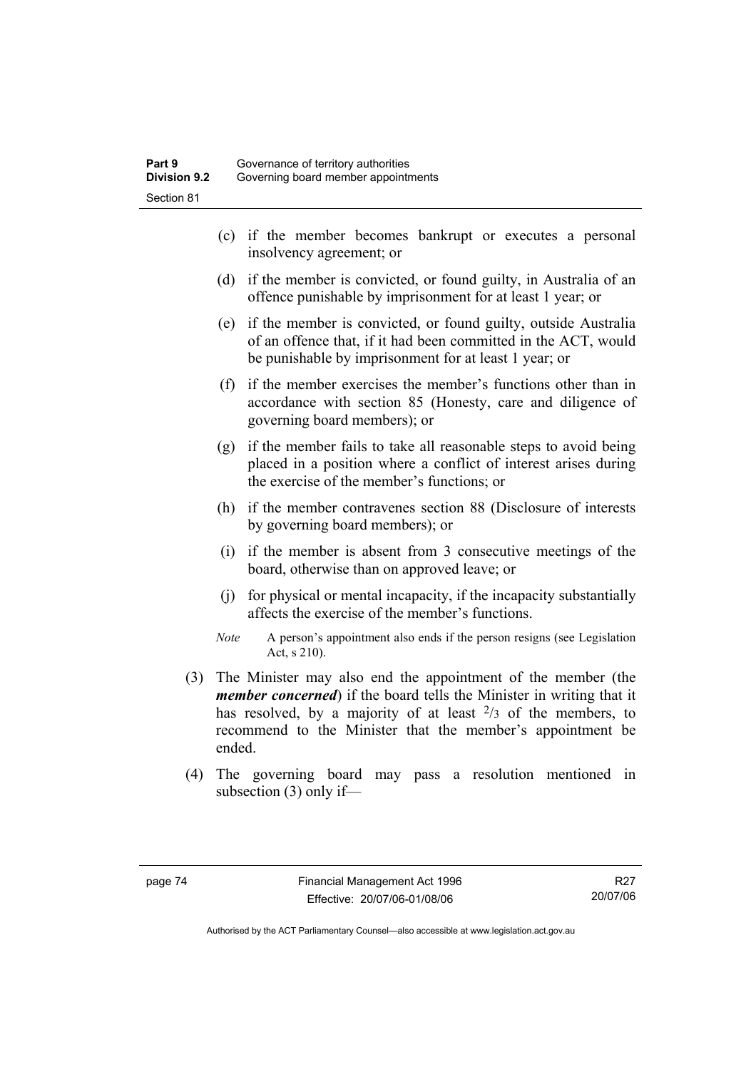(c) if the member becomes bankrupt or executes a personal insolvency agreement; or

(d) if the member is convicted, or found guilty, in Australia of an offence punishable by imprisonment for at least 1 year; or

(e) if the member is convicted, or found guilty, outside Australia of an offence that, if it had been committed in the ACT, would be punishable by imprisonment for at least 1 year; or

(f) if the member exercises the member's functions other than in accordance with section 85 (Honesty, care and diligence of governing board members); or

(g) if the member fails to take all reasonable steps to avoid being placed in a position where a conflict of interest arises during the exercise of the member's functions; or

(h) if the member contravenes section 88 (Disclosure of interests by governing board members); or

(i) if the member is absent from 3 consecutive meetings of the board, otherwise than on approved leave; or

(j) for physical or mental incapacity, if the incapacity substantially affects the exercise of the member's functions.

*Note* A person's appointment also ends if the person resigns (see Legislation Act, s 210).

(3) The Minister may also end the appointment of the member (the ***member concerned***) if the board tells the Minister in writing that it has resolved, by a majority of at least $^{2}/_{3}$ of the members, to recommend to the Minister that the member's appointment be ended.

(4) The governing board may pass a resolution mentioned in subsection (3) only if—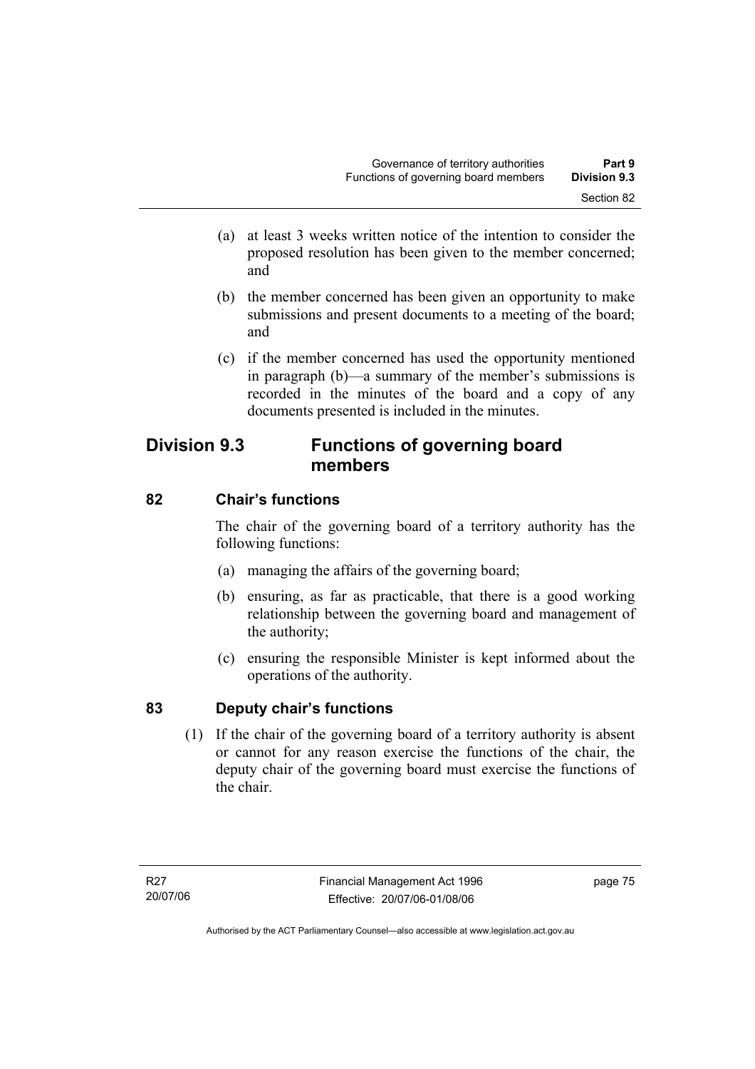(a) at least 3 weeks written notice of the intention to consider the proposed resolution has been given to the member concerned; and

(b) the member concerned has been given an opportunity to make submissions and present documents to a meeting of the board; and

(c) if the member concerned has used the opportunity mentioned in paragraph (b)—a summary of the member's submissions is recorded in the minutes of the board and a copy of any documents presented is included in the minutes.

## Division 9.3 Functions of governing board members

### 82 Chair's functions

The chair of the governing board of a territory authority has the following functions:

(a) managing the affairs of the governing board;

(b) ensuring, as far as practicable, that there is a good working relationship between the governing board and management of the authority;

(c) ensuring the responsible Minister is kept informed about the operations of the authority.

### 83 Deputy chair's functions

(1) If the chair of the governing board of a territory authority is absent or cannot for any reason exercise the functions of the chair, the deputy chair of the governing board must exercise the functions of the chair.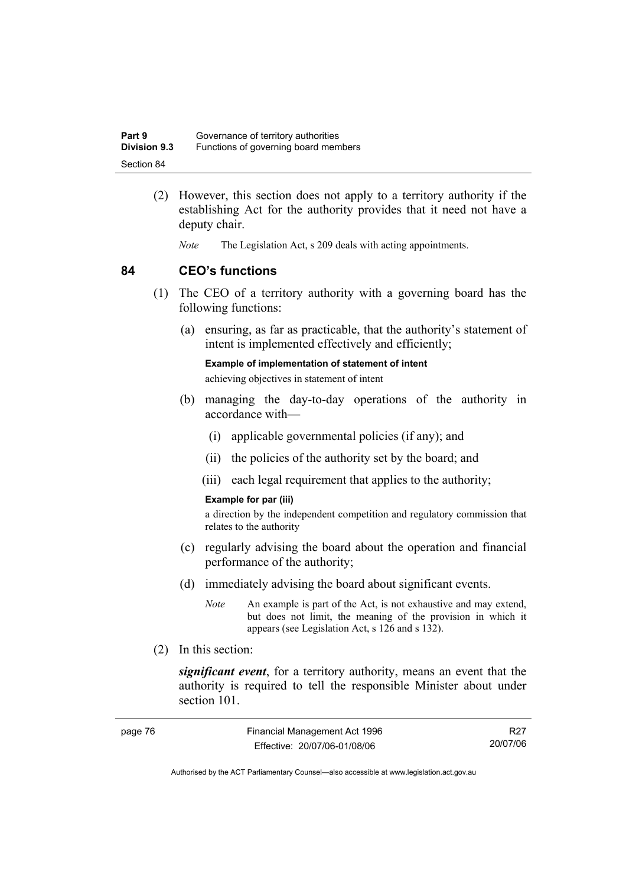(2) However, this section does not apply to a territory authority if the establishing Act for the authority provides that it need not have a deputy chair.

*Note* The Legislation Act, s 209 deals with acting appointments.

## 84 CEO's functions

(1) The CEO of a territory authority with a governing board has the following functions:

(a) ensuring, as far as practicable, that the authority's statement of intent is implemented effectively and efficiently;

**Example of implementation of statement of intent**

achieving objectives in statement of intent

(b) managing the day-to-day operations of the authority in accordance with—

(i) applicable governmental policies (if any); and

(ii) the policies of the authority set by the board; and

(iii) each legal requirement that applies to the authority;

**Example for par (iii)**

a direction by the independent competition and regulatory commission that relates to the authority

(c) regularly advising the board about the operation and financial performance of the authority;

(d) immediately advising the board about significant events.

*Note* An example is part of the Act, is not exhaustive and may extend, but does not limit, the meaning of the provision in which it appears (see Legislation Act, s 126 and s 132).

(2) In this section:

***significant event***, for a territory authority, means an event that the authority is required to tell the responsible Minister about under section 101.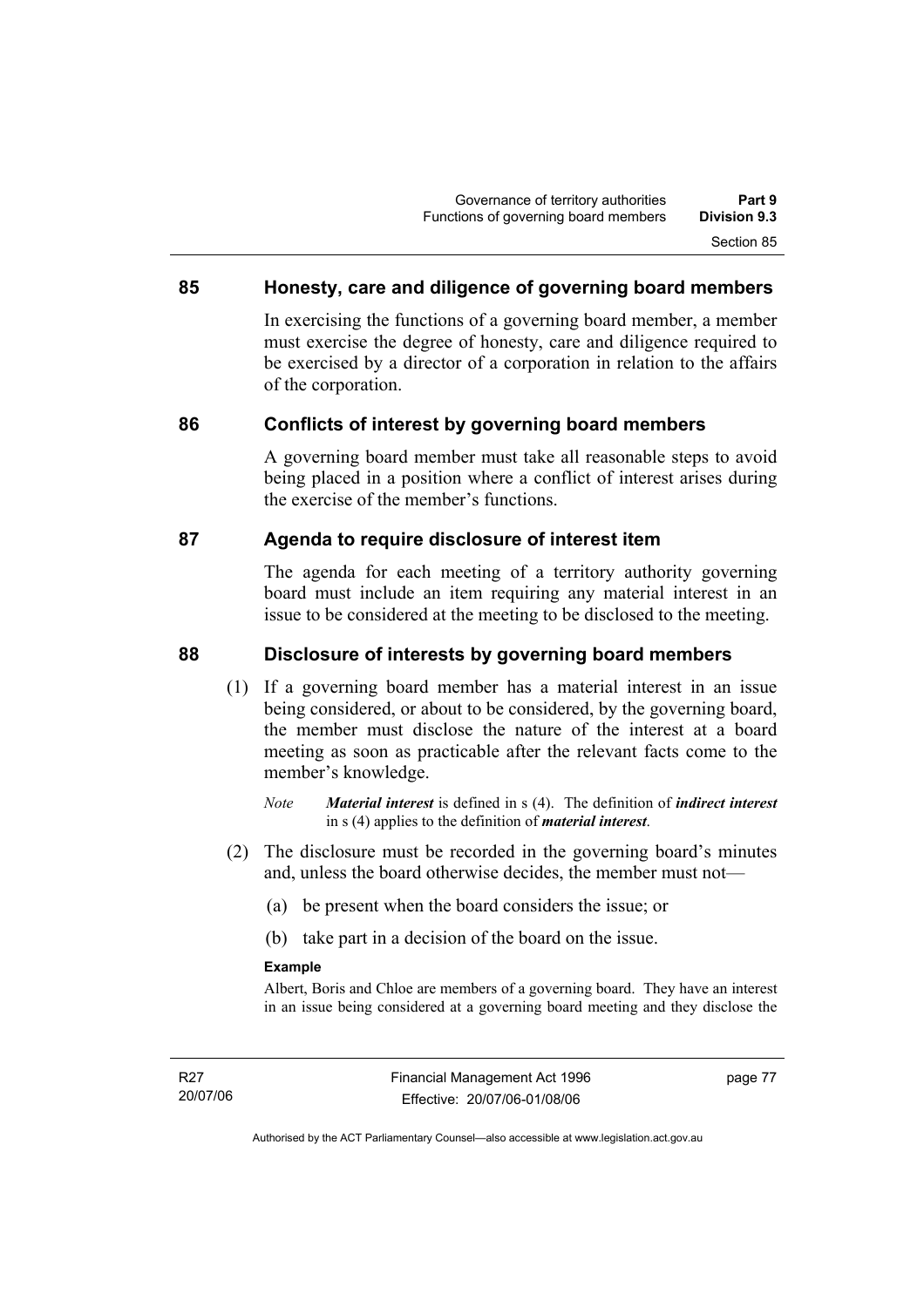## 85 Honesty, care and diligence of governing board members

In exercising the functions of a governing board member, a member must exercise the degree of honesty, care and diligence required to be exercised by a director of a corporation in relation to the affairs of the corporation.

## 86 Conflicts of interest by governing board members

A governing board member must take all reasonable steps to avoid being placed in a position where a conflict of interest arises during the exercise of the member's functions.

## 87 Agenda to require disclosure of interest item

The agenda for each meeting of a territory authority governing board must include an item requiring any material interest in an issue to be considered at the meeting to be disclosed to the meeting.

## 88 Disclosure of interests by governing board members

(1) If a governing board member has a material interest in an issue being considered, or about to be considered, by the governing board, the member must disclose the nature of the interest at a board meeting as soon as practicable after the relevant facts come to the member's knowledge.

*Note* ***Material interest*** is defined in s (4). The definition of ***indirect interest*** in s (4) applies to the definition of ***material interest***.

(2) The disclosure must be recorded in the governing board's minutes and, unless the board otherwise decides, the member must not—

(a) be present when the board considers the issue; or

(b) take part in a decision of the board on the issue.

**Example**

Albert, Boris and Chloe are members of a governing board. They have an interest in an issue being considered at a governing board meeting and they disclose the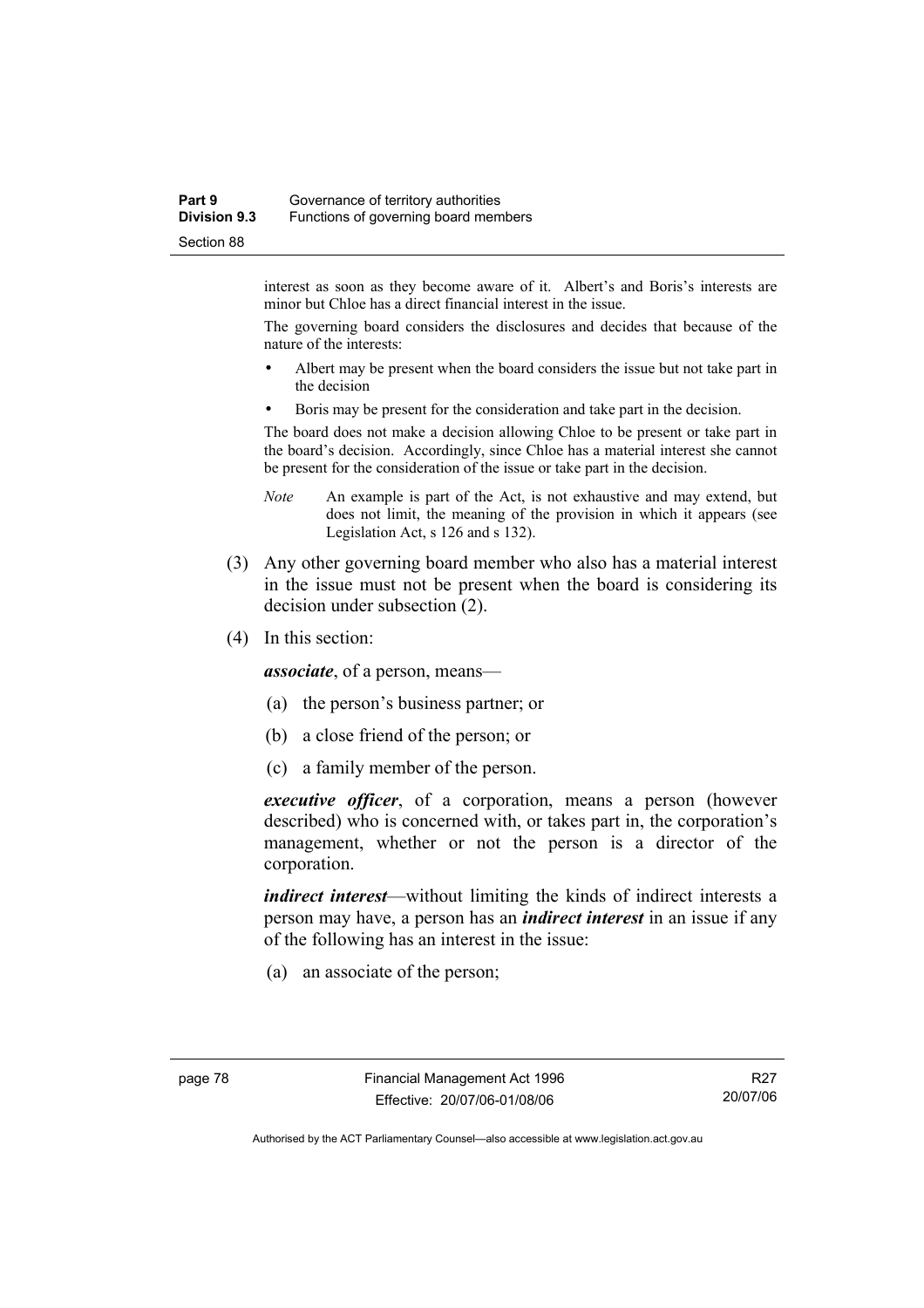interest as soon as they become aware of it. Albert's and Boris's interests are minor but Chloe has a direct financial interest in the issue.

The governing board considers the disclosures and decides that because of the nature of the interests:

- Albert may be present when the board considers the issue but not take part in the decision
- Boris may be present for the consideration and take part in the decision.

The board does not make a decision allowing Chloe to be present or take part in the board's decision. Accordingly, since Chloe has a material interest she cannot be present for the consideration of the issue or take part in the decision.

*Note* An example is part of the Act, is not exhaustive and may extend, but does not limit, the meaning of the provision in which it appears (see Legislation Act, s 126 and s 132).

(3) Any other governing board member who also has a material interest in the issue must not be present when the board is considering its decision under subsection (2).

(4) In this section:

***associate***, of a person, means—

(a) the person's business partner; or

(b) a close friend of the person; or

(c) a family member of the person.

***executive officer***, of a corporation, means a person (however described) who is concerned with, or takes part in, the corporation's management, whether or not the person is a director of the corporation.

***indirect interest***—without limiting the kinds of indirect interests a person may have, a person has an ***indirect interest*** in an issue if any of the following has an interest in the issue:

(a) an associate of the person;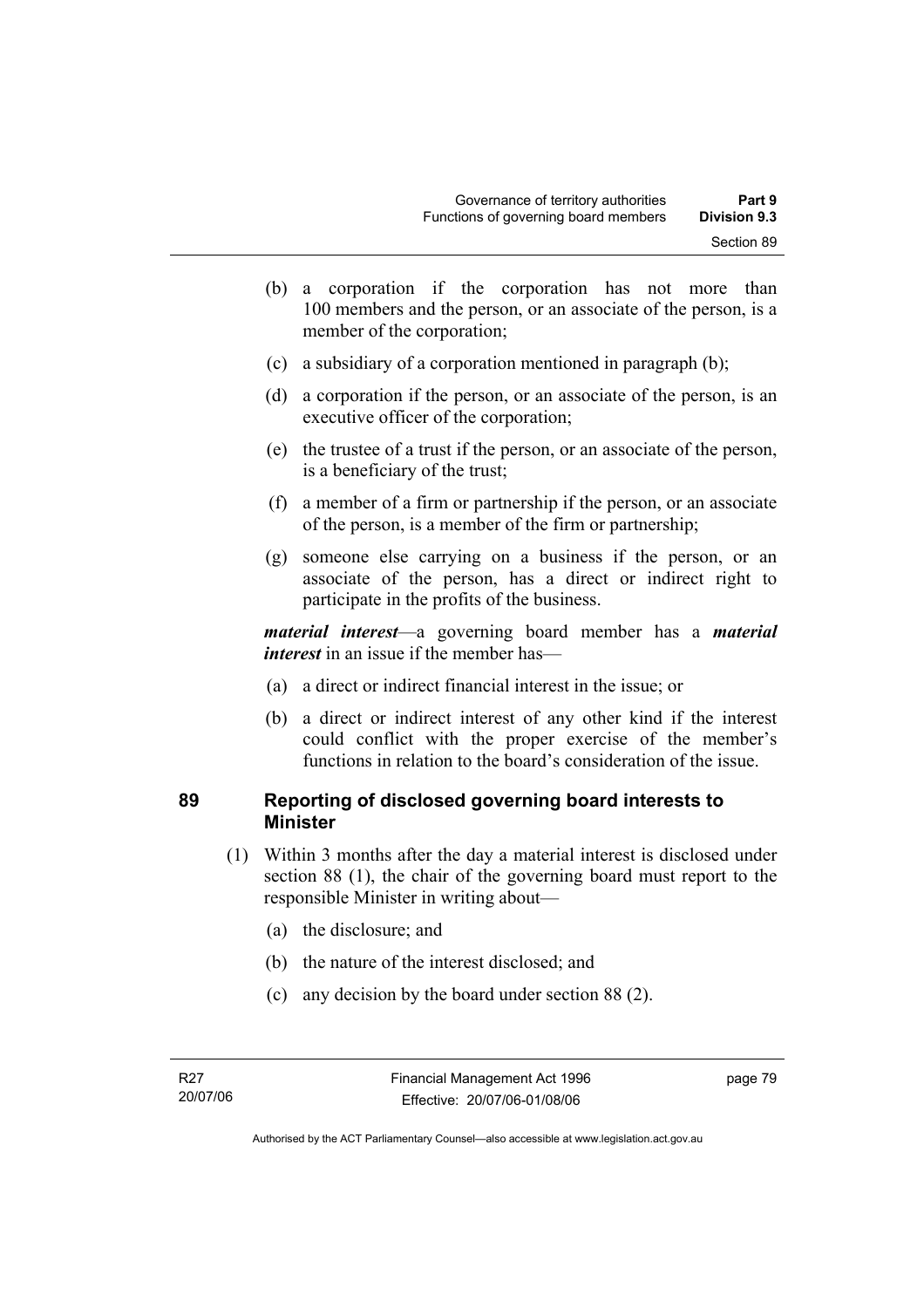(b) a corporation if the corporation has not more than 100 members and the person, or an associate of the person, is a member of the corporation;

(c) a subsidiary of a corporation mentioned in paragraph (b);

(d) a corporation if the person, or an associate of the person, is an executive officer of the corporation;

(e) the trustee of a trust if the person, or an associate of the person, is a beneficiary of the trust;

(f) a member of a firm or partnership if the person, or an associate of the person, is a member of the firm or partnership;

(g) someone else carrying on a business if the person, or an associate of the person, has a direct or indirect right to participate in the profits of the business.

***material interest***—a governing board member has a ***material interest*** in an issue if the member has—

(a) a direct or indirect financial interest in the issue; or

(b) a direct or indirect interest of any other kind if the interest could conflict with the proper exercise of the member's functions in relation to the board's consideration of the issue.

## 89 Reporting of disclosed governing board interests to Minister

(1) Within 3 months after the day a material interest is disclosed under section 88 (1), the chair of the governing board must report to the responsible Minister in writing about—

(a) the disclosure; and

(b) the nature of the interest disclosed; and

(c) any decision by the board under section 88 (2).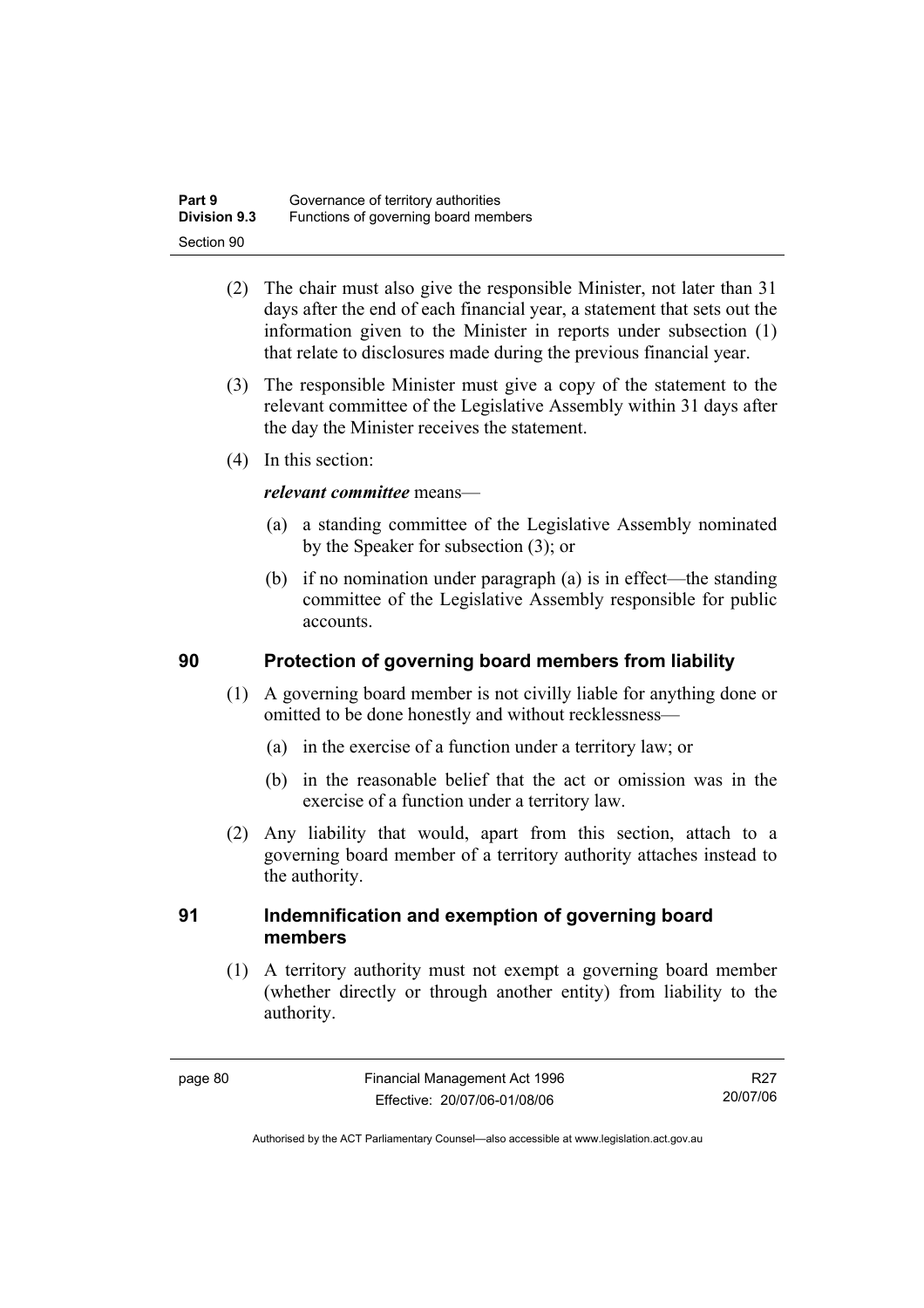(2) The chair must also give the responsible Minister, not later than 31 days after the end of each financial year, a statement that sets out the information given to the Minister in reports under subsection (1) that relate to disclosures made during the previous financial year.

(3) The responsible Minister must give a copy of the statement to the relevant committee of the Legislative Assembly within 31 days after the day the Minister receives the statement.

(4) In this section:

***relevant committee*** means—

(a) a standing committee of the Legislative Assembly nominated by the Speaker for subsection (3); or

(b) if no nomination under paragraph (a) is in effect—the standing committee of the Legislative Assembly responsible for public accounts.

## 90 Protection of governing board members from liability

(1) A governing board member is not civilly liable for anything done or omitted to be done honestly and without recklessness—

(a) in the exercise of a function under a territory law; or

(b) in the reasonable belief that the act or omission was in the exercise of a function under a territory law.

(2) Any liability that would, apart from this section, attach to a governing board member of a territory authority attaches instead to the authority.

## 91 Indemnification and exemption of governing board members

(1) A territory authority must not exempt a governing board member (whether directly or through another entity) from liability to the authority.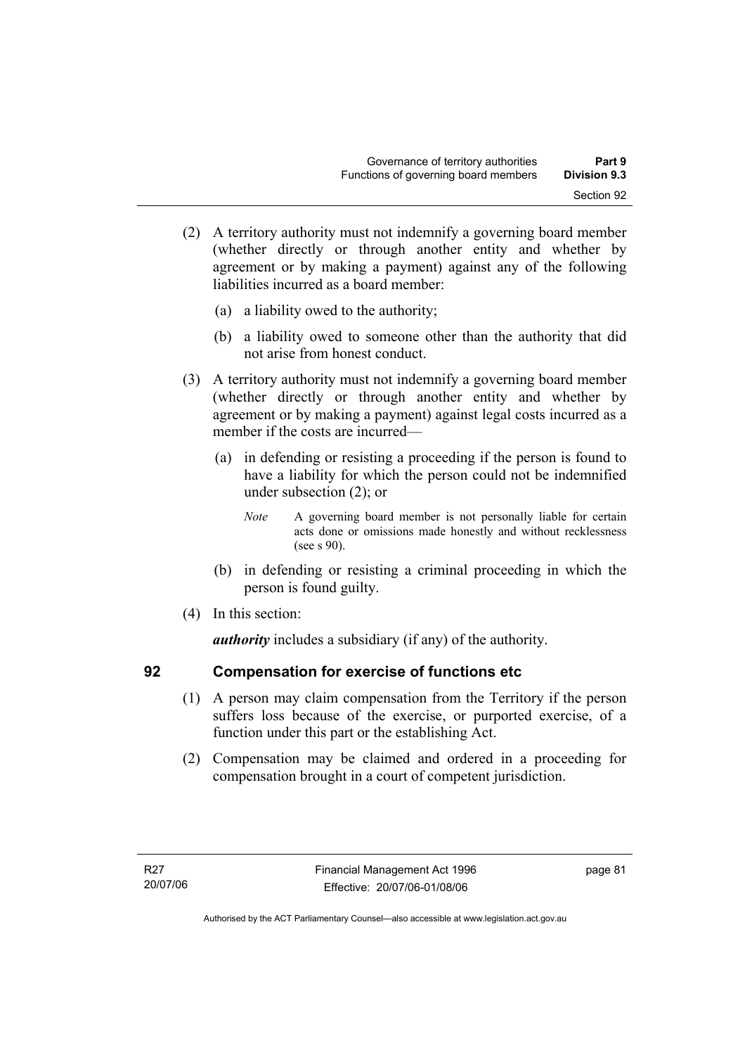(2) A territory authority must not indemnify a governing board member (whether directly or through another entity and whether by agreement or by making a payment) against any of the following liabilities incurred as a board member:

(a) a liability owed to the authority;

(b) a liability owed to someone other than the authority that did not arise from honest conduct.

(3) A territory authority must not indemnify a governing board member (whether directly or through another entity and whether by agreement or by making a payment) against legal costs incurred as a member if the costs are incurred—

(a) in defending or resisting a proceeding if the person is found to have a liability for which the person could not be indemnified under subsection (2); or

*Note* A governing board member is not personally liable for certain acts done or omissions made honestly and without recklessness (see s 90).

(b) in defending or resisting a criminal proceeding in which the person is found guilty.

(4) In this section:

***authority*** includes a subsidiary (if any) of the authority.

## 92 Compensation for exercise of functions etc

(1) A person may claim compensation from the Territory if the person suffers loss because of the exercise, or purported exercise, of a function under this part or the establishing Act.

(2) Compensation may be claimed and ordered in a proceeding for compensation brought in a court of competent jurisdiction.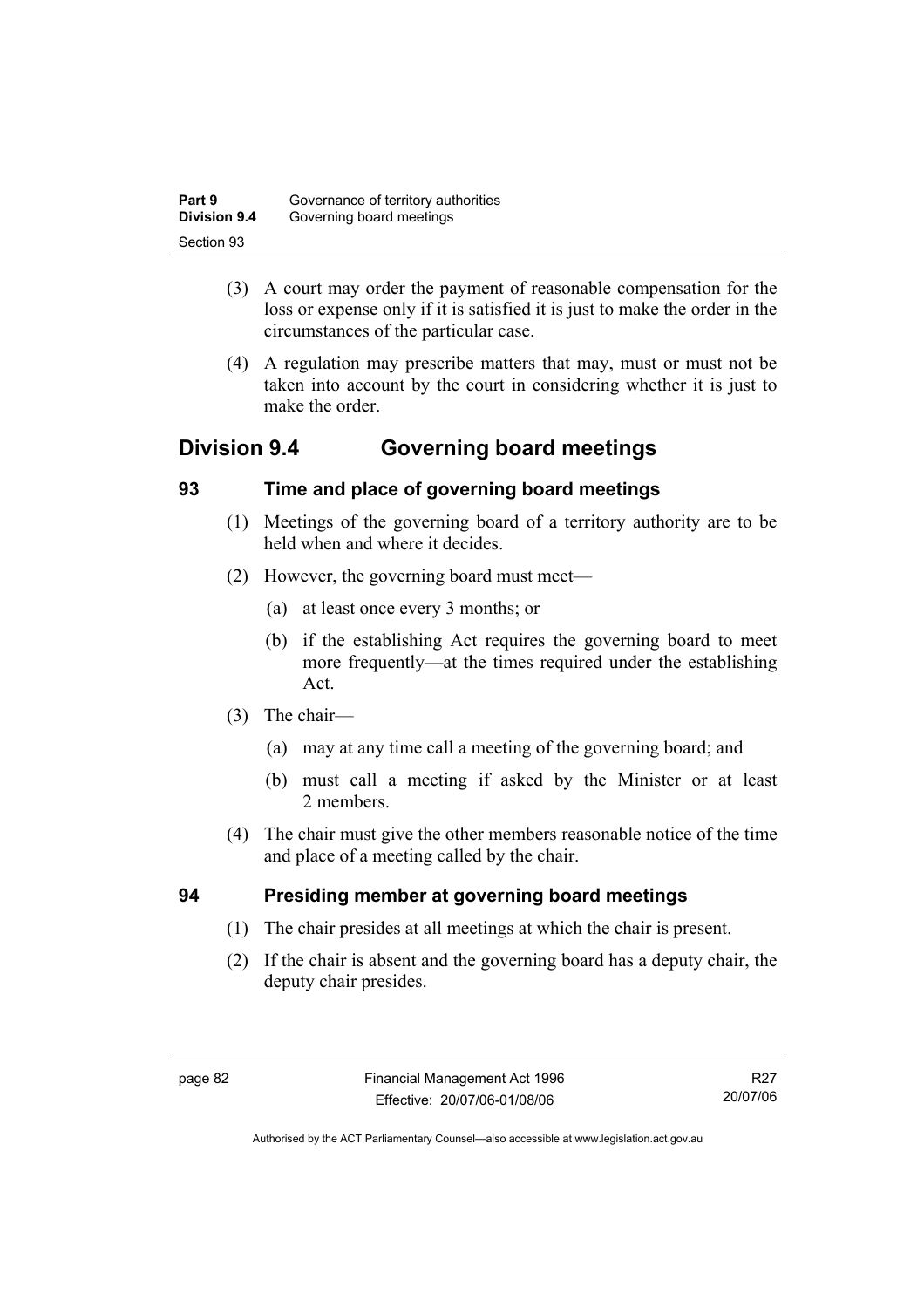(3) A court may order the payment of reasonable compensation for the loss or expense only if it is satisfied it is just to make the order in the circumstances of the particular case.

(4) A regulation may prescribe matters that may, must or must not be taken into account by the court in considering whether it is just to make the order.

## Division 9.4 Governing board meetings

### 93 Time and place of governing board meetings

(1) Meetings of the governing board of a territory authority are to be held when and where it decides.

(2) However, the governing board must meet—

- (a) at least once every 3 months; or
- (b) if the establishing Act requires the governing board to meet more frequently—at the times required under the establishing Act.

(3) The chair—

- (a) may at any time call a meeting of the governing board; and
- (b) must call a meeting if asked by the Minister or at least 2 members.

(4) The chair must give the other members reasonable notice of the time and place of a meeting called by the chair.

### 94 Presiding member at governing board meetings

(1) The chair presides at all meetings at which the chair is present.

(2) If the chair is absent and the governing board has a deputy chair, the deputy chair presides.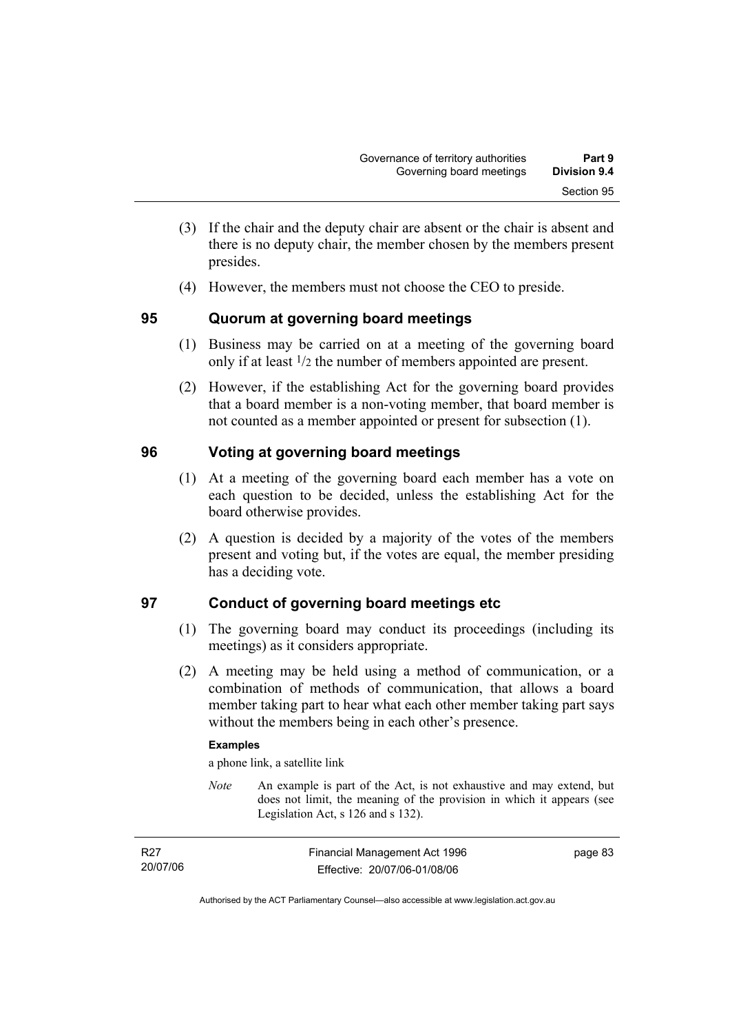(3) If the chair and the deputy chair are absent or the chair is absent and there is no deputy chair, the member chosen by the members present presides.

(4) However, the members must not choose the CEO to preside.

## 95 Quorum at governing board meetings

(1) Business may be carried on at a meeting of the governing board only if at least $1/2$ the number of members appointed are present.

(2) However, if the establishing Act for the governing board provides that a board member is a non-voting member, that board member is not counted as a member appointed or present for subsection (1).

## 96 Voting at governing board meetings

(1) At a meeting of the governing board each member has a vote on each question to be decided, unless the establishing Act for the board otherwise provides.

(2) A question is decided by a majority of the votes of the members present and voting but, if the votes are equal, the member presiding has a deciding vote.

## 97 Conduct of governing board meetings etc

(1) The governing board may conduct its proceedings (including its meetings) as it considers appropriate.

(2) A meeting may be held using a method of communication, or a combination of methods of communication, that allows a board member taking part to hear what each other member taking part says without the members being in each other's presence.

**Examples**

a phone link, a satellite link

*Note* An example is part of the Act, is not exhaustive and may extend, but does not limit, the meaning of the provision in which it appears (see Legislation Act, s 126 and s 132).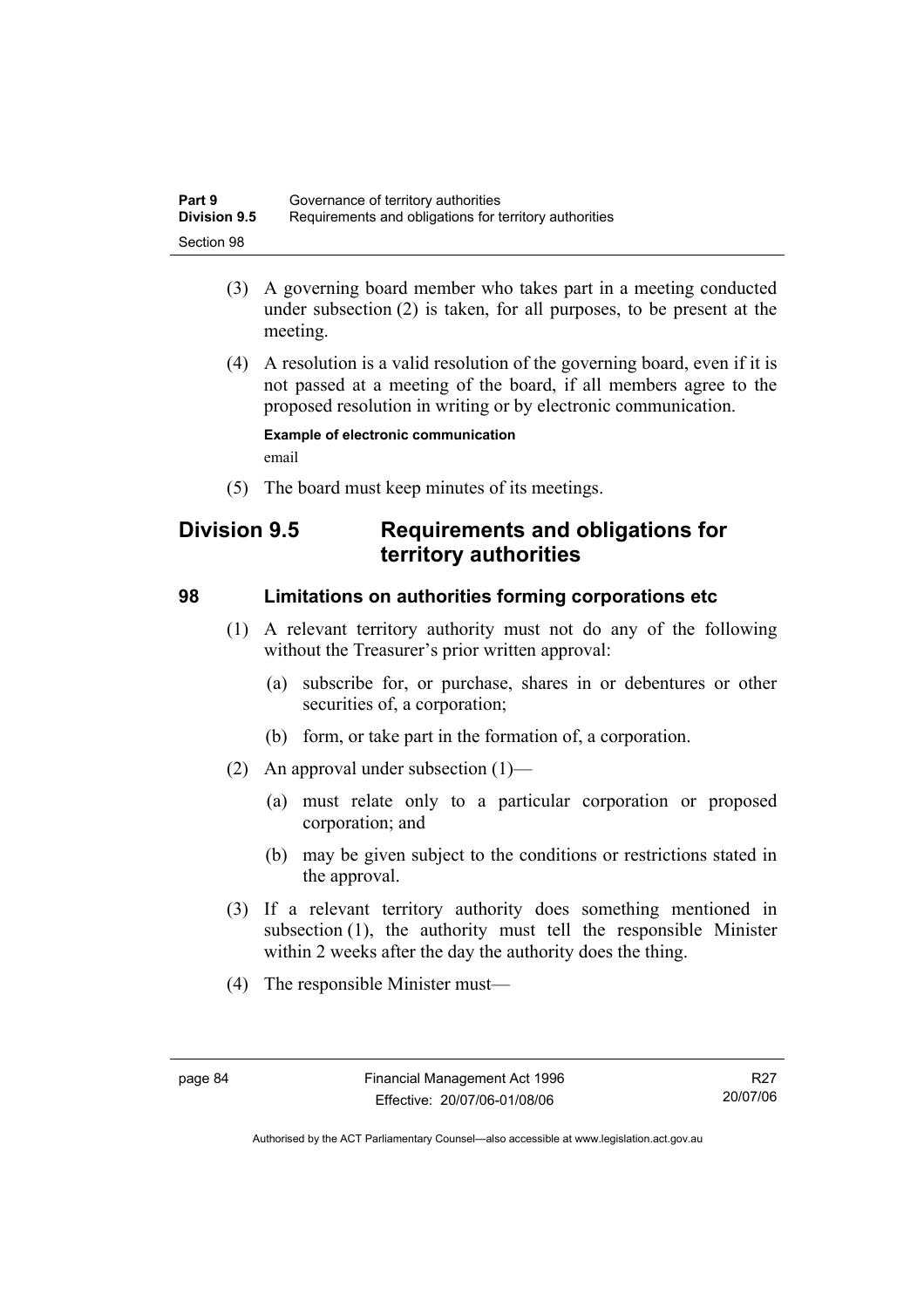(3) A governing board member who takes part in a meeting conducted under subsection (2) is taken, for all purposes, to be present at the meeting.

(4) A resolution is a valid resolution of the governing board, even if it is not passed at a meeting of the board, if all members agree to the proposed resolution in writing or by electronic communication.

**Example of electronic communication**

email

(5) The board must keep minutes of its meetings.

## Division 9.5 Requirements and obligations for territory authorities

### 98 Limitations on authorities forming corporations etc

(1) A relevant territory authority must not do any of the following without the Treasurer's prior written approval:

(a) subscribe for, or purchase, shares in or debentures or other securities of, a corporation;

(b) form, or take part in the formation of, a corporation.

(2) An approval under subsection (1)—

(a) must relate only to a particular corporation or proposed corporation; and

(b) may be given subject to the conditions or restrictions stated in the approval.

(3) If a relevant territory authority does something mentioned in subsection (1), the authority must tell the responsible Minister within 2 weeks after the day the authority does the thing.

(4) The responsible Minister must—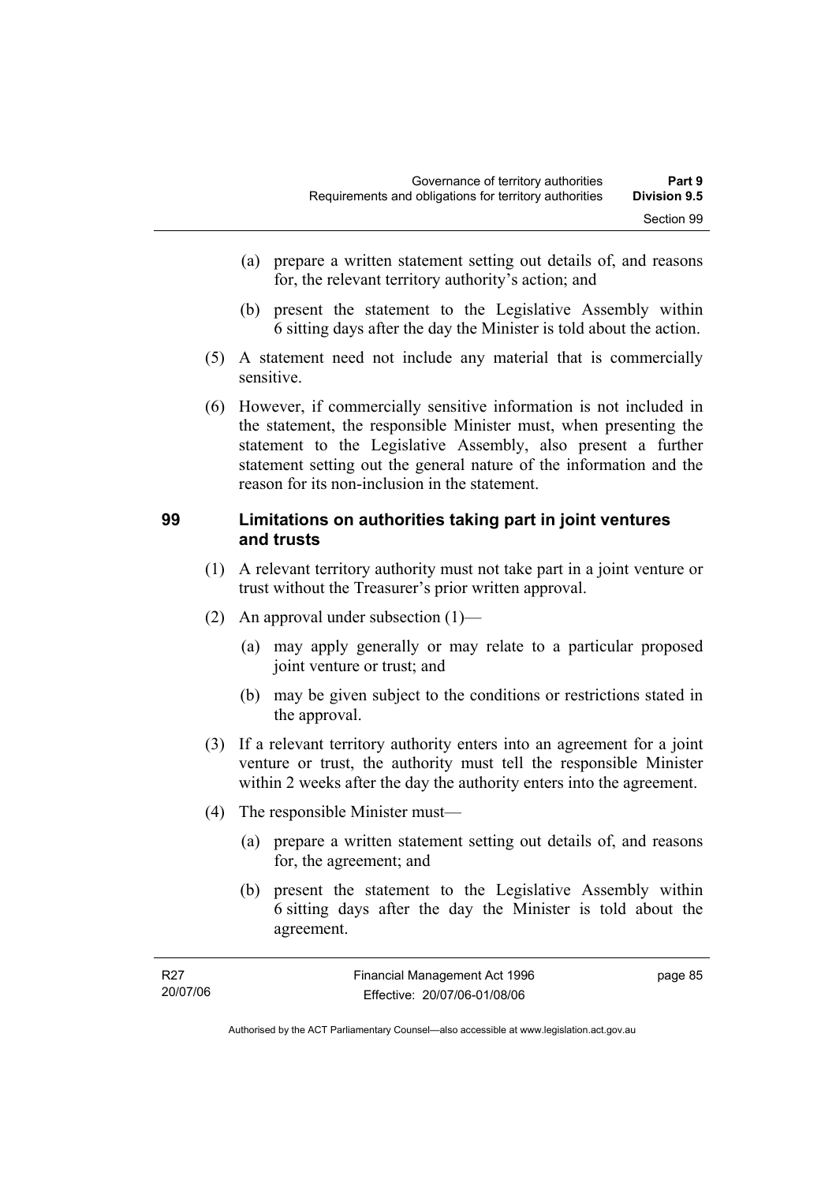(a) prepare a written statement setting out details of, and reasons for, the relevant territory authority's action; and

(b) present the statement to the Legislative Assembly within 6 sitting days after the day the Minister is told about the action.

(5) A statement need not include any material that is commercially sensitive.

(6) However, if commercially sensitive information is not included in the statement, the responsible Minister must, when presenting the statement to the Legislative Assembly, also present a further statement setting out the general nature of the information and the reason for its non-inclusion in the statement.

## 99 Limitations on authorities taking part in joint ventures and trusts

(1) A relevant territory authority must not take part in a joint venture or trust without the Treasurer's prior written approval.

(2) An approval under subsection (1)—

(a) may apply generally or may relate to a particular proposed joint venture or trust; and

(b) may be given subject to the conditions or restrictions stated in the approval.

(3) If a relevant territory authority enters into an agreement for a joint venture or trust, the authority must tell the responsible Minister within 2 weeks after the day the authority enters into the agreement.

(4) The responsible Minister must—

(a) prepare a written statement setting out details of, and reasons for, the agreement; and

(b) present the statement to the Legislative Assembly within 6 sitting days after the day the Minister is told about the agreement.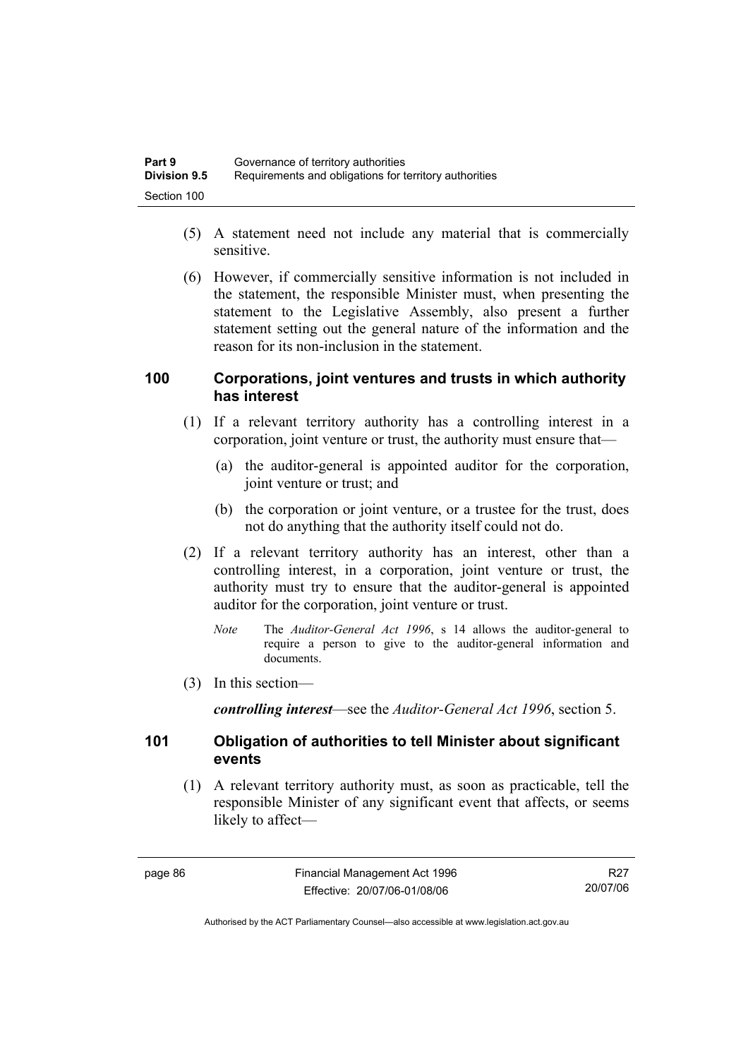(5) A statement need not include any material that is commercially sensitive.

(6) However, if commercially sensitive information is not included in the statement, the responsible Minister must, when presenting the statement to the Legislative Assembly, also present a further statement setting out the general nature of the information and the reason for its non-inclusion in the statement.

## 100 Corporations, joint ventures and trusts in which authority has interest

(1) If a relevant territory authority has a controlling interest in a corporation, joint venture or trust, the authority must ensure that—

(a) the auditor-general is appointed auditor for the corporation, joint venture or trust; and

(b) the corporation or joint venture, or a trustee for the trust, does not do anything that the authority itself could not do.

(2) If a relevant territory authority has an interest, other than a controlling interest, in a corporation, joint venture or trust, the authority must try to ensure that the auditor-general is appointed auditor for the corporation, joint venture or trust.

*Note* The *Auditor-General Act 1996*, s 14 allows the auditor-general to require a person to give to the auditor-general information and documents.

(3) In this section—

***controlling interest***—see the *Auditor-General Act 1996*, section 5.

## 101 Obligation of authorities to tell Minister about significant events

(1) A relevant territory authority must, as soon as practicable, tell the responsible Minister of any significant event that affects, or seems likely to affect—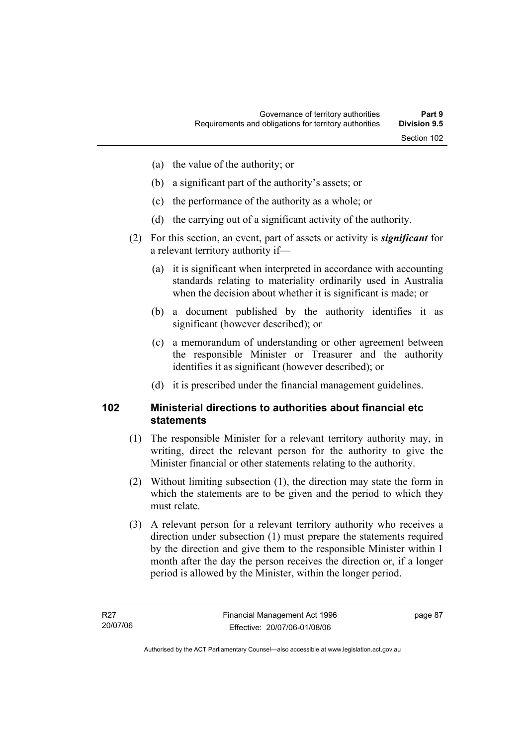- (a) the value of the authority; or
- (b) a significant part of the authority's assets; or
- (c) the performance of the authority as a whole; or
- (d) the carrying out of a significant activity of the authority.

(2) For this section, an event, part of assets or activity is ***significant*** for a relevant territory authority if—

- (a) it is significant when interpreted in accordance with accounting standards relating to materiality ordinarily used in Australia when the decision about whether it is significant is made; or
- (b) a document published by the authority identifies it as significant (however described); or
- (c) a memorandum of understanding or other agreement between the responsible Minister or Treasurer and the authority identifies it as significant (however described); or
- (d) it is prescribed under the financial management guidelines.

## 102 Ministerial directions to authorities about financial etc statements

(1) The responsible Minister for a relevant territory authority may, in writing, direct the relevant person for the authority to give the Minister financial or other statements relating to the authority.

(2) Without limiting subsection (1), the direction may state the form in which the statements are to be given and the period to which they must relate.

(3) A relevant person for a relevant territory authority who receives a direction under subsection (1) must prepare the statements required by the direction and give them to the responsible Minister within 1 month after the day the person receives the direction or, if a longer period is allowed by the Minister, within the longer period.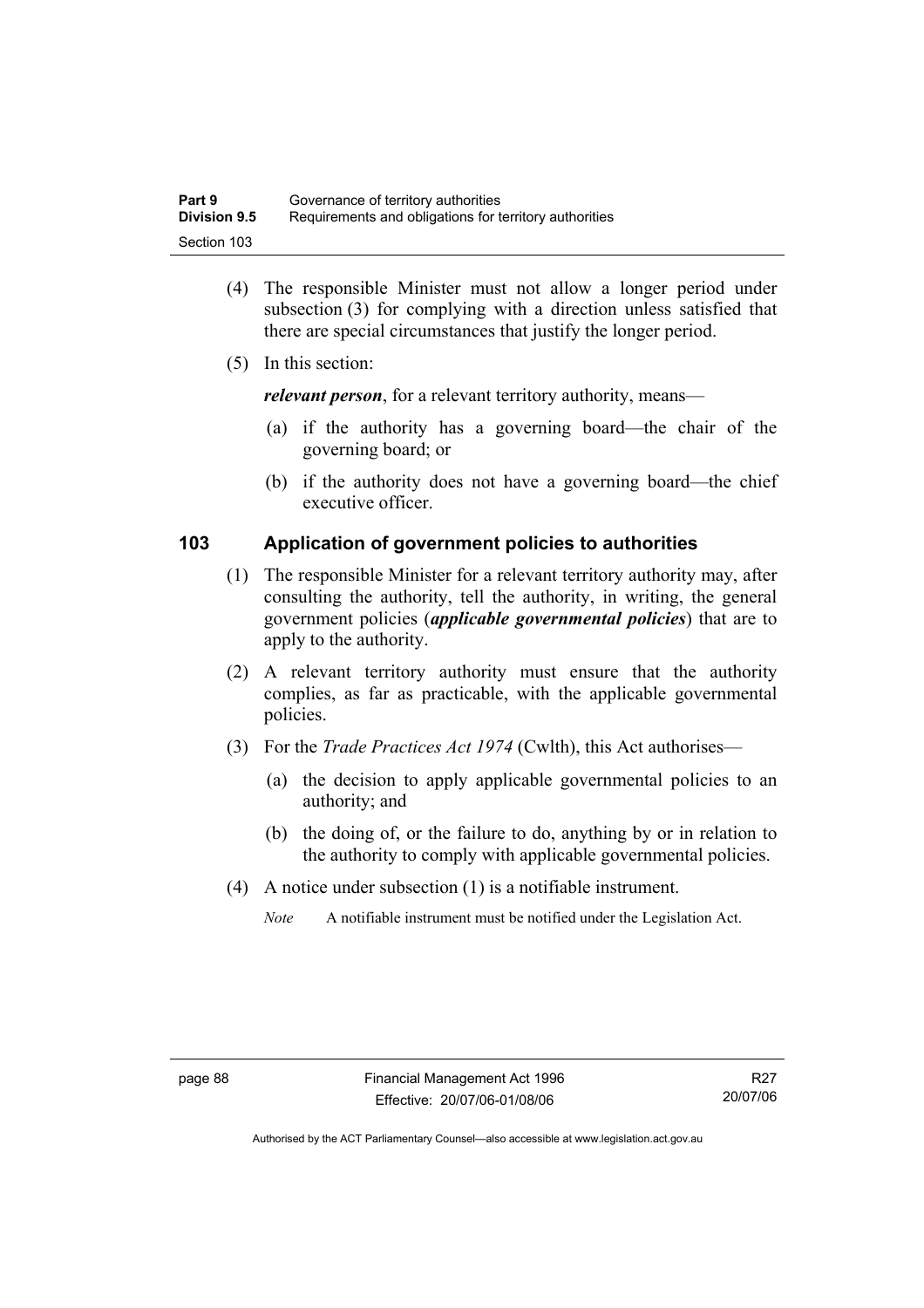(4) The responsible Minister must not allow a longer period under subsection (3) for complying with a direction unless satisfied that there are special circumstances that justify the longer period.

(5) In this section:

***relevant person***, for a relevant territory authority, means—

(a) if the authority has a governing board—the chair of the governing board; or

(b) if the authority does not have a governing board—the chief executive officer.

## 103 Application of government policies to authorities

(1) The responsible Minister for a relevant territory authority may, after consulting the authority, tell the authority, in writing, the general government policies (***applicable governmental policies***) that are to apply to the authority.

(2) A relevant territory authority must ensure that the authority complies, as far as practicable, with the applicable governmental policies.

(3) For the *Trade Practices Act 1974* (Cwlth), this Act authorises—

(a) the decision to apply applicable governmental policies to an authority; and

(b) the doing of, or the failure to do, anything by or in relation to the authority to comply with applicable governmental policies.

(4) A notice under subsection (1) is a notifiable instrument.

*Note* A notifiable instrument must be notified under the Legislation Act.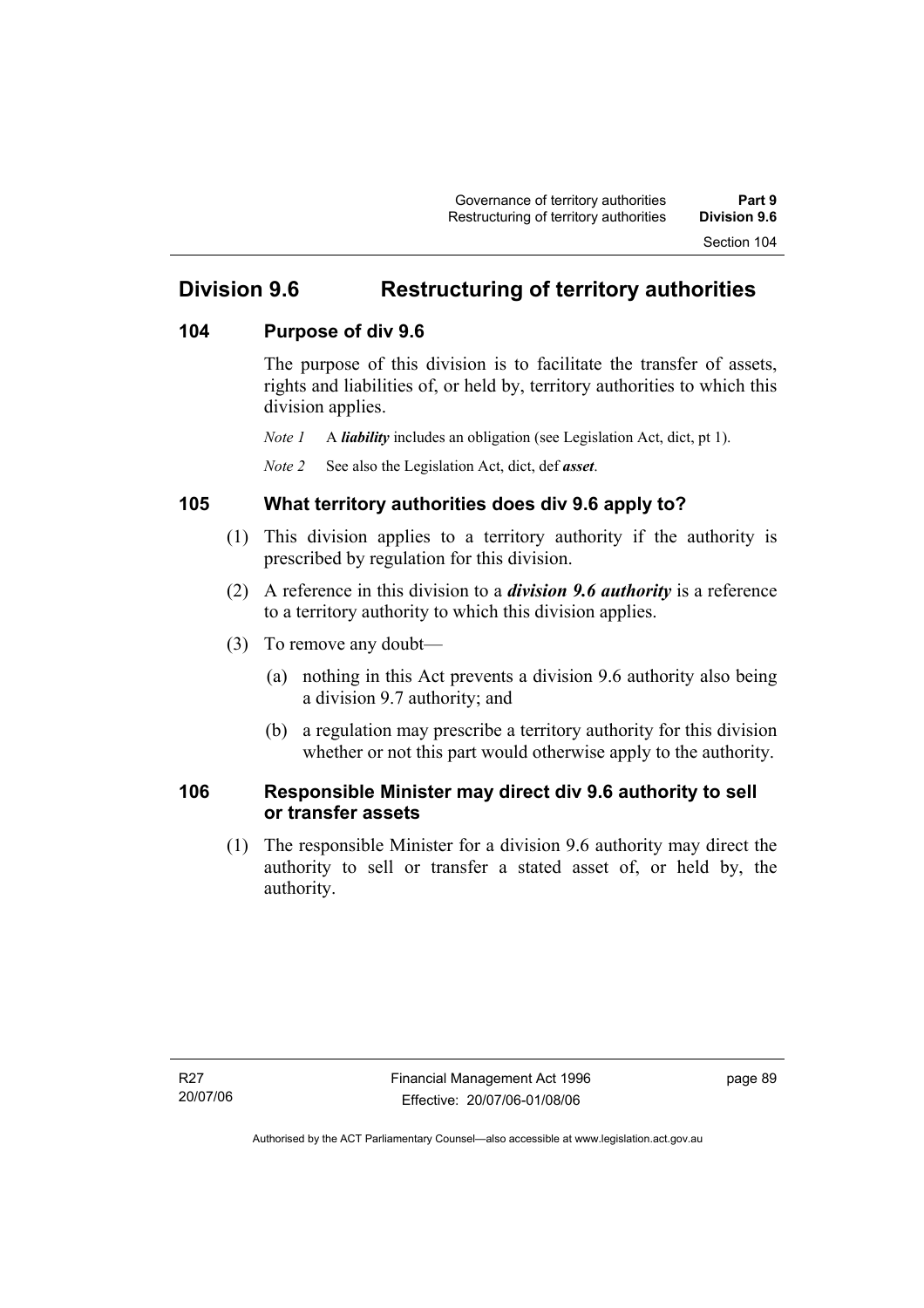## Division 9.6 Restructuring of territory authorities

### 104 Purpose of div 9.6

The purpose of this division is to facilitate the transfer of assets, rights and liabilities of, or held by, territory authorities to which this division applies.

*Note 1* A ***liability*** includes an obligation (see Legislation Act, dict, pt 1).

*Note 2* See also the Legislation Act, dict, def ***asset***.

### 105 What territory authorities does div 9.6 apply to?

(1) This division applies to a territory authority if the authority is prescribed by regulation for this division.

(2) A reference in this division to a ***division 9.6 authority*** is a reference to a territory authority to which this division applies.

(3) To remove any doubt—

(a) nothing in this Act prevents a division 9.6 authority also being a division 9.7 authority; and

(b) a regulation may prescribe a territory authority for this division whether or not this part would otherwise apply to the authority.

### 106 Responsible Minister may direct div 9.6 authority to sell or transfer assets

(1) The responsible Minister for a division 9.6 authority may direct the authority to sell or transfer a stated asset of, or held by, the authority.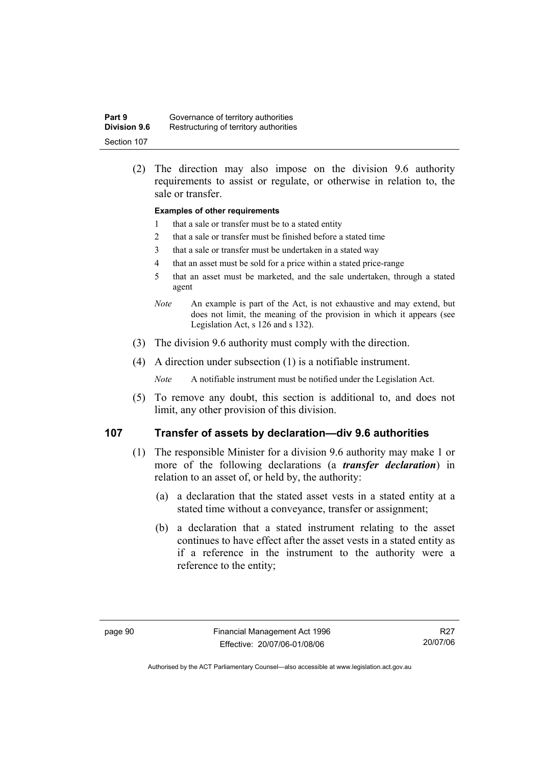(2) The direction may also impose on the division 9.6 authority requirements to assist or regulate, or otherwise in relation to, the sale or transfer.

**Examples of other requirements**

1 that a sale or transfer must be to a stated entity

2 that a sale or transfer must be finished before a stated time

3 that a sale or transfer must be undertaken in a stated way

4 that an asset must be sold for a price within a stated price-range

5 that an asset must be marketed, and the sale undertaken, through a stated agent

*Note* An example is part of the Act, is not exhaustive and may extend, but does not limit, the meaning of the provision in which it appears (see Legislation Act, s 126 and s 132).

(3) The division 9.6 authority must comply with the direction.

(4) A direction under subsection (1) is a notifiable instrument.

*Note* A notifiable instrument must be notified under the Legislation Act.

(5) To remove any doubt, this section is additional to, and does not limit, any other provision of this division.

## 107 Transfer of assets by declaration—div 9.6 authorities

(1) The responsible Minister for a division 9.6 authority may make 1 or more of the following declarations (a ***transfer declaration***) in relation to an asset of, or held by, the authority:

(a) a declaration that the stated asset vests in a stated entity at a stated time without a conveyance, transfer or assignment;

(b) a declaration that a stated instrument relating to the asset continues to have effect after the asset vests in a stated entity as if a reference in the instrument to the authority were a reference to the entity;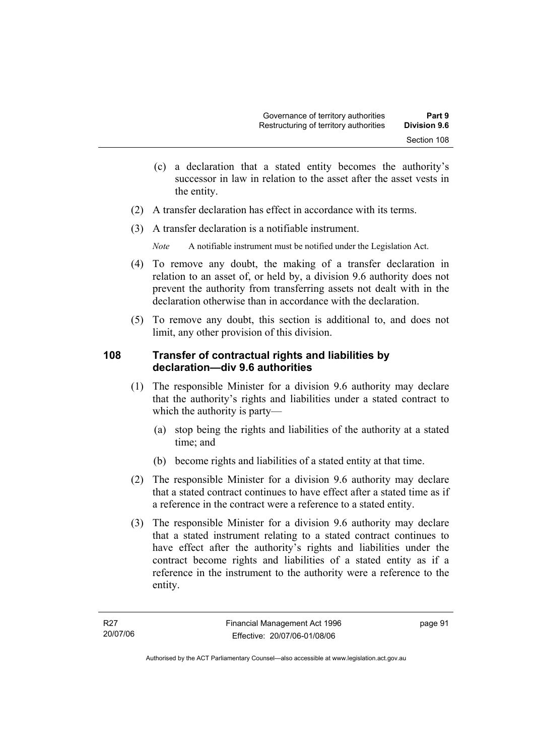(c) a declaration that a stated entity becomes the authority's successor in law in relation to the asset after the asset vests in the entity.

(2) A transfer declaration has effect in accordance with its terms.

(3) A transfer declaration is a notifiable instrument.

*Note* A notifiable instrument must be notified under the Legislation Act.

(4) To remove any doubt, the making of a transfer declaration in relation to an asset of, or held by, a division 9.6 authority does not prevent the authority from transferring assets not dealt with in the declaration otherwise than in accordance with the declaration.

(5) To remove any doubt, this section is additional to, and does not limit, any other provision of this division.

### 108 Transfer of contractual rights and liabilities by declaration—div 9.6 authorities

(1) The responsible Minister for a division 9.6 authority may declare that the authority's rights and liabilities under a stated contract to which the authority is party—

(a) stop being the rights and liabilities of the authority at a stated time; and

(b) become rights and liabilities of a stated entity at that time.

(2) The responsible Minister for a division 9.6 authority may declare that a stated contract continues to have effect after a stated time as if a reference in the contract were a reference to a stated entity.

(3) The responsible Minister for a division 9.6 authority may declare that a stated instrument relating to a stated contract continues to have effect after the authority's rights and liabilities under the contract become rights and liabilities of a stated entity as if a reference in the instrument to the authority were a reference to the entity.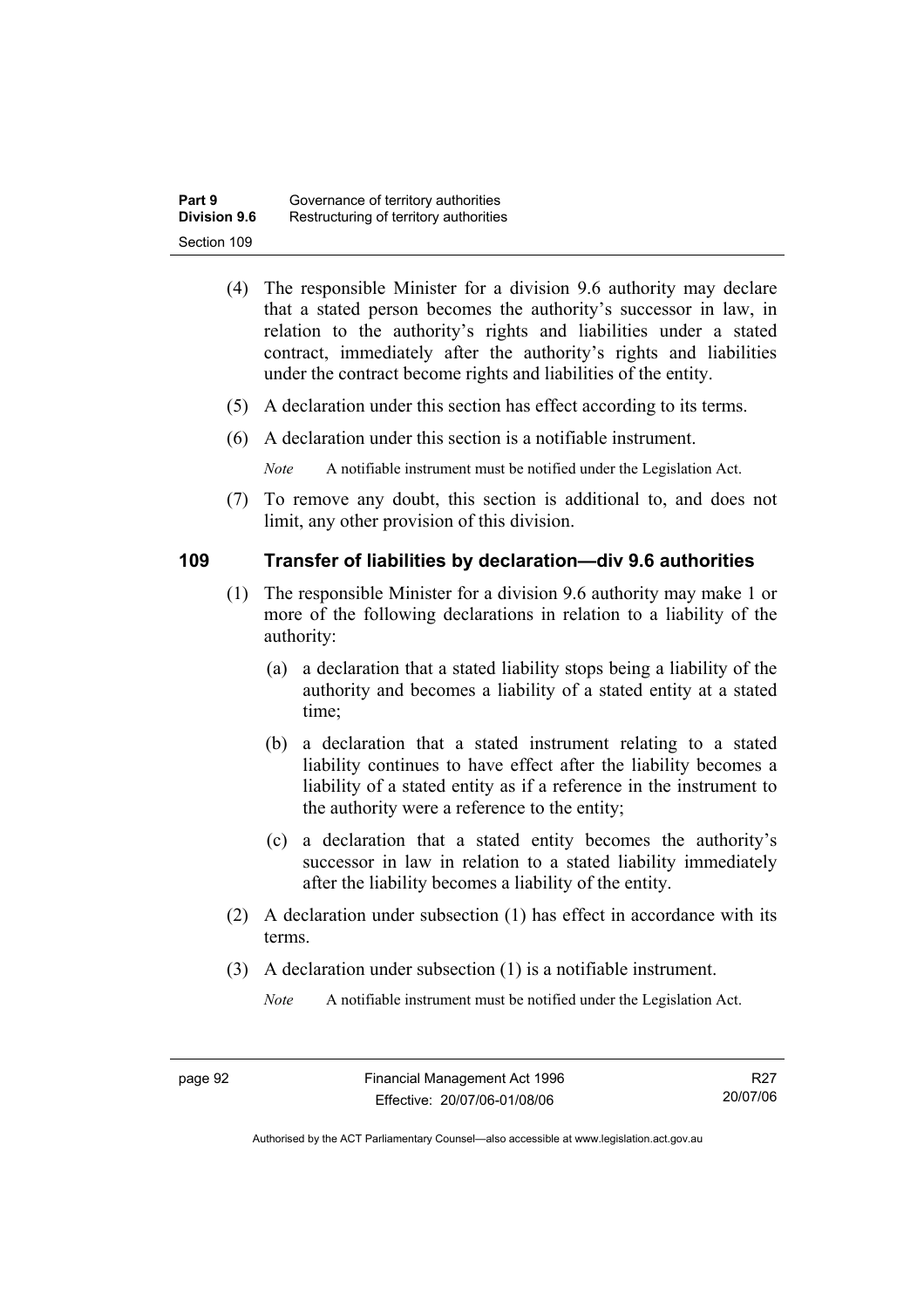(4) The responsible Minister for a division 9.6 authority may declare that a stated person becomes the authority's successor in law, in relation to the authority's rights and liabilities under a stated contract, immediately after the authority's rights and liabilities under the contract become rights and liabilities of the entity.

(5) A declaration under this section has effect according to its terms.

(6) A declaration under this section is a notifiable instrument.

*Note* A notifiable instrument must be notified under the Legislation Act.

(7) To remove any doubt, this section is additional to, and does not limit, any other provision of this division.

## 109 Transfer of liabilities by declaration—div 9.6 authorities

(1) The responsible Minister for a division 9.6 authority may make 1 or more of the following declarations in relation to a liability of the authority:

(a) a declaration that a stated liability stops being a liability of the authority and becomes a liability of a stated entity at a stated time;

(b) a declaration that a stated instrument relating to a stated liability continues to have effect after the liability becomes a liability of a stated entity as if a reference in the instrument to the authority were a reference to the entity;

(c) a declaration that a stated entity becomes the authority's successor in law in relation to a stated liability immediately after the liability becomes a liability of the entity.

(2) A declaration under subsection (1) has effect in accordance with its terms.

(3) A declaration under subsection (1) is a notifiable instrument.

*Note* A notifiable instrument must be notified under the Legislation Act.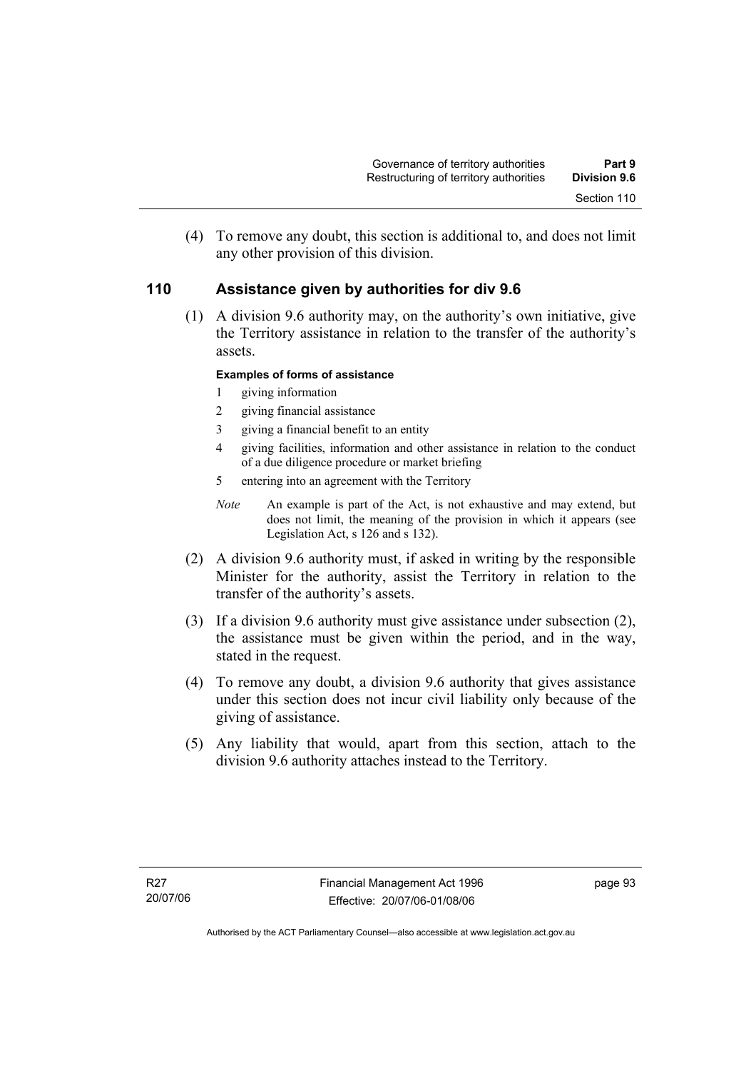(4) To remove any doubt, this section is additional to, and does not limit any other provision of this division.

## 110 Assistance given by authorities for div 9.6

(1) A division 9.6 authority may, on the authority's own initiative, give the Territory assistance in relation to the transfer of the authority's assets.

**Examples of forms of assistance**

1 giving information
2 giving financial assistance
3 giving a financial benefit to an entity
4 giving facilities, information and other assistance in relation to the conduct of a due diligence procedure or market briefing
5 entering into an agreement with the Territory

*Note* An example is part of the Act, is not exhaustive and may extend, but does not limit, the meaning of the provision in which it appears (see Legislation Act, s 126 and s 132).

(2) A division 9.6 authority must, if asked in writing by the responsible Minister for the authority, assist the Territory in relation to the transfer of the authority's assets.

(3) If a division 9.6 authority must give assistance under subsection (2), the assistance must be given within the period, and in the way, stated in the request.

(4) To remove any doubt, a division 9.6 authority that gives assistance under this section does not incur civil liability only because of the giving of assistance.

(5) Any liability that would, apart from this section, attach to the division 9.6 authority attaches instead to the Territory.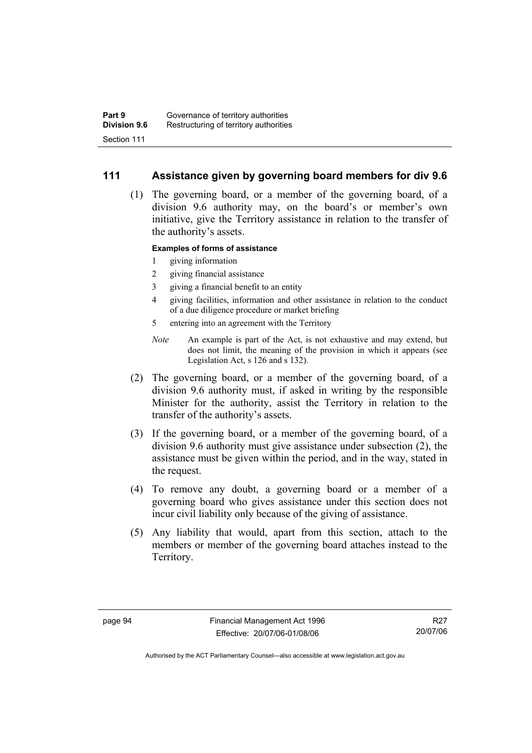## 111 Assistance given by governing board members for div 9.6

(1) The governing board, or a member of the governing board, of a division 9.6 authority may, on the board's or member's own initiative, give the Territory assistance in relation to the transfer of the authority's assets.

**Examples of forms of assistance**

1 giving information

2 giving financial assistance

3 giving a financial benefit to an entity

4 giving facilities, information and other assistance in relation to the conduct of a due diligence procedure or market briefing

5 entering into an agreement with the Territory

*Note* An example is part of the Act, is not exhaustive and may extend, but does not limit, the meaning of the provision in which it appears (see Legislation Act, s 126 and s 132).

(2) The governing board, or a member of the governing board, of a division 9.6 authority must, if asked in writing by the responsible Minister for the authority, assist the Territory in relation to the transfer of the authority's assets.

(3) If the governing board, or a member of the governing board, of a division 9.6 authority must give assistance under subsection (2), the assistance must be given within the period, and in the way, stated in the request.

(4) To remove any doubt, a governing board or a member of a governing board who gives assistance under this section does not incur civil liability only because of the giving of assistance.

(5) Any liability that would, apart from this section, attach to the members or member of the governing board attaches instead to the Territory.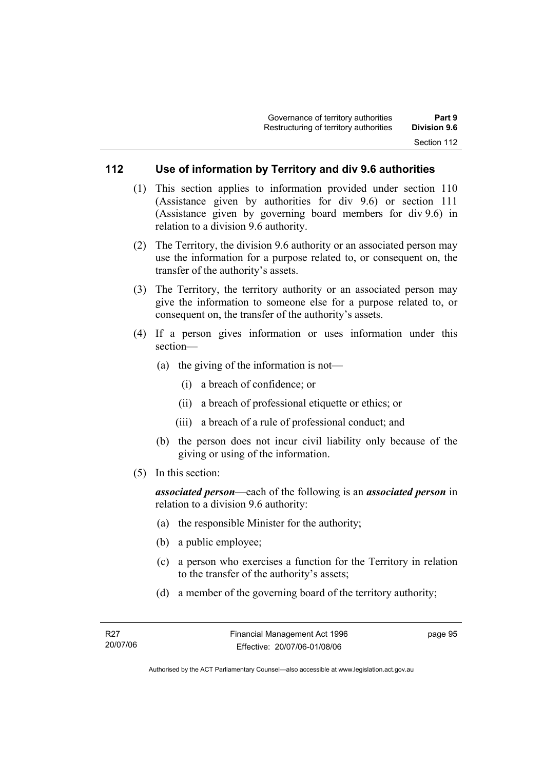## 112 Use of information by Territory and div 9.6 authorities

(1) This section applies to information provided under section 110 (Assistance given by authorities for div 9.6) or section 111 (Assistance given by governing board members for div 9.6) in relation to a division 9.6 authority.

(2) The Territory, the division 9.6 authority or an associated person may use the information for a purpose related to, or consequent on, the transfer of the authority's assets.

(3) The Territory, the territory authority or an associated person may give the information to someone else for a purpose related to, or consequent on, the transfer of the authority's assets.

(4) If a person gives information or uses information under this section—

- (a) the giving of the information is not—
  - (i) a breach of confidence; or
  - (ii) a breach of professional etiquette or ethics; or
  - (iii) a breach of a rule of professional conduct; and
- (b) the person does not incur civil liability only because of the giving or using of the information.

(5) In this section:

***associated person***—each of the following is an ***associated person*** in relation to a division 9.6 authority:

- (a) the responsible Minister for the authority;
- (b) a public employee;
- (c) a person who exercises a function for the Territory in relation to the transfer of the authority's assets;
- (d) a member of the governing board of the territory authority;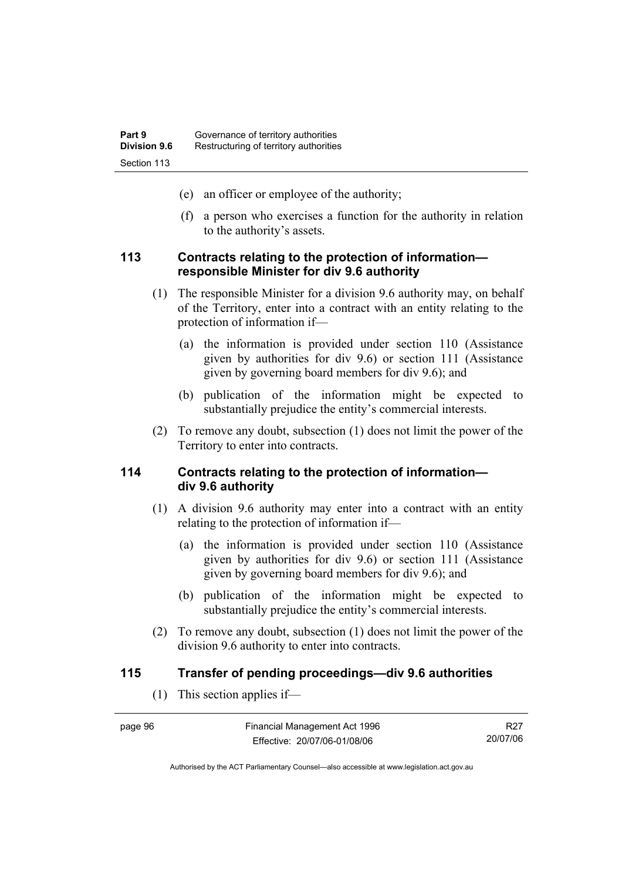(e) an officer or employee of the authority;

(f) a person who exercises a function for the authority in relation to the authority's assets.

### 113 Contracts relating to the protection of information—responsible Minister for div 9.6 authority

(1) The responsible Minister for a division 9.6 authority may, on behalf of the Territory, enter into a contract with an entity relating to the protection of information if—

(a) the information is provided under section 110 (Assistance given by authorities for div 9.6) or section 111 (Assistance given by governing board members for div 9.6); and

(b) publication of the information might be expected to substantially prejudice the entity's commercial interests.

(2) To remove any doubt, subsection (1) does not limit the power of the Territory to enter into contracts.

### 114 Contracts relating to the protection of information—div 9.6 authority

(1) A division 9.6 authority may enter into a contract with an entity relating to the protection of information if—

(a) the information is provided under section 110 (Assistance given by authorities for div 9.6) or section 111 (Assistance given by governing board members for div 9.6); and

(b) publication of the information might be expected to substantially prejudice the entity's commercial interests.

(2) To remove any doubt, subsection (1) does not limit the power of the division 9.6 authority to enter into contracts.

### 115 Transfer of pending proceedings—div 9.6 authorities

(1) This section applies if—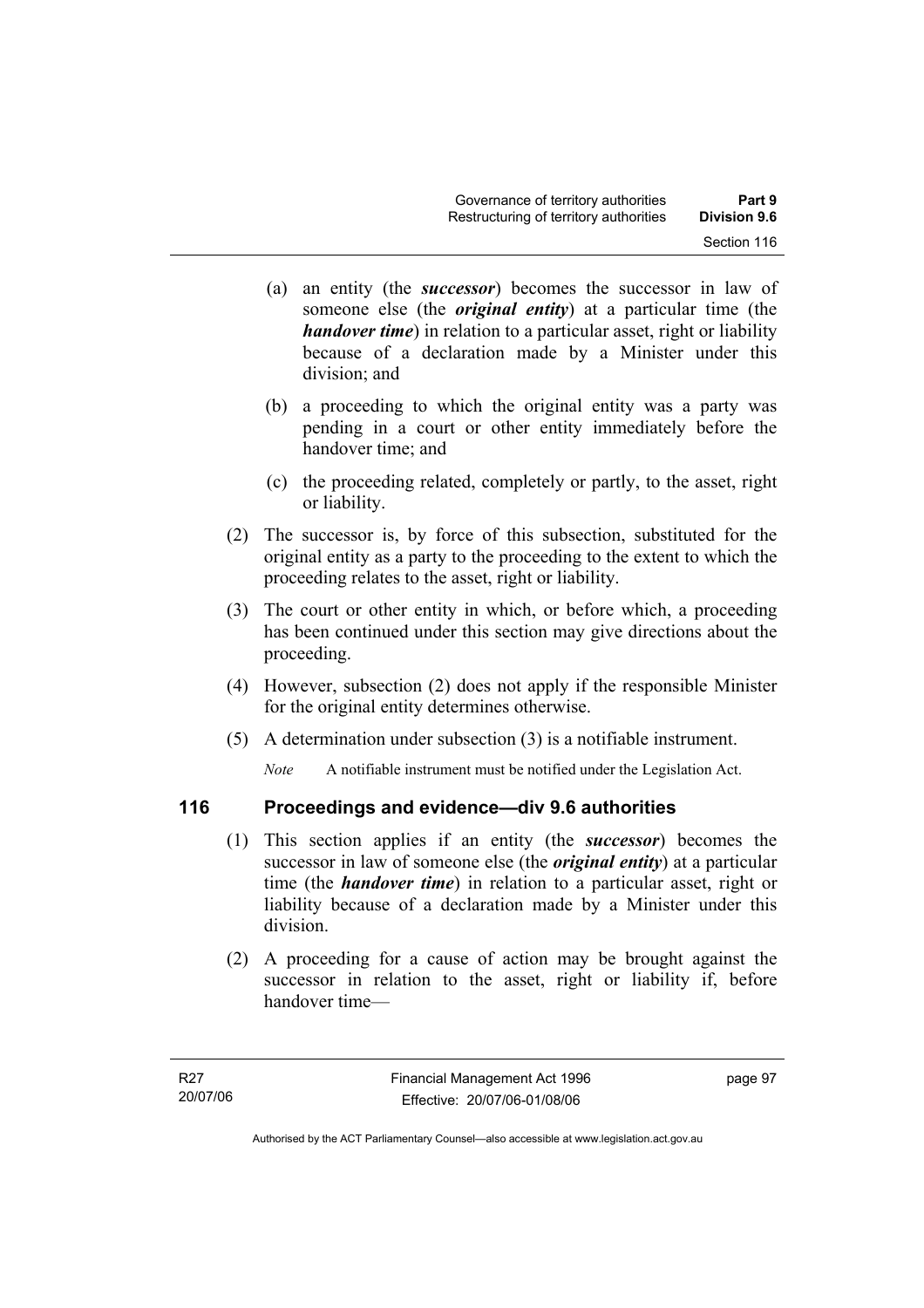(a) an entity (the ***successor***) becomes the successor in law of someone else (the ***original entity***) at a particular time (the ***handover time***) in relation to a particular asset, right or liability because of a declaration made by a Minister under this division; and

(b) a proceeding to which the original entity was a party was pending in a court or other entity immediately before the handover time; and

(c) the proceeding related, completely or partly, to the asset, right or liability.

(2) The successor is, by force of this subsection, substituted for the original entity as a party to the proceeding to the extent to which the proceeding relates to the asset, right or liability.

(3) The court or other entity in which, or before which, a proceeding has been continued under this section may give directions about the proceeding.

(4) However, subsection (2) does not apply if the responsible Minister for the original entity determines otherwise.

(5) A determination under subsection (3) is a notifiable instrument.

*Note* A notifiable instrument must be notified under the Legislation Act.

## 116 Proceedings and evidence—div 9.6 authorities

(1) This section applies if an entity (the ***successor***) becomes the successor in law of someone else (the ***original entity***) at a particular time (the ***handover time***) in relation to a particular asset, right or liability because of a declaration made by a Minister under this division.

(2) A proceeding for a cause of action may be brought against the successor in relation to the asset, right or liability if, before handover time—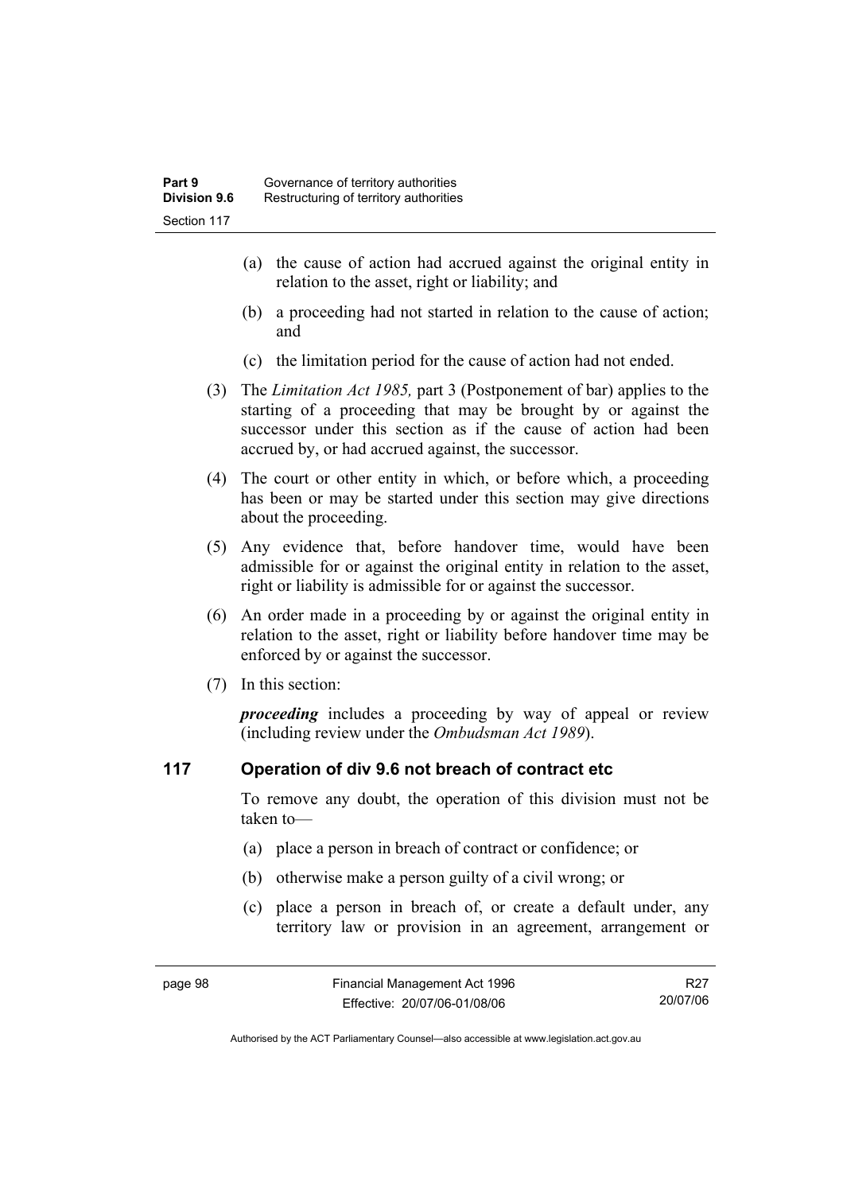(a) the cause of action had accrued against the original entity in relation to the asset, right or liability; and

(b) a proceeding had not started in relation to the cause of action; and

(c) the limitation period for the cause of action had not ended.

(3) The *Limitation Act 1985,* part 3 (Postponement of bar) applies to the starting of a proceeding that may be brought by or against the successor under this section as if the cause of action had been accrued by, or had accrued against, the successor.

(4) The court or other entity in which, or before which, a proceeding has been or may be started under this section may give directions about the proceeding.

(5) Any evidence that, before handover time, would have been admissible for or against the original entity in relation to the asset, right or liability is admissible for or against the successor.

(6) An order made in a proceeding by or against the original entity in relation to the asset, right or liability before handover time may be enforced by or against the successor.

(7) In this section:

***proceeding*** includes a proceeding by way of appeal or review (including review under the *Ombudsman Act 1989*).

## 117 Operation of div 9.6 not breach of contract etc

To remove any doubt, the operation of this division must not be taken to—

(a) place a person in breach of contract or confidence; or

(b) otherwise make a person guilty of a civil wrong; or

(c) place a person in breach of, or create a default under, any territory law or provision in an agreement, arrangement or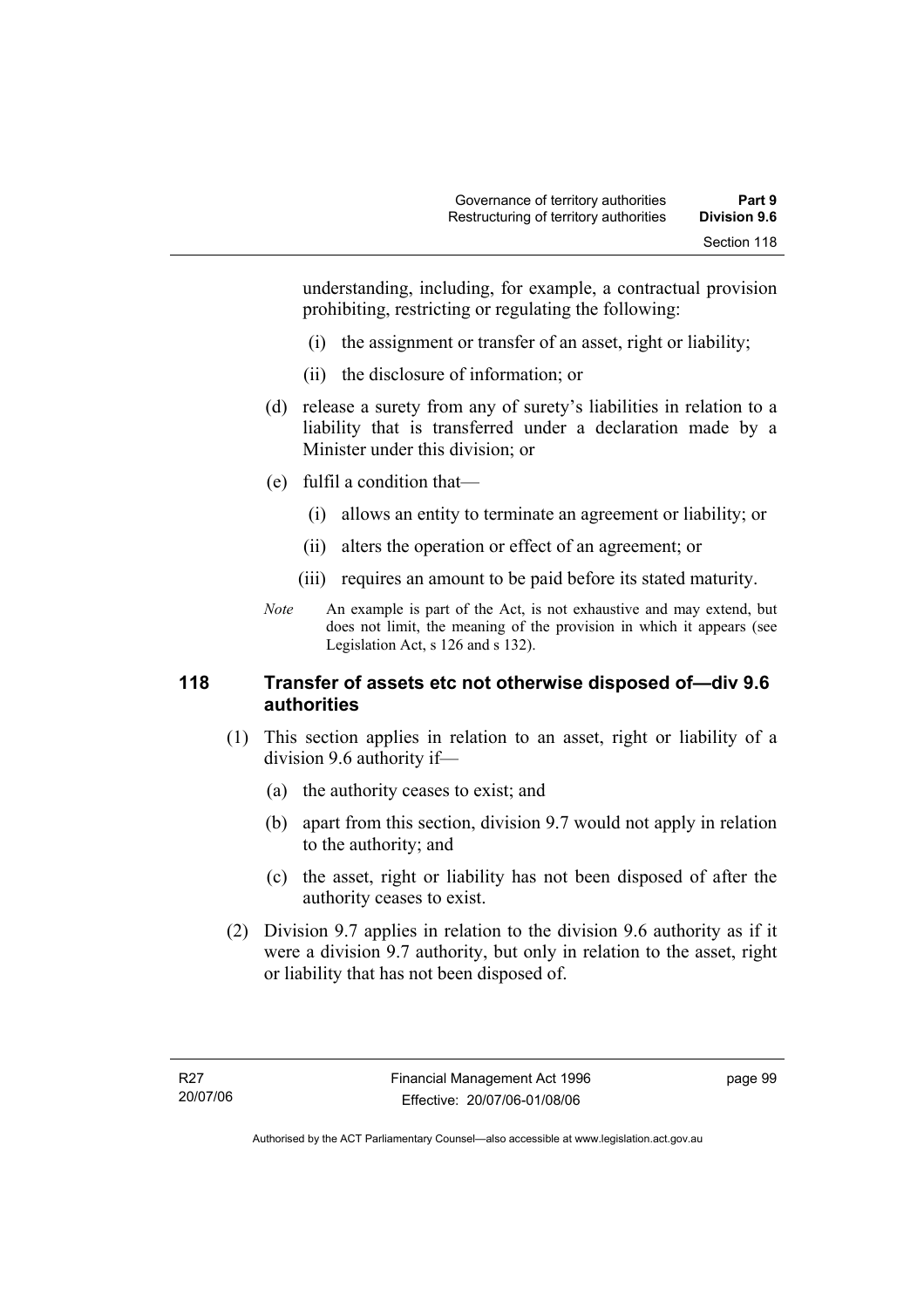understanding, including, for example, a contractual provision prohibiting, restricting or regulating the following:

(i) the assignment or transfer of an asset, right or liability;

(ii) the disclosure of information; or

(d) release a surety from any of surety's liabilities in relation to a liability that is transferred under a declaration made by a Minister under this division; or

(e) fulfil a condition that—

(i) allows an entity to terminate an agreement or liability; or

(ii) alters the operation or effect of an agreement; or

(iii) requires an amount to be paid before its stated maturity.

*Note* An example is part of the Act, is not exhaustive and may extend, but does not limit, the meaning of the provision in which it appears (see Legislation Act, s 126 and s 132).

### 118 Transfer of assets etc not otherwise disposed of—div 9.6 authorities

(1) This section applies in relation to an asset, right or liability of a division 9.6 authority if—

(a) the authority ceases to exist; and

(b) apart from this section, division 9.7 would not apply in relation to the authority; and

(c) the asset, right or liability has not been disposed of after the authority ceases to exist.

(2) Division 9.7 applies in relation to the division 9.6 authority as if it were a division 9.7 authority, but only in relation to the asset, right or liability that has not been disposed of.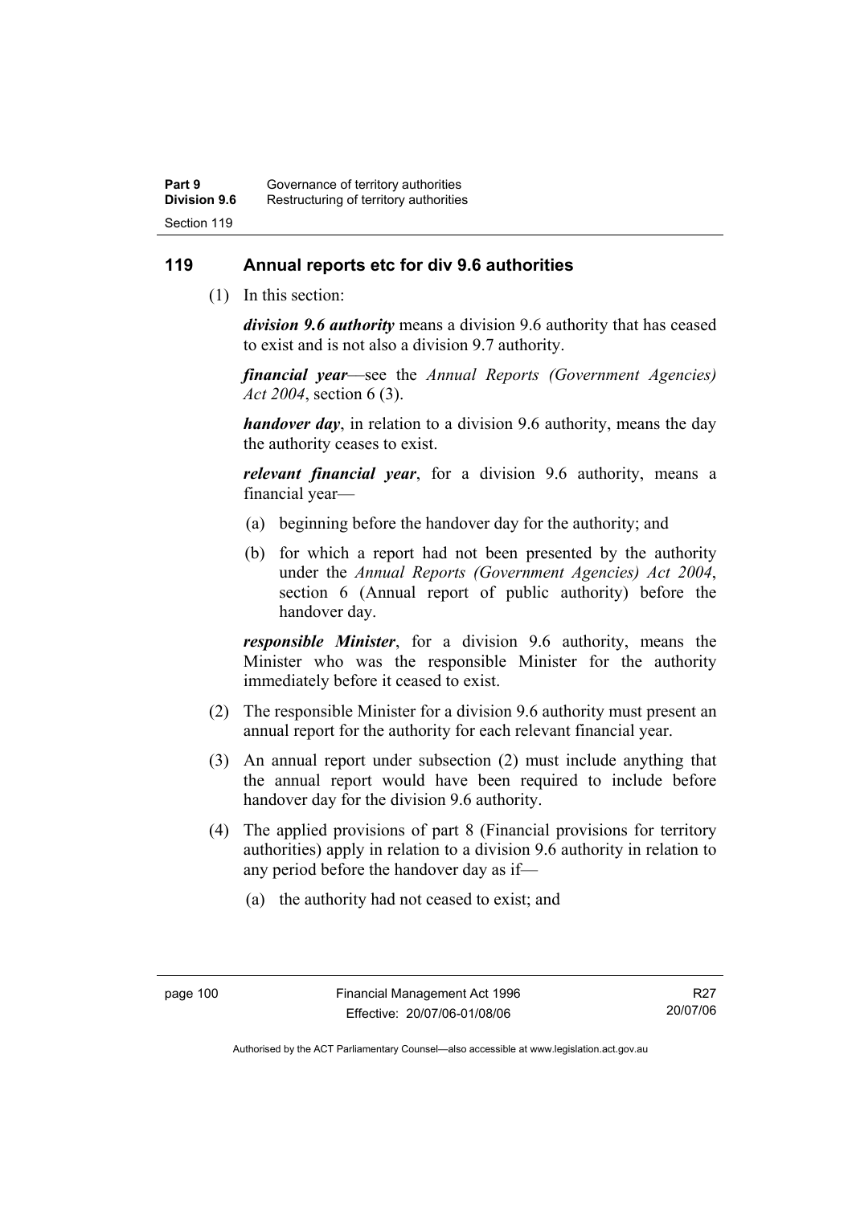## 119 Annual reports etc for div 9.6 authorities

(1) In this section:

***division 9.6 authority*** means a division 9.6 authority that has ceased to exist and is not also a division 9.7 authority.

***financial year***—see the *Annual Reports (Government Agencies) Act 2004*, section 6 (3).

***handover day***, in relation to a division 9.6 authority, means the day the authority ceases to exist.

***relevant financial year***, for a division 9.6 authority, means a financial year—

(a) beginning before the handover day for the authority; and

(b) for which a report had not been presented by the authority under the *Annual Reports (Government Agencies) Act 2004*, section 6 (Annual report of public authority) before the handover day.

***responsible Minister***, for a division 9.6 authority, means the Minister who was the responsible Minister for the authority immediately before it ceased to exist.

(2) The responsible Minister for a division 9.6 authority must present an annual report for the authority for each relevant financial year.

(3) An annual report under subsection (2) must include anything that the annual report would have been required to include before handover day for the division 9.6 authority.

(4) The applied provisions of part 8 (Financial provisions for territory authorities) apply in relation to a division 9.6 authority in relation to any period before the handover day as if—

(a) the authority had not ceased to exist; and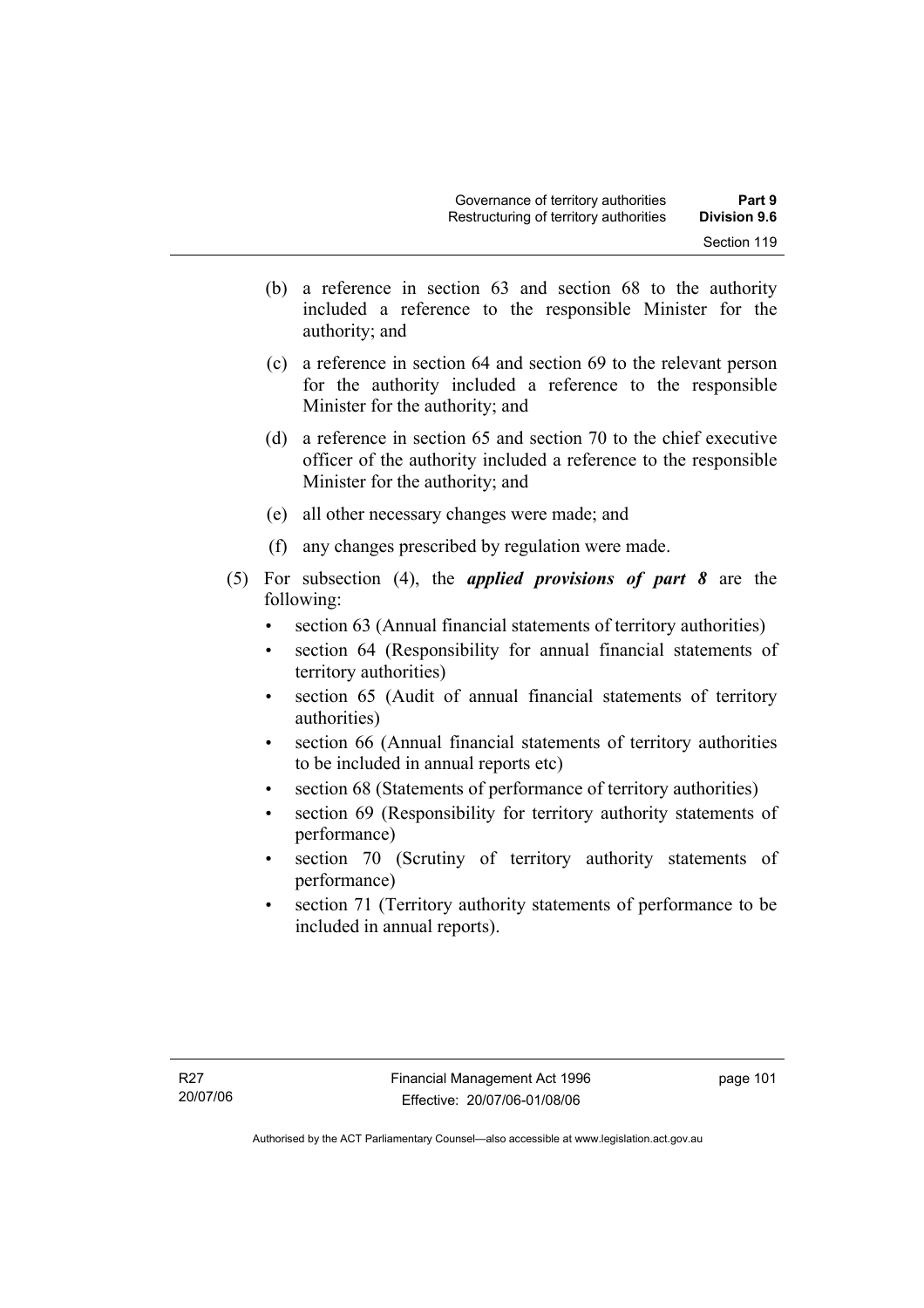(b) a reference in section 63 and section 68 to the authority included a reference to the responsible Minister for the authority; and

(c) a reference in section 64 and section 69 to the relevant person for the authority included a reference to the responsible Minister for the authority; and

(d) a reference in section 65 and section 70 to the chief executive officer of the authority included a reference to the responsible Minister for the authority; and

(e) all other necessary changes were made; and

(f) any changes prescribed by regulation were made.

(5) For subsection (4), the ***applied provisions of part 8*** are the following:

- section 63 (Annual financial statements of territory authorities)
- section 64 (Responsibility for annual financial statements of territory authorities)
- section 65 (Audit of annual financial statements of territory authorities)
- section 66 (Annual financial statements of territory authorities to be included in annual reports etc)
- section 68 (Statements of performance of territory authorities)
- section 69 (Responsibility for territory authority statements of performance)
- section 70 (Scrutiny of territory authority statements of performance)
- section 71 (Territory authority statements of performance to be included in annual reports).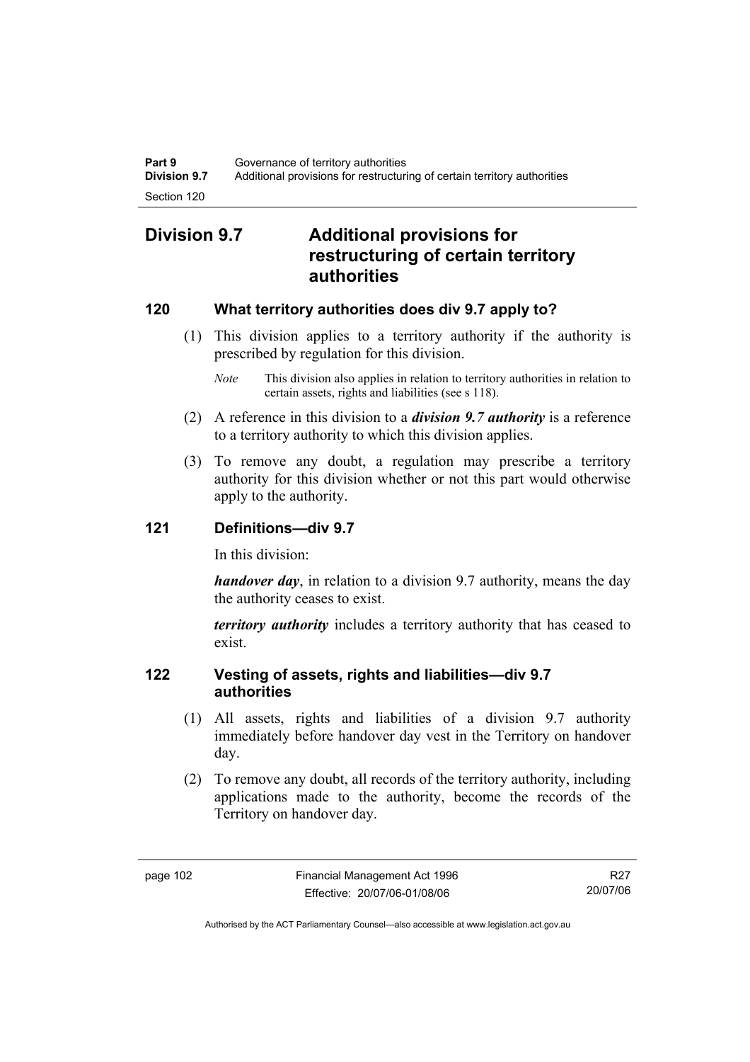## Division 9.7 Additional provisions for restructuring of certain territory authorities

### 120 What territory authorities does div 9.7 apply to?

(1) This division applies to a territory authority if the authority is prescribed by regulation for this division.

*Note* This division also applies in relation to territory authorities in relation to certain assets, rights and liabilities (see s 118).

(2) A reference in this division to a ***division 9.7 authority*** is a reference to a territory authority to which this division applies.

(3) To remove any doubt, a regulation may prescribe a territory authority for this division whether or not this part would otherwise apply to the authority.

### 121 Definitions—div 9.7

In this division:

***handover day***, in relation to a division 9.7 authority, means the day the authority ceases to exist.

***territory authority*** includes a territory authority that has ceased to exist.

### 122 Vesting of assets, rights and liabilities—div 9.7 authorities

(1) All assets, rights and liabilities of a division 9.7 authority immediately before handover day vest in the Territory on handover day.

(2) To remove any doubt, all records of the territory authority, including applications made to the authority, become the records of the Territory on handover day.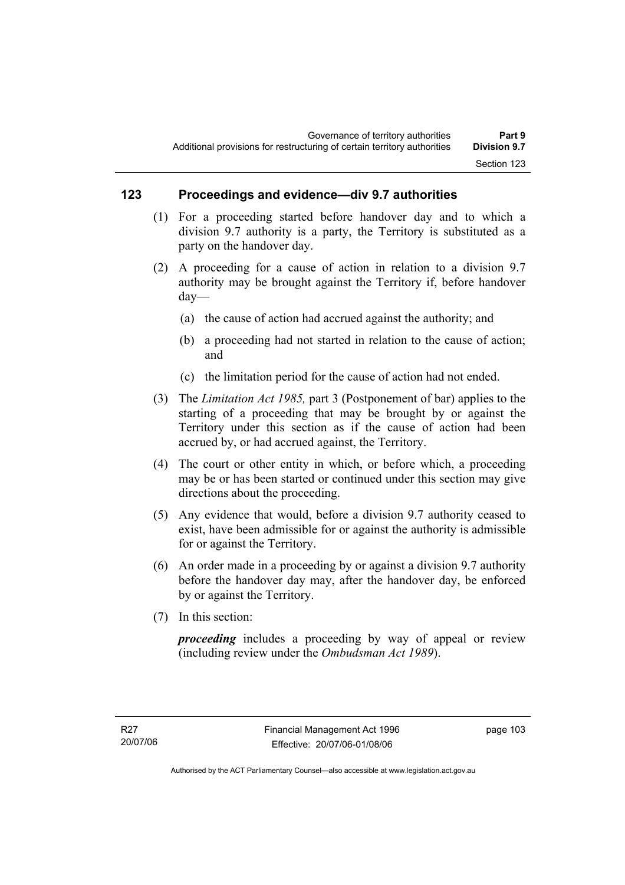## 123 Proceedings and evidence—div 9.7 authorities

(1) For a proceeding started before handover day and to which a division 9.7 authority is a party, the Territory is substituted as a party on the handover day.

(2) A proceeding for a cause of action in relation to a division 9.7 authority may be brought against the Territory if, before handover day—

(a) the cause of action had accrued against the authority; and

(b) a proceeding had not started in relation to the cause of action; and

(c) the limitation period for the cause of action had not ended.

(3) The *Limitation Act 1985,* part 3 (Postponement of bar) applies to the starting of a proceeding that may be brought by or against the Territory under this section as if the cause of action had been accrued by, or had accrued against, the Territory.

(4) The court or other entity in which, or before which, a proceeding may be or has been started or continued under this section may give directions about the proceeding.

(5) Any evidence that would, before a division 9.7 authority ceased to exist, have been admissible for or against the authority is admissible for or against the Territory.

(6) An order made in a proceeding by or against a division 9.7 authority before the handover day may, after the handover day, be enforced by or against the Territory.

(7) In this section:

***proceeding*** includes a proceeding by way of appeal or review (including review under the *Ombudsman Act 1989*).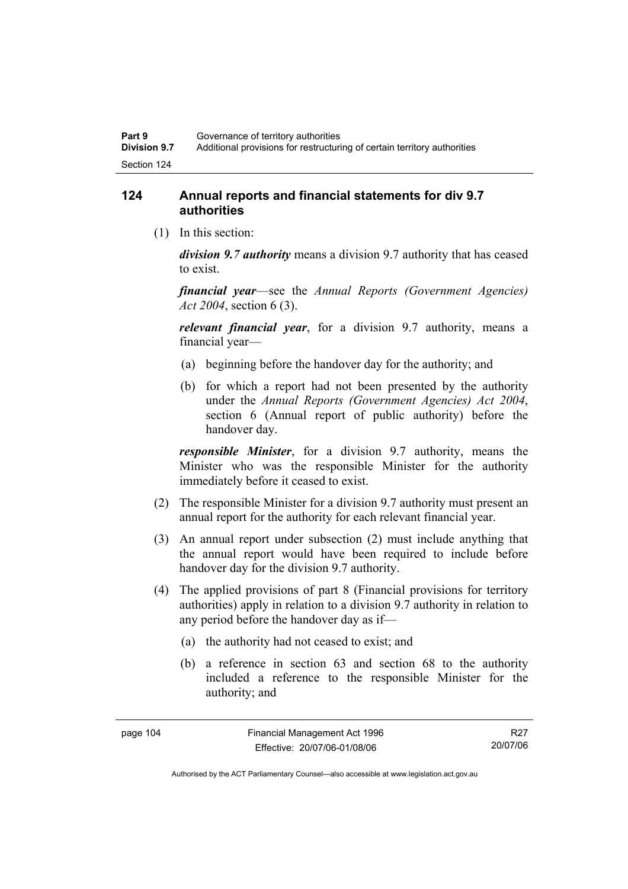## 124 Annual reports and financial statements for div 9.7 authorities

(1) In this section:

***division 9.7 authority*** means a division 9.7 authority that has ceased to exist.

***financial year***—see the *Annual Reports (Government Agencies) Act 2004*, section 6 (3).

***relevant financial year***, for a division 9.7 authority, means a financial year—

(a) beginning before the handover day for the authority; and

(b) for which a report had not been presented by the authority under the *Annual Reports (Government Agencies) Act 2004*, section 6 (Annual report of public authority) before the handover day.

***responsible Minister***, for a division 9.7 authority, means the Minister who was the responsible Minister for the authority immediately before it ceased to exist.

(2) The responsible Minister for a division 9.7 authority must present an annual report for the authority for each relevant financial year.

(3) An annual report under subsection (2) must include anything that the annual report would have been required to include before handover day for the division 9.7 authority.

(4) The applied provisions of part 8 (Financial provisions for territory authorities) apply in relation to a division 9.7 authority in relation to any period before the handover day as if—

(a) the authority had not ceased to exist; and

(b) a reference in section 63 and section 68 to the authority included a reference to the responsible Minister for the authority; and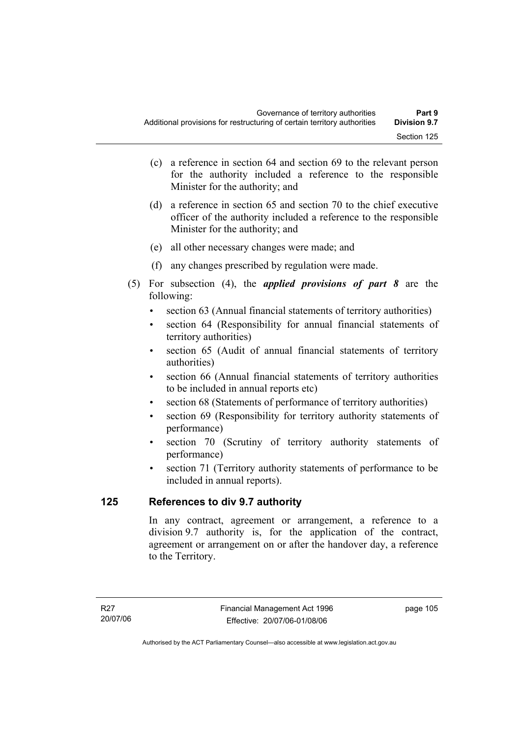(c) a reference in section 64 and section 69 to the relevant person for the authority included a reference to the responsible Minister for the authority; and

(d) a reference in section 65 and section 70 to the chief executive officer of the authority included a reference to the responsible Minister for the authority; and

(e) all other necessary changes were made; and

(f) any changes prescribed by regulation were made.

(5) For subsection (4), the ***applied provisions of part 8*** are the following:

- section 63 (Annual financial statements of territory authorities)
- section 64 (Responsibility for annual financial statements of territory authorities)
- section 65 (Audit of annual financial statements of territory authorities)
- section 66 (Annual financial statements of territory authorities to be included in annual reports etc)
- section 68 (Statements of performance of territory authorities)
- section 69 (Responsibility for territory authority statements of performance)
- section 70 (Scrutiny of territory authority statements of performance)
- section 71 (Territory authority statements of performance to be included in annual reports).

## 125 References to div 9.7 authority

In any contract, agreement or arrangement, a reference to a division 9.7 authority is, for the application of the contract, agreement or arrangement on or after the handover day, a reference to the Territory.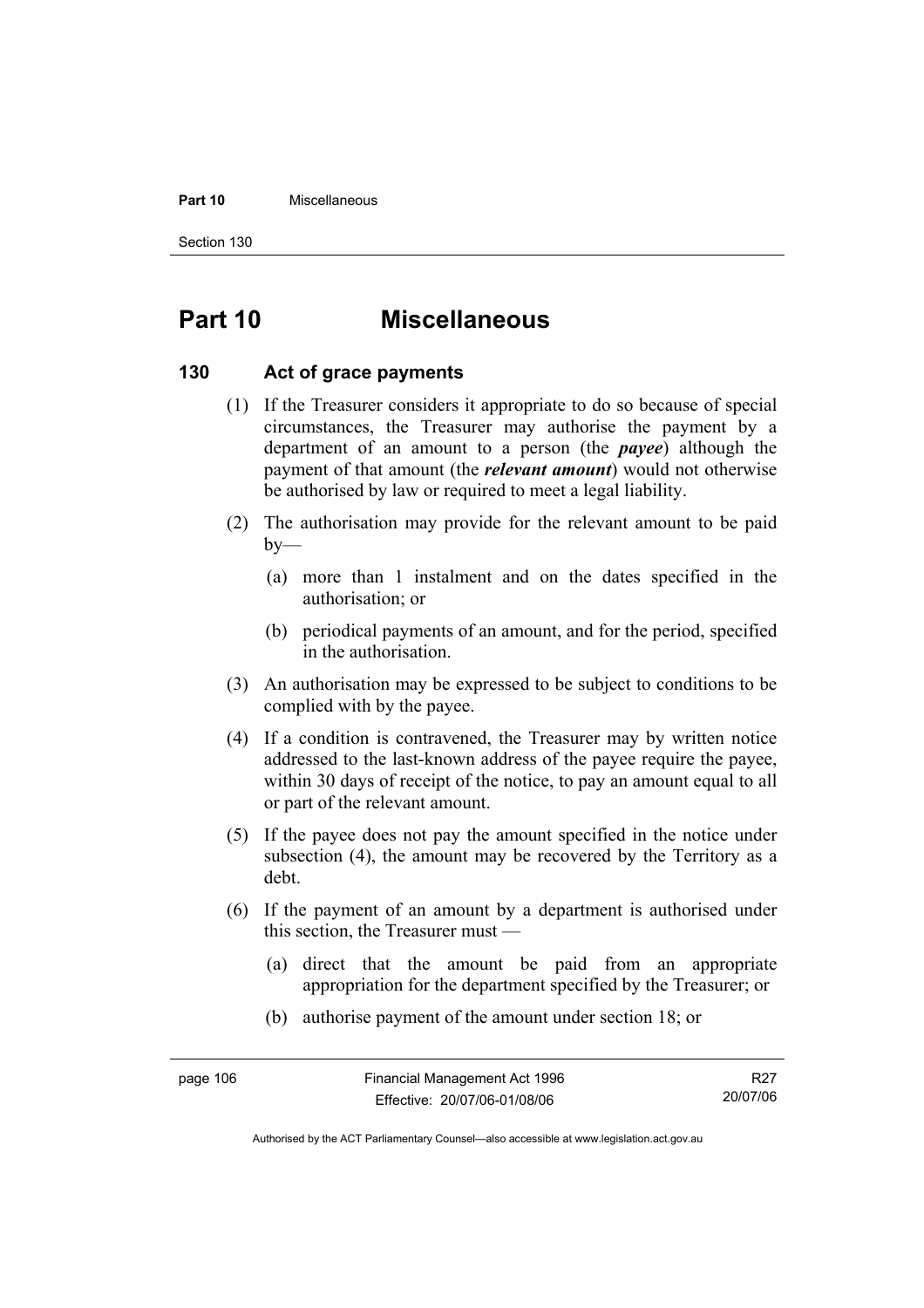# Part 10 Miscellaneous

## 130 Act of grace payments

(1) If the Treasurer considers it appropriate to do so because of special circumstances, the Treasurer may authorise the payment by a department of an amount to a person (the ***payee***) although the payment of that amount (the ***relevant amount***) would not otherwise be authorised by law or required to meet a legal liability.

(2) The authorisation may provide for the relevant amount to be paid by—

(a) more than 1 instalment and on the dates specified in the authorisation; or

(b) periodical payments of an amount, and for the period, specified in the authorisation.

(3) An authorisation may be expressed to be subject to conditions to be complied with by the payee.

(4) If a condition is contravened, the Treasurer may by written notice addressed to the last-known address of the payee require the payee, within 30 days of receipt of the notice, to pay an amount equal to all or part of the relevant amount.

(5) If the payee does not pay the amount specified in the notice under subsection (4), the amount may be recovered by the Territory as a debt.

(6) If the payment of an amount by a department is authorised under this section, the Treasurer must —

(a) direct that the amount be paid from an appropriate appropriation for the department specified by the Treasurer; or

(b) authorise payment of the amount under section 18; or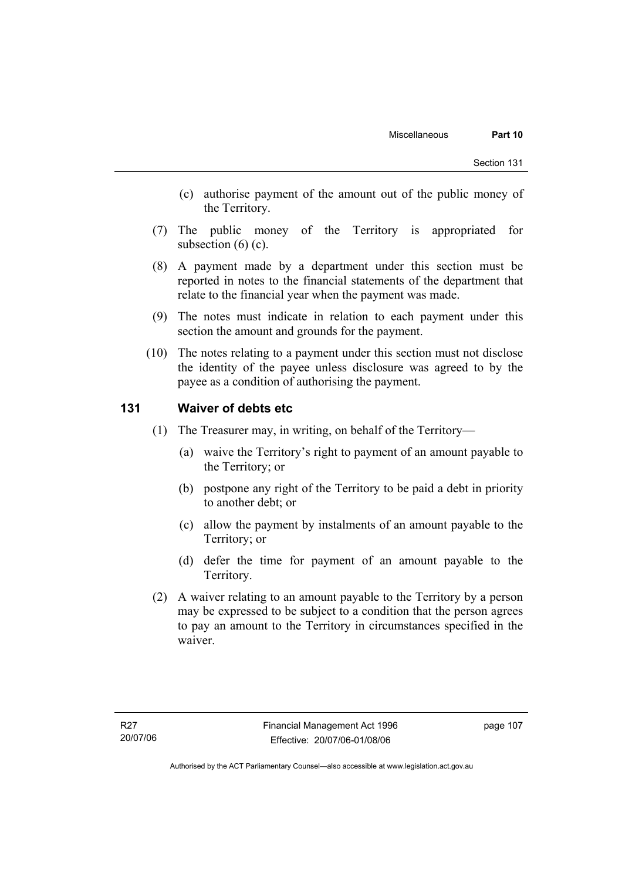(c) authorise payment of the amount out of the public money of the Territory.

(7) The public money of the Territory is appropriated for subsection (6) (c).

(8) A payment made by a department under this section must be reported in notes to the financial statements of the department that relate to the financial year when the payment was made.

(9) The notes must indicate in relation to each payment under this section the amount and grounds for the payment.

(10) The notes relating to a payment under this section must not disclose the identity of the payee unless disclosure was agreed to by the payee as a condition of authorising the payment.

## 131 Waiver of debts etc

(1) The Treasurer may, in writing, on behalf of the Territory—

(a) waive the Territory's right to payment of an amount payable to the Territory; or

(b) postpone any right of the Territory to be paid a debt in priority to another debt; or

(c) allow the payment by instalments of an amount payable to the Territory; or

(d) defer the time for payment of an amount payable to the Territory.

(2) A waiver relating to an amount payable to the Territory by a person may be expressed to be subject to a condition that the person agrees to pay an amount to the Territory in circumstances specified in the waiver.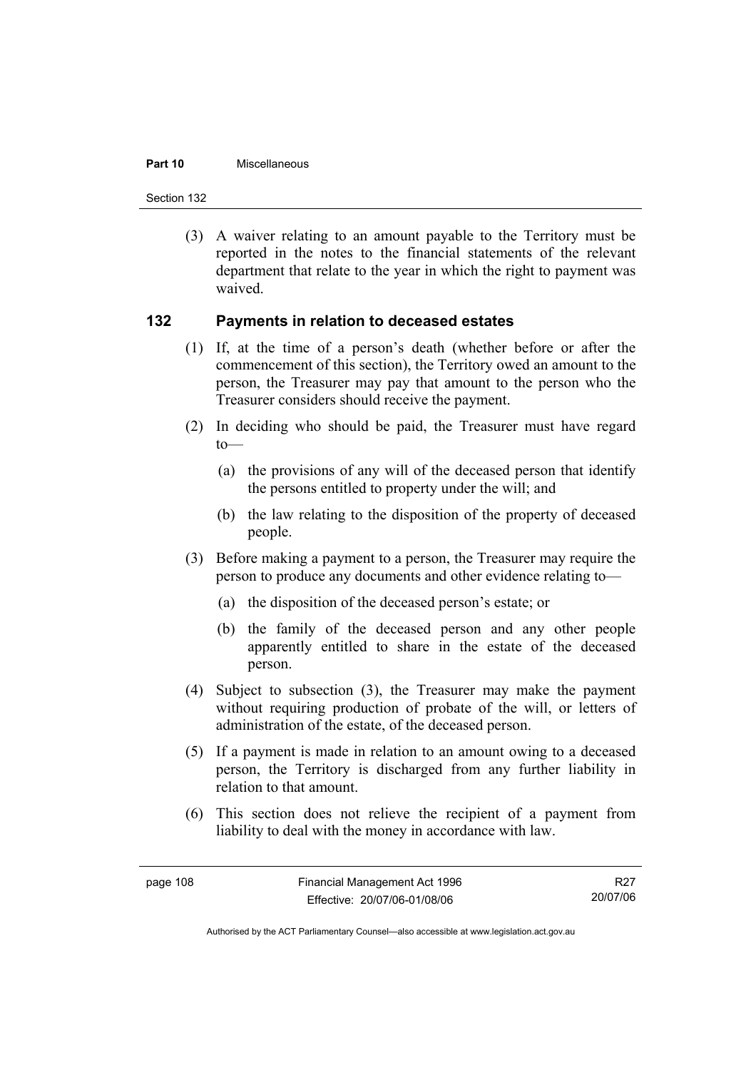(3) A waiver relating to an amount payable to the Territory must be reported in the notes to the financial statements of the relevant department that relate to the year in which the right to payment was waived.

## 132 Payments in relation to deceased estates

(1) If, at the time of a person's death (whether before or after the commencement of this section), the Territory owed an amount to the person, the Treasurer may pay that amount to the person who the Treasurer considers should receive the payment.

(2) In deciding who should be paid, the Treasurer must have regard to—

(a) the provisions of any will of the deceased person that identify the persons entitled to property under the will; and

(b) the law relating to the disposition of the property of deceased people.

(3) Before making a payment to a person, the Treasurer may require the person to produce any documents and other evidence relating to—

(a) the disposition of the deceased person's estate; or

(b) the family of the deceased person and any other people apparently entitled to share in the estate of the deceased person.

(4) Subject to subsection (3), the Treasurer may make the payment without requiring production of probate of the will, or letters of administration of the estate, of the deceased person.

(5) If a payment is made in relation to an amount owing to a deceased person, the Territory is discharged from any further liability in relation to that amount.

(6) This section does not relieve the recipient of a payment from liability to deal with the money in accordance with law.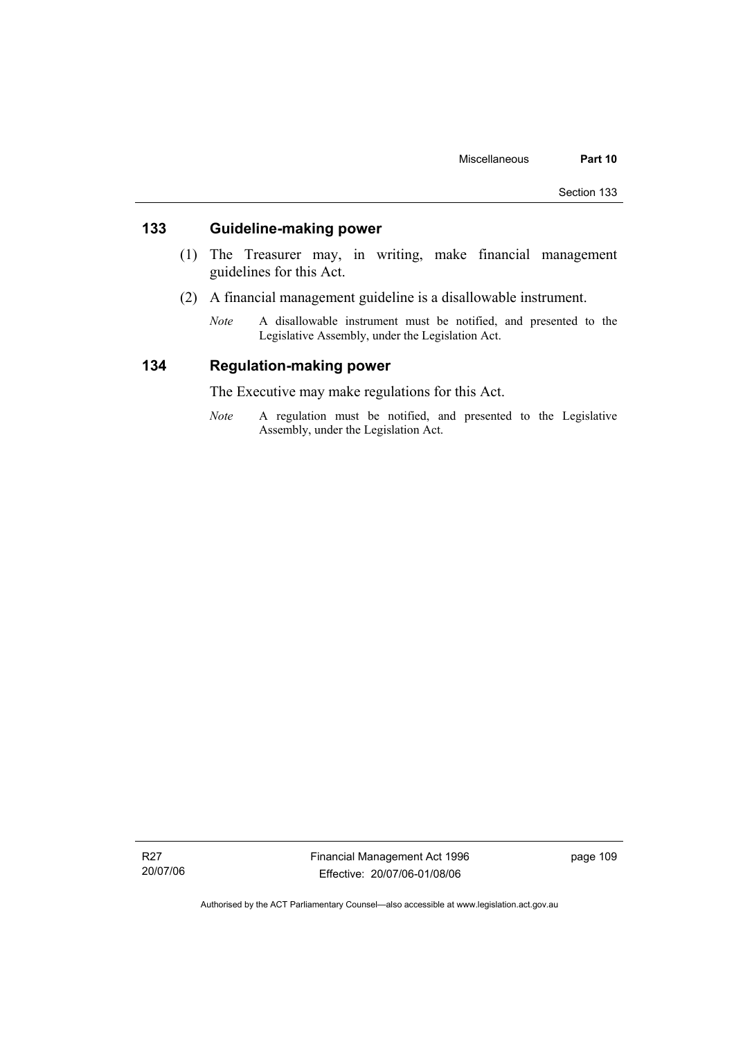## 133 Guideline-making power

(1) The Treasurer may, in writing, make financial management guidelines for this Act.

(2) A financial management guideline is a disallowable instrument.

*Note* A disallowable instrument must be notified, and presented to the Legislative Assembly, under the Legislation Act.

## 134 Regulation-making power

The Executive may make regulations for this Act.

*Note* A regulation must be notified, and presented to the Legislative Assembly, under the Legislation Act.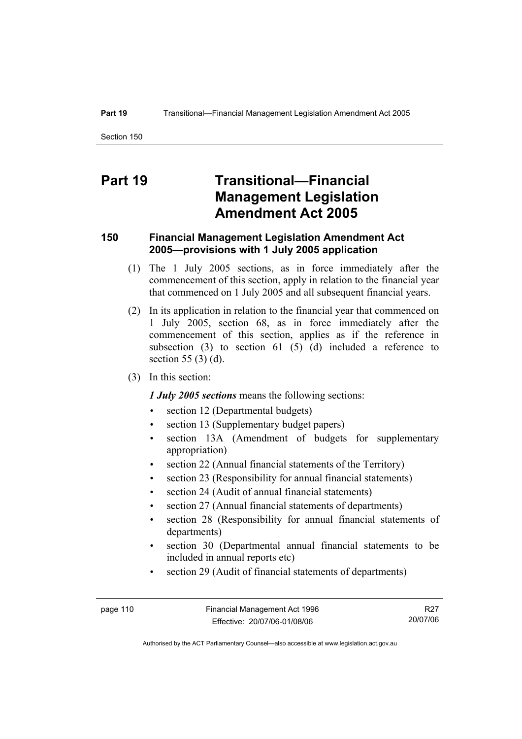# Part 19 Transitional—Financial Management Legislation Amendment Act 2005

### 150 Financial Management Legislation Amendment Act 2005—provisions with 1 July 2005 application

(1) The 1 July 2005 sections, as in force immediately after the commencement of this section, apply in relation to the financial year that commenced on 1 July 2005 and all subsequent financial years.

(2) In its application in relation to the financial year that commenced on 1 July 2005, section 68, as in force immediately after the commencement of this section, applies as if the reference in subsection (3) to section 61 (5) (d) included a reference to section 55 (3) (d).

(3) In this section:

***1 July 2005 sections*** means the following sections:

- section 12 (Departmental budgets)
- section 13 (Supplementary budget papers)
- section 13A (Amendment of budgets for supplementary appropriation)
- section 22 (Annual financial statements of the Territory)
- section 23 (Responsibility for annual financial statements)
- section 24 (Audit of annual financial statements)
- section 27 (Annual financial statements of departments)
- section 28 (Responsibility for annual financial statements of departments)
- section 30 (Departmental annual financial statements to be included in annual reports etc)
- section 29 (Audit of financial statements of departments)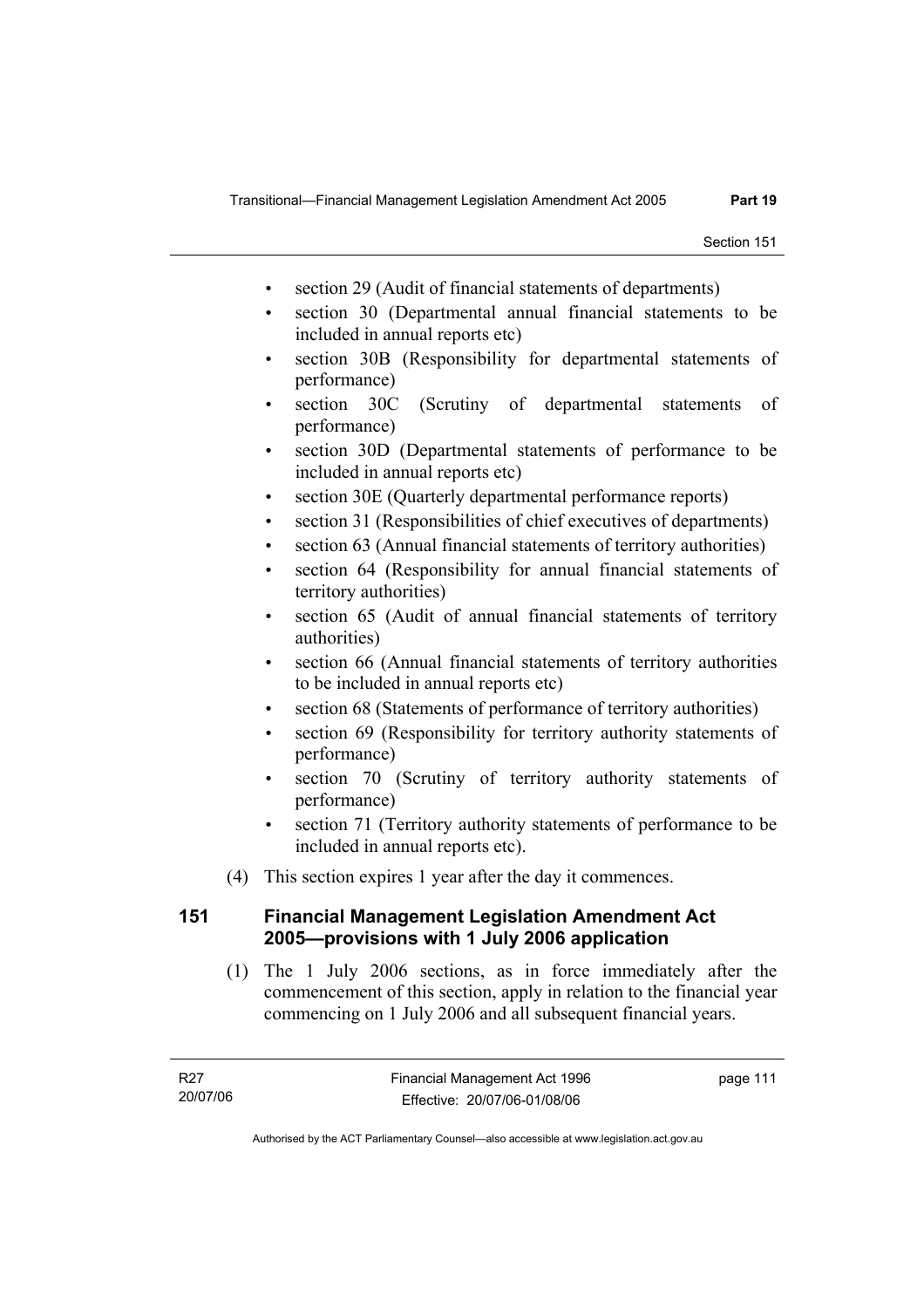- section 29 (Audit of financial statements of departments)
- section 30 (Departmental annual financial statements to be included in annual reports etc)
- section 30B (Responsibility for departmental statements of performance)
- section 30C (Scrutiny of departmental statements of performance)
- section 30D (Departmental statements of performance to be included in annual reports etc)
- section 30E (Quarterly departmental performance reports)
- section 31 (Responsibilities of chief executives of departments)
- section 63 (Annual financial statements of territory authorities)
- section 64 (Responsibility for annual financial statements of territory authorities)
- section 65 (Audit of annual financial statements of territory authorities)
- section 66 (Annual financial statements of territory authorities to be included in annual reports etc)
- section 68 (Statements of performance of territory authorities)
- section 69 (Responsibility for territory authority statements of performance)
- section 70 (Scrutiny of territory authority statements of performance)
- section 71 (Territory authority statements of performance to be included in annual reports etc).

(4) This section expires 1 year after the day it commences.

### 151 Financial Management Legislation Amendment Act 2005—provisions with 1 July 2006 application

(1) The 1 July 2006 sections, as in force immediately after the commencement of this section, apply in relation to the financial year commencing on 1 July 2006 and all subsequent financial years.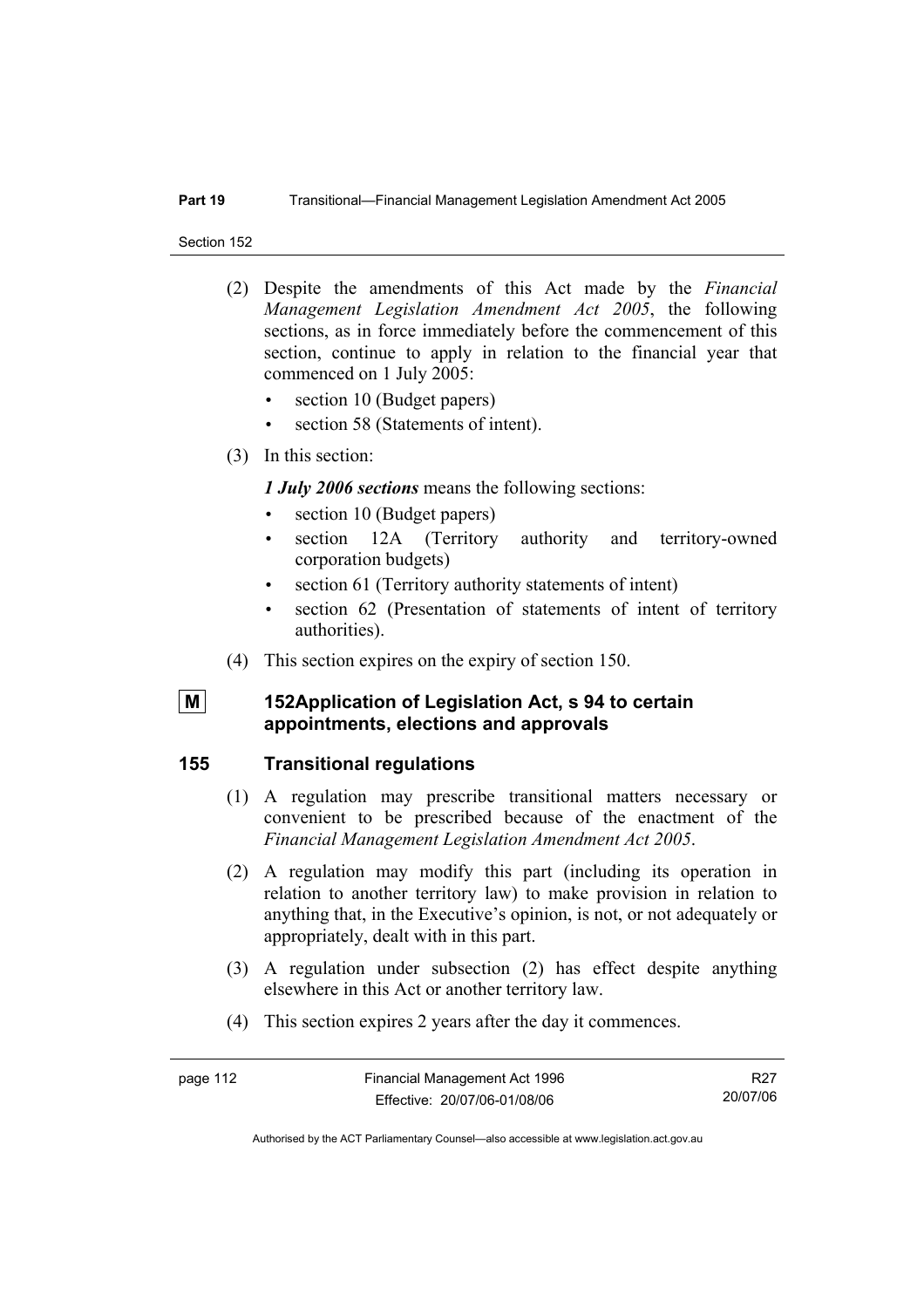(2) Despite the amendments of this Act made by the *Financial Management Legislation Amendment Act 2005*, the following sections, as in force immediately before the commencement of this section, continue to apply in relation to the financial year that commenced on 1 July 2005:

- section 10 (Budget papers)
- section 58 (Statements of intent).

(3) In this section:

***1 July 2006 sections*** means the following sections:

- section 10 (Budget papers)
- section 12A (Territory authority and territory-owned corporation budgets)
- section 61 (Territory authority statements of intent)
- section 62 (Presentation of statements of intent of territory authorities).

(4) This section expires on the expiry of section 150.

### M 152 Application of Legislation Act, s 94 to certain appointments, elections and approvals

### 155 Transitional regulations

(1) A regulation may prescribe transitional matters necessary or convenient to be prescribed because of the enactment of the *Financial Management Legislation Amendment Act 2005*.

(2) A regulation may modify this part (including its operation in relation to another territory law) to make provision in relation to anything that, in the Executive's opinion, is not, or not adequately or appropriately, dealt with in this part.

(3) A regulation under subsection (2) has effect despite anything elsewhere in this Act or another territory law.

(4) This section expires 2 years after the day it commences.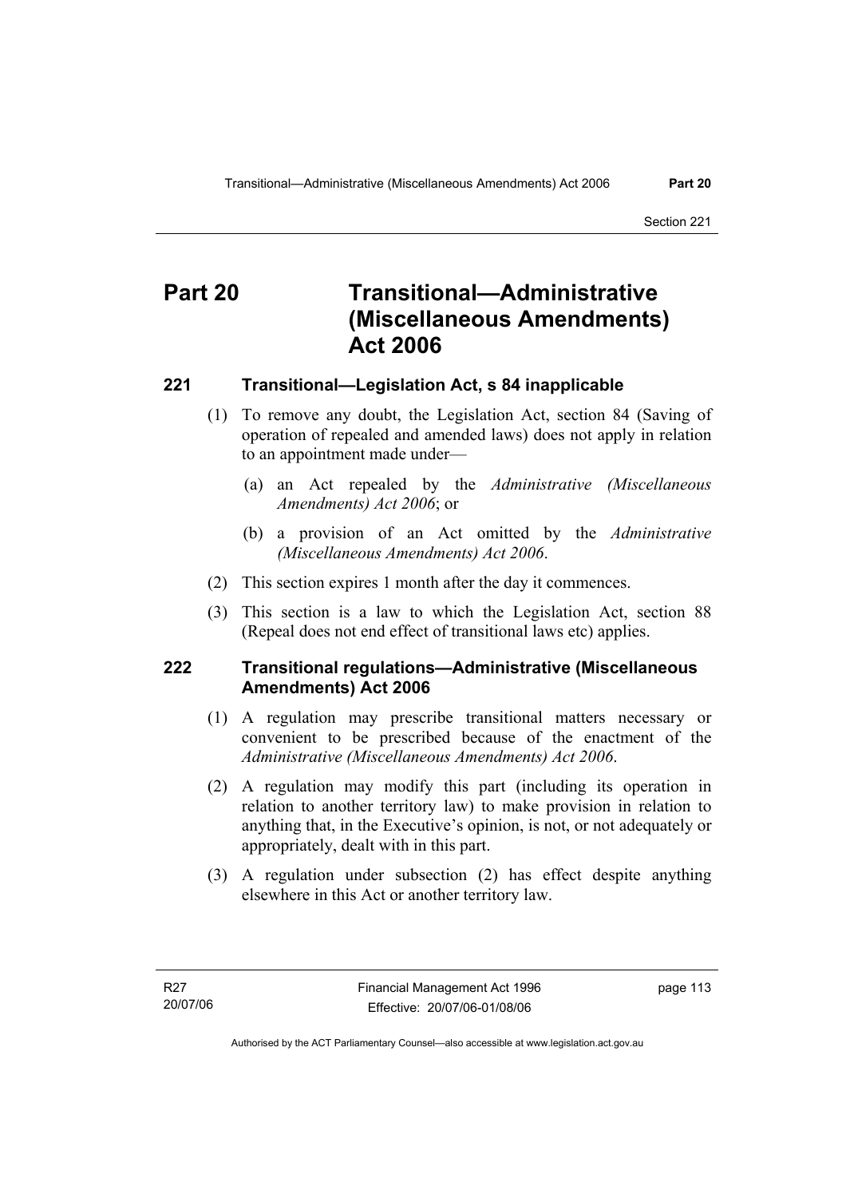# Part 20 Transitional—Administrative (Miscellaneous Amendments) Act 2006

### 221 Transitional—Legislation Act, s 84 inapplicable

(1) To remove any doubt, the Legislation Act, section 84 (Saving of operation of repealed and amended laws) does not apply in relation to an appointment made under—

(a) an Act repealed by the *Administrative (Miscellaneous Amendments) Act 2006*; or

(b) a provision of an Act omitted by the *Administrative (Miscellaneous Amendments) Act 2006*.

(2) This section expires 1 month after the day it commences.

(3) This section is a law to which the Legislation Act, section 88 (Repeal does not end effect of transitional laws etc) applies.

### 222 Transitional regulations—Administrative (Miscellaneous Amendments) Act 2006

(1) A regulation may prescribe transitional matters necessary or convenient to be prescribed because of the enactment of the *Administrative (Miscellaneous Amendments) Act 2006*.

(2) A regulation may modify this part (including its operation in relation to another territory law) to make provision in relation to anything that, in the Executive's opinion, is not, or not adequately or appropriately, dealt with in this part.

(3) A regulation under subsection (2) has effect despite anything elsewhere in this Act or another territory law.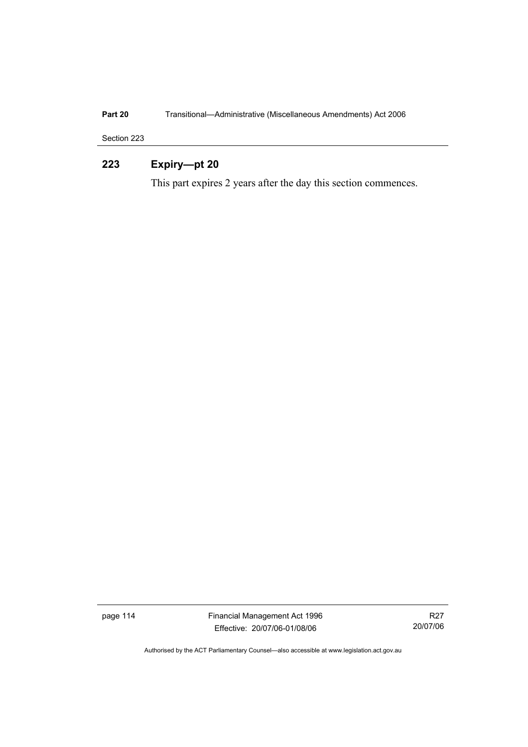## 223 Expiry—pt 20

This part expires 2 years after the day this section commences.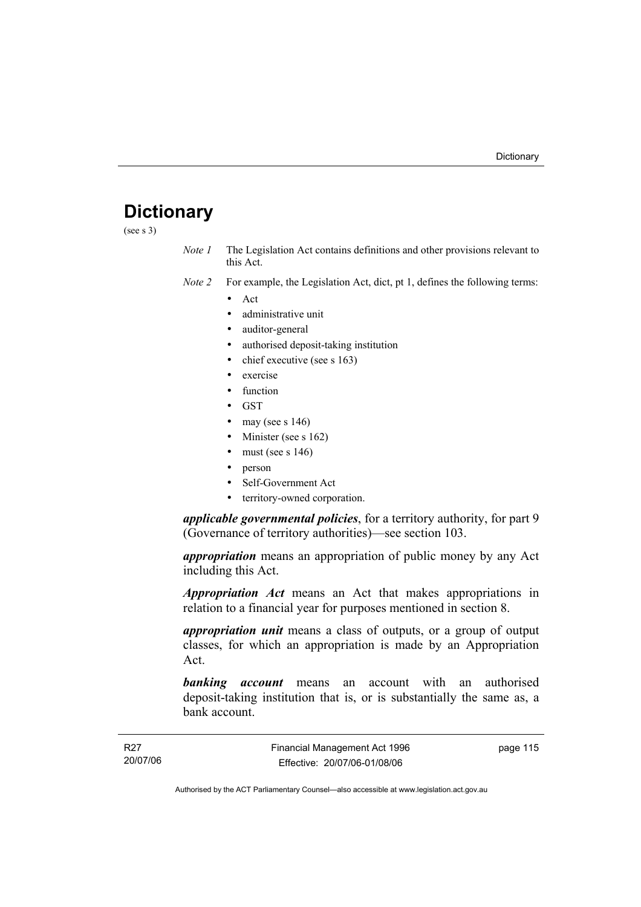# Dictionary

(see s 3)

*Note 1* The Legislation Act contains definitions and other provisions relevant to this Act.

*Note 2* For example, the Legislation Act, dict, pt 1, defines the following terms:

- Act
- administrative unit
- auditor-general
- authorised deposit-taking institution
- chief executive (see s 163)
- exercise
- function
- GST
- may (see s 146)
- Minister (see s 162)
- must (see s 146)
- person
- Self-Government Act
- territory-owned corporation.

***applicable governmental policies***, for a territory authority, for part 9 (Governance of territory authorities)—see section 103.

***appropriation*** means an appropriation of public money by any Act including this Act.

***Appropriation Act*** means an Act that makes appropriations in relation to a financial year for purposes mentioned in section 8.

***appropriation unit*** means a class of outputs, or a group of output classes, for which an appropriation is made by an Appropriation Act.

***banking account*** means an account with an authorised deposit-taking institution that is, or is substantially the same as, a bank account.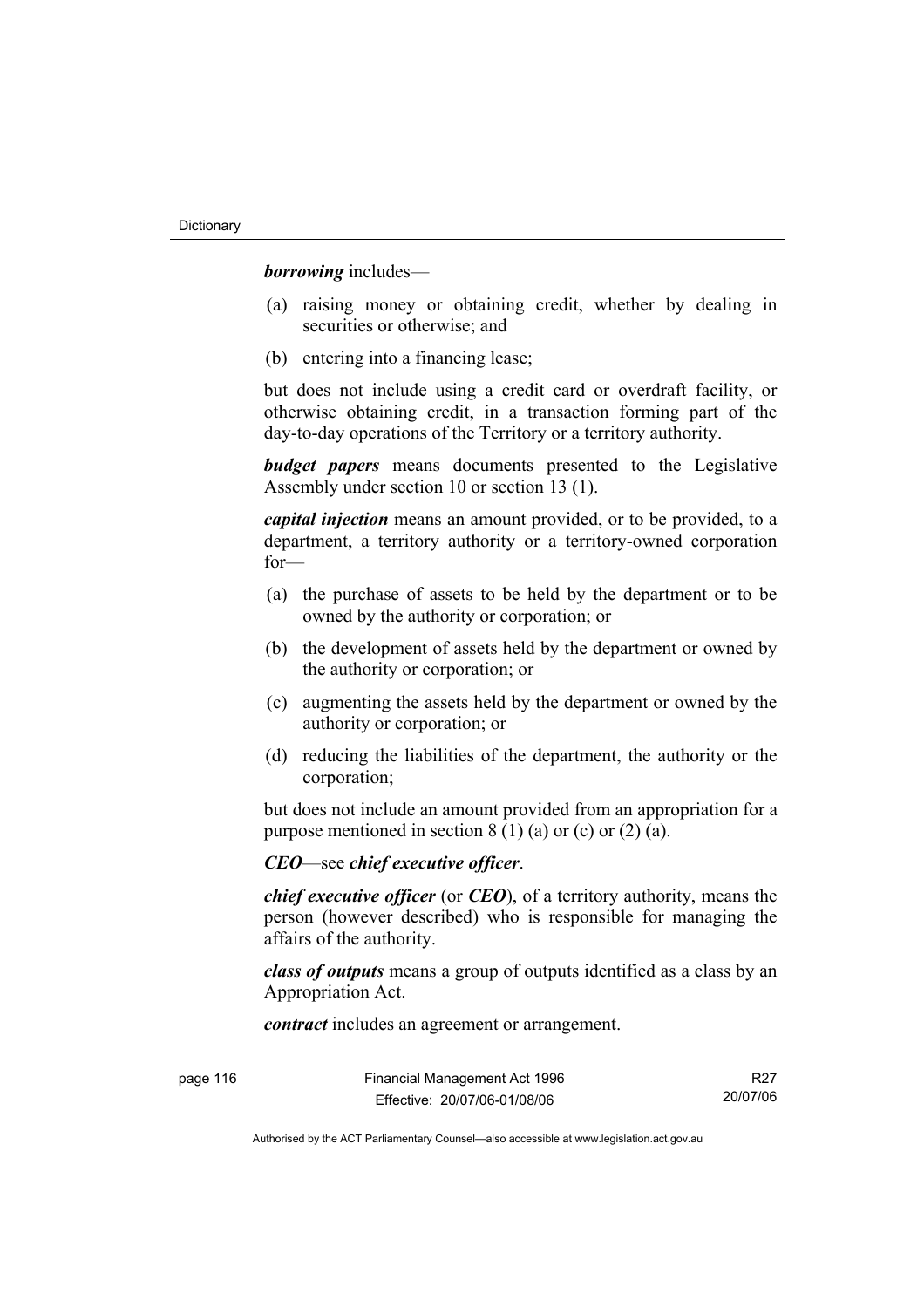***borrowing*** includes—

(a) raising money or obtaining credit, whether by dealing in securities or otherwise; and

(b) entering into a financing lease;

but does not include using a credit card or overdraft facility, or otherwise obtaining credit, in a transaction forming part of the day-to-day operations of the Territory or a territory authority.

***budget papers*** means documents presented to the Legislative Assembly under section 10 or section 13 (1).

***capital injection*** means an amount provided, or to be provided, to a department, a territory authority or a territory-owned corporation for—

(a) the purchase of assets to be held by the department or to be owned by the authority or corporation; or

(b) the development of assets held by the department or owned by the authority or corporation; or

(c) augmenting the assets held by the department or owned by the authority or corporation; or

(d) reducing the liabilities of the department, the authority or the corporation;

but does not include an amount provided from an appropriation for a purpose mentioned in section 8 (1) (a) or (c) or (2) (a).

***CEO***—see ***chief executive officer***.

***chief executive officer*** (or ***CEO***), of a territory authority, means the person (however described) who is responsible for managing the affairs of the authority.

***class of outputs*** means a group of outputs identified as a class by an Appropriation Act.

***contract*** includes an agreement or arrangement.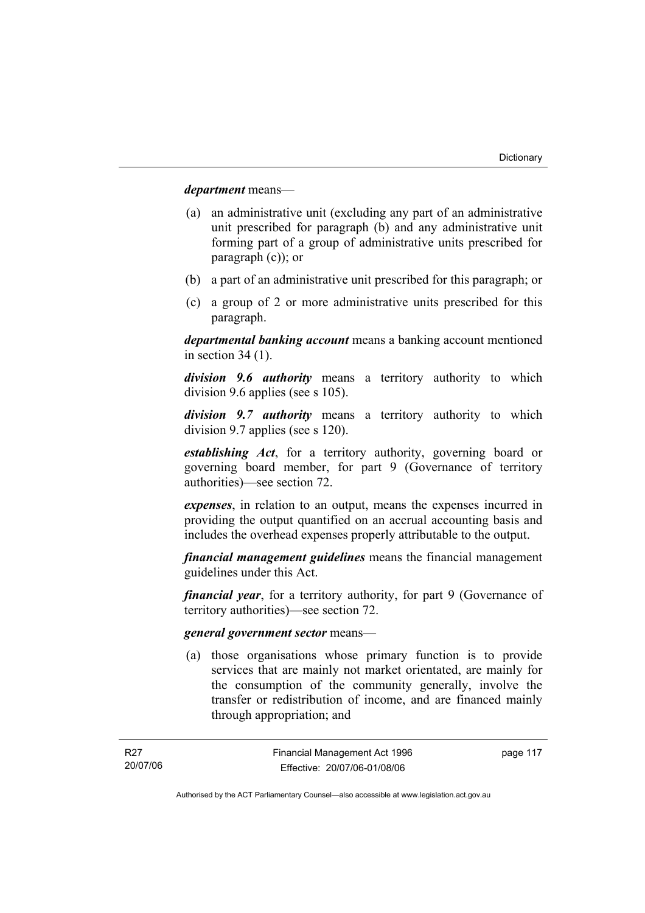***department*** means—

(a) an administrative unit (excluding any part of an administrative unit prescribed for paragraph (b) and any administrative unit forming part of a group of administrative units prescribed for paragraph (c)); or

(b) a part of an administrative unit prescribed for this paragraph; or

(c) a group of 2 or more administrative units prescribed for this paragraph.

***departmental banking account*** means a banking account mentioned in section 34 (1).

***division 9.6 authority*** means a territory authority to which division 9.6 applies (see s 105).

***division 9.7 authority*** means a territory authority to which division 9.7 applies (see s 120).

***establishing Act***, for a territory authority, governing board or governing board member, for part 9 (Governance of territory authorities)—see section 72.

***expenses***, in relation to an output, means the expenses incurred in providing the output quantified on an accrual accounting basis and includes the overhead expenses properly attributable to the output.

***financial management guidelines*** means the financial management guidelines under this Act.

***financial year***, for a territory authority, for part 9 (Governance of territory authorities)—see section 72.

***general government sector*** means—

(a) those organisations whose primary function is to provide services that are mainly not market orientated, are mainly for the consumption of the community generally, involve the transfer or redistribution of income, and are financed mainly through appropriation; and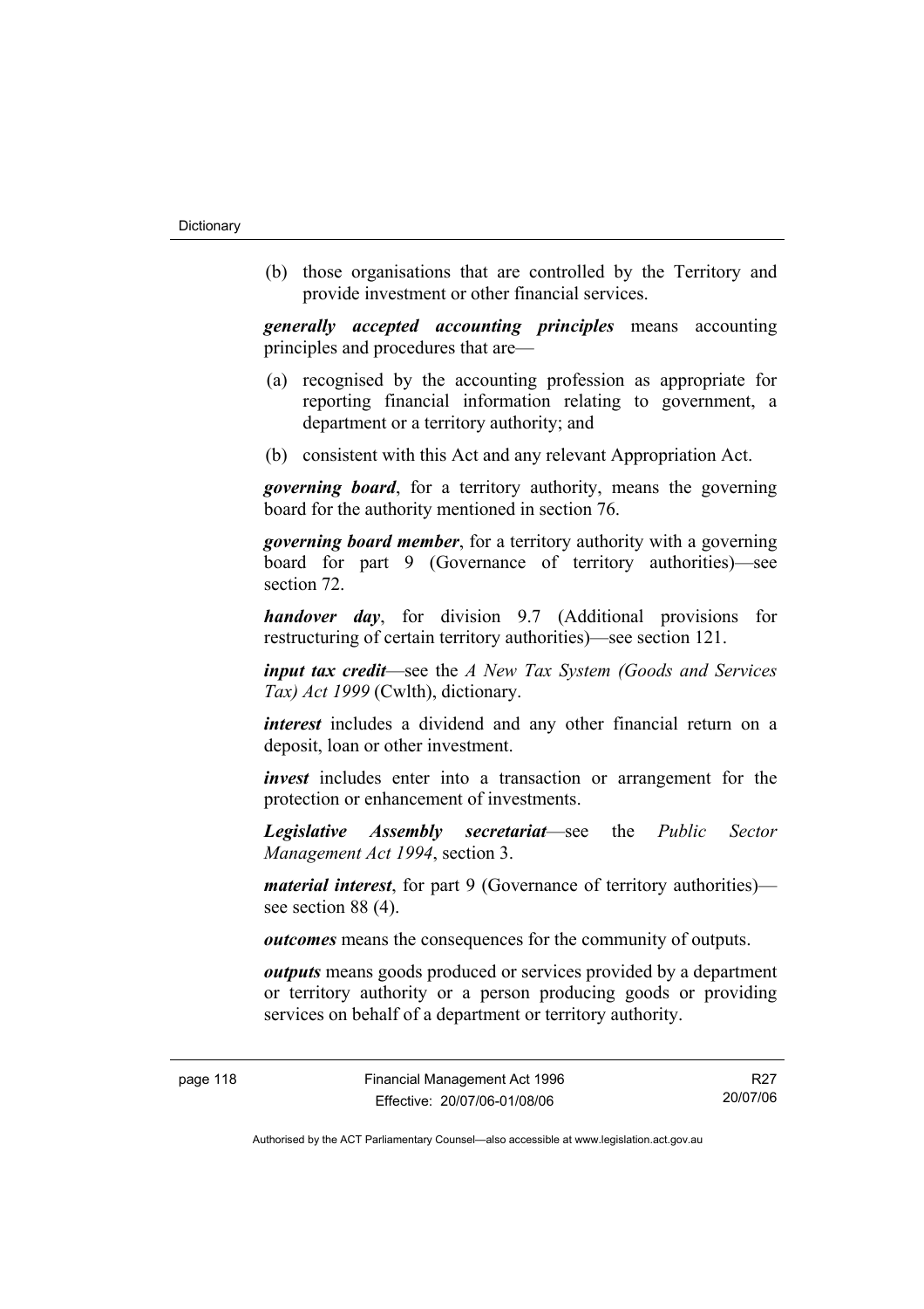(b) those organisations that are controlled by the Territory and provide investment or other financial services.

***generally accepted accounting principles*** means accounting principles and procedures that are—

(a) recognised by the accounting profession as appropriate for reporting financial information relating to government, a department or a territory authority; and

(b) consistent with this Act and any relevant Appropriation Act.

***governing board***, for a territory authority, means the governing board for the authority mentioned in section 76.

***governing board member***, for a territory authority with a governing board for part 9 (Governance of territory authorities)—see section 72.

***handover day***, for division 9.7 (Additional provisions for restructuring of certain territory authorities)—see section 121.

***input tax credit***—see the *A New Tax System (Goods and Services Tax) Act 1999* (Cwlth), dictionary.

***interest*** includes a dividend and any other financial return on a deposit, loan or other investment.

***invest*** includes enter into a transaction or arrangement for the protection or enhancement of investments.

***Legislative Assembly secretariat***—see the *Public Sector Management Act 1994*, section 3.

***material interest***, for part 9 (Governance of territory authorities)—see section 88 (4).

***outcomes*** means the consequences for the community of outputs.

***outputs*** means goods produced or services provided by a department or territory authority or a person producing goods or providing services on behalf of a department or territory authority.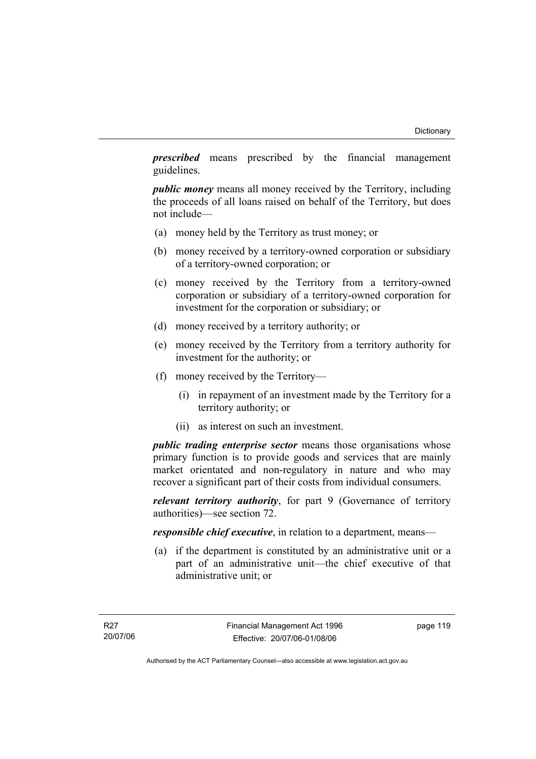***prescribed*** means prescribed by the financial management guidelines.

***public money*** means all money received by the Territory, including the proceeds of all loans raised on behalf of the Territory, but does not include—

(a) money held by the Territory as trust money; or

(b) money received by a territory-owned corporation or subsidiary of a territory-owned corporation; or

(c) money received by the Territory from a territory-owned corporation or subsidiary of a territory-owned corporation for investment for the corporation or subsidiary; or

(d) money received by a territory authority; or

(e) money received by the Territory from a territory authority for investment for the authority; or

(f) money received by the Territory—

   (i) in repayment of an investment made by the Territory for a territory authority; or

   (ii) as interest on such an investment.

***public trading enterprise sector*** means those organisations whose primary function is to provide goods and services that are mainly market orientated and non-regulatory in nature and who may recover a significant part of their costs from individual consumers.

***relevant territory authority***, for part 9 (Governance of territory authorities)—see section 72.

***responsible chief executive***, in relation to a department, means—

(a) if the department is constituted by an administrative unit or a part of an administrative unit—the chief executive of that administrative unit; or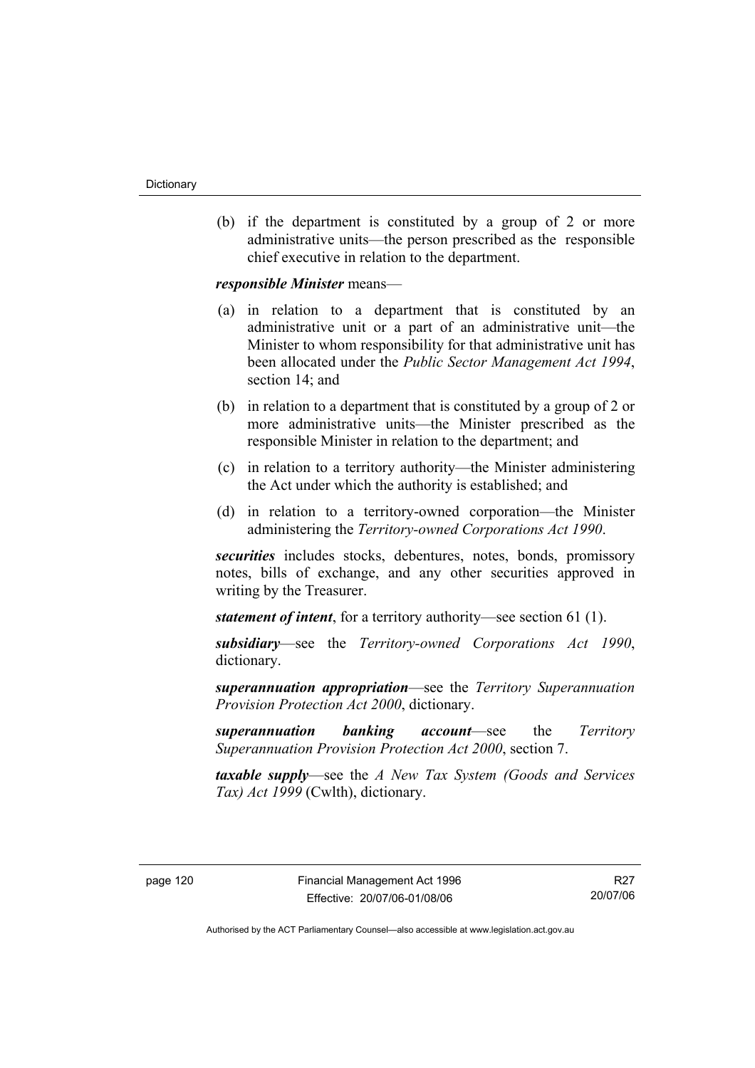(b) if the department is constituted by a group of 2 or more administrative units—the person prescribed as the responsible chief executive in relation to the department.

***responsible Minister*** means—

(a) in relation to a department that is constituted by an administrative unit or a part of an administrative unit—the Minister to whom responsibility for that administrative unit has been allocated under the *Public Sector Management Act 1994*, section 14; and

(b) in relation to a department that is constituted by a group of 2 or more administrative units—the Minister prescribed as the responsible Minister in relation to the department; and

(c) in relation to a territory authority—the Minister administering the Act under which the authority is established; and

(d) in relation to a territory-owned corporation—the Minister administering the *Territory-owned Corporations Act 1990*.

***securities*** includes stocks, debentures, notes, bonds, promissory notes, bills of exchange, and any other securities approved in writing by the Treasurer.

***statement of intent***, for a territory authority—see section 61 (1).

***subsidiary***—see the *Territory-owned Corporations Act 1990*, dictionary.

***superannuation appropriation***—see the *Territory Superannuation Provision Protection Act 2000*, dictionary.

***superannuation banking account***—see the *Territory Superannuation Provision Protection Act 2000*, section 7.

***taxable supply***—see the *A New Tax System (Goods and Services Tax) Act 1999* (Cwlth), dictionary.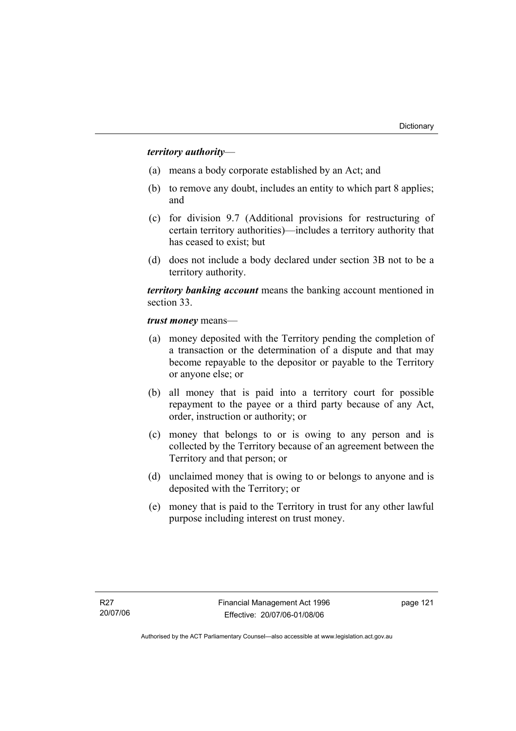***territory authority***—

(a) means a body corporate established by an Act; and

(b) to remove any doubt, includes an entity to which part 8 applies; and

(c) for division 9.7 (Additional provisions for restructuring of certain territory authorities)—includes a territory authority that has ceased to exist; but

(d) does not include a body declared under section 3B not to be a territory authority.

***territory banking account*** means the banking account mentioned in section 33.

***trust money*** means—

(a) money deposited with the Territory pending the completion of a transaction or the determination of a dispute and that may become repayable to the depositor or payable to the Territory or anyone else; or

(b) all money that is paid into a territory court for possible repayment to the payee or a third party because of any Act, order, instruction or authority; or

(c) money that belongs to or is owing to any person and is collected by the Territory because of an agreement between the Territory and that person; or

(d) unclaimed money that is owing to or belongs to anyone and is deposited with the Territory; or

(e) money that is paid to the Territory in trust for any other lawful purpose including interest on trust money.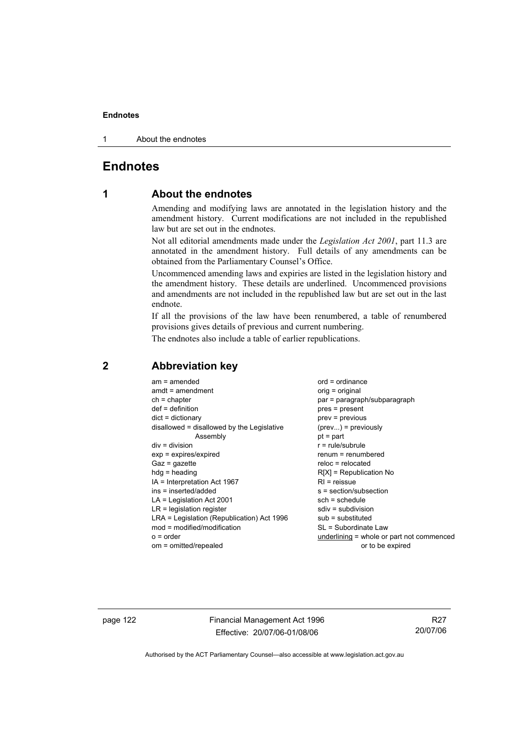# Endnotes

## 1 About the endnotes

Amending and modifying laws are annotated in the legislation history and the amendment history. Current modifications are not included in the republished law but are set out in the endnotes.

Not all editorial amendments made under the *Legislation Act 2001*, part 11.3 are annotated in the amendment history. Full details of any amendments can be obtained from the Parliamentary Counsel's Office.

Uncommenced amending laws and expiries are listed in the legislation history and the amendment history. These details are underlined. Uncommenced provisions and amendments are not included in the republished law but are set out in the last endnote.

If all the provisions of the law have been renumbered, a table of renumbered provisions gives details of previous and current numbering.

The endnotes also include a table of earlier republications.

## 2 Abbreviation key

am = amended
amdt = amendment
ch = chapter
def = definition
dict = dictionary
disallowed = disallowed by the Legislative Assembly
div = division
exp = expires/expired
Gaz = gazette
hdg = heading
IA = Interpretation Act 1967
ins = inserted/added
LA = Legislation Act 2001
LR = legislation register
LRA = Legislation (Republication) Act 1996
mod = modified/modification
o = order
om = omitted/repealed
ord = ordinance
orig = original
par = paragraph/subparagraph
pres = present
prev = previous
(prev...) = previously
pt = part
r = rule/subrule
renum = renumbered
reloc = relocated
R[X] = Republication No
RI = reissue
s = section/subsection
sch = schedule
sdiv = subdivision
sub = substituted
SL = Subordinate Law
underlining = whole or part not commenced or to be expired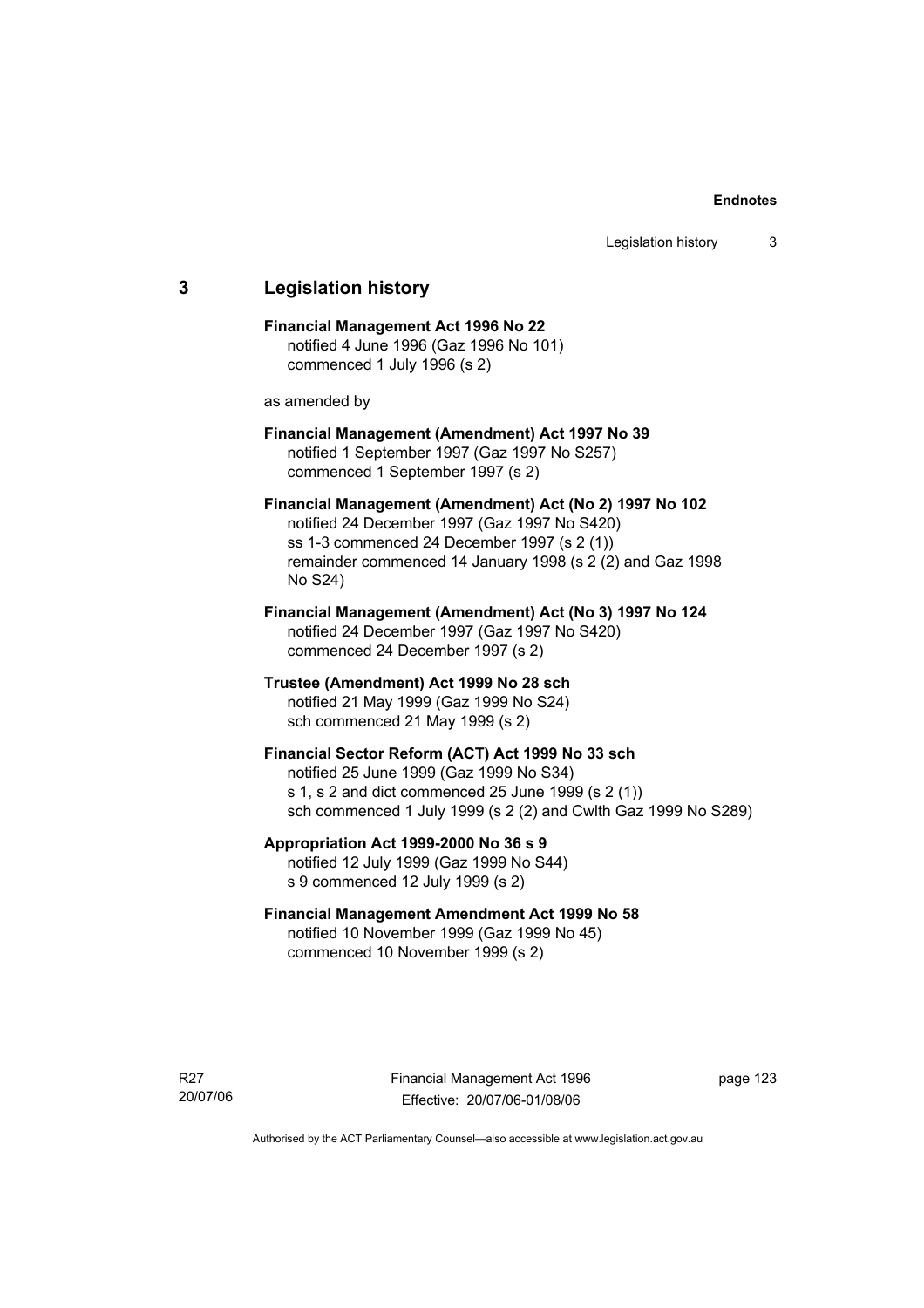## 3 Legislation history

**Financial Management Act 1996 No 22**
notified 4 June 1996 (Gaz 1996 No 101)
commenced 1 July 1996 (s 2)

as amended by

**Financial Management (Amendment) Act 1997 No 39**
notified 1 September 1997 (Gaz 1997 No S257)
commenced 1 September 1997 (s 2)

**Financial Management (Amendment) Act (No 2) 1997 No 102**
notified 24 December 1997 (Gaz 1997 No S420)
ss 1-3 commenced 24 December 1997 (s 2 (1))
remainder commenced 14 January 1998 (s 2 (2) and Gaz 1998 No S24)

**Financial Management (Amendment) Act (No 3) 1997 No 124**
notified 24 December 1997 (Gaz 1997 No S420)
commenced 24 December 1997 (s 2)

**Trustee (Amendment) Act 1999 No 28 sch**
notified 21 May 1999 (Gaz 1999 No S24)
sch commenced 21 May 1999 (s 2)

**Financial Sector Reform (ACT) Act 1999 No 33 sch**
notified 25 June 1999 (Gaz 1999 No S34)
s 1, s 2 and dict commenced 25 June 1999 (s 2 (1))
sch commenced 1 July 1999 (s 2 (2) and Cwlth Gaz 1999 No S289)

**Appropriation Act 1999-2000 No 36 s 9**
notified 12 July 1999 (Gaz 1999 No S44)
s 9 commenced 12 July 1999 (s 2)

**Financial Management Amendment Act 1999 No 58**
notified 10 November 1999 (Gaz 1999 No 45)
commenced 10 November 1999 (s 2)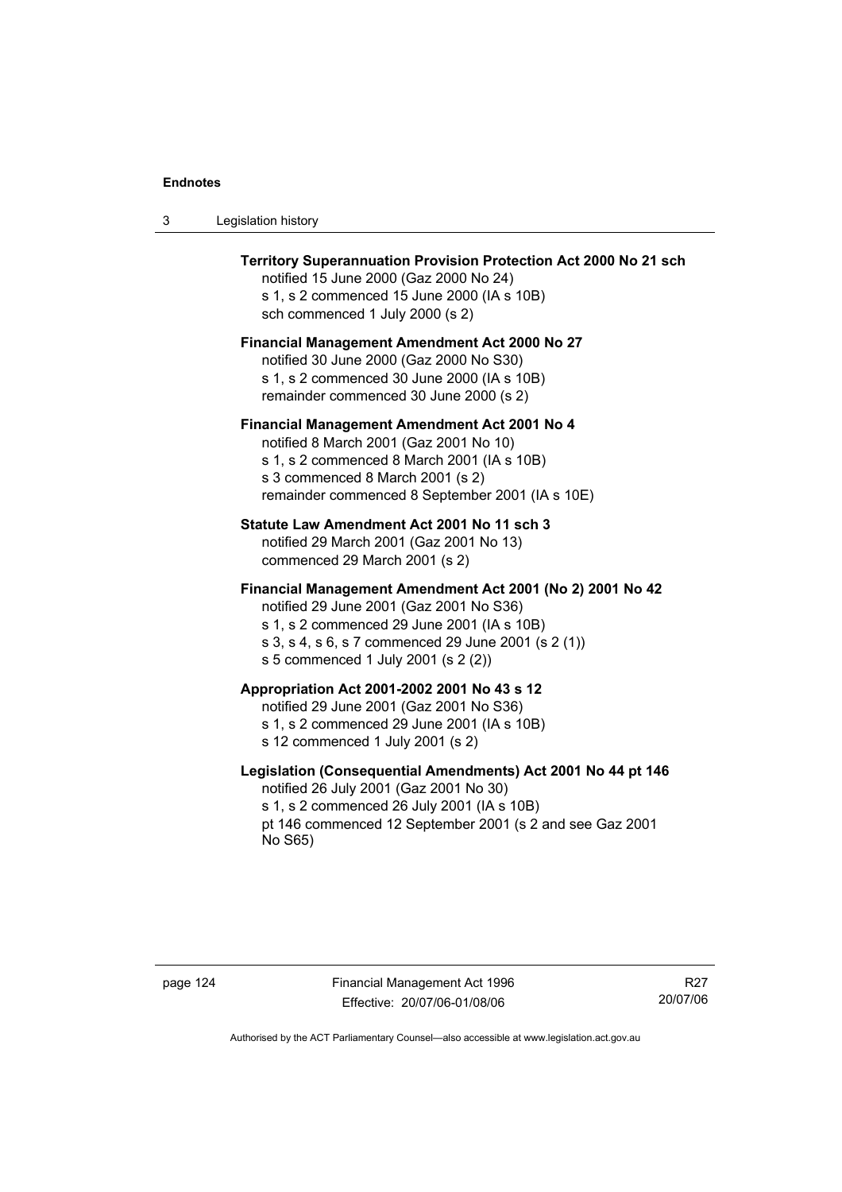**Territory Superannuation Provision Protection Act 2000 No 21 sch**

notified 15 June 2000 (Gaz 2000 No 24)
s 1, s 2 commenced 15 June 2000 (IA s 10B)
sch commenced 1 July 2000 (s 2)

**Financial Management Amendment Act 2000 No 27**

notified 30 June 2000 (Gaz 2000 No S30)
s 1, s 2 commenced 30 June 2000 (IA s 10B)
remainder commenced 30 June 2000 (s 2)

**Financial Management Amendment Act 2001 No 4**

notified 8 March 2001 (Gaz 2001 No 10)
s 1, s 2 commenced 8 March 2001 (IA s 10B)
s 3 commenced 8 March 2001 (s 2)
remainder commenced 8 September 2001 (IA s 10E)

**Statute Law Amendment Act 2001 No 11 sch 3**

notified 29 March 2001 (Gaz 2001 No 13)
commenced 29 March 2001 (s 2)

**Financial Management Amendment Act 2001 (No 2) 2001 No 42**

notified 29 June 2001 (Gaz 2001 No S36)
s 1, s 2 commenced 29 June 2001 (IA s 10B)
s 3, s 4, s 6, s 7 commenced 29 June 2001 (s 2 (1))
s 5 commenced 1 July 2001 (s 2 (2))

**Appropriation Act 2001-2002 2001 No 43 s 12**

notified 29 June 2001 (Gaz 2001 No S36)
s 1, s 2 commenced 29 June 2001 (IA s 10B)
s 12 commenced 1 July 2001 (s 2)

**Legislation (Consequential Amendments) Act 2001 No 44 pt 146**

notified 26 July 2001 (Gaz 2001 No 30)
s 1, s 2 commenced 26 July 2001 (IA s 10B)
pt 146 commenced 12 September 2001 (s 2 and see Gaz 2001 No S65)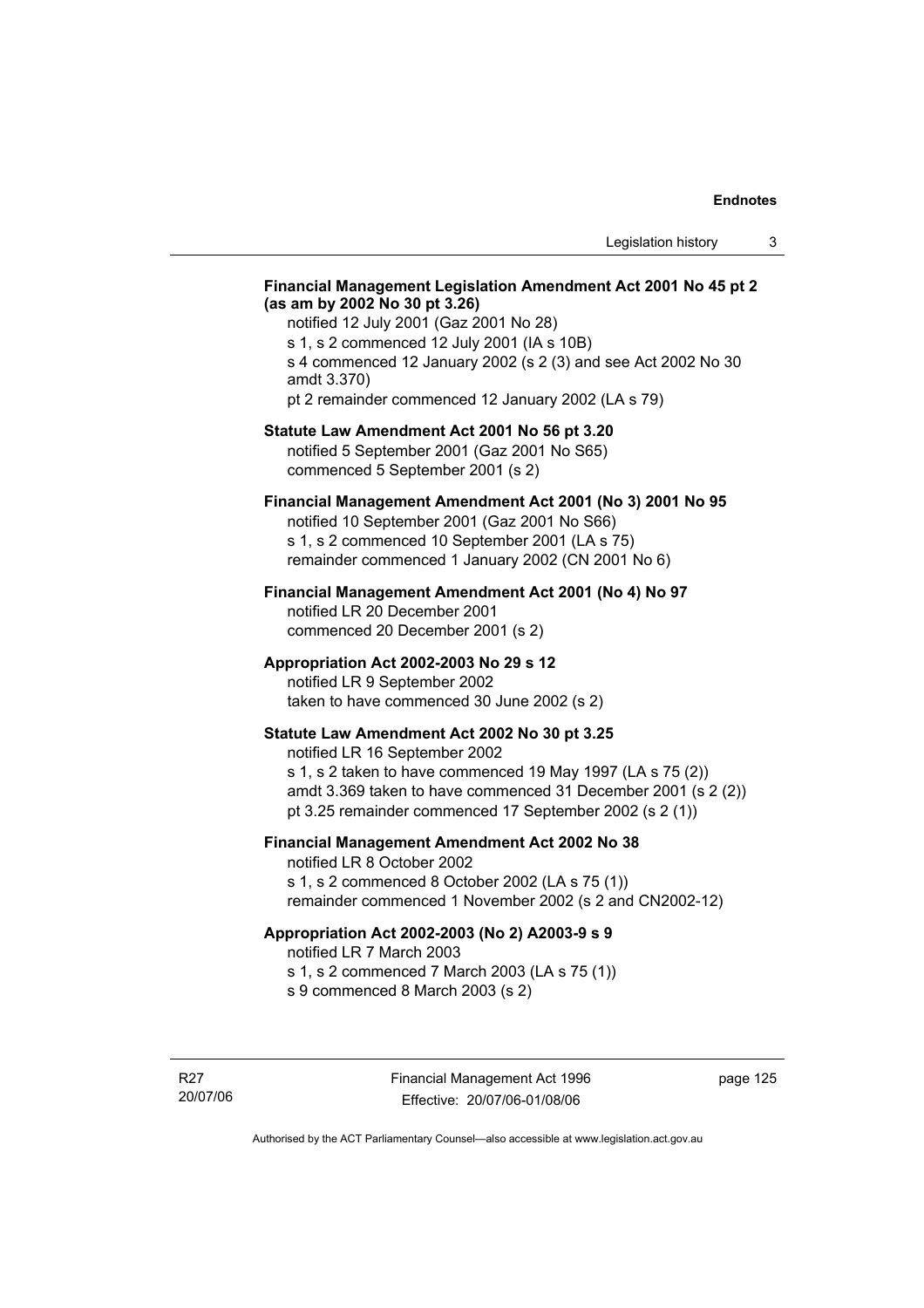**Financial Management Legislation Amendment Act 2001 No 45 pt 2 (as am by 2002 No 30 pt 3.26)**

notified 12 July 2001 (Gaz 2001 No 28)
s 1, s 2 commenced 12 July 2001 (IA s 10B)
s 4 commenced 12 January 2002 (s 2 (3) and see Act 2002 No 30 amdt 3.370)
pt 2 remainder commenced 12 January 2002 (LA s 79)

**Statute Law Amendment Act 2001 No 56 pt 3.20**

notified 5 September 2001 (Gaz 2001 No S65)
commenced 5 September 2001 (s 2)

**Financial Management Amendment Act 2001 (No 3) 2001 No 95**

notified 10 September 2001 (Gaz 2001 No S66)
s 1, s 2 commenced 10 September 2001 (LA s 75)
remainder commenced 1 January 2002 (CN 2001 No 6)

**Financial Management Amendment Act 2001 (No 4) No 97**

notified LR 20 December 2001
commenced 20 December 2001 (s 2)

**Appropriation Act 2002-2003 No 29 s 12**

notified LR 9 September 2002
taken to have commenced 30 June 2002 (s 2)

**Statute Law Amendment Act 2002 No 30 pt 3.25**

notified LR 16 September 2002
s 1, s 2 taken to have commenced 19 May 1997 (LA s 75 (2))
amdt 3.369 taken to have commenced 31 December 2001 (s 2 (2))
pt 3.25 remainder commenced 17 September 2002 (s 2 (1))

**Financial Management Amendment Act 2002 No 38**

notified LR 8 October 2002
s 1, s 2 commenced 8 October 2002 (LA s 75 (1))
remainder commenced 1 November 2002 (s 2 and CN2002-12)

**Appropriation Act 2002-2003 (No 2) A2003-9 s 9**

notified LR 7 March 2003
s 1, s 2 commenced 7 March 2003 (LA s 75 (1))
s 9 commenced 8 March 2003 (s 2)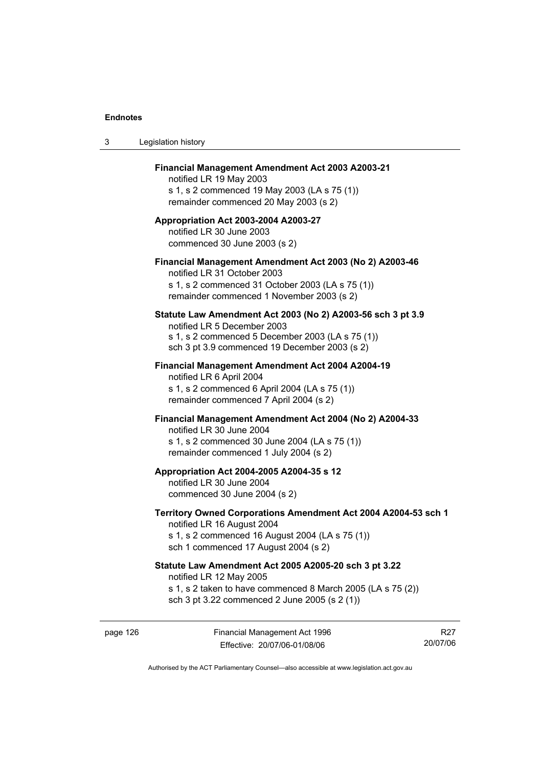**Financial Management Amendment Act 2003 A2003-21**
notified LR 19 May 2003
s 1, s 2 commenced 19 May 2003 (LA s 75 (1))
remainder commenced 20 May 2003 (s 2)

**Appropriation Act 2003-2004 A2003-27**
notified LR 30 June 2003
commenced 30 June 2003 (s 2)

**Financial Management Amendment Act 2003 (No 2) A2003-46**
notified LR 31 October 2003
s 1, s 2 commenced 31 October 2003 (LA s 75 (1))
remainder commenced 1 November 2003 (s 2)

**Statute Law Amendment Act 2003 (No 2) A2003-56 sch 3 pt 3.9**
notified LR 5 December 2003
s 1, s 2 commenced 5 December 2003 (LA s 75 (1))
sch 3 pt 3.9 commenced 19 December 2003 (s 2)

**Financial Management Amendment Act 2004 A2004-19**
notified LR 6 April 2004
s 1, s 2 commenced 6 April 2004 (LA s 75 (1))
remainder commenced 7 April 2004 (s 2)

**Financial Management Amendment Act 2004 (No 2) A2004-33**
notified LR 30 June 2004
s 1, s 2 commenced 30 June 2004 (LA s 75 (1))
remainder commenced 1 July 2004 (s 2)

**Appropriation Act 2004-2005 A2004-35 s 12**
notified LR 30 June 2004
commenced 30 June 2004 (s 2)

**Territory Owned Corporations Amendment Act 2004 A2004-53 sch 1**
notified LR 16 August 2004
s 1, s 2 commenced 16 August 2004 (LA s 75 (1))
sch 1 commenced 17 August 2004 (s 2)

**Statute Law Amendment Act 2005 A2005-20 sch 3 pt 3.22**
notified LR 12 May 2005
s 1, s 2 taken to have commenced 8 March 2005 (LA s 75 (2))
sch 3 pt 3.22 commenced 2 June 2005 (s 2 (1))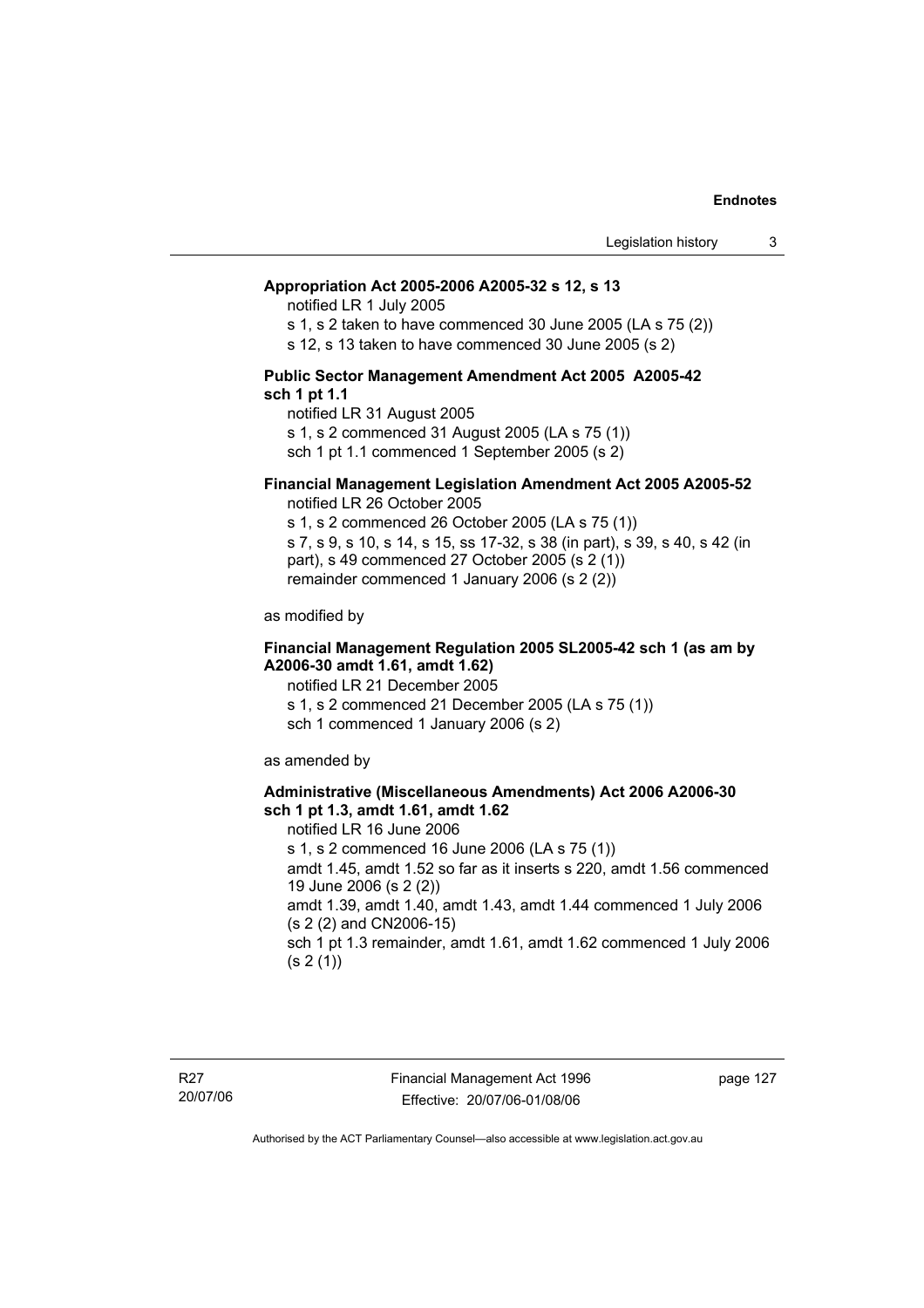**Appropriation Act 2005-2006 A2005-32 s 12, s 13**

notified LR 1 July 2005

s 1, s 2 taken to have commenced 30 June 2005 (LA s 75 (2))

s 12, s 13 taken to have commenced 30 June 2005 (s 2)

**Public Sector Management Amendment Act 2005 A2005-42 sch 1 pt 1.1**

notified LR 31 August 2005

s 1, s 2 commenced 31 August 2005 (LA s 75 (1))

sch 1 pt 1.1 commenced 1 September 2005 (s 2)

**Financial Management Legislation Amendment Act 2005 A2005-52**

notified LR 26 October 2005

s 1, s 2 commenced 26 October 2005 (LA s 75 (1))

s 7, s 9, s 10, s 14, s 15, ss 17-32, s 38 (in part), s 39, s 40, s 42 (in part), s 49 commenced 27 October 2005 (s 2 (1))

remainder commenced 1 January 2006 (s 2 (2))

as modified by

**Financial Management Regulation 2005 SL2005-42 sch 1 (as am by A2006-30 amdt 1.61, amdt 1.62)**

notified LR 21 December 2005

s 1, s 2 commenced 21 December 2005 (LA s 75 (1))

sch 1 commenced 1 January 2006 (s 2)

as amended by

**Administrative (Miscellaneous Amendments) Act 2006 A2006-30 sch 1 pt 1.3, amdt 1.61, amdt 1.62**

notified LR 16 June 2006

s 1, s 2 commenced 16 June 2006 (LA s 75 (1))

amdt 1.45, amdt 1.52 so far as it inserts s 220, amdt 1.56 commenced 19 June 2006 (s 2 (2))

amdt 1.39, amdt 1.40, amdt 1.43, amdt 1.44 commenced 1 July 2006 (s 2 (2) and CN2006-15)

sch 1 pt 1.3 remainder, amdt 1.61, amdt 1.62 commenced 1 July 2006 (s 2 (1))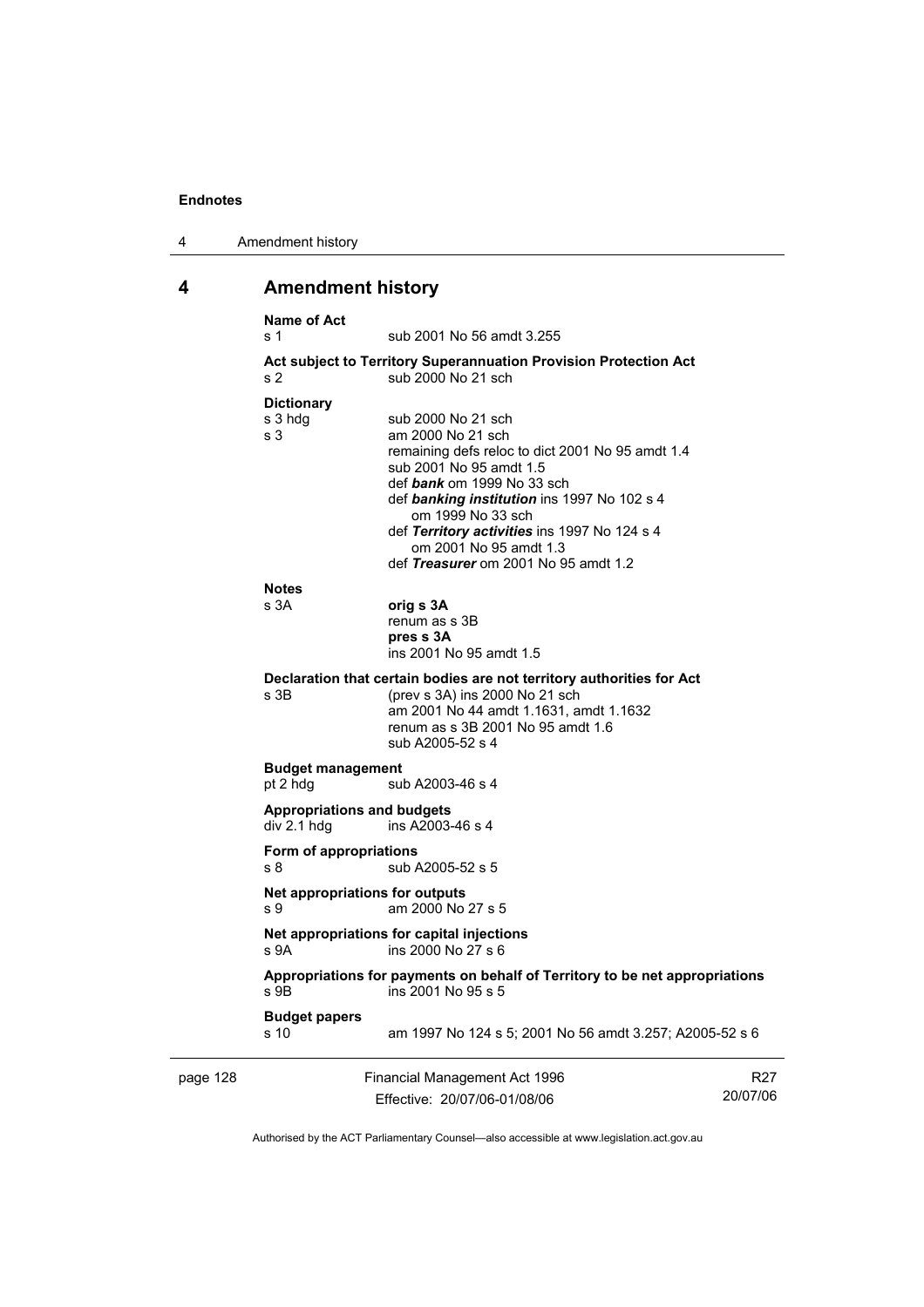## 4 Amendment history

**Name of Act**

s 1 sub 2001 No 56 amdt 3.255

**Act subject to Territory Superannuation Provision Protection Act**

s 2 sub 2000 No 21 sch

**Dictionary**

s 3 hdg sub 2000 No 21 sch

s 3 am 2000 No 21 sch

remaining defs reloc to dict 2001 No 95 amdt 1.4

sub 2001 No 95 amdt 1.5

def ***bank*** om 1999 No 33 sch

def ***banking institution*** ins 1997 No 102 s 4

om 1999 No 33 sch

def ***Territory activities*** ins 1997 No 124 s 4

om 2001 No 95 amdt 1.3

def ***Treasurer*** om 2001 No 95 amdt 1.2

**Notes**

s 3A **orig s 3A**

renum as s 3B

**pres s 3A**

ins 2001 No 95 amdt 1.5

**Declaration that certain bodies are not territory authorities for Act**

s 3B (prev s 3A) ins 2000 No 21 sch

am 2001 No 44 amdt 1.1631, amdt 1.1632

renum as s 3B 2001 No 95 amdt 1.6

sub A2005-52 s 4

**Budget management**

pt 2 hdg sub A2003-46 s 4

**Appropriations and budgets**

div 2.1 hdg ins A2003-46 s 4

**Form of appropriations**

s 8 sub A2005-52 s 5

**Net appropriations for outputs**

s 9 am 2000 No 27 s 5

**Net appropriations for capital injections**

s 9A ins 2000 No 27 s 6

**Appropriations for payments on behalf of Territory to be net appropriations**

s 9B ins 2001 No 95 s 5

**Budget papers**

s 10 am 1997 No 124 s 5; 2001 No 56 amdt 3.257; A2005-52 s 6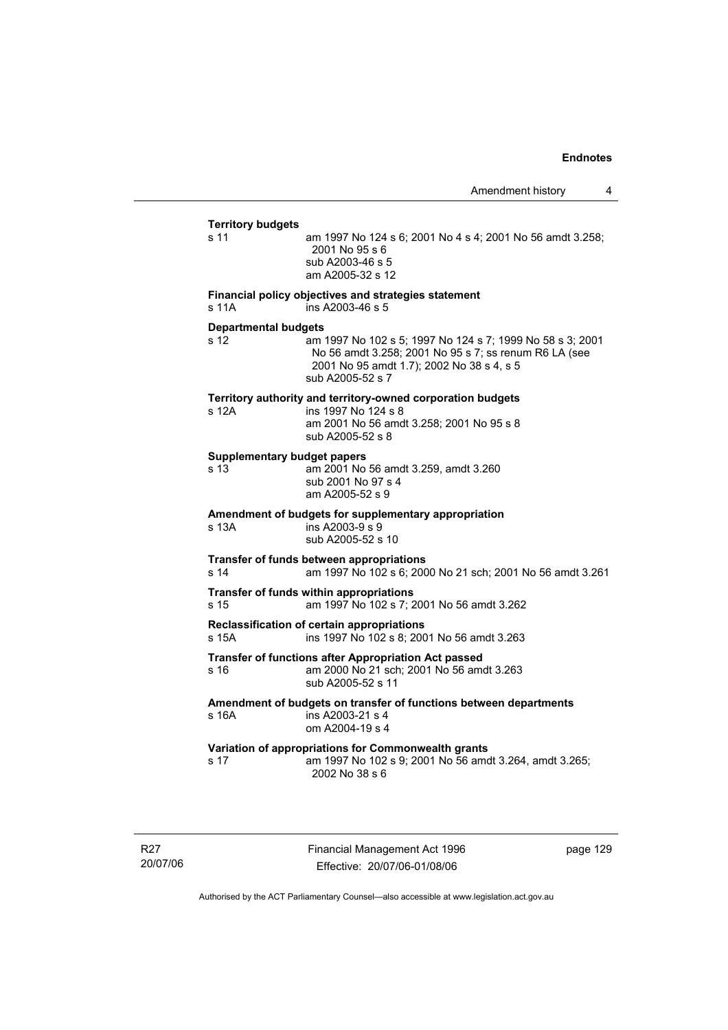**Territory budgets**

s 11 — am 1997 No 124 s 6; 2001 No 4 s 4; 2001 No 56 amdt 3.258; 2001 No 95 s 6
sub A2003-46 s 5
am A2005-32 s 12

**Financial policy objectives and strategies statement**

s 11A — ins A2003-46 s 5

**Departmental budgets**

s 12 — am 1997 No 102 s 5; 1997 No 124 s 7; 1999 No 58 s 3; 2001 No 56 amdt 3.258; 2001 No 95 s 7; ss renum R6 LA (see 2001 No 95 amdt 1.7); 2002 No 38 s 4, s 5
sub A2005-52 s 7

**Territory authority and territory-owned corporation budgets**

s 12A — ins 1997 No 124 s 8
am 2001 No 56 amdt 3.258; 2001 No 95 s 8
sub A2005-52 s 8

**Supplementary budget papers**

s 13 — am 2001 No 56 amdt 3.259, amdt 3.260
sub 2001 No 97 s 4
am A2005-52 s 9

**Amendment of budgets for supplementary appropriation**

s 13A — ins A2003-9 s 9
sub A2005-52 s 10

**Transfer of funds between appropriations**

s 14 — am 1997 No 102 s 6; 2000 No 21 sch; 2001 No 56 amdt 3.261

**Transfer of funds within appropriations**

s 15 — am 1997 No 102 s 7; 2001 No 56 amdt 3.262

**Reclassification of certain appropriations**

s 15A — ins 1997 No 102 s 8; 2001 No 56 amdt 3.263

**Transfer of functions after Appropriation Act passed**

s 16 — am 2000 No 21 sch; 2001 No 56 amdt 3.263
sub A2005-52 s 11

**Amendment of budgets on transfer of functions between departments**

s 16A — ins A2003-21 s 4
om A2004-19 s 4

**Variation of appropriations for Commonwealth grants**

s 17 — am 1997 No 102 s 9; 2001 No 56 amdt 3.264, amdt 3.265; 2002 No 38 s 6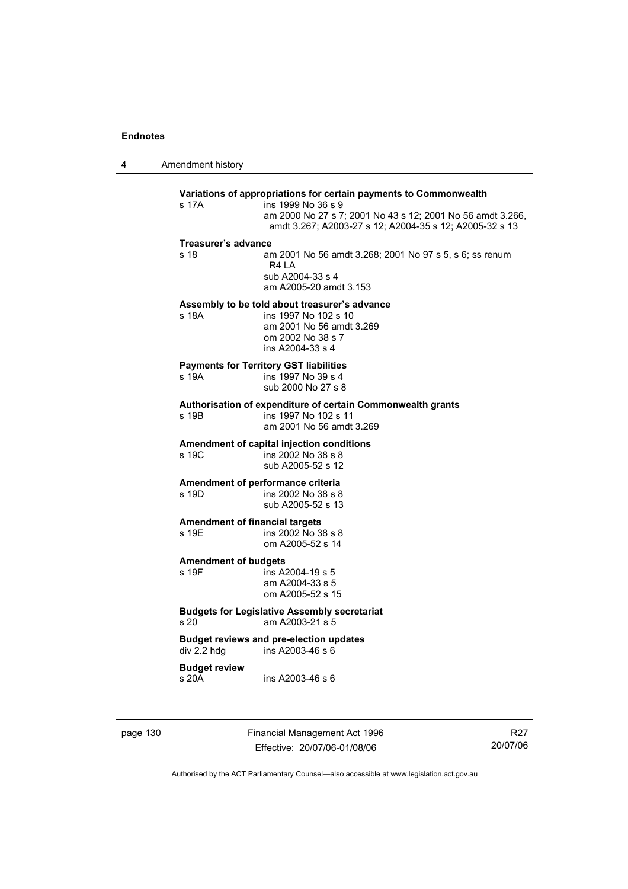**Variations of appropriations for certain payments to Commonwealth**

s 17A — ins 1999 No 36 s 9
am 2000 No 27 s 7; 2001 No 43 s 12; 2001 No 56 amdt 3.266, amdt 3.267; A2003-27 s 12; A2004-35 s 12; A2005-32 s 13

**Treasurer's advance**

s 18 — am 2001 No 56 amdt 3.268; 2001 No 97 s 5, s 6; ss renum R4 LA
sub A2004-33 s 4
am A2005-20 amdt 3.153

**Assembly to be told about treasurer's advance**

s 18A — ins 1997 No 102 s 10
am 2001 No 56 amdt 3.269
om 2002 No 38 s 7
ins A2004-33 s 4

**Payments for Territory GST liabilities**

s 19A — ins 1997 No 39 s 4
sub 2000 No 27 s 8

**Authorisation of expenditure of certain Commonwealth grants**

s 19B — ins 1997 No 102 s 11
am 2001 No 56 amdt 3.269

**Amendment of capital injection conditions**

s 19C — ins 2002 No 38 s 8
sub A2005-52 s 12

**Amendment of performance criteria**

s 19D — ins 2002 No 38 s 8
sub A2005-52 s 13

**Amendment of financial targets**

s 19E — ins 2002 No 38 s 8
om A2005-52 s 14

**Amendment of budgets**

s 19F — ins A2004-19 s 5
am A2004-33 s 5
om A2005-52 s 15

**Budgets for Legislative Assembly secretariat**

s 20 — am A2003-21 s 5

**Budget reviews and pre-election updates**

div 2.2 hdg — ins A2003-46 s 6

**Budget review**

s 20A — ins A2003-46 s 6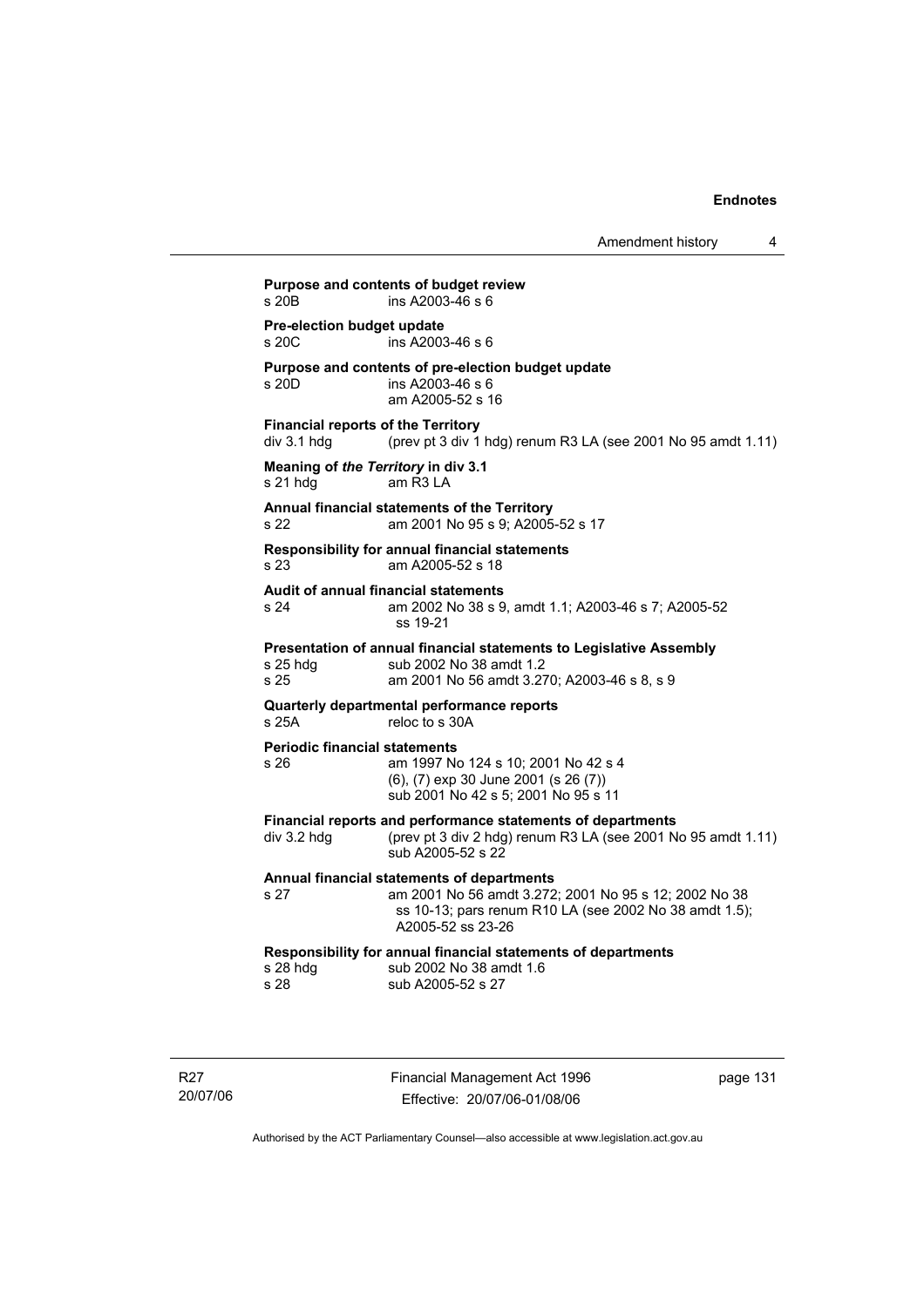**Purpose and contents of budget review**

s 20B ins A2003-46 s 6

**Pre-election budget update**

s 20C ins A2003-46 s 6

**Purpose and contents of pre-election budget update**

s 20D ins A2003-46 s 6
am A2005-52 s 16

**Financial reports of the Territory**

div 3.1 hdg (prev pt 3 div 1 hdg) renum R3 LA (see 2001 No 95 amdt 1.11)

**Meaning of *the Territory* in div 3.1**

s 21 hdg am R3 LA

**Annual financial statements of the Territory**

s 22 am 2001 No 95 s 9; A2005-52 s 17

**Responsibility for annual financial statements**

s 23 am A2005-52 s 18

**Audit of annual financial statements**

s 24 am 2002 No 38 s 9, amdt 1.1; A2003-46 s 7; A2005-52 ss 19-21

**Presentation of annual financial statements to Legislative Assembly**

s 25 hdg sub 2002 No 38 amdt 1.2
s 25 am 2001 No 56 amdt 3.270; A2003-46 s 8, s 9

**Quarterly departmental performance reports**

s 25A reloc to s 30A

**Periodic financial statements**

s 26 am 1997 No 124 s 10; 2001 No 42 s 4
(6), (7) exp 30 June 2001 (s 26 (7))
sub 2001 No 42 s 5; 2001 No 95 s 11

**Financial reports and performance statements of departments**

div 3.2 hdg (prev pt 3 div 2 hdg) renum R3 LA (see 2001 No 95 amdt 1.11)
sub A2005-52 s 22

**Annual financial statements of departments**

s 27 am 2001 No 56 amdt 3.272; 2001 No 95 s 12; 2002 No 38 ss 10-13; pars renum R10 LA (see 2002 No 38 amdt 1.5); A2005-52 ss 23-26

**Responsibility for annual financial statements of departments**

s 28 hdg sub 2002 No 38 amdt 1.6
s 28 sub A2005-52 s 27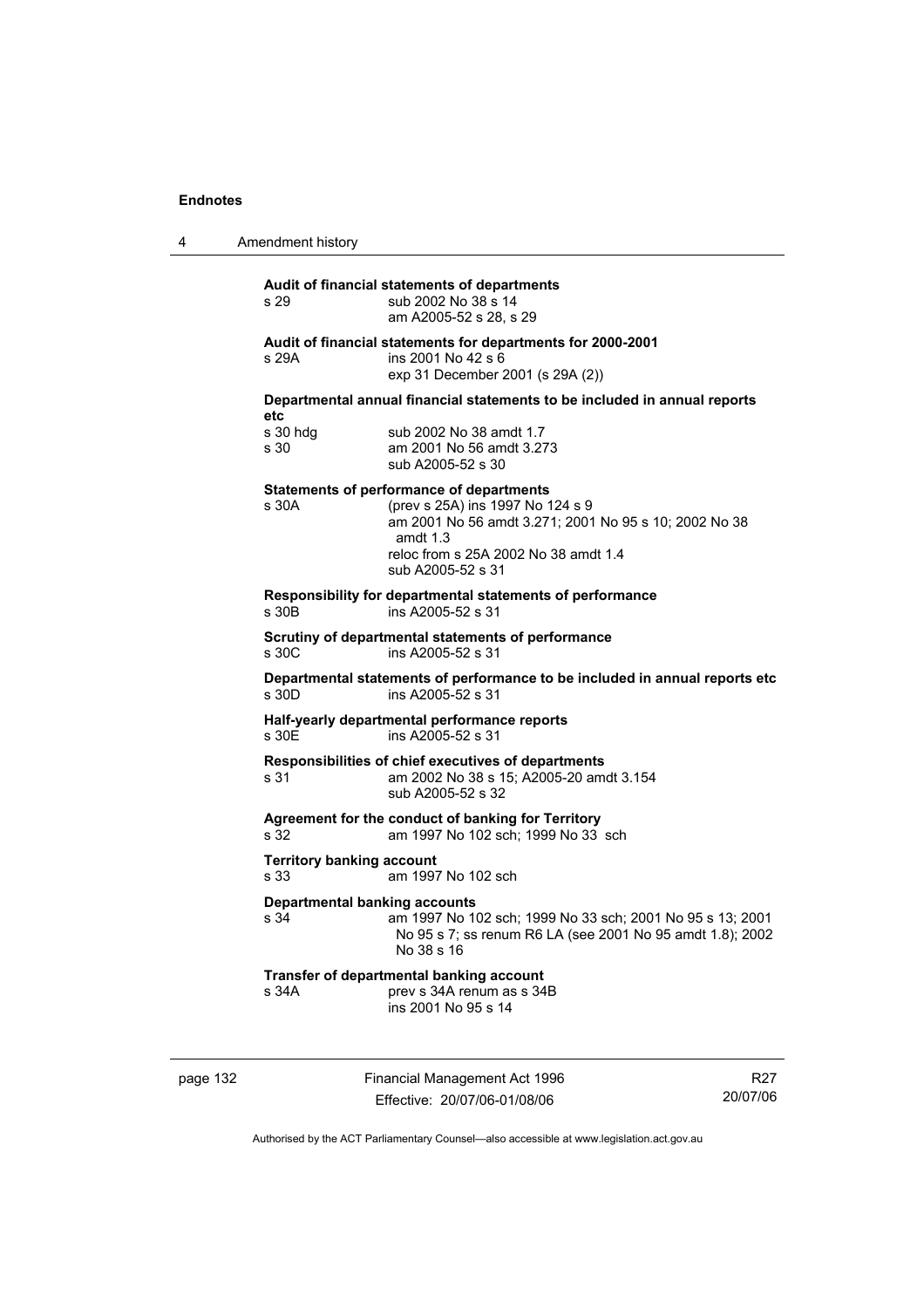**Audit of financial statements of departments**

s 29 sub 2002 No 38 s 14
am A2005-52 s 28, s 29

**Audit of financial statements for departments for 2000-2001**

s 29A ins 2001 No 42 s 6
exp 31 December 2001 (s 29A (2))

**Departmental annual financial statements to be included in annual reports etc**

s 30 hdg sub 2002 No 38 amdt 1.7
s 30 am 2001 No 56 amdt 3.273
sub A2005-52 s 30

**Statements of performance of departments**

s 30A (prev s 25A) ins 1997 No 124 s 9
am 2001 No 56 amdt 3.271; 2001 No 95 s 10; 2002 No 38 amdt 1.3
reloc from s 25A 2002 No 38 amdt 1.4
sub A2005-52 s 31

**Responsibility for departmental statements of performance**

s 30B ins A2005-52 s 31

**Scrutiny of departmental statements of performance**

s 30C ins A2005-52 s 31

**Departmental statements of performance to be included in annual reports etc**

s 30D ins A2005-52 s 31

**Half-yearly departmental performance reports**

s 30E ins A2005-52 s 31

**Responsibilities of chief executives of departments**

s 31 am 2002 No 38 s 15; A2005-20 amdt 3.154
sub A2005-52 s 32

**Agreement for the conduct of banking for Territory**

s 32 am 1997 No 102 sch; 1999 No 33 sch

**Territory banking account**

s 33 am 1997 No 102 sch

**Departmental banking accounts**

s 34 am 1997 No 102 sch; 1999 No 33 sch; 2001 No 95 s 13; 2001 No 95 s 7; ss renum R6 LA (see 2001 No 95 amdt 1.8); 2002 No 38 s 16

**Transfer of departmental banking account**

s 34A prev s 34A renum as s 34B
ins 2001 No 95 s 14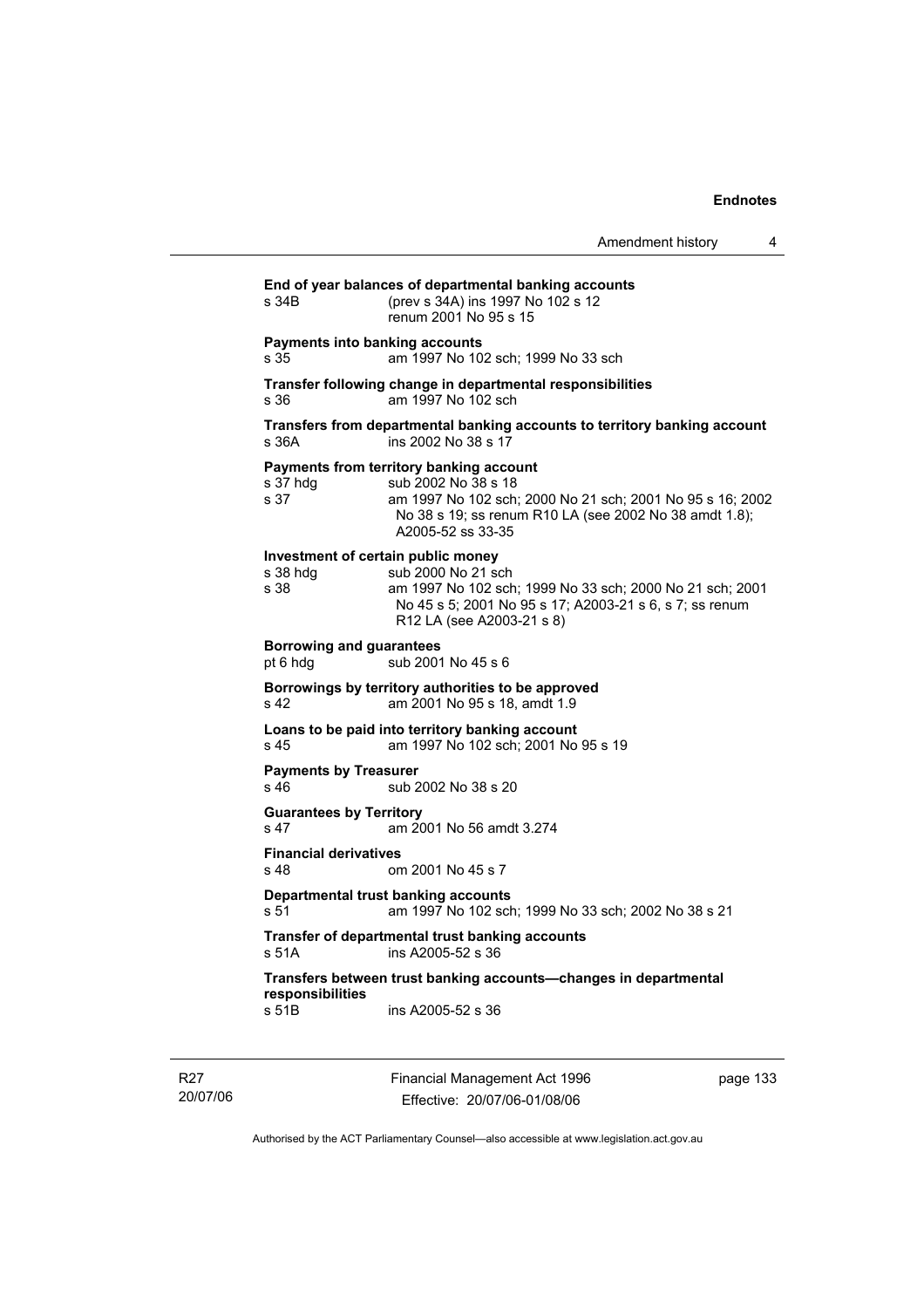**End of year balances of departmental banking accounts**

s 34B (prev s 34A) ins 1997 No 102 s 12
renum 2001 No 95 s 15

**Payments into banking accounts**

s 35 am 1997 No 102 sch; 1999 No 33 sch

**Transfer following change in departmental responsibilities**

s 36 am 1997 No 102 sch

**Transfers from departmental banking accounts to territory banking account**

s 36A ins 2002 No 38 s 17

**Payments from territory banking account**

s 37 hdg sub 2002 No 38 s 18
s 37 am 1997 No 102 sch; 2000 No 21 sch; 2001 No 95 s 16; 2002 No 38 s 19; ss renum R10 LA (see 2002 No 38 amdt 1.8); A2005-52 ss 33-35

**Investment of certain public money**

s 38 hdg sub 2000 No 21 sch
s 38 am 1997 No 102 sch; 1999 No 33 sch; 2000 No 21 sch; 2001 No 45 s 5; 2001 No 95 s 17; A2003-21 s 6, s 7; ss renum R12 LA (see A2003-21 s 8)

**Borrowing and guarantees**

pt 6 hdg sub 2001 No 45 s 6

**Borrowings by territory authorities to be approved**

s 42 am 2001 No 95 s 18, amdt 1.9

**Loans to be paid into territory banking account**

s 45 am 1997 No 102 sch; 2001 No 95 s 19

**Payments by Treasurer**

s 46 sub 2002 No 38 s 20

**Guarantees by Territory**

s 47 am 2001 No 56 amdt 3.274

**Financial derivatives**

s 48 om 2001 No 45 s 7

**Departmental trust banking accounts**

s 51 am 1997 No 102 sch; 1999 No 33 sch; 2002 No 38 s 21

**Transfer of departmental trust banking accounts**

s 51A ins A2005-52 s 36

**Transfers between trust banking accounts—changes in departmental responsibilities**

s 51B ins A2005-52 s 36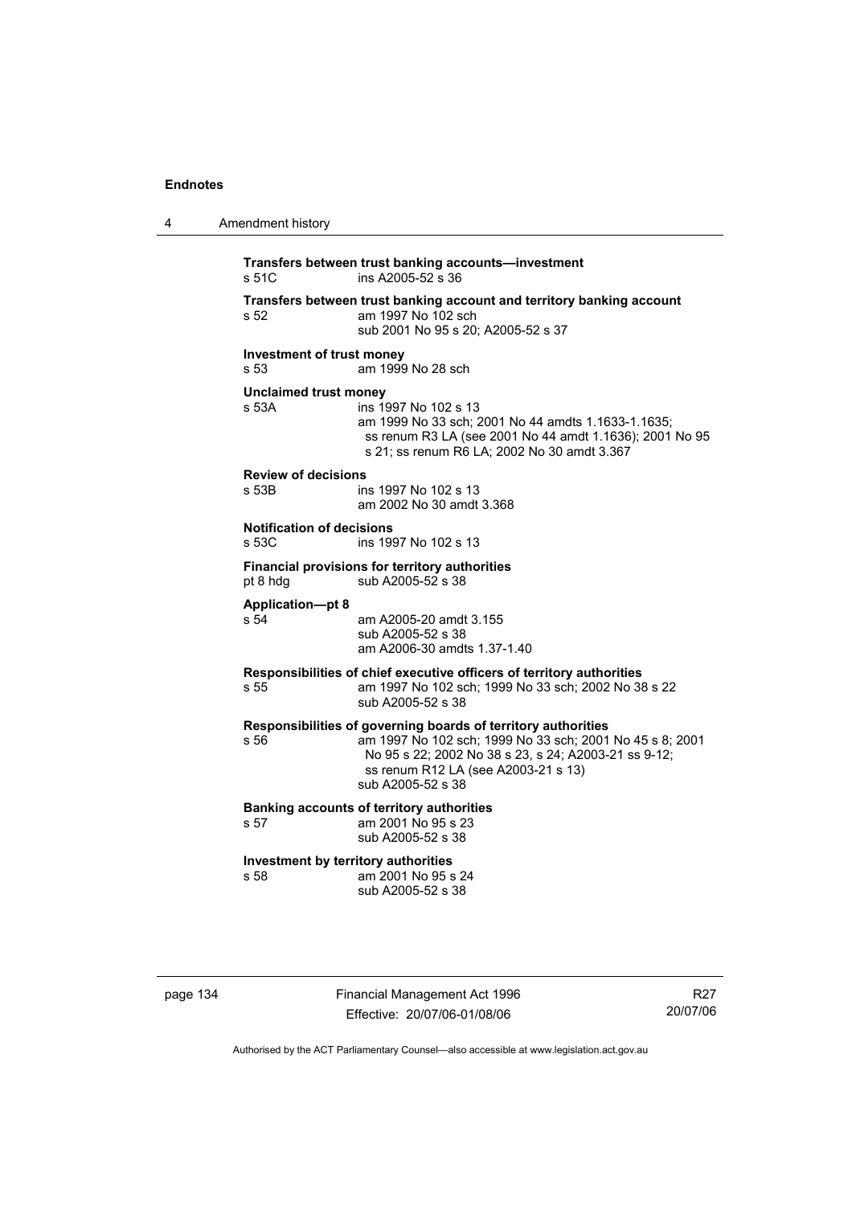**Transfers between trust banking accounts—investment**

s 51C ins A2005-52 s 36

**Transfers between trust banking account and territory banking account**

s 52 am 1997 No 102 sch
sub 2001 No 95 s 20; A2005-52 s 37

**Investment of trust money**

s 53 am 1999 No 28 sch

**Unclaimed trust money**

s 53A ins 1997 No 102 s 13
am 1999 No 33 sch; 2001 No 44 amdts 1.1633-1.1635; ss renum R3 LA (see 2001 No 44 amdt 1.1636); 2001 No 95 s 21; ss renum R6 LA; 2002 No 30 amdt 3.367

**Review of decisions**

s 53B ins 1997 No 102 s 13
am 2002 No 30 amdt 3.368

**Notification of decisions**

s 53C ins 1997 No 102 s 13

**Financial provisions for territory authorities**

pt 8 hdg sub A2005-52 s 38

**Application—pt 8**

s 54 am A2005-20 amdt 3.155
sub A2005-52 s 38
am A2006-30 amdts 1.37-1.40

**Responsibilities of chief executive officers of territory authorities**

s 55 am 1997 No 102 sch; 1999 No 33 sch; 2002 No 38 s 22
sub A2005-52 s 38

**Responsibilities of governing boards of territory authorities**

s 56 am 1997 No 102 sch; 1999 No 33 sch; 2001 No 45 s 8; 2001 No 95 s 22; 2002 No 38 s 23, s 24; A2003-21 ss 9-12; ss renum R12 LA (see A2003-21 s 13)
sub A2005-52 s 38

**Banking accounts of territory authorities**

s 57 am 2001 No 95 s 23
sub A2005-52 s 38

**Investment by territory authorities**

s 58 am 2001 No 95 s 24
sub A2005-52 s 38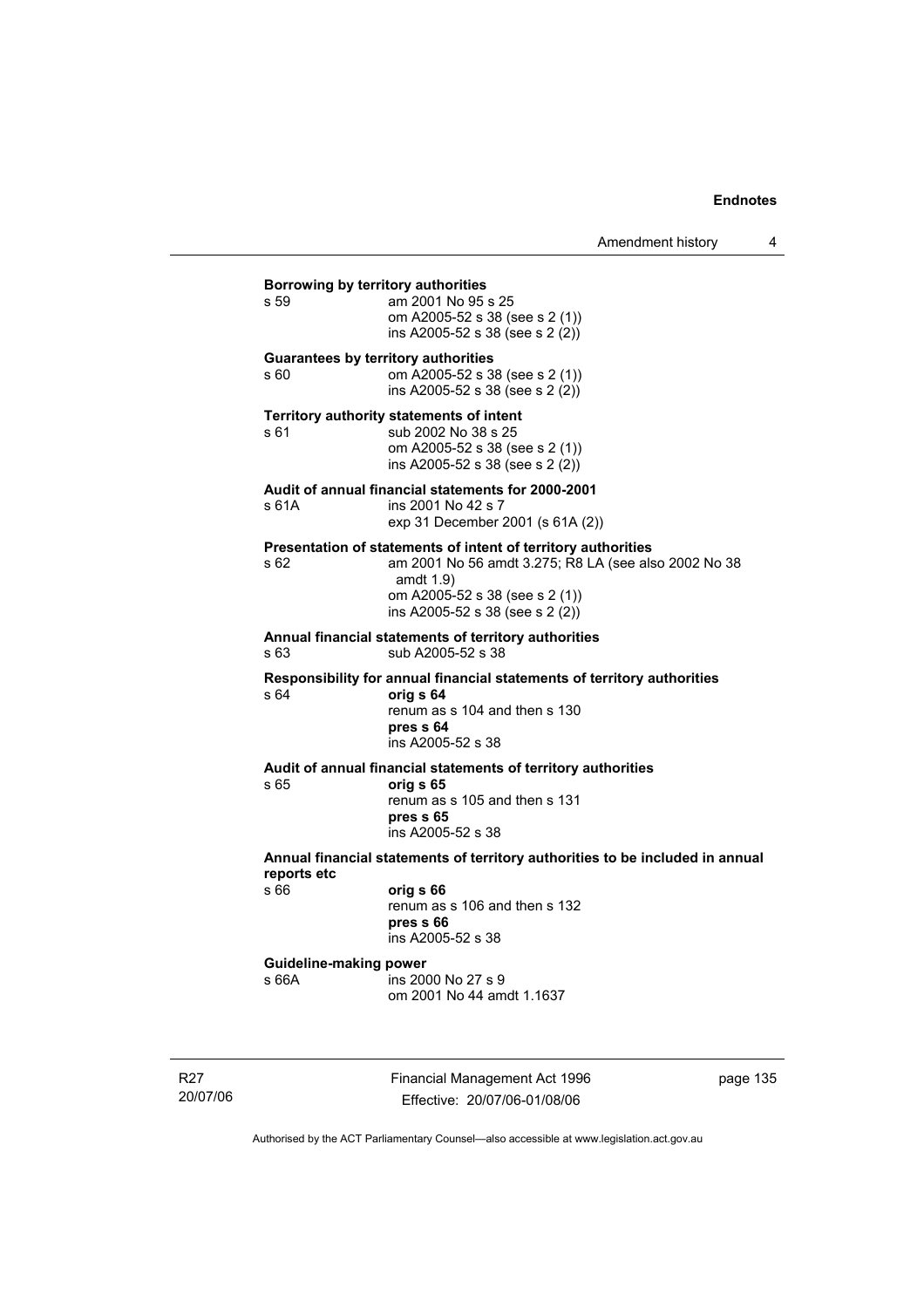**Borrowing by territory authorities**

s 59 am 2001 No 95 s 25
om A2005-52 s 38 (see s 2 (1))
ins A2005-52 s 38 (see s 2 (2))

**Guarantees by territory authorities**

s 60 om A2005-52 s 38 (see s 2 (1))
ins A2005-52 s 38 (see s 2 (2))

**Territory authority statements of intent**

s 61 sub 2002 No 38 s 25
om A2005-52 s 38 (see s 2 (1))
ins A2005-52 s 38 (see s 2 (2))

**Audit of annual financial statements for 2000-2001**

s 61A ins 2001 No 42 s 7
exp 31 December 2001 (s 61A (2))

**Presentation of statements of intent of territory authorities**

s 62 am 2001 No 56 amdt 3.275; R8 LA (see also 2002 No 38 amdt 1.9)
om A2005-52 s 38 (see s 2 (1))
ins A2005-52 s 38 (see s 2 (2))

**Annual financial statements of territory authorities**

s 63 sub A2005-52 s 38

**Responsibility for annual financial statements of territory authorities**

s 64 **orig s 64**
renum as s 104 and then s 130
**pres s 64**
ins A2005-52 s 38

**Audit of annual financial statements of territory authorities**

s 65 **orig s 65**
renum as s 105 and then s 131
**pres s 65**
ins A2005-52 s 38

**Annual financial statements of territory authorities to be included in annual reports etc**

s 66 **orig s 66**
renum as s 106 and then s 132
**pres s 66**
ins A2005-52 s 38

**Guideline-making power**

s 66A ins 2000 No 27 s 9
om 2001 No 44 amdt 1.1637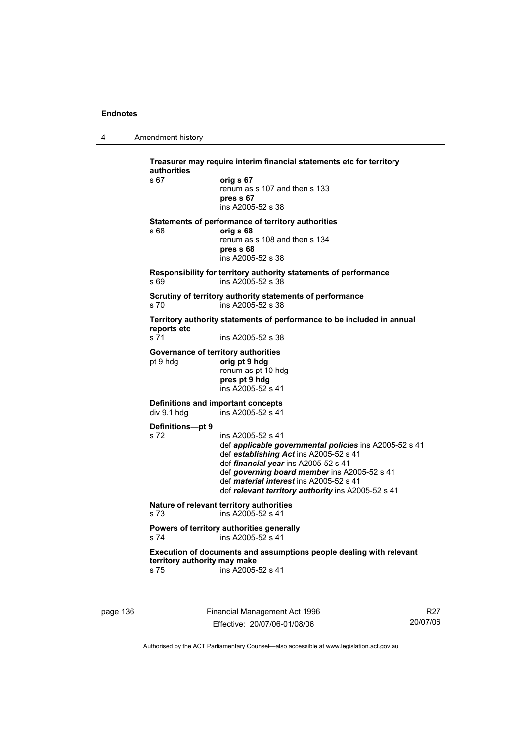**Treasurer may require interim financial statements etc for territory authorities**

s 67 **orig s 67**
renum as s 107 and then s 133
**pres s 67**
ins A2005-52 s 38

**Statements of performance of territory authorities**

s 68 **orig s 68**
renum as s 108 and then s 134
**pres s 68**
ins A2005-52 s 38

**Responsibility for territory authority statements of performance**

s 69 ins A2005-52 s 38

**Scrutiny of territory authority statements of performance**

s 70 ins A2005-52 s 38

**Territory authority statements of performance to be included in annual reports etc**

s 71 ins A2005-52 s 38

**Governance of territory authorities**

pt 9 hdg **orig pt 9 hdg**
renum as pt 10 hdg
**pres pt 9 hdg**
ins A2005-52 s 41

**Definitions and important concepts**

div 9.1 hdg ins A2005-52 s 41

**Definitions—pt 9**

s 72 ins A2005-52 s 41
def ***applicable governmental policies*** ins A2005-52 s 41
def ***establishing Act*** ins A2005-52 s 41
def ***financial year*** ins A2005-52 s 41
def ***governing board member*** ins A2005-52 s 41
def ***material interest*** ins A2005-52 s 41
def ***relevant territory authority*** ins A2005-52 s 41

**Nature of relevant territory authorities**

s 73 ins A2005-52 s 41

**Powers of territory authorities generally**

s 74 ins A2005-52 s 41

**Execution of documents and assumptions people dealing with relevant territory authority may make**

s 75 ins A2005-52 s 41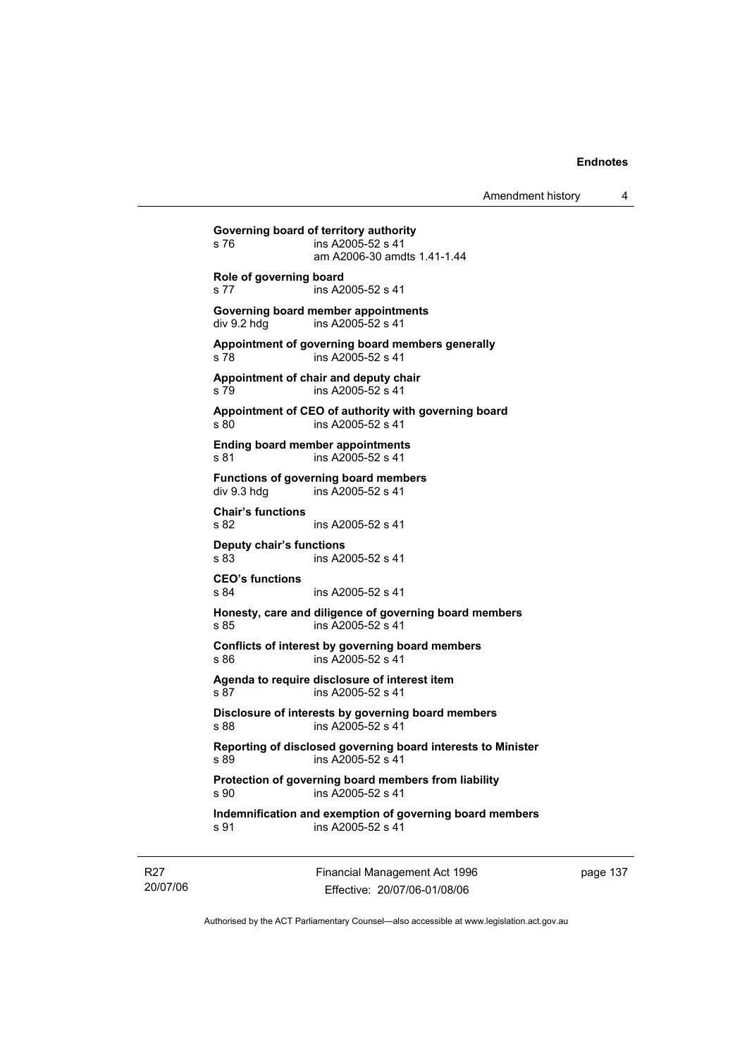**Governing board of territory authority**
s 76 ins A2005-52 s 41
am A2006-30 amdts 1.41-1.44

**Role of governing board**
s 77 ins A2005-52 s 41

**Governing board member appointments**
div 9.2 hdg ins A2005-52 s 41

**Appointment of governing board members generally**
s 78 ins A2005-52 s 41

**Appointment of chair and deputy chair**
s 79 ins A2005-52 s 41

**Appointment of CEO of authority with governing board**
s 80 ins A2005-52 s 41

**Ending board member appointments**
s 81 ins A2005-52 s 41

**Functions of governing board members**
div 9.3 hdg ins A2005-52 s 41

**Chair's functions**
s 82 ins A2005-52 s 41

**Deputy chair's functions**
s 83 ins A2005-52 s 41

**CEO's functions**
s 84 ins A2005-52 s 41

**Honesty, care and diligence of governing board members**
s 85 ins A2005-52 s 41

**Conflicts of interest by governing board members**
s 86 ins A2005-52 s 41

**Agenda to require disclosure of interest item**
s 87 ins A2005-52 s 41

**Disclosure of interests by governing board members**
s 88 ins A2005-52 s 41

**Reporting of disclosed governing board interests to Minister**
s 89 ins A2005-52 s 41

**Protection of governing board members from liability**
s 90 ins A2005-52 s 41

**Indemnification and exemption of governing board members**
s 91 ins A2005-52 s 41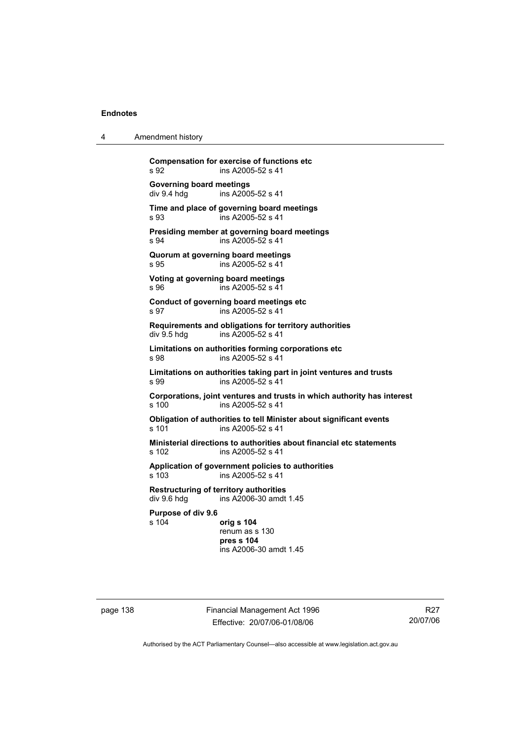**Compensation for exercise of functions etc**
s 92 ins A2005-52 s 41

**Governing board meetings**
div 9.4 hdg ins A2005-52 s 41

**Time and place of governing board meetings**
s 93 ins A2005-52 s 41

**Presiding member at governing board meetings**
s 94 ins A2005-52 s 41

**Quorum at governing board meetings**
s 95 ins A2005-52 s 41

**Voting at governing board meetings**
s 96 ins A2005-52 s 41

**Conduct of governing board meetings etc**
s 97 ins A2005-52 s 41

**Requirements and obligations for territory authorities**
div 9.5 hdg ins A2005-52 s 41

**Limitations on authorities forming corporations etc**
s 98 ins A2005-52 s 41

**Limitations on authorities taking part in joint ventures and trusts**
s 99 ins A2005-52 s 41

**Corporations, joint ventures and trusts in which authority has interest**
s 100 ins A2005-52 s 41

**Obligation of authorities to tell Minister about significant events**
s 101 ins A2005-52 s 41

**Ministerial directions to authorities about financial etc statements**
s 102 ins A2005-52 s 41

**Application of government policies to authorities**
s 103 ins A2005-52 s 41

**Restructuring of territory authorities**
div 9.6 hdg ins A2006-30 amdt 1.45

**Purpose of div 9.6**
s 104 **orig s 104**
renum as s 130
**pres s 104**
ins A2006-30 amdt 1.45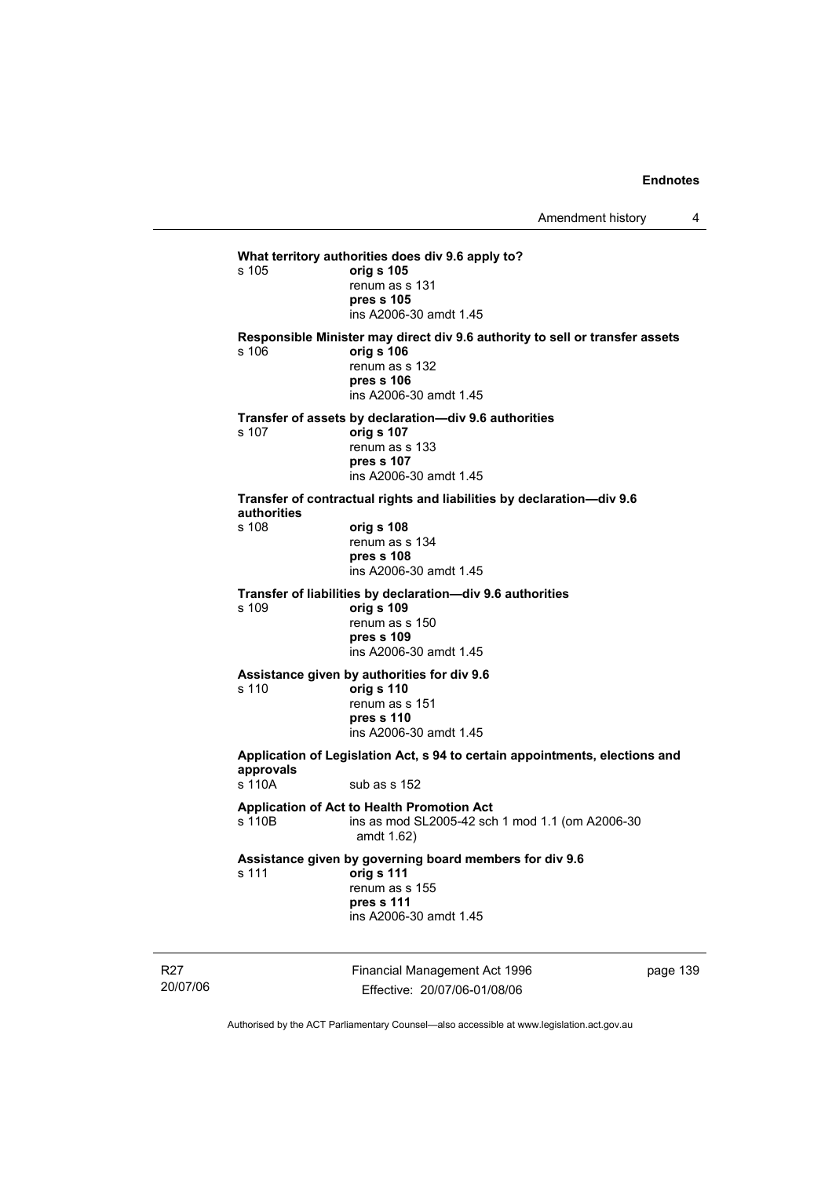**What territory authorities does div 9.6 apply to?**

s 105 **orig s 105**
renum as s 131
**pres s 105**
ins A2006-30 amdt 1.45

**Responsible Minister may direct div 9.6 authority to sell or transfer assets**

s 106 **orig s 106**
renum as s 132
**pres s 106**
ins A2006-30 amdt 1.45

**Transfer of assets by declaration—div 9.6 authorities**

s 107 **orig s 107**
renum as s 133
**pres s 107**
ins A2006-30 amdt 1.45

**Transfer of contractual rights and liabilities by declaration—div 9.6 authorities**

s 108 **orig s 108**
renum as s 134
**pres s 108**
ins A2006-30 amdt 1.45

**Transfer of liabilities by declaration—div 9.6 authorities**

s 109 **orig s 109**
renum as s 150
**pres s 109**
ins A2006-30 amdt 1.45

**Assistance given by authorities for div 9.6**

s 110 **orig s 110**
renum as s 151
**pres s 110**
ins A2006-30 amdt 1.45

**Application of Legislation Act, s 94 to certain appointments, elections and approvals**

s 110A sub as s 152

**Application of Act to Health Promotion Act**

s 110B ins as mod SL2005-42 sch 1 mod 1.1 (om A2006-30 amdt 1.62)

**Assistance given by governing board members for div 9.6**

s 111 **orig s 111**
renum as s 155
**pres s 111**
ins A2006-30 amdt 1.45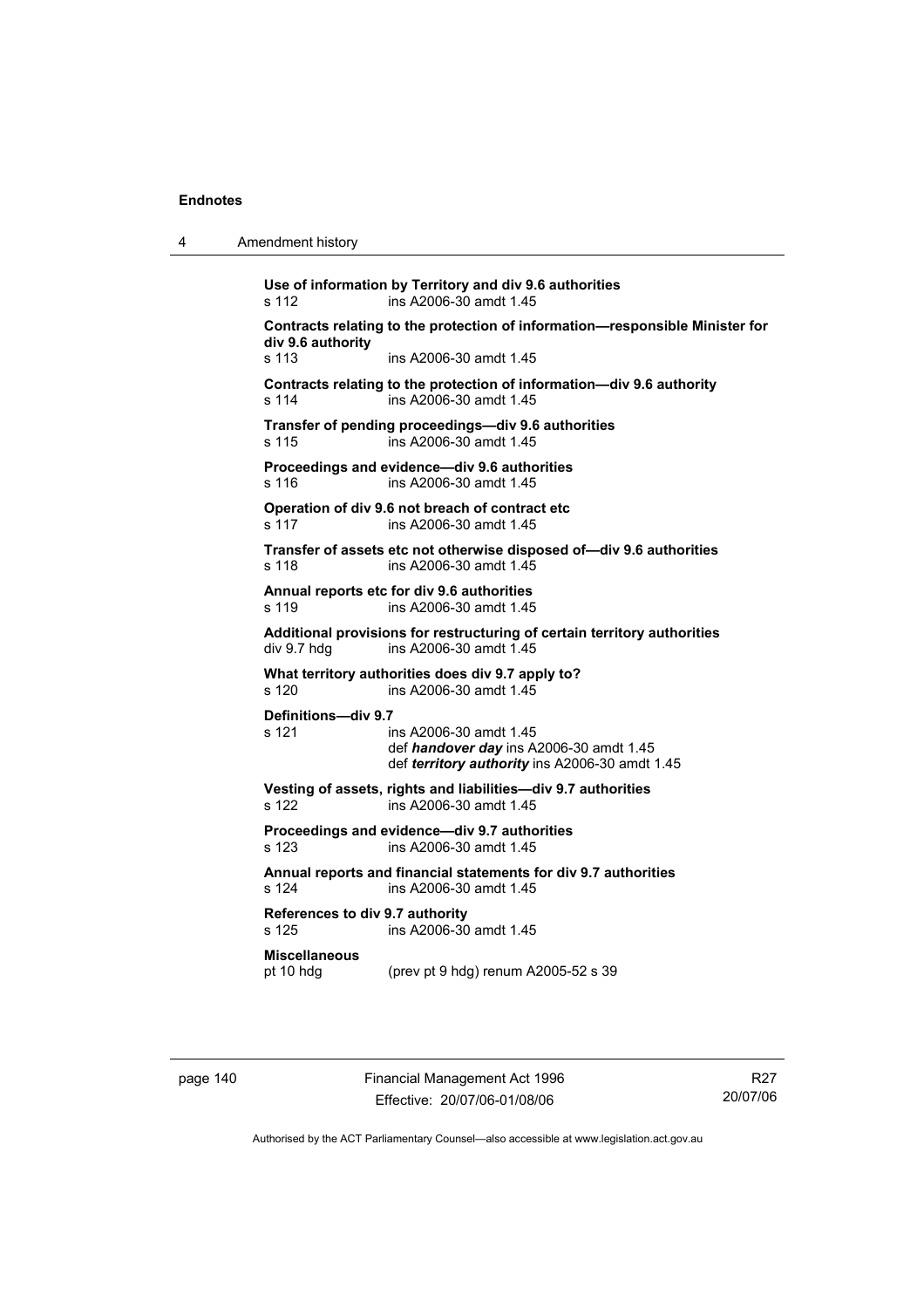**Use of information by Territory and div 9.6 authorities**
s 112 ins A2006-30 amdt 1.45

**Contracts relating to the protection of information—responsible Minister for div 9.6 authority**
s 113 ins A2006-30 amdt 1.45

**Contracts relating to the protection of information—div 9.6 authority**
s 114 ins A2006-30 amdt 1.45

**Transfer of pending proceedings—div 9.6 authorities**
s 115 ins A2006-30 amdt 1.45

**Proceedings and evidence—div 9.6 authorities**
s 116 ins A2006-30 amdt 1.45

**Operation of div 9.6 not breach of contract etc**
s 117 ins A2006-30 amdt 1.45

**Transfer of assets etc not otherwise disposed of—div 9.6 authorities**
s 118 ins A2006-30 amdt 1.45

**Annual reports etc for div 9.6 authorities**
s 119 ins A2006-30 amdt 1.45

**Additional provisions for restructuring of certain territory authorities**
div 9.7 hdg ins A2006-30 amdt 1.45

**What territory authorities does div 9.7 apply to?**
s 120 ins A2006-30 amdt 1.45

**Definitions—div 9.7**
s 121 ins A2006-30 amdt 1.45
def ***handover day*** ins A2006-30 amdt 1.45
def ***territory authority*** ins A2006-30 amdt 1.45

**Vesting of assets, rights and liabilities—div 9.7 authorities**
s 122 ins A2006-30 amdt 1.45

**Proceedings and evidence—div 9.7 authorities**
s 123 ins A2006-30 amdt 1.45

**Annual reports and financial statements for div 9.7 authorities**
s 124 ins A2006-30 amdt 1.45

**References to div 9.7 authority**
s 125 ins A2006-30 amdt 1.45

**Miscellaneous**
pt 10 hdg (prev pt 9 hdg) renum A2005-52 s 39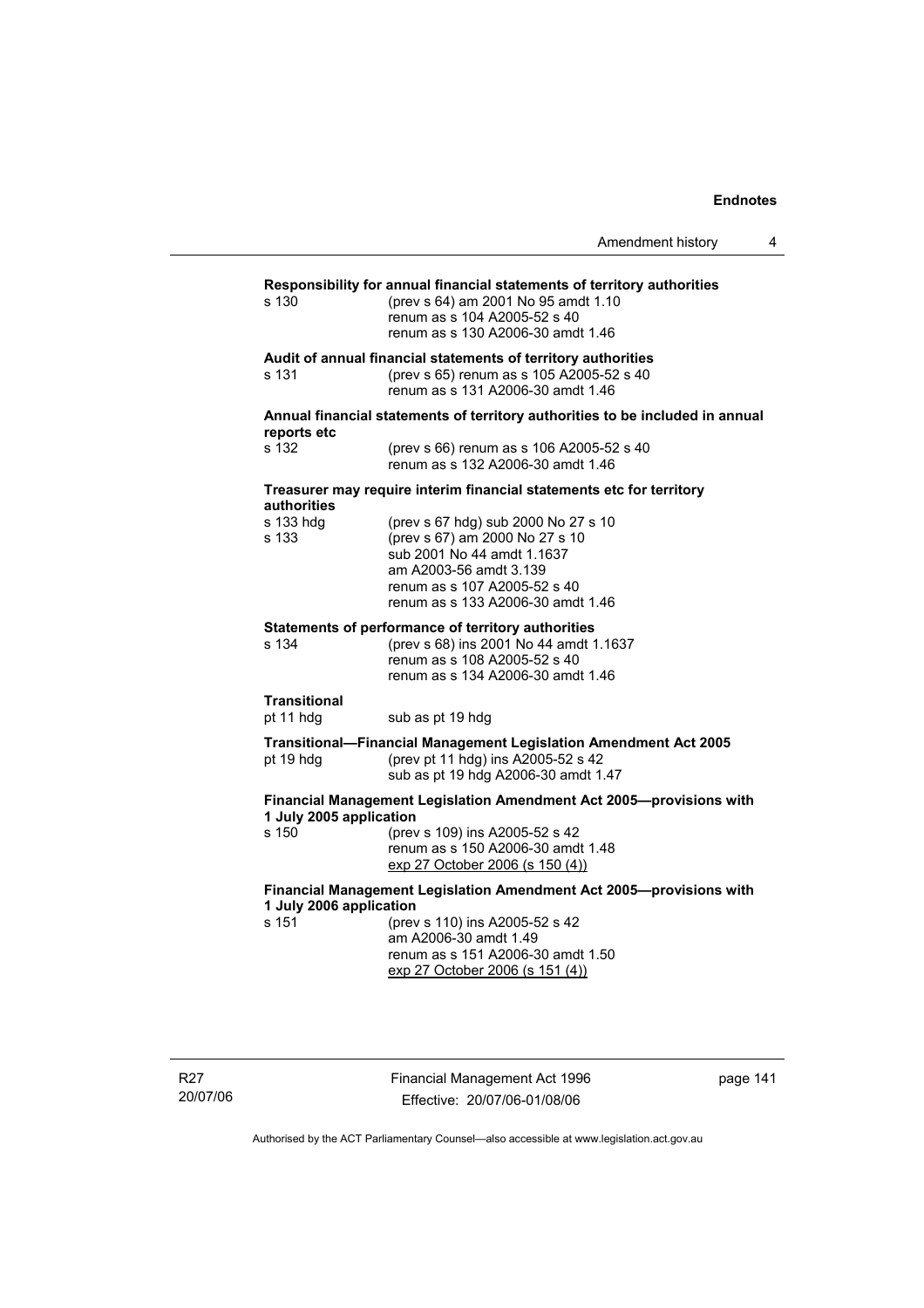**Responsibility for annual financial statements of territory authorities**

s 130 (prev s 64) am 2001 No 95 amdt 1.10
renum as s 104 A2005-52 s 40
renum as s 130 A2006-30 amdt 1.46

**Audit of annual financial statements of territory authorities**

s 131 (prev s 65) renum as s 105 A2005-52 s 40
renum as s 131 A2006-30 amdt 1.46

**Annual financial statements of territory authorities to be included in annual reports etc**

s 132 (prev s 66) renum as s 106 A2005-52 s 40
renum as s 132 A2006-30 amdt 1.46

**Treasurer may require interim financial statements etc for territory authorities**

s 133 hdg (prev s 67 hdg) sub 2000 No 27 s 10
s 133 (prev s 67) am 2000 No 27 s 10
sub 2001 No 44 amdt 1.1637
am A2003-56 amdt 3.139
renum as s 107 A2005-52 s 40
renum as s 133 A2006-30 amdt 1.46

**Statements of performance of territory authorities**

s 134 (prev s 68) ins 2001 No 44 amdt 1.1637
renum as s 108 A2005-52 s 40
renum as s 134 A2006-30 amdt 1.46

**Transitional**

pt 11 hdg sub as pt 19 hdg

**Transitional—Financial Management Legislation Amendment Act 2005**

pt 19 hdg (prev pt 11 hdg) ins A2005-52 s 42
sub as pt 19 hdg A2006-30 amdt 1.47

**Financial Management Legislation Amendment Act 2005—provisions with 1 July 2005 application**

s 150 (prev s 109) ins A2005-52 s 42
renum as s 150 A2006-30 amdt 1.48
exp 27 October 2006 (s 150 (4))

**Financial Management Legislation Amendment Act 2005—provisions with 1 July 2006 application**

s 151 (prev s 110) ins A2005-52 s 42
am A2006-30 amdt 1.49
renum as s 151 A2006-30 amdt 1.50
exp 27 October 2006 (s 151 (4))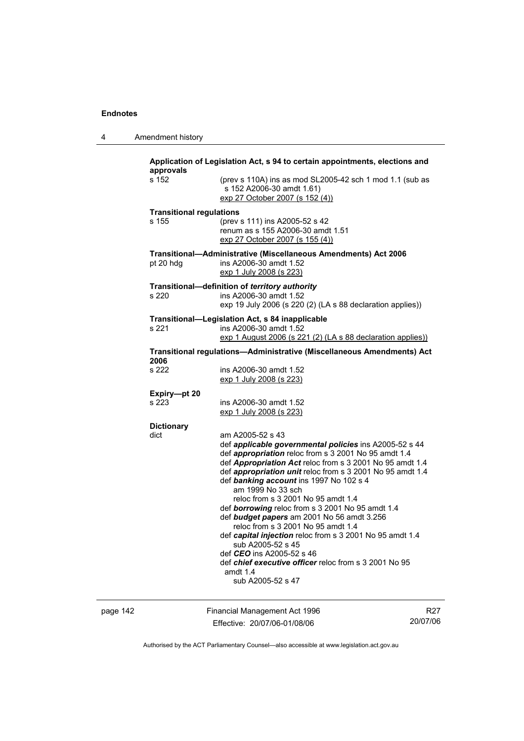**Application of Legislation Act, s 94 to certain appointments, elections and approvals**

s 152 — (prev s 110A) ins as mod SL2005-42 sch 1 mod 1.1 (sub as s 152 A2006-30 amdt 1.61)
exp 27 October 2007 (s 152 (4))

**Transitional regulations**

s 155 — (prev s 111) ins A2005-52 s 42
renum as s 155 A2006-30 amdt 1.51
exp 27 October 2007 (s 155 (4))

**Transitional—Administrative (Miscellaneous Amendments) Act 2006**

pt 20 hdg — ins A2006-30 amdt 1.52
exp 1 July 2008 (s 223)

**Transitional—definition of *territory authority***

s 220 — ins A2006-30 amdt 1.52
exp 19 July 2006 (s 220 (2) (LA s 88 declaration applies))

**Transitional—Legislation Act, s 84 inapplicable**

s 221 — ins A2006-30 amdt 1.52
exp 1 August 2006 (s 221 (2) (LA s 88 declaration applies))

**Transitional regulations—Administrative (Miscellaneous Amendments) Act 2006**

s 222 — ins A2006-30 amdt 1.52
exp 1 July 2008 (s 223)

**Expiry—pt 20**

s 223 — ins A2006-30 amdt 1.52
exp 1 July 2008 (s 223)

**Dictionary**

dict — am A2005-52 s 43
def ***applicable governmental policies*** ins A2005-52 s 44
def ***appropriation*** reloc from s 3 2001 No 95 amdt 1.4
def ***Appropriation Act*** reloc from s 3 2001 No 95 amdt 1.4
def ***appropriation unit*** reloc from s 3 2001 No 95 amdt 1.4
def ***banking account*** ins 1997 No 102 s 4
  am 1999 No 33 sch
  reloc from s 3 2001 No 95 amdt 1.4
def ***borrowing*** reloc from s 3 2001 No 95 amdt 1.4
def ***budget papers*** am 2001 No 56 amdt 3.256
  reloc from s 3 2001 No 95 amdt 1.4
def ***capital injection*** reloc from s 3 2001 No 95 amdt 1.4
  sub A2005-52 s 45
def ***CEO*** ins A2005-52 s 46
def ***chief executive officer*** reloc from s 3 2001 No 95 amdt 1.4
  sub A2005-52 s 47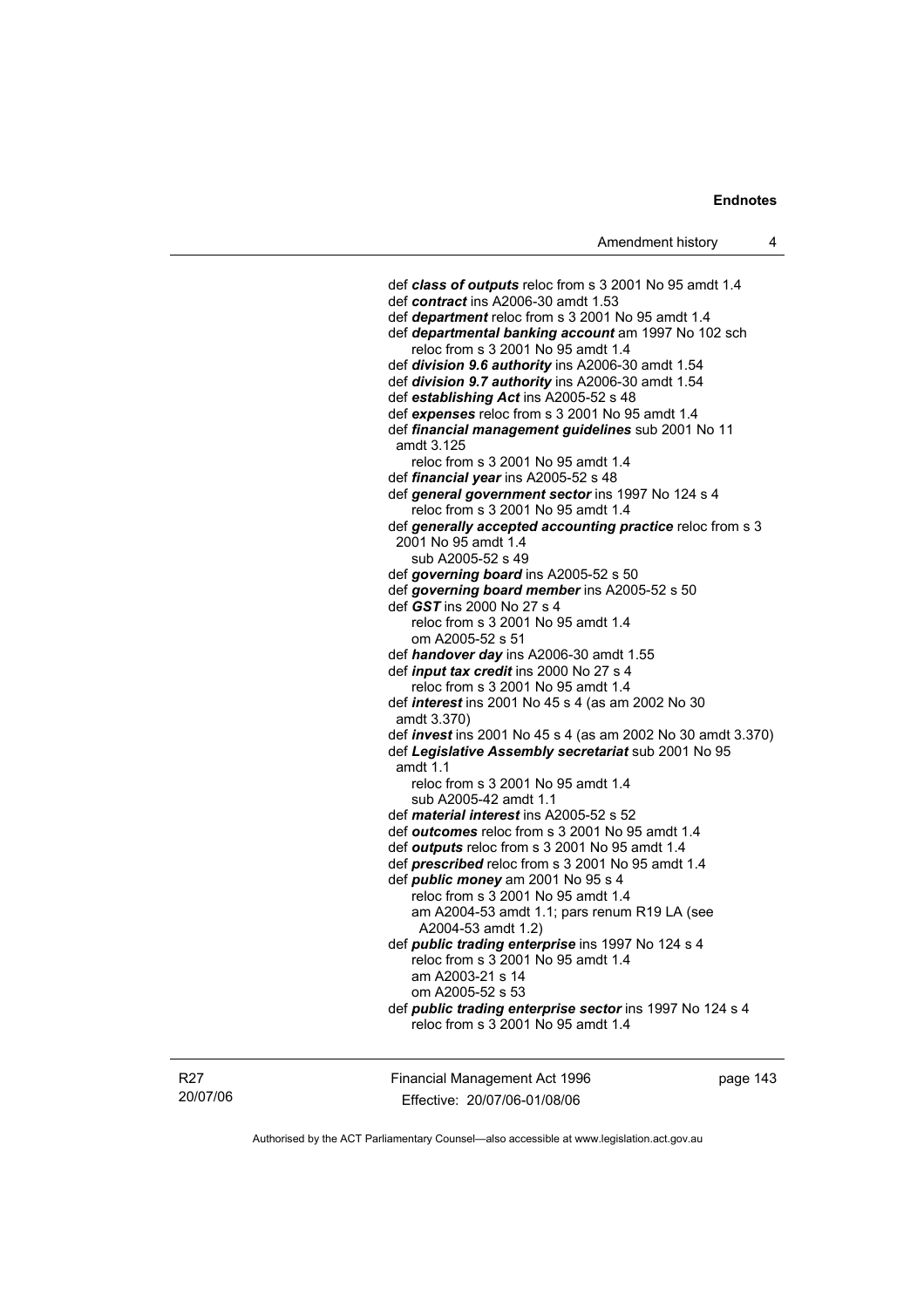def ***class of outputs*** reloc from s 3 2001 No 95 amdt 1.4
def ***contract*** ins A2006-30 amdt 1.53
def ***department*** reloc from s 3 2001 No 95 amdt 1.4
def ***departmental banking account*** am 1997 No 102 sch
  reloc from s 3 2001 No 95 amdt 1.4
def ***division 9.6 authority*** ins A2006-30 amdt 1.54
def ***division 9.7 authority*** ins A2006-30 amdt 1.54
def ***establishing Act*** ins A2005-52 s 48
def ***expenses*** reloc from s 3 2001 No 95 amdt 1.4
def ***financial management guidelines*** sub 2001 No 11 amdt 3.125
  reloc from s 3 2001 No 95 amdt 1.4
def ***financial year*** ins A2005-52 s 48
def ***general government sector*** ins 1997 No 124 s 4
  reloc from s 3 2001 No 95 amdt 1.4
def ***generally accepted accounting practice*** reloc from s 3 2001 No 95 amdt 1.4
  sub A2005-52 s 49
def ***governing board*** ins A2005-52 s 50
def ***governing board member*** ins A2005-52 s 50
def ***GST*** ins 2000 No 27 s 4
  reloc from s 3 2001 No 95 amdt 1.4
  om A2005-52 s 51
def ***handover day*** ins A2006-30 amdt 1.55
def ***input tax credit*** ins 2000 No 27 s 4
  reloc from s 3 2001 No 95 amdt 1.4
def ***interest*** ins 2001 No 45 s 4 (as am 2002 No 30 amdt 3.370)
def ***invest*** ins 2001 No 45 s 4 (as am 2002 No 30 amdt 3.370)
def ***Legislative Assembly secretariat*** sub 2001 No 95 amdt 1.1
  reloc from s 3 2001 No 95 amdt 1.4
  sub A2005-42 amdt 1.1
def ***material interest*** ins A2005-52 s 52
def ***outcomes*** reloc from s 3 2001 No 95 amdt 1.4
def ***outputs*** reloc from s 3 2001 No 95 amdt 1.4
def ***prescribed*** reloc from s 3 2001 No 95 amdt 1.4
def ***public money*** am 2001 No 95 s 4
  reloc from s 3 2001 No 95 amdt 1.4
  am A2004-53 amdt 1.1; pars renum R19 LA (see A2004-53 amdt 1.2)
def ***public trading enterprise*** ins 1997 No 124 s 4
  reloc from s 3 2001 No 95 amdt 1.4
  am A2003-21 s 14
  om A2005-52 s 53
def ***public trading enterprise sector*** ins 1997 No 124 s 4
  reloc from s 3 2001 No 95 amdt 1.4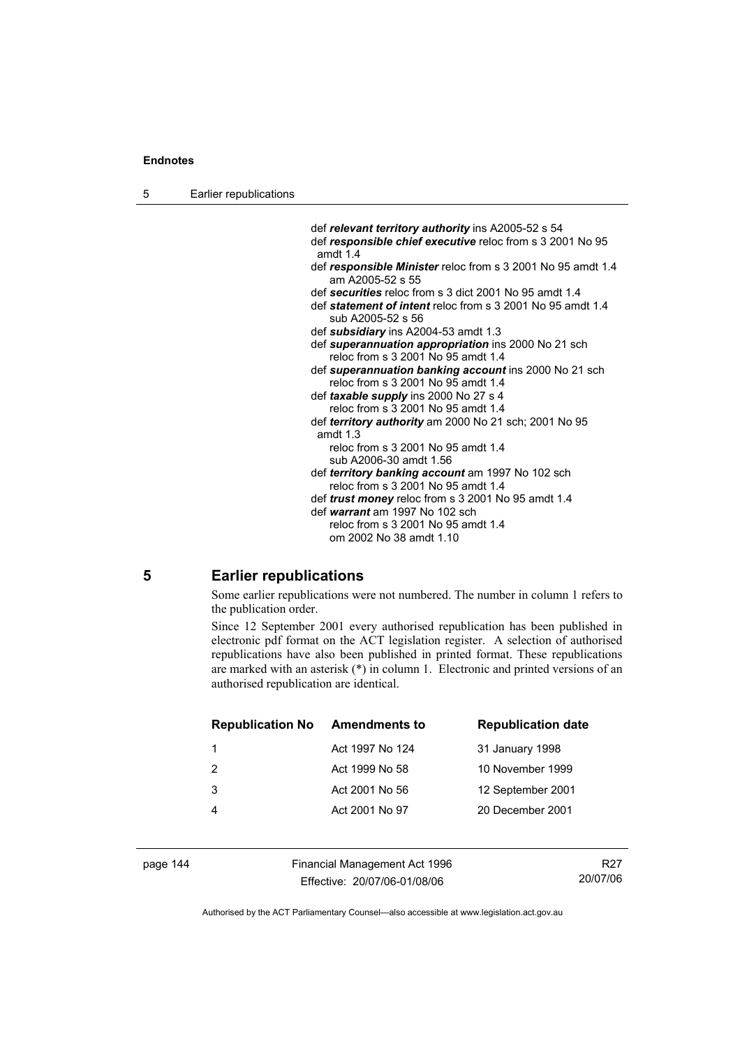def ***relevant territory authority*** ins A2005-52 s 54
def ***responsible chief executive*** reloc from s 3 2001 No 95 amdt 1.4
def ***responsible Minister*** reloc from s 3 2001 No 95 amdt 1.4
am A2005-52 s 55
def ***securities*** reloc from s 3 dict 2001 No 95 amdt 1.4
def ***statement of intent*** reloc from s 3 2001 No 95 amdt 1.4
sub A2005-52 s 56
def ***subsidiary*** ins A2004-53 amdt 1.3
def ***superannuation appropriation*** ins 2000 No 21 sch
reloc from s 3 2001 No 95 amdt 1.4
def ***superannuation banking account*** ins 2000 No 21 sch
reloc from s 3 2001 No 95 amdt 1.4
def ***taxable supply*** ins 2000 No 27 s 4
reloc from s 3 2001 No 95 amdt 1.4
def ***territory authority*** am 2000 No 21 sch; 2001 No 95 amdt 1.3
reloc from s 3 2001 No 95 amdt 1.4
sub A2006-30 amdt 1.56
def ***territory banking account*** am 1997 No 102 sch
reloc from s 3 2001 No 95 amdt 1.4
def ***trust money*** reloc from s 3 2001 No 95 amdt 1.4
def ***warrant*** am 1997 No 102 sch
reloc from s 3 2001 No 95 amdt 1.4
om 2002 No 38 amdt 1.10

## 5 Earlier republications

Some earlier republications were not numbered. The number in column 1 refers to the publication order.

Since 12 September 2001 every authorised republication has been published in electronic pdf format on the ACT legislation register. A selection of authorised republications have also been published in printed format. These republications are marked with an asterisk (*) in column 1. Electronic and printed versions of an authorised republication are identical.

| Republication No | Amendments to | Republication date |
|---|---|---|
| 1 | Act 1997 No 124 | 31 January 1998 |
| 2 | Act 1999 No 58 | 10 November 1999 |
| 3 | Act 2001 No 56 | 12 September 2001 |
| 4 | Act 2001 No 97 | 20 December 2001 |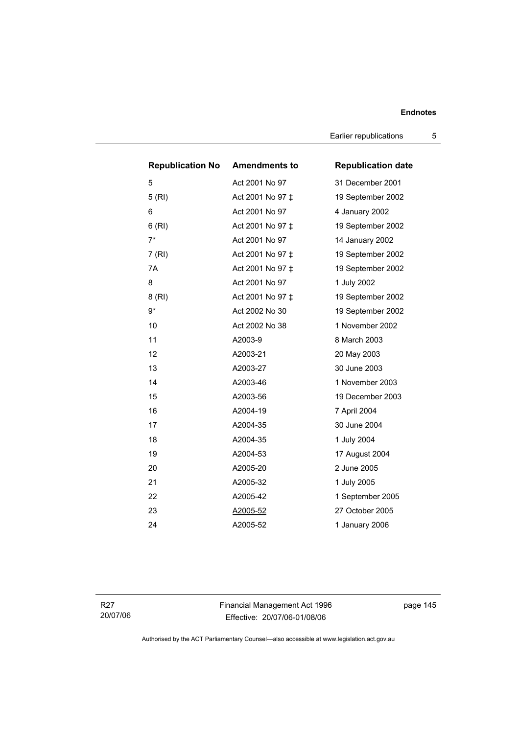| Republication No | Amendments to | Republication date |
|---|---|---|
| 5 | Act 2001 No 97 | 31 December 2001 |
| 5 (RI) | Act 2001 No 97 ‡ | 19 September 2002 |
| 6 | Act 2001 No 97 | 4 January 2002 |
| 6 (RI) | Act 2001 No 97 ‡ | 19 September 2002 |
| 7* | Act 2001 No 97 | 14 January 2002 |
| 7 (RI) | Act 2001 No 97 ‡ | 19 September 2002 |
| 7A | Act 2001 No 97 ‡ | 19 September 2002 |
| 8 | Act 2001 No 97 | 1 July 2002 |
| 8 (RI) | Act 2001 No 97 ‡ | 19 September 2002 |
| 9* | Act 2002 No 30 | 19 September 2002 |
| 10 | Act 2002 No 38 | 1 November 2002 |
| 11 | A2003-9 | 8 March 2003 |
| 12 | A2003-21 | 20 May 2003 |
| 13 | A2003-27 | 30 June 2003 |
| 14 | A2003-46 | 1 November 2003 |
| 15 | A2003-56 | 19 December 2003 |
| 16 | A2004-19 | 7 April 2004 |
| 17 | A2004-35 | 30 June 2004 |
| 18 | A2004-35 | 1 July 2004 |
| 19 | A2004-53 | 17 August 2004 |
| 20 | A2005-20 | 2 June 2005 |
| 21 | A2005-32 | 1 July 2005 |
| 22 | A2005-42 | 1 September 2005 |
| 23 | A2005-52 | 27 October 2005 |
| 24 | A2005-52 | 1 January 2006 |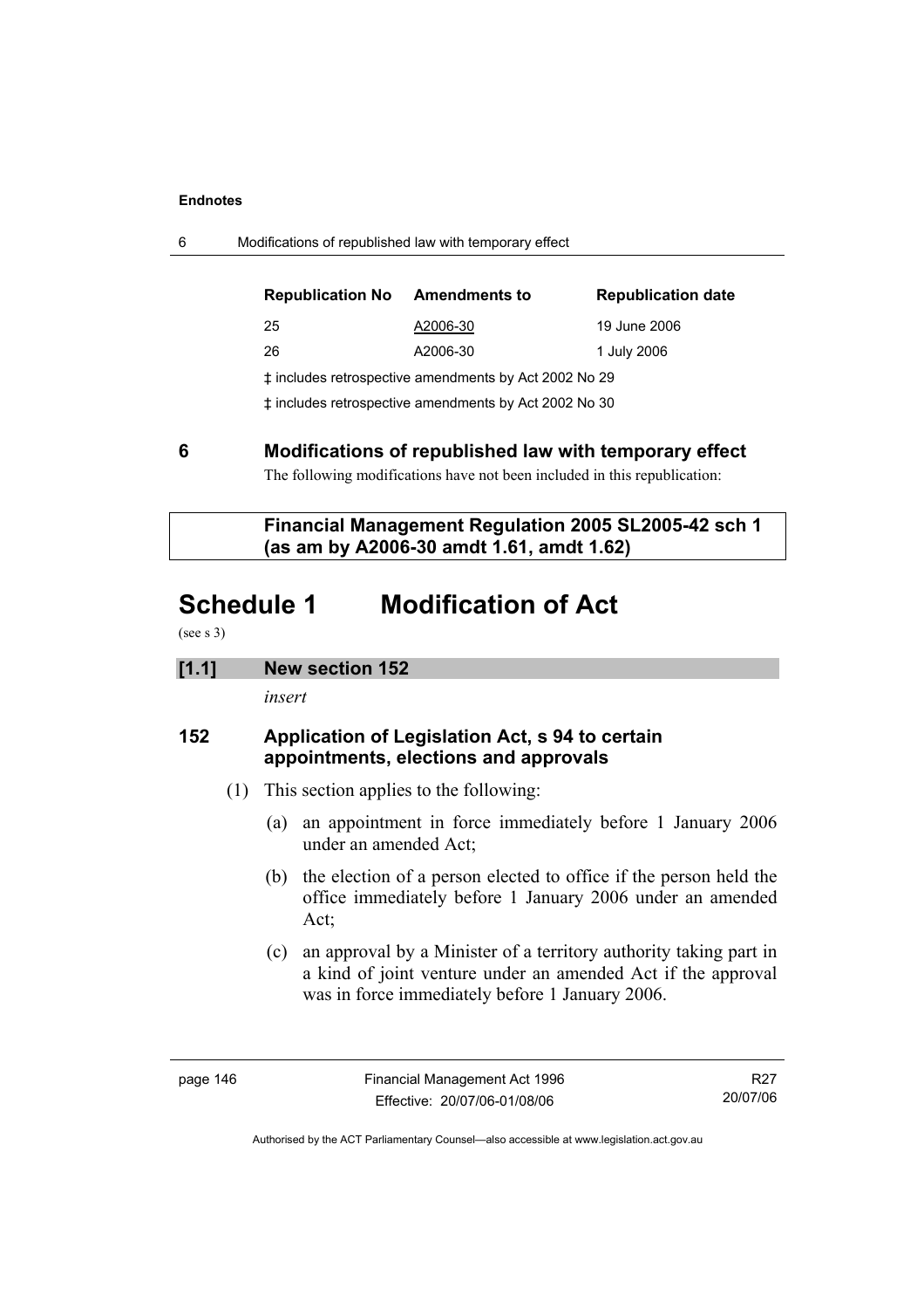| Republication No | Amendments to | Republication date |
| --- | --- | --- |
| 25 | A2006-30 | 19 June 2006 |
| 26 | A2006-30 | 1 July 2006 |

‡ includes retrospective amendments by Act 2002 No 29

‡ includes retrospective amendments by Act 2002 No 30

## 6 Modifications of republished law with temporary effect

The following modifications have not been included in this republication:

**Financial Management Regulation 2005 SL2005-42 sch 1 (as am by A2006-30 amdt 1.61, amdt 1.62)**

# Schedule 1 Modification of Act

(see s 3)

**[1.1] New section 152**

*insert*

### 152 Application of Legislation Act, s 94 to certain appointments, elections and approvals

(1) This section applies to the following:

(a) an appointment in force immediately before 1 January 2006 under an amended Act;

(b) the election of a person elected to office if the person held the office immediately before 1 January 2006 under an amended Act;

(c) an approval by a Minister of a territory authority taking part in a kind of joint venture under an amended Act if the approval was in force immediately before 1 January 2006.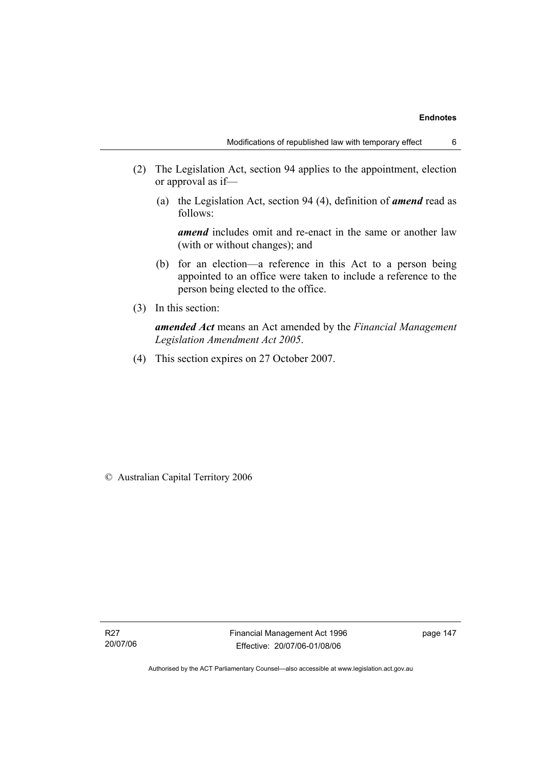(2) The Legislation Act, section 94 applies to the appointment, election or approval as if—

(a) the Legislation Act, section 94 (4), definition of ***amend*** read as follows:

***amend*** includes omit and re-enact in the same or another law (with or without changes); and

(b) for an election—a reference in this Act to a person being appointed to an office were taken to include a reference to the person being elected to the office.

(3) In this section:

***amended Act*** means an Act amended by the *Financial Management Legislation Amendment Act 2005*.

(4) This section expires on 27 October 2007.

© Australian Capital Territory 2006